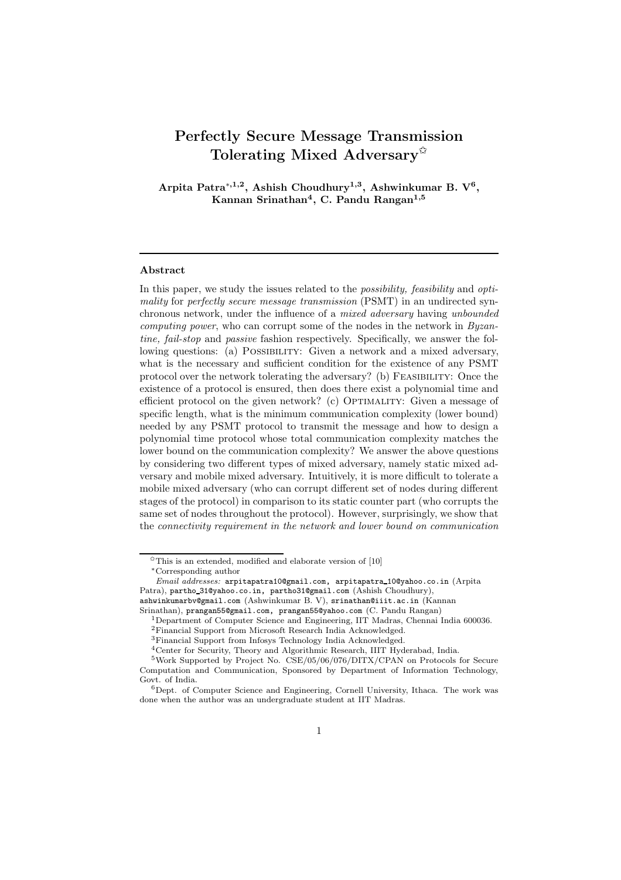# Perfectly Secure Message Transmission Tolerating Mixed Adversary[☆]

**Arpita Patra[*,1,2], Ashish Choudhury[1,3], Ashwinkumar B. V[6], Kannan Srinathan[4], C. Pandu Rangan[1,5]**

---

## Abstract

In this paper, we study the issues related to the *possibility, feasibility* and *optimality* for *perfectly secure message transmission* (PSMT) in an undirected synchronous network, under the influence of a *mixed adversary* having *unbounded computing power*, who can corrupt some of the nodes in the network in *Byzantine, fail-stop* and *passive* fashion respectively. Specifically, we answer the following questions: (a) Possibility: Given a network and a mixed adversary, what is the necessary and sufficient condition for the existence of any PSMT protocol over the network tolerating the adversary? (b) Feasibility: Once the existence of a protocol is ensured, then does there exist a polynomial time and efficient protocol on the given network? (c) Optimality: Given a message of specific length, what is the minimum communication complexity (lower bound) needed by any PSMT protocol to transmit the message and how to design a polynomial time protocol whose total communication complexity matches the lower bound on the communication complexity? We answer the above questions by considering two different types of mixed adversary, namely static mixed adversary and mobile mixed adversary. Intuitively, it is more difficult to tolerate a mobile mixed adversary (who can corrupt different set of nodes during different stages of the protocol) in comparison to its static counter part (who corrupts the same set of nodes throughout the protocol). However, surprisingly, we show that the *connectivity requirement in the network and lower bound on communication*

---

[☆] This is an extended, modified and elaborate version of [10]

[*] Corresponding author

*Email addresses:* arpitapatra10@gmail.com, arpitapatra_10@yahoo.co.in (Arpita Patra), partho_31@yahoo.co.in, partho31@gmail.com (Ashish Choudhury), ashwinkumarbv@gmail.com (Ashwinkumar B. V), srinathan@iiit.ac.in (Kannan Srinathan), prangan55@gmail.com, prangan55@yahoo.com (C. Pandu Rangan)

[1] Department of Computer Science and Engineering, IIT Madras, Chennai India 600036.

[2] Financial Support from Microsoft Research India Acknowledged.

[3] Financial Support from Infosys Technology India Acknowledged.

[4] Center for Security, Theory and Algorithmic Research, IIIT Hyderabad, India.

[5] Work Supported by Project No. CSE/05/06/076/DITX/CPAN on Protocols for Secure Computation and Communication, Sponsored by Department of Information Technology, Govt. of India.

[6] Dept. of Computer Science and Engineering, Cornell University, Ithaca. The work was done when the author was an undergraduate student at IIT Madras.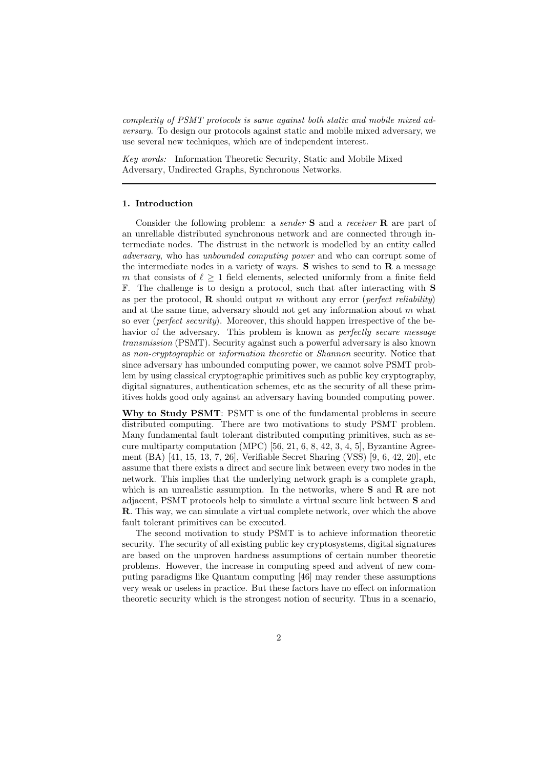*complexity of PSMT protocols is same against both static and mobile mixed adversary*. To design our protocols against static and mobile mixed adversary, we use several new techniques, which are of independent interest.

*Key words:* Information Theoretic Security, Static and Mobile Mixed Adversary, Undirected Graphs, Synchronous Networks.

---

## 1. Introduction

Consider the following problem: a *sender* **S** and a *receiver* **R** are part of an unreliable distributed synchronous network and are connected through intermediate nodes. The distrust in the network is modelled by an entity called *adversary*, who has *unbounded computing power* and who can corrupt some of the intermediate nodes in a variety of ways. **S** wishes to send to **R** a message $m$ that consists of $\ell \geq 1$ field elements, selected uniformly from a finite field $\mathbb{F}$. The challenge is to design a protocol, such that after interacting with **S** as per the protocol, **R** should output $m$ without any error (*perfect reliability*) and at the same time, adversary should not get any information about $m$ what so ever (*perfect security*). Moreover, this should happen irrespective of the behavior of the adversary. This problem is known as *perfectly secure message transmission* (PSMT). Security against such a powerful adversary is also known as *non-cryptographic* or *information theoretic* or *Shannon* security. Notice that since adversary has unbounded computing power, we cannot solve PSMT problem by using classical cryptographic primitives such as public key cryptography, digital signatures, authentication schemes, etc as the security of all these primitives holds good only against an adversary having bounded computing power.

**Why to Study PSMT**: PSMT is one of the fundamental problems in secure distributed computing. There are two motivations to study PSMT problem. Many fundamental fault tolerant distributed computing primitives, such as secure multiparty computation (MPC) [56, 21, 6, 8, 42, 3, 4, 5], Byzantine Agreement (BA) [41, 15, 13, 7, 26], Verifiable Secret Sharing (VSS) [9, 6, 42, 20], etc assume that there exists a direct and secure link between every two nodes in the network. This implies that the underlying network graph is a complete graph, which is an unrealistic assumption. In the networks, where **S** and **R** are not adjacent, PSMT protocols help to simulate a virtual secure link between **S** and **R**. This way, we can simulate a virtual complete network, over which the above fault tolerant primitives can be executed.

The second motivation to study PSMT is to achieve information theoretic security. The security of all existing public key cryptosystems, digital signatures are based on the unproven hardness assumptions of certain number theoretic problems. However, the increase in computing speed and advent of new computing paradigms like Quantum computing [46] may render these assumptions very weak or useless in practice. But these factors have no effect on information theoretic security which is the strongest notion of security. Thus in a scenario,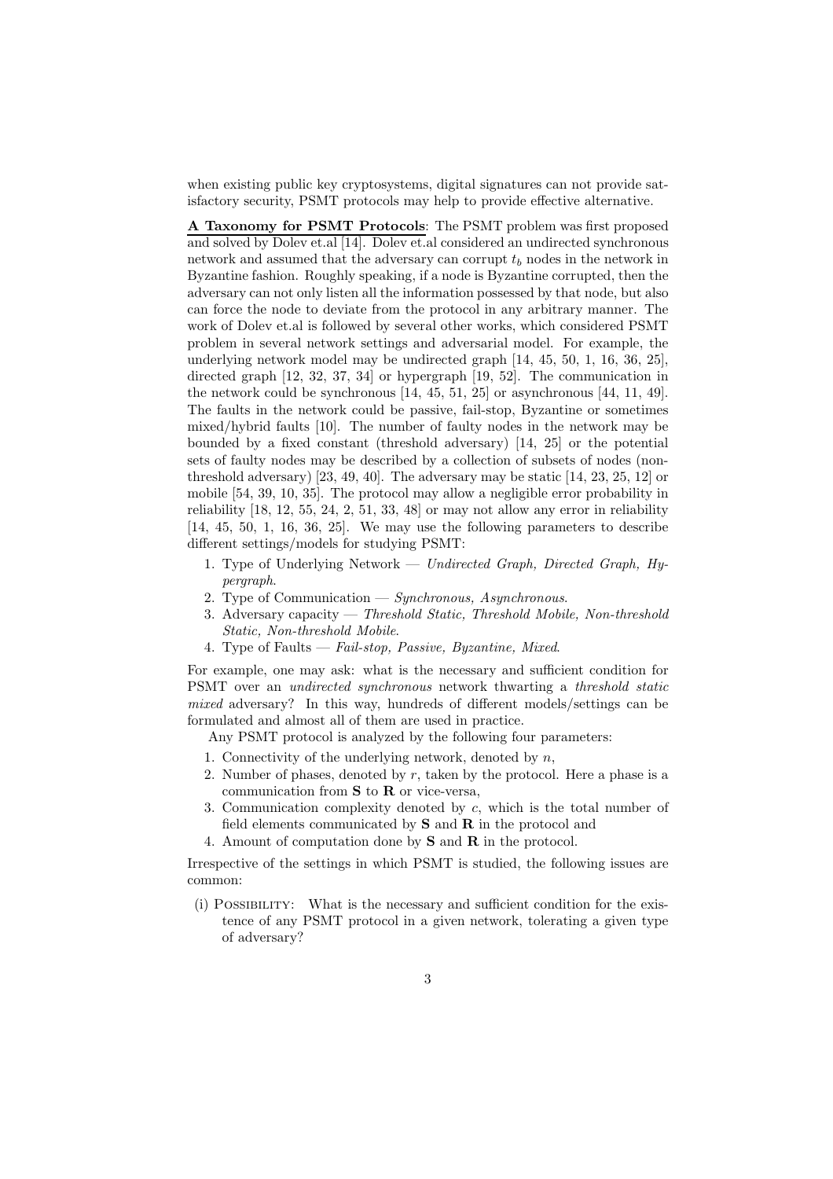when existing public key cryptosystems, digital signatures can not provide satisfactory security, PSMT protocols may help to provide effective alternative.

**A Taxonomy for PSMT Protocols**: The PSMT problem was first proposed and solved by Dolev et.al [14]. Dolev et.al considered an undirected synchronous network and assumed that the adversary can corrupt $t_b$ nodes in the network in Byzantine fashion. Roughly speaking, if a node is Byzantine corrupted, then the adversary can not only listen all the information possessed by that node, but also can force the node to deviate from the protocol in any arbitrary manner. The work of Dolev et.al is followed by several other works, which considered PSMT problem in several network settings and adversarial model. For example, the underlying network model may be undirected graph [14, 45, 50, 1, 16, 36, 25], directed graph [12, 32, 37, 34] or hypergraph [19, 52]. The communication in the network could be synchronous [14, 45, 51, 25] or asynchronous [44, 11, 49]. The faults in the network could be passive, fail-stop, Byzantine or sometimes mixed/hybrid faults [10]. The number of faulty nodes in the network may be bounded by a fixed constant (threshold adversary) [14, 25] or the potential sets of faulty nodes may be described by a collection of subsets of nodes (non-threshold adversary) [23, 49, 40]. The adversary may be static [14, 23, 25, 12] or mobile [54, 39, 10, 35]. The protocol may allow a negligible error probability in reliability [18, 12, 55, 24, 2, 51, 33, 48] or may not allow any error in reliability [14, 45, 50, 1, 16, 36, 25]. We may use the following parameters to describe different settings/models for studying PSMT:

1. Type of Underlying Network — *Undirected Graph, Directed Graph, Hypergraph*.
2. Type of Communication — *Synchronous, Asynchronous*.
3. Adversary capacity — *Threshold Static, Threshold Mobile, Non-threshold Static, Non-threshold Mobile*.
4. Type of Faults — *Fail-stop, Passive, Byzantine, Mixed*.

For example, one may ask: what is the necessary and sufficient condition for PSMT over an *undirected synchronous* network thwarting a *threshold static mixed* adversary? In this way, hundreds of different models/settings can be formulated and almost all of them are used in practice.

Any PSMT protocol is analyzed by the following four parameters:

1. Connectivity of the underlying network, denoted by $n$,
2. Number of phases, denoted by $r$, taken by the protocol. Here a phase is a communication from **S** to **R** or vice-versa,
3. Communication complexity denoted by $c$, which is the total number of field elements communicated by **S** and **R** in the protocol and
4. Amount of computation done by **S** and **R** in the protocol.

Irrespective of the settings in which PSMT is studied, the following issues are common:

(i) POSSIBILITY: What is the necessary and sufficient condition for the existence of any PSMT protocol in a given network, tolerating a given type of adversary?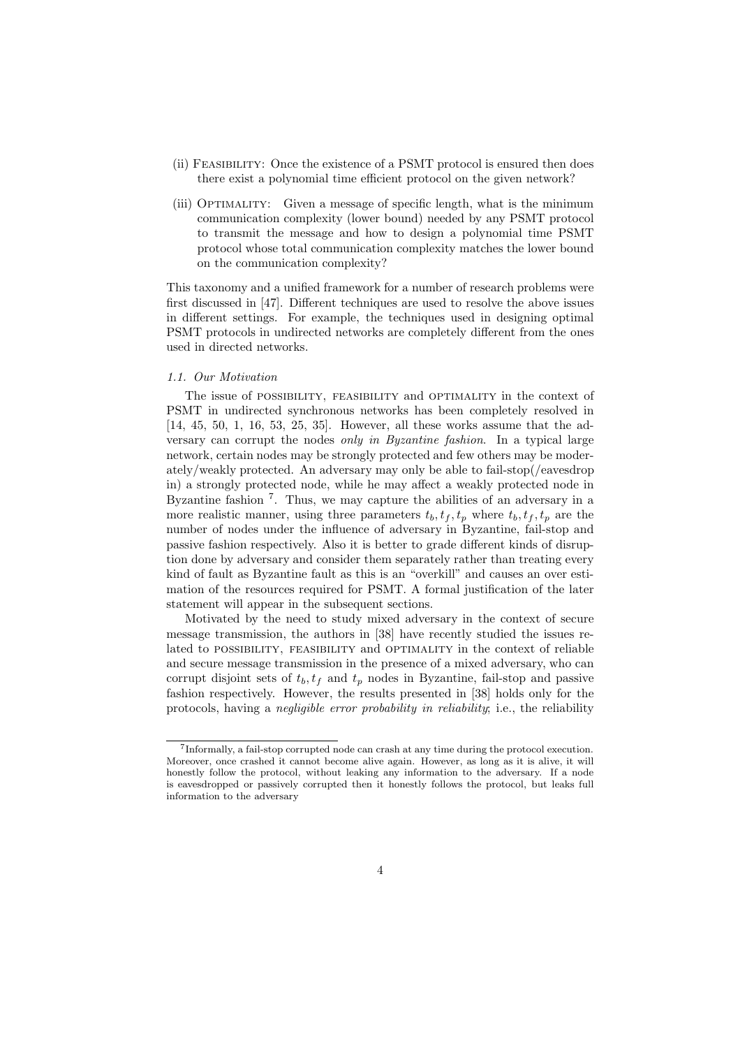(ii) Feasibility: Once the existence of a PSMT protocol is ensured then does there exist a polynomial time efficient protocol on the given network?

(iii) Optimality: Given a message of specific length, what is the minimum communication complexity (lower bound) needed by any PSMT protocol to transmit the message and how to design a polynomial time PSMT protocol whose total communication complexity matches the lower bound on the communication complexity?

This taxonomy and a unified framework for a number of research problems were first discussed in [47]. Different techniques are used to resolve the above issues in different settings. For example, the techniques used in designing optimal PSMT protocols in undirected networks are completely different from the ones used in directed networks.

### 1.1. Our Motivation

The issue of possibility, feasibility and optimality in the context of PSMT in undirected synchronous networks has been completely resolved in [14, 45, 50, 1, 16, 53, 25, 35]. However, all these works assume that the adversary can corrupt the nodes *only in Byzantine fashion*. In a typical large network, certain nodes may be strongly protected and few others may be moderately/weakly protected. An adversary may only be able to fail-stop(/eavesdrop in) a strongly protected node, while he may affect a weakly protected node in Byzantine fashion [7]. Thus, we may capture the abilities of an adversary in a more realistic manner, using three parameters $t_b, t_f, t_p$ where $t_b, t_f, t_p$ are the number of nodes under the influence of adversary in Byzantine, fail-stop and passive fashion respectively. Also it is better to grade different kinds of disruption done by adversary and consider them separately rather than treating every kind of fault as Byzantine fault as this is an "overkill" and causes an over estimation of the resources required for PSMT. A formal justification of the later statement will appear in the subsequent sections.

Motivated by the need to study mixed adversary in the context of secure message transmission, the authors in [38] have recently studied the issues related to possibility, feasibility and optimality in the context of reliable and secure message transmission in the presence of a mixed adversary, who can corrupt disjoint sets of $t_b, t_f$ and $t_p$ nodes in Byzantine, fail-stop and passive fashion respectively. However, the results presented in [38] holds only for the protocols, having a *negligible error probability in reliability*; i.e., the reliability

[7] Informally, a fail-stop corrupted node can crash at any time during the protocol execution. Moreover, once crashed it cannot become alive again. However, as long as it is alive, it will honestly follow the protocol, without leaking any information to the adversary. If a node is eavesdropped or passively corrupted then it honestly follows the protocol, but leaks full information to the adversary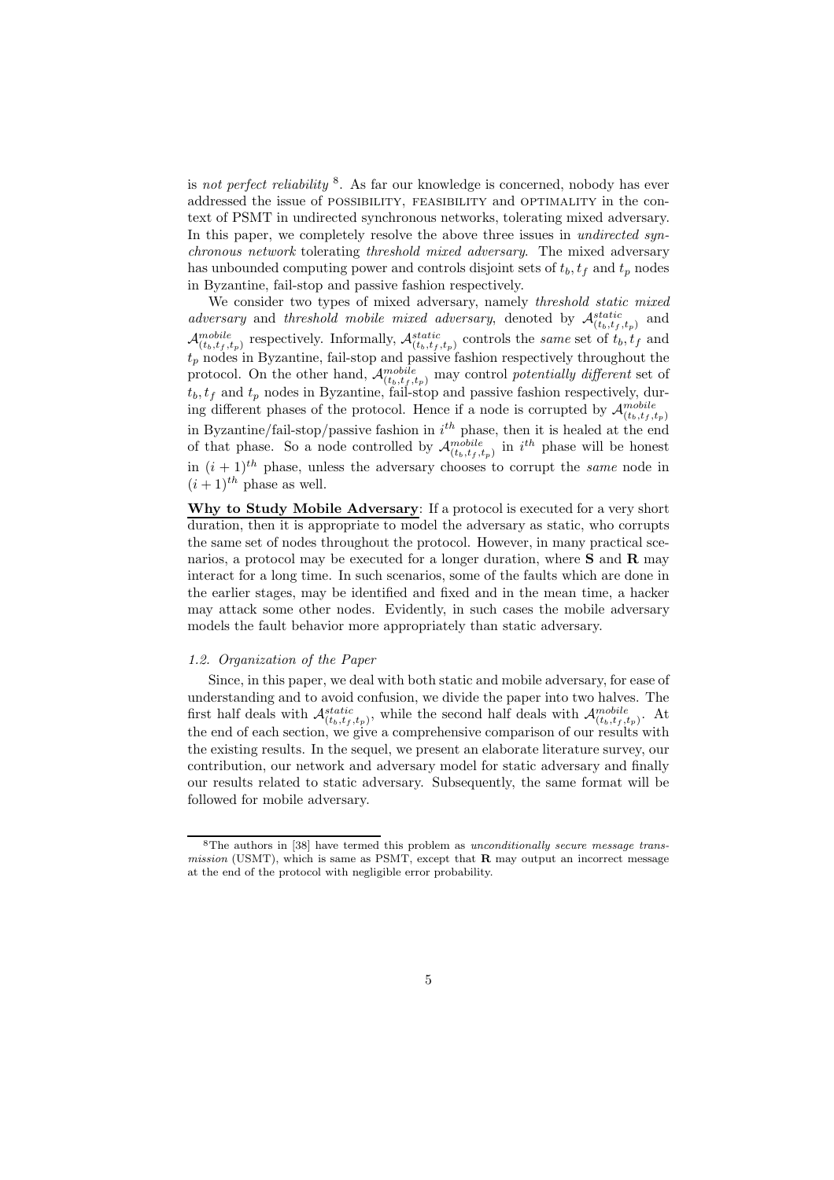is *not perfect reliability* [8]. As far our knowledge is concerned, nobody has ever addressed the issue of POSSIBILITY, FEASIBILITY and OPTIMALITY in the context of PSMT in undirected synchronous networks, tolerating mixed adversary. In this paper, we completely resolve the above three issues in *undirected synchronous network* tolerating *threshold mixed adversary*. The mixed adversary has unbounded computing power and controls disjoint sets of $t_b, t_f$ and $t_p$ nodes in Byzantine, fail-stop and passive fashion respectively.

We consider two types of mixed adversary, namely *threshold static mixed adversary* and *threshold mobile mixed adversary*, denoted by $\mathcal{A}^{static}_{(t_b,t_f,t_p)}$ and $\mathcal{A}^{mobile}_{(t_b,t_f,t_p)}$ respectively. Informally, $\mathcal{A}^{static}_{(t_b,t_f,t_p)}$ controls the *same* set of $t_b, t_f$ and $t_p$ nodes in Byzantine, fail-stop and passive fashion respectively throughout the protocol. On the other hand, $\mathcal{A}^{mobile}_{(t_b,t_f,t_p)}$ may control *potentially different* set of $t_b, t_f$ and $t_p$ nodes in Byzantine, fail-stop and passive fashion respectively, during different phases of the protocol. Hence if a node is corrupted by $\mathcal{A}^{mobile}_{(t_b,t_f,t_p)}$ in Byzantine/fail-stop/passive fashion in $i^{th}$ phase, then it is healed at the end of that phase. So a node controlled by $\mathcal{A}^{mobile}_{(t_b,t_f,t_p)}$ in $i^{th}$ phase will be honest in $(i+1)^{th}$ phase, unless the adversary chooses to corrupt the *same* node in $(i+1)^{th}$ phase as well.

**Why to Study Mobile Adversary**: If a protocol is executed for a very short duration, then it is appropriate to model the adversary as static, who corrupts the same set of nodes throughout the protocol. However, in many practical scenarios, a protocol may be executed for a longer duration, where **S** and **R** may interact for a long time. In such scenarios, some of the faults which are done in the earlier stages, may be identified and fixed and in the mean time, a hacker may attack some other nodes. Evidently, in such cases the mobile adversary models the fault behavior more appropriately than static adversary.

### *1.2. Organization of the Paper*

Since, in this paper, we deal with both static and mobile adversary, for ease of understanding and to avoid confusion, we divide the paper into two halves. The first half deals with $\mathcal{A}^{static}_{(t_b,t_f,t_p)}$, while the second half deals with $\mathcal{A}^{mobile}_{(t_b,t_f,t_p)}$. At the end of each section, we give a comprehensive comparison of our results with the existing results. In the sequel, we present an elaborate literature survey, our contribution, our network and adversary model for static adversary and finally our results related to static adversary. Subsequently, the same format will be followed for mobile adversary.

[8] The authors in [38] have termed this problem as *unconditionally secure message transmission* (USMT), which is same as PSMT, except that **R** may output an incorrect message at the end of the protocol with negligible error probability.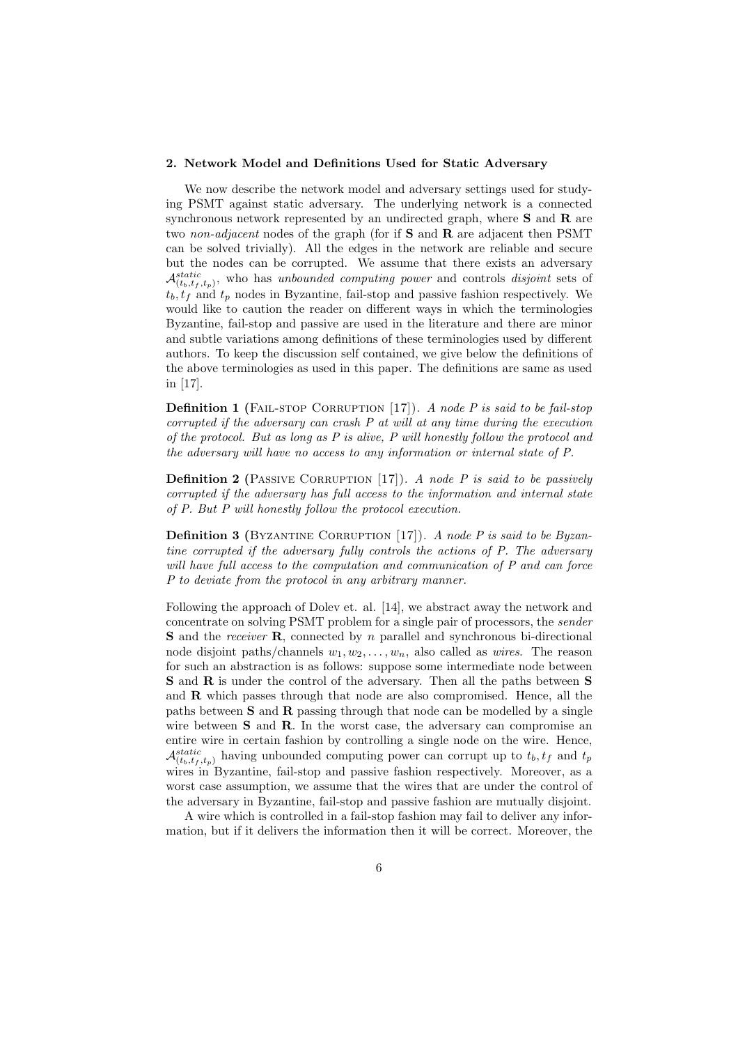### 2. Network Model and Definitions Used for Static Adversary

We now describe the network model and adversary settings used for studying PSMT against static adversary. The underlying network is a connected synchronous network represented by an undirected graph, where **S** and **R** are two *non-adjacent* nodes of the graph (for if **S** and **R** are adjacent then PSMT can be solved trivially). All the edges in the network are reliable and secure but the nodes can be corrupted. We assume that there exists an adversary $\mathcal{A}^{static}_{(t_b,t_f,t_p)}$, who has *unbounded computing power* and controls *disjoint* sets of $t_b, t_f$ and $t_p$ nodes in Byzantine, fail-stop and passive fashion respectively. We would like to caution the reader on different ways in which the terminologies Byzantine, fail-stop and passive are used in the literature and there are minor and subtle variations among definitions of these terminologies used by different authors. To keep the discussion self contained, we give below the definitions of the above terminologies as used in this paper. The definitions are same as used in [17].

**Definition 1 (Fail-stop Corruption [17]).** *A node P is said to be fail-stop corrupted if the adversary can crash P at will at any time during the execution of the protocol. But as long as P is alive, P will honestly follow the protocol and the adversary will have no access to any information or internal state of P.*

**Definition 2 (Passive Corruption [17]).** *A node P is said to be passively corrupted if the adversary has full access to the information and internal state of P. But P will honestly follow the protocol execution.*

**Definition 3 (Byzantine Corruption [17]).** *A node P is said to be Byzantine corrupted if the adversary fully controls the actions of P. The adversary will have full access to the computation and communication of P and can force P to deviate from the protocol in any arbitrary manner.*

Following the approach of Dolev et. al. [14], we abstract away the network and concentrate on solving PSMT problem for a single pair of processors, the *sender* **S** and the *receiver* **R**, connected by $n$ parallel and synchronous bi-directional node disjoint paths/channels $w_1, w_2, \ldots, w_n$, also called as *wires*. The reason for such an abstraction is as follows: suppose some intermediate node between **S** and **R** is under the control of the adversary. Then all the paths between **S** and **R** which passes through that node are also compromised. Hence, all the paths between **S** and **R** passing through that node can be modelled by a single wire between **S** and **R**. In the worst case, the adversary can compromise an entire wire in certain fashion by controlling a single node on the wire. Hence, $\mathcal{A}^{static}_{(t_b,t_f,t_p)}$ having unbounded computing power can corrupt up to $t_b, t_f$ and $t_p$ wires in Byzantine, fail-stop and passive fashion respectively. Moreover, as a worst case assumption, we assume that the wires that are under the control of the adversary in Byzantine, fail-stop and passive fashion are mutually disjoint.

A wire which is controlled in a fail-stop fashion may fail to deliver any information, but if it delivers the information then it will be correct. Moreover, the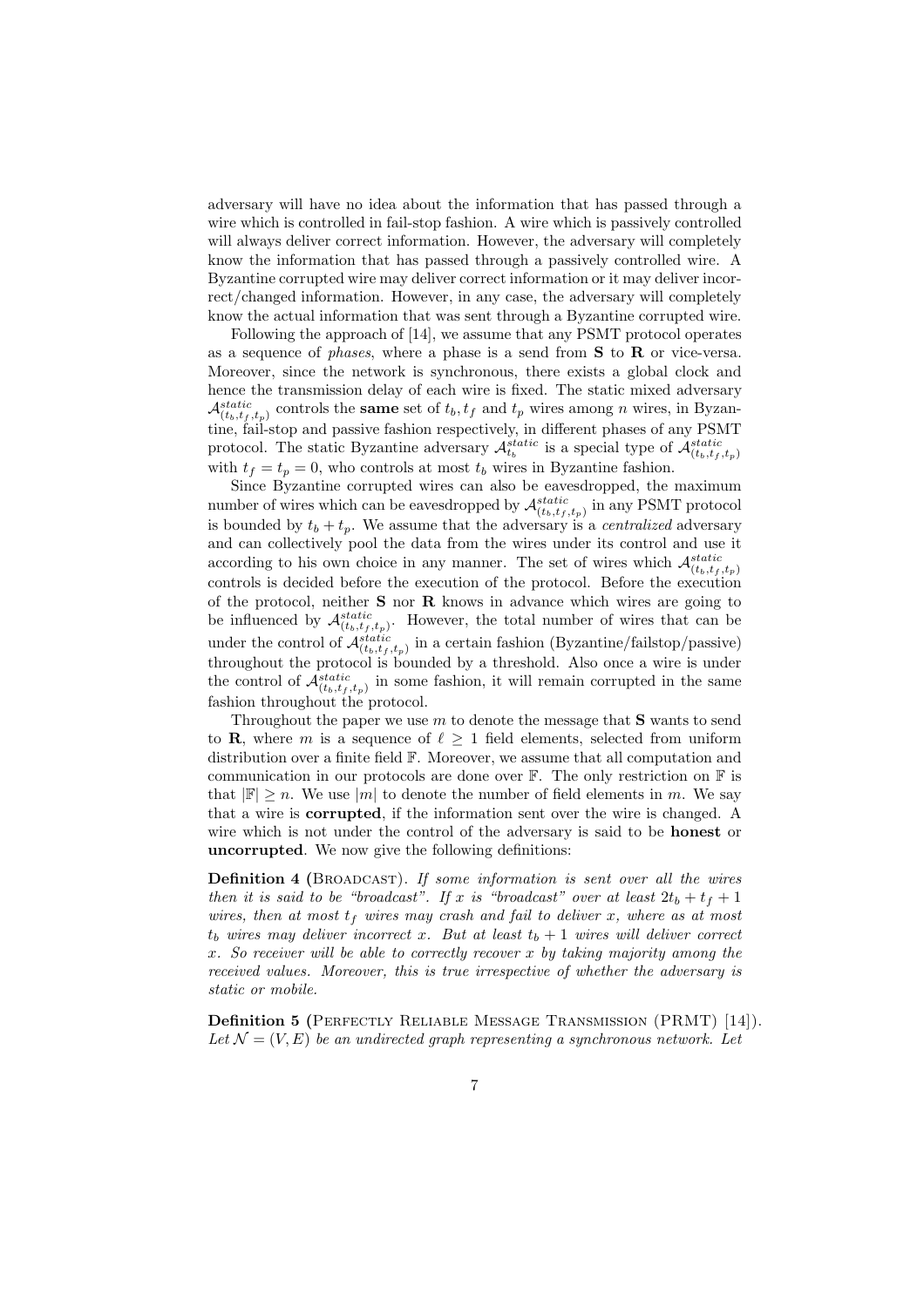adversary will have no idea about the information that has passed through a wire which is controlled in fail-stop fashion. A wire which is passively controlled will always deliver correct information. However, the adversary will completely know the information that has passed through a passively controlled wire. A Byzantine corrupted wire may deliver correct information or it may deliver incorrect/changed information. However, in any case, the adversary will completely know the actual information that was sent through a Byzantine corrupted wire.

Following the approach of [14], we assume that any PSMT protocol operates as a sequence of *phases*, where a phase is a send from **S** to **R** or vice-versa. Moreover, since the network is synchronous, there exists a global clock and hence the transmission delay of each wire is fixed. The static mixed adversary $\mathcal{A}^{static}_{(t_b,t_f,t_p)}$ controls the **same** set of $t_b, t_f$ and $t_p$ wires among $n$ wires, in Byzantine, fail-stop and passive fashion respectively, in different phases of any PSMT protocol. The static Byzantine adversary $\mathcal{A}^{static}_{t_b}$ is a special type of $\mathcal{A}^{static}_{(t_b,t_f,t_p)}$ with $t_f = t_p = 0$, who controls at most $t_b$ wires in Byzantine fashion.

Since Byzantine corrupted wires can also be eavesdropped, the maximum number of wires which can be eavesdropped by $\mathcal{A}^{static}_{(t_b,t_f,t_p)}$ in any PSMT protocol is bounded by $t_b + t_p$. We assume that the adversary is a *centralized* adversary and can collectively pool the data from the wires under its control and use it according to his own choice in any manner. The set of wires which $\mathcal{A}^{static}_{(t_b,t_f,t_p)}$ controls is decided before the execution of the protocol. Before the execution of the protocol, neither **S** nor **R** knows in advance which wires are going to be influenced by $\mathcal{A}^{static}_{(t_b,t_f,t_p)}$. However, the total number of wires that can be under the control of $\mathcal{A}^{static}_{(t_b,t_f,t_p)}$ in a certain fashion (Byzantine/failstop/passive) throughout the protocol is bounded by a threshold. Also once a wire is under the control of $\mathcal{A}^{static}_{(t_b,t_f,t_p)}$ in some fashion, it will remain corrupted in the same fashion throughout the protocol.

Throughout the paper we use $m$ to denote the message that **S** wants to send to **R**, where $m$ is a sequence of $\ell \geq 1$ field elements, selected from uniform distribution over a finite field $\mathbb{F}$. Moreover, we assume that all computation and communication in our protocols are done over $\mathbb{F}$. The only restriction on $\mathbb{F}$ is that $|\mathbb{F}| \geq n$. We use $|m|$ to denote the number of field elements in $m$. We say that a wire is **corrupted**, if the information sent over the wire is changed. A wire which is not under the control of the adversary is said to be **honest** or **uncorrupted**. We now give the following definitions:

**Definition 4 (Broadcast).** *If some information is sent over all the wires then it is said to be "broadcast". If $x$ is "broadcast" over at least $2t_b + t_f + 1$ wires, then at most $t_f$ wires may crash and fail to deliver $x$, where as at most $t_b$ wires may deliver incorrect $x$. But at least $t_b + 1$ wires will deliver correct $x$. So receiver will be able to correctly recover $x$ by taking majority among the received values. Moreover, this is true irrespective of whether the adversary is static or mobile.*

**Definition 5 (Perfectly Reliable Message Transmission (PRMT) [14]).** *Let $\mathcal{N} = (V, E)$ be an undirected graph representing a synchronous network. Let*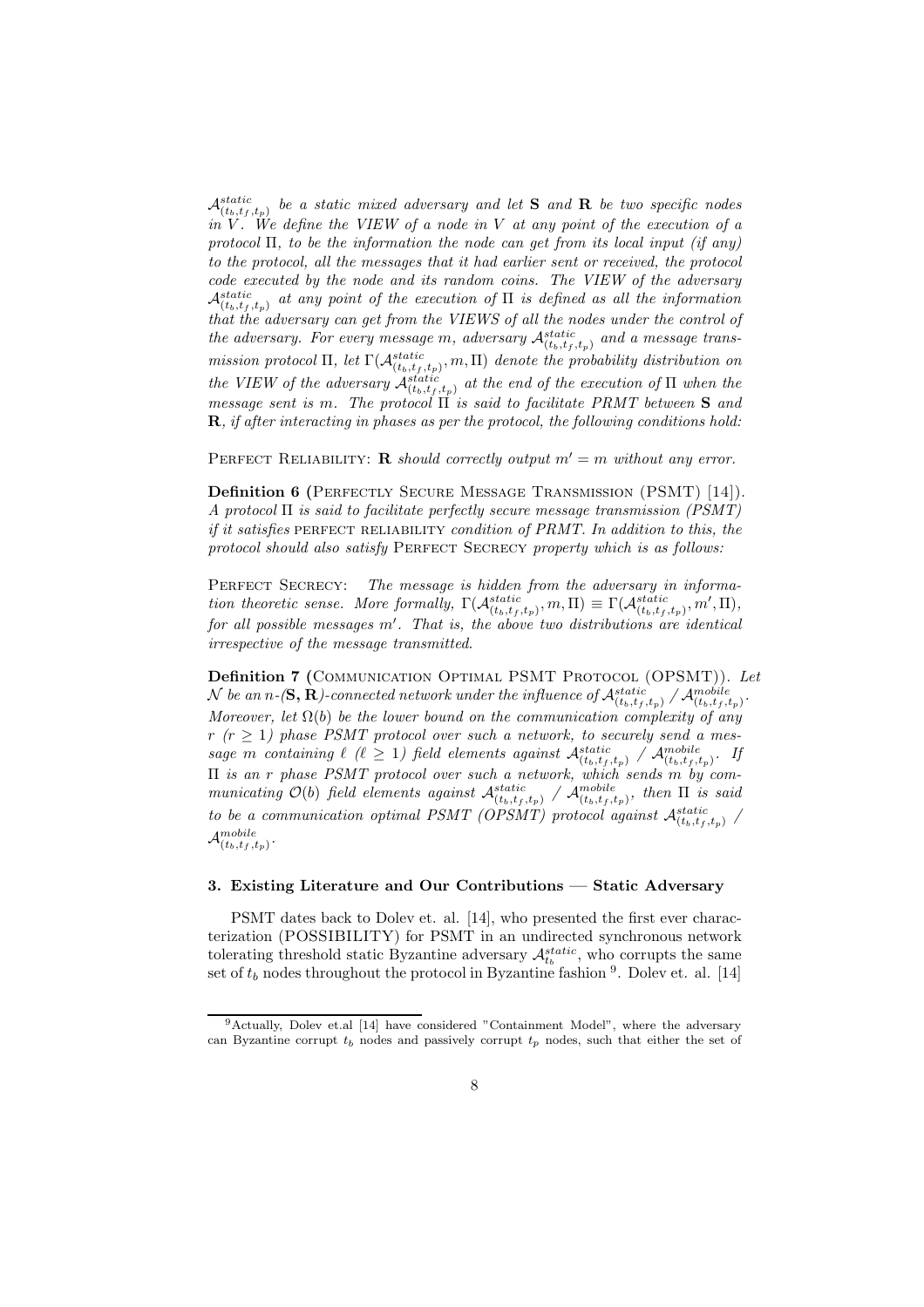$\mathcal{A}^{static}_{(t_b,t_f,t_p)}$ *be a static mixed adversary and let* $\mathbf{S}$ *and* $\mathbf{R}$ *be two specific nodes in* $V$*. We define the VIEW of a node in* $V$ *at any point of the execution of a protocol* $\Pi$*, to be the information the node can get from its local input (if any) to the protocol, all the messages that it had earlier sent or received, the protocol code executed by the node and its random coins. The VIEW of the adversary* $\mathcal{A}^{static}_{(t_b,t_f,t_p)}$ *at any point of the execution of* $\Pi$ *is defined as all the information that the adversary can get from the VIEWS of all the nodes under the control of the adversary. For every message* $m$*, adversary* $\mathcal{A}^{static}_{(t_b,t_f,t_p)}$ *and a message transmission protocol* $\Pi$*, let* $\Gamma(\mathcal{A}^{static}_{(t_b,t_f,t_p)}, m, \Pi)$ *denote the probability distribution on the VIEW of the adversary* $\mathcal{A}^{static}_{(t_b,t_f,t_p)}$ *at the end of the execution of* $\Pi$ *when the message sent is* $m$*. The protocol* $\Pi$ *is said to facilitate PRMT between* $\mathbf{S}$ *and* $\mathbf{R}$*, if after interacting in phases as per the protocol, the following conditions hold:*

PERFECT RELIABILITY: $\mathbf{R}$ *should correctly output* $m' = m$ *without any error.*

**Definition 6 (PERFECTLY SECURE MESSAGE TRANSMISSION (PSMT) [14]).** *A protocol* $\Pi$ *is said to facilitate perfectly secure message transmission (PSMT) if it satisfies* PERFECT RELIABILITY *condition of PRMT. In addition to this, the protocol should also satisfy* PERFECT SECRECY *property which is as follows:*

PERFECT SECRECY: *The message is hidden from the adversary in information theoretic sense. More formally,* $\Gamma(\mathcal{A}^{static}_{(t_b,t_f,t_p)}, m, \Pi) \equiv \Gamma(\mathcal{A}^{static}_{(t_b,t_f,t_p)}, m', \Pi)$*, for all possible messages* $m'$*. That is, the above two distributions are identical irrespective of the message transmitted.*

**Definition 7 (COMMUNICATION OPTIMAL PSMT PROTOCOL (OPSMT)).** *Let* $\mathcal{N}$ *be an* $n$*-(*$\mathbf{S}, \mathbf{R}$*)-connected network under the influence of* $\mathcal{A}^{static}_{(t_b,t_f,t_p)}$ */* $\mathcal{A}^{mobile}_{(t_b,t_f,t_p)}$*. Moreover, let* $\Omega(b)$ *be the lower bound on the communication complexity of any* $r$ *(*$r \geq 1$*) phase PSMT protocol over such a network, to securely send a message* $m$ *containing* $\ell$ *(*$\ell \geq 1$*) field elements against* $\mathcal{A}^{static}_{(t_b,t_f,t_p)}$ */* $\mathcal{A}^{mobile}_{(t_b,t_f,t_p)}$*. If* $\Pi$ *is an* $r$ *phase PSMT protocol over such a network, which sends* $m$ *by communicating* $\mathcal{O}(b)$ *field elements against* $\mathcal{A}^{static}_{(t_b,t_f,t_p)}$ */* $\mathcal{A}^{mobile}_{(t_b,t_f,t_p)}$*, then* $\Pi$ *is said to be a communication optimal PSMT (OPSMT) protocol against* $\mathcal{A}^{static}_{(t_b,t_f,t_p)}$ */* $\mathcal{A}^{mobile}_{(t_b,t_f,t_p)}$*.*

## 3. Existing Literature and Our Contributions — Static Adversary

PSMT dates back to Dolev et. al. [14], who presented the first ever characterization (POSSIBILITY) for PSMT in an undirected synchronous network tolerating threshold static Byzantine adversary $\mathcal{A}^{static}_{t_b}$, who corrupts the same set of $t_b$ nodes throughout the protocol in Byzantine fashion [9]. Dolev et. al. [14]

[9] Actually, Dolev et.al [14] have considered "Containment Model", where the adversary can Byzantine corrupt $t_b$ nodes and passively corrupt $t_p$ nodes, such that either the set of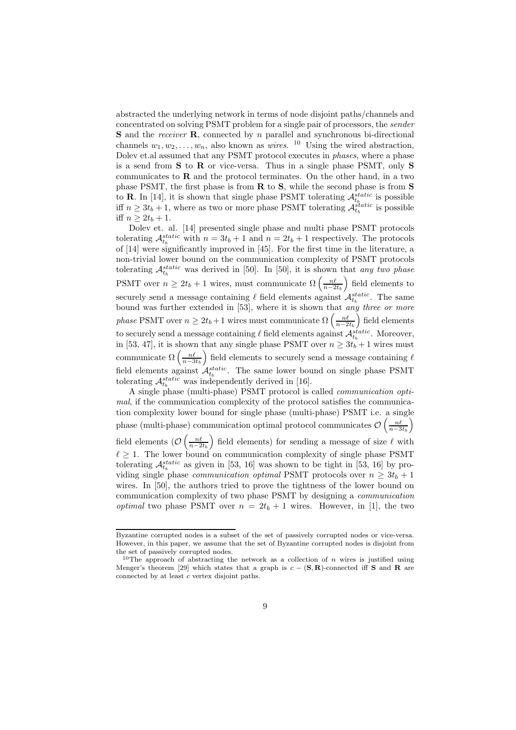abstracted the underlying network in terms of node disjoint paths/channels and concentrated on solving PSMT problem for a single pair of processors, the *sender* **S** and the *receiver* **R**, connected by $n$ parallel and synchronous bi-directional channels $w_1, w_2, \ldots, w_n$, also known as *wires*. [10] Using the wired abstraction, Dolev et.al assumed that any PSMT protocol executes in *phases*, where a phase is a send from **S** to **R** or vice-versa. Thus in a single phase PSMT, only **S** communicates to **R** and the protocol terminates. On the other hand, in a two phase PSMT, the first phase is from **R** to **S**, while the second phase is from **S** to **R**. In [14], it is shown that single phase PSMT tolerating $\mathcal{A}_{t_b}^{static}$ is possible iff $n \geq 3t_b + 1$, where as two or more phase PSMT tolerating $\mathcal{A}_{t_b}^{static}$ is possible iff $n \geq 2t_b + 1$.

Dolev et. al. [14] presented single phase and multi phase PSMT protocols tolerating $\mathcal{A}_{t_b}^{static}$ with $n = 3t_b + 1$ and $n = 2t_b + 1$ respectively. The protocols of [14] were significantly improved in [45]. For the first time in the literature, a non-trivial lower bound on the communication complexity of PSMT protocols tolerating $\mathcal{A}_{t_b}^{static}$ was derived in [50]. In [50], it is shown that *any two phase* PSMT over $n \geq 2t_b + 1$ wires, must communicate $\Omega\left(\frac{n\ell}{n-2t_b}\right)$ field elements to securely send a message containing $\ell$ field elements against $\mathcal{A}_{t_b}^{static}$. The same bound was further extended in [53], where it is shown that *any three or more phase* PSMT over $n \geq 2t_b+1$ wires must communicate $\Omega\left(\frac{n\ell}{n-2t_b}\right)$ field elements to securely send a message containing $\ell$ field elements against $\mathcal{A}_{t_b}^{static}$. Moreover, in [53, 47], it is shown that any single phase PSMT over $n \geq 3t_b + 1$ wires must communicate $\Omega\left(\frac{n\ell}{n-3t_b}\right)$ field elements to securely send a message containing $\ell$ field elements against $\mathcal{A}_{t_b}^{static}$. The same lower bound on single phase PSMT tolerating $\mathcal{A}_{t_b}^{static}$ was independently derived in [16].

A single phase (multi-phase) PSMT protocol is called *communication optimal*, if the communication complexity of the protocol satisfies the communication complexity lower bound for single phase (multi-phase) PSMT i.e. a single phase (multi-phase) communication optimal protocol communicates $\mathcal{O}\left(\frac{n\ell}{n-3t_b}\right)$ field elements ($\mathcal{O}\left(\frac{n\ell}{n-2t_b}\right)$ field elements) for sending a message of size $\ell$ with $\ell \geq 1$. The lower bound on communication complexity of single phase PSMT tolerating $\mathcal{A}_{t_b}^{static}$ as given in [53, 16] was shown to be tight in [53, 16] by providing single phase *communication optimal* PSMT protocols over $n \geq 3t_b + 1$ wires. In [50], the authors tried to prove the tightness of the lower bound on communication complexity of two phase PSMT by designing a *communication optimal* two phase PSMT over $n = 2t_b + 1$ wires. However, in [1], the two

---

Byzantine corrupted nodes is a subset of the set of passively corrupted nodes or vice-versa. However, in this paper, we assume that the set of Byzantine corrupted nodes is disjoint from the set of passively corrupted nodes.

[10] The approach of abstracting the network as a collection of $n$ wires is justified using Menger's theorem [29] which states that a graph is $c - (\mathbf{S}, \mathbf{R})$-connected iff **S** and **R** are connected by at least $c$ vertex disjoint paths.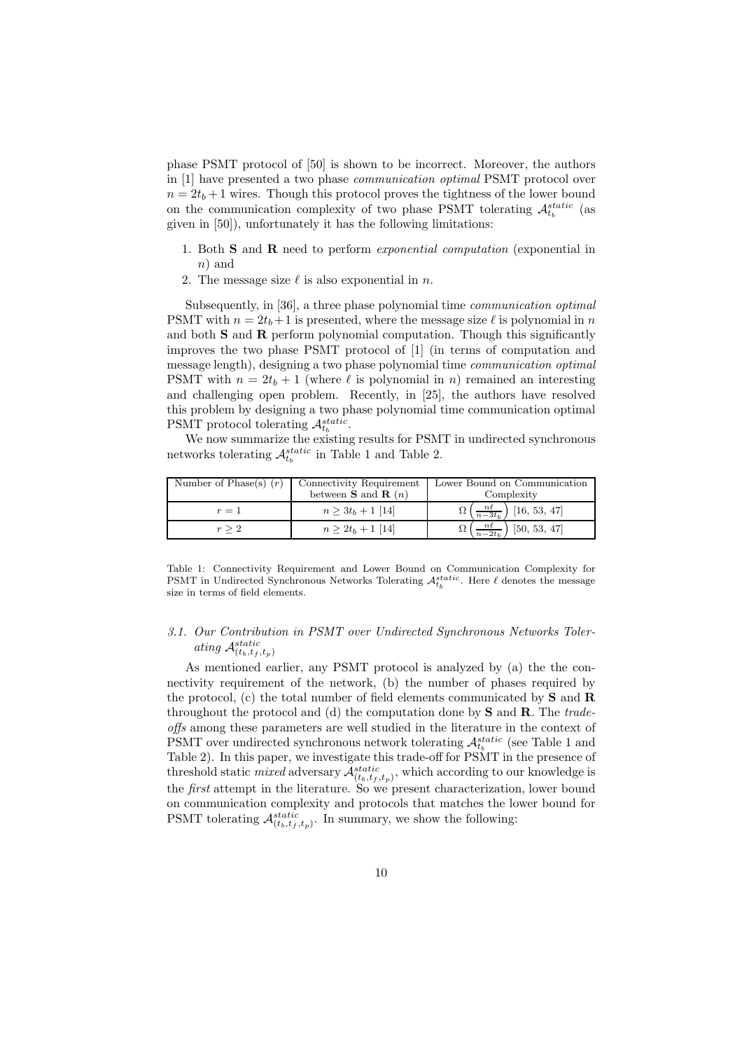phase PSMT protocol of [50] is shown to be incorrect. Moreover, the authors in [1] have presented a two phase *communication optimal* PSMT protocol over $n = 2t_b + 1$ wires. Though this protocol proves the tightness of the lower bound on the communication complexity of two phase PSMT tolerating $\mathcal{A}_{t_b}^{static}$ (as given in [50]), unfortunately it has the following limitations:

1. Both **S** and **R** need to perform *exponential computation* (exponential in $n$) and
2. The message size $\ell$ is also exponential in $n$.

Subsequently, in [36], a three phase polynomial time *communication optimal* PSMT with $n = 2t_b + 1$ is presented, where the message size $\ell$ is polynomial in $n$ and both **S** and **R** perform polynomial computation. Though this significantly improves the two phase PSMT protocol of [1] (in terms of computation and message length), designing a two phase polynomial time *communication optimal* PSMT with $n = 2t_b + 1$ (where $\ell$ is polynomial in $n$) remained an interesting and challenging open problem. Recently, in [25], the authors have resolved this problem by designing a two phase polynomial time communication optimal PSMT protocol tolerating $\mathcal{A}_{t_b}^{static}$.

We now summarize the existing results for PSMT in undirected synchronous networks tolerating $\mathcal{A}_{t_b}^{static}$ in Table 1 and Table 2.

| Number of Phase(s) $(r)$ | Connectivity Requirement between **S** and **R** $(n)$ | Lower Bound on Communication Complexity |
|---|---|---|
| $r = 1$ | $n \geq 3t_b + 1$ [14] | $\Omega\left(\frac{n\ell}{n-3t_b}\right)$ [16, 53, 47] |
| $r \geq 2$ | $n \geq 2t_b + 1$ [14] | $\Omega\left(\frac{n\ell}{n-2t_b}\right)$ [50, 53, 47] |

Table 1: Connectivity Requirement and Lower Bound on Communication Complexity for PSMT in Undirected Synchronous Networks Tolerating $\mathcal{A}_{t_b}^{static}$. Here $\ell$ denotes the message size in terms of field elements.

### 3.1. Our Contribution in PSMT over Undirected Synchronous Networks Tolerating $\mathcal{A}_{(t_b,t_f,t_p)}^{static}$

As mentioned earlier, any PSMT protocol is analyzed by (a) the the connectivity requirement of the network, (b) the number of phases required by the protocol, (c) the total number of field elements communicated by **S** and **R** throughout the protocol and (d) the computation done by **S** and **R**. The *trade-offs* among these parameters are well studied in the literature in the context of PSMT over undirected synchronous network tolerating $\mathcal{A}_{t_b}^{static}$ (see Table 1 and Table 2). In this paper, we investigate this trade-off for PSMT in the presence of threshold static *mixed* adversary $\mathcal{A}_{(t_b,t_f,t_p)}^{static}$, which according to our knowledge is the *first* attempt in the literature. So we present characterization, lower bound on communication complexity and protocols that matches the lower bound for PSMT tolerating $\mathcal{A}_{(t_b,t_f,t_p)}^{static}$. In summary, we show the following: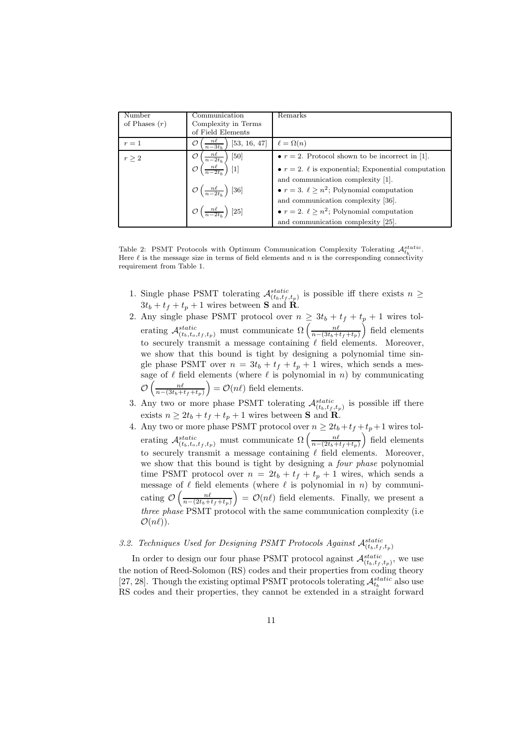| Number of Phases ($r$) | Communication Complexity in Terms of Field Elements | Remarks |
|---|---|---|
| $r = 1$ | $\mathcal{O}\left(\frac{n\ell}{n-3t_b}\right)$ [53, 16, 47] | $\ell = \Omega(n)$ |
| $r \geq 2$ | $\mathcal{O}\left(\frac{n\ell}{n-2t_b}\right)$ [50] | • $r = 2$. Protocol shown to be incorrect in [1]. |
| | $\mathcal{O}\left(\frac{n\ell}{n-2t_b}\right)$ [1] | • $r = 2$. $\ell$ is exponential; Exponential computation and communication complexity [1]. |
| | $\mathcal{O}\left(\frac{n\ell}{n-2t_b}\right)$ [36] | • $r = 3$. $\ell \geq n^2$; Polynomial computation and communication complexity [36]. |
| | $\mathcal{O}\left(\frac{n\ell}{n-2t_b}\right)$ [25] | • $r = 2$. $\ell \geq n^2$; Polynomial computation and communication complexity [25]. |

Table 2: PSMT Protocols with Optimum Communication Complexity Tolerating $\mathcal{A}^{static}_{t_b}$. Here $\ell$ is the message size in terms of field elements and $n$ is the corresponding connectivity requirement from Table 1.

1. Single phase PSMT tolerating $\mathcal{A}^{static}_{(t_b,t_f,t_p)}$ is possible iff there exists $n \geq 3t_b + t_f + t_p + 1$ wires between **S** and **R**.
2. Any single phase PSMT protocol over $n \geq 3t_b + t_f + t_p + 1$ wires tolerating $\mathcal{A}^{static}_{(t_b,t_o,t_f,t_p)}$ must communicate $\Omega\left(\frac{n\ell}{n-(3t_b+t_f+t_p)}\right)$ field elements to securely transmit a message containing $\ell$ field elements. Moreover, we show that this bound is tight by designing a polynomial time single phase PSMT over $n = 3t_b + t_f + t_p + 1$ wires, which sends a message of $\ell$ field elements (where $\ell$ is polynomial in $n$) by communicating $\mathcal{O}\left(\frac{n\ell}{n-(3t_b+t_f+t_p)}\right) = \mathcal{O}(n\ell)$ field elements.
3. Any two or more phase PSMT tolerating $\mathcal{A}^{static}_{(t_b,t_f,t_p)}$ is possible iff there exists $n \geq 2t_b + t_f + t_p + 1$ wires between **S** and **R**.
4. Any two or more phase PSMT protocol over $n \geq 2t_b + t_f + t_p + 1$ wires tolerating $\mathcal{A}^{static}_{(t_b,t_o,t_f,t_p)}$ must communicate $\Omega\left(\frac{n\ell}{n-(2t_b+t_f+t_p)}\right)$ field elements to securely transmit a message containing $\ell$ field elements. Moreover, we show that this bound is tight by designing a *four phase* polynomial time PSMT protocol over $n = 2t_b + t_f + t_p + 1$ wires, which sends a message of $\ell$ field elements (where $\ell$ is polynomial in $n$) by communicating $\mathcal{O}\left(\frac{n\ell}{n-(2t_b+t_f+t_p)}\right) = \mathcal{O}(n\ell)$ field elements. Finally, we present a *three phase* PSMT protocol with the same communication complexity (i.e $\mathcal{O}(n\ell)$).

### 3.2. Techniques Used for Designing PSMT Protocols Against $\mathcal{A}^{static}_{(t_b,t_f,t_p)}$

In order to design our four phase PSMT protocol against $\mathcal{A}^{static}_{(t_b,t_f,t_p)}$, we use the notion of Reed-Solomon (RS) codes and their properties from coding theory [27, 28]. Though the existing optimal PSMT protocols tolerating $\mathcal{A}^{static}_{t_b}$ also use RS codes and their properties, they cannot be extended in a straight forward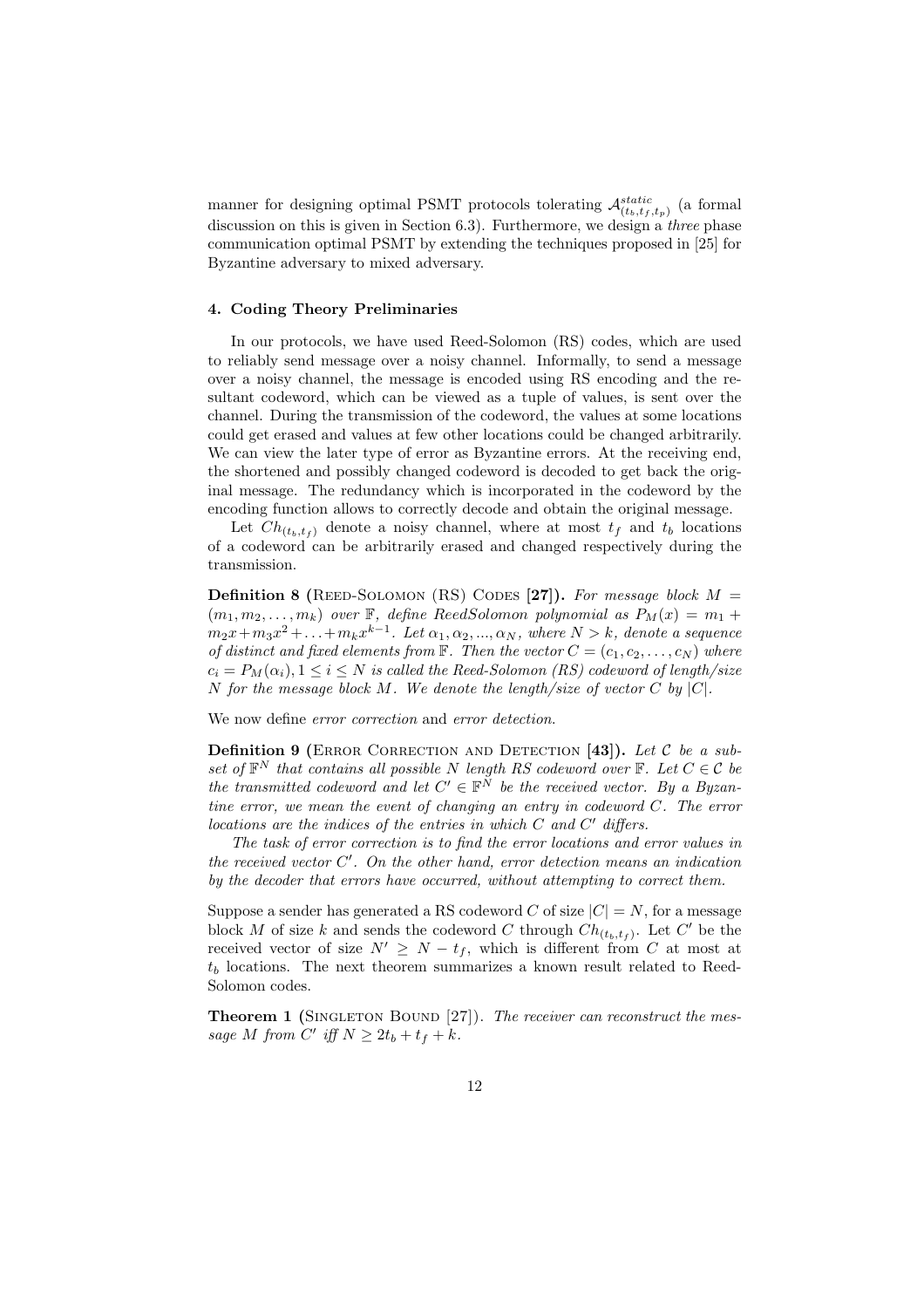manner for designing optimal PSMT protocols tolerating $\mathcal{A}^{static}_{(t_b,t_f,t_p)}$ (a formal discussion on this is given in Section 6.3). Furthermore, we design a *three* phase communication optimal PSMT by extending the techniques proposed in [25] for Byzantine adversary to mixed adversary.

### 4. Coding Theory Preliminaries

In our protocols, we have used Reed-Solomon (RS) codes, which are used to reliably send message over a noisy channel. Informally, to send a message over a noisy channel, the message is encoded using RS encoding and the resultant codeword, which can be viewed as a tuple of values, is sent over the channel. During the transmission of the codeword, the values at some locations could get erased and values at few other locations could be changed arbitrarily. We can view the later type of error as Byzantine errors. At the receiving end, the shortened and possibly changed codeword is decoded to get back the original message. The redundancy which is incorporated in the codeword by the encoding function allows to correctly decode and obtain the original message.

Let $Ch_{(t_b,t_f)}$ denote a noisy channel, where at most $t_f$ and $t_b$ locations of a codeword can be arbitrarily erased and changed respectively during the transmission.

**Definition 8 (Reed-Solomon (RS) Codes [27]).** *For message block $M = (m_1, m_2, \ldots, m_k)$ over $\mathbb{F}$, define ReedSolomon polynomial as $P_M(x) = m_1 + m_2x + m_3x^2 + \ldots + m_kx^{k-1}$. Let $\alpha_1, \alpha_2, ..., \alpha_N$, where $N > k$, denote a sequence of distinct and fixed elements from $\mathbb{F}$. Then the vector $C = (c_1, c_2, \ldots, c_N)$ where $c_i = P_M(\alpha_i), 1 \leq i \leq N$ is called the Reed-Solomon (RS) codeword of length/size $N$ for the message block $M$. We denote the length/size of vector $C$ by $|C|$.*

We now define *error correction* and *error detection*.

**Definition 9 (Error Correction and Detection [43]).** *Let $\mathcal{C}$ be a subset of $\mathbb{F}^N$ that contains all possible $N$ length RS codeword over $\mathbb{F}$. Let $C \in \mathcal{C}$ be the transmitted codeword and let $C' \in \mathbb{F}^N$ be the received vector. By a Byzantine error, we mean the event of changing an entry in codeword $C$. The error locations are the indices of the entries in which $C$ and $C'$ differs.*

*The task of error correction is to find the error locations and error values in the received vector $C'$. On the other hand, error detection means an indication by the decoder that errors have occurred, without attempting to correct them.*

Suppose a sender has generated a RS codeword $C$ of size $|C| = N$, for a message block $M$ of size $k$ and sends the codeword $C$ through $Ch_{(t_b,t_f)}$. Let $C'$ be the received vector of size $N' \geq N - t_f$, which is different from $C$ at most at $t_b$ locations. The next theorem summarizes a known result related to Reed-Solomon codes.

**Theorem 1 (Singleton Bound [27]).** *The receiver can reconstruct the message $M$ from $C'$ iff $N \geq 2t_b + t_f + k$.*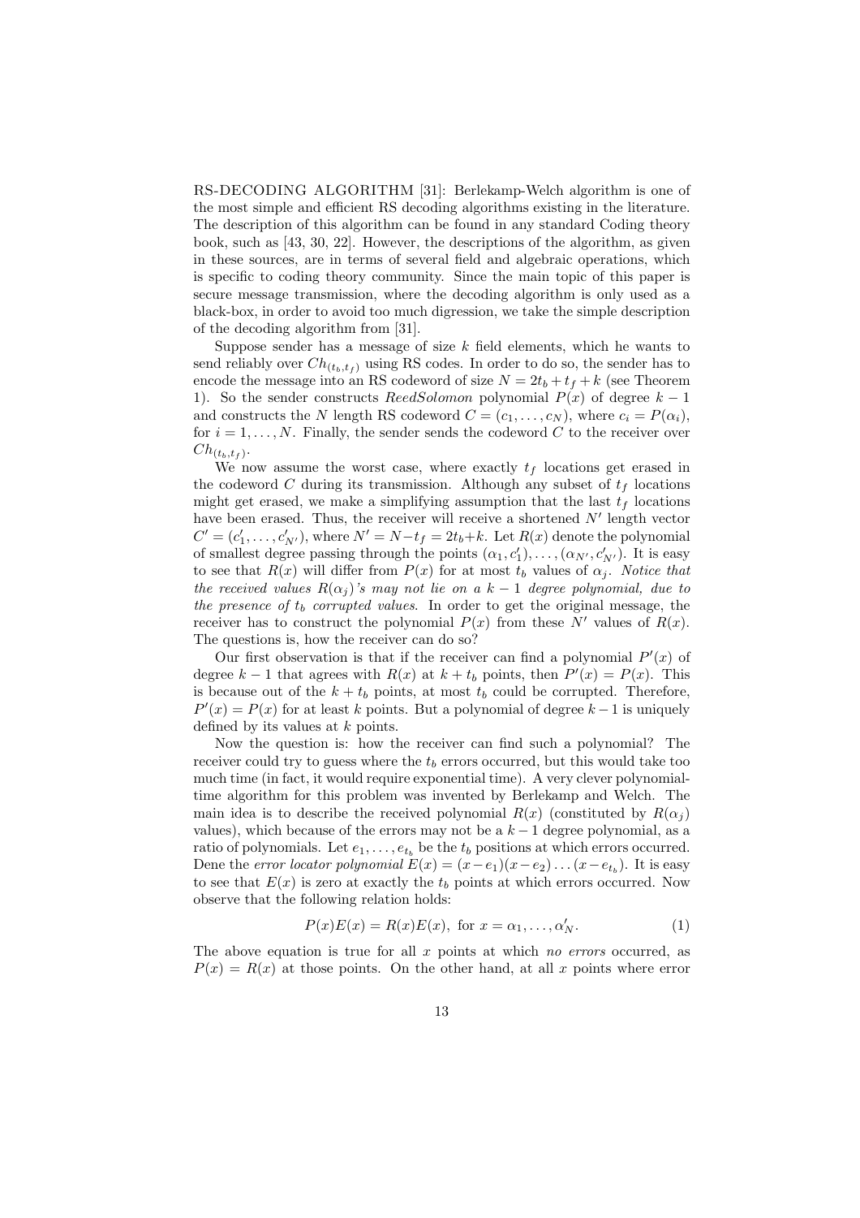RS-DECODING ALGORITHM [31]: Berlekamp-Welch algorithm is one of the most simple and efficient RS decoding algorithms existing in the literature. The description of this algorithm can be found in any standard Coding theory book, such as [43, 30, 22]. However, the descriptions of the algorithm, as given in these sources, are in terms of several field and algebraic operations, which is specific to coding theory community. Since the main topic of this paper is secure message transmission, where the decoding algorithm is only used as a black-box, in order to avoid too much digression, we take the simple description of the decoding algorithm from [31].

Suppose sender has a message of size $k$ field elements, which he wants to send reliably over $Ch_{(t_b,t_f)}$ using RS codes. In order to do so, the sender has to encode the message into an RS codeword of size $N = 2t_b + t_f + k$ (see Theorem 1). So the sender constructs *ReedSolomon* polynomial $P(x)$ of degree $k-1$ and constructs the $N$ length RS codeword $C = (c_1, \ldots, c_N)$, where $c_i = P(\alpha_i)$, for $i = 1, \ldots, N$. Finally, the sender sends the codeword $C$ to the receiver over $Ch_{(t_b,t_f)}$.

We now assume the worst case, where exactly $t_f$ locations get erased in the codeword $C$ during its transmission. Although any subset of $t_f$ locations might get erased, we make a simplifying assumption that the last $t_f$ locations have been erased. Thus, the receiver will receive a shortened $N'$ length vector $C' = (c'_1, \ldots, c'_{N'})$, where $N' = N - t_f = 2t_b + k$. Let $R(x)$ denote the polynomial of smallest degree passing through the points $(\alpha_1, c'_1), \ldots, (\alpha_{N'}, c'_{N'})$. It is easy to see that $R(x)$ will differ from $P(x)$ for at most $t_b$ values of $\alpha_j$. *Notice that the received values $R(\alpha_j)$'s may not lie on a $k-1$ degree polynomial, due to the presence of $t_b$ corrupted values.* In order to get the original message, the receiver has to construct the polynomial $P(x)$ from these $N'$ values of $R(x)$. The questions is, how the receiver can do so?

Our first observation is that if the receiver can find a polynomial $P'(x)$ of degree $k-1$ that agrees with $R(x)$ at $k + t_b$ points, then $P'(x) = P(x)$. This is because out of the $k + t_b$ points, at most $t_b$ could be corrupted. Therefore, $P'(x) = P(x)$ for at least $k$ points. But a polynomial of degree $k-1$ is uniquely defined by its values at $k$ points.

Now the question is: how the receiver can find such a polynomial? The receiver could try to guess where the $t_b$ errors occurred, but this would take too much time (in fact, it would require exponential time). A very clever polynomial-time algorithm for this problem was invented by Berlekamp and Welch. The main idea is to describe the received polynomial $R(x)$ (constituted by $R(\alpha_j)$ values), which because of the errors may not be a $k-1$ degree polynomial, as a ratio of polynomials. Let $e_1, \ldots, e_{t_b}$ be the $t_b$ positions at which errors occurred. Dene the *error locator polynomial* $E(x) = (x - e_1)(x - e_2) \ldots (x - e_{t_b})$. It is easy to see that $E(x)$ is zero at exactly the $t_b$ points at which errors occurred. Now observe that the following relation holds:

$$P(x)E(x) = R(x)E(x), \text{ for } x = \alpha_1, \ldots, \alpha'_N. \tag{1}$$

The above equation is true for all $x$ points at which *no errors* occurred, as $P(x) = R(x)$ at those points. On the other hand, at all $x$ points where error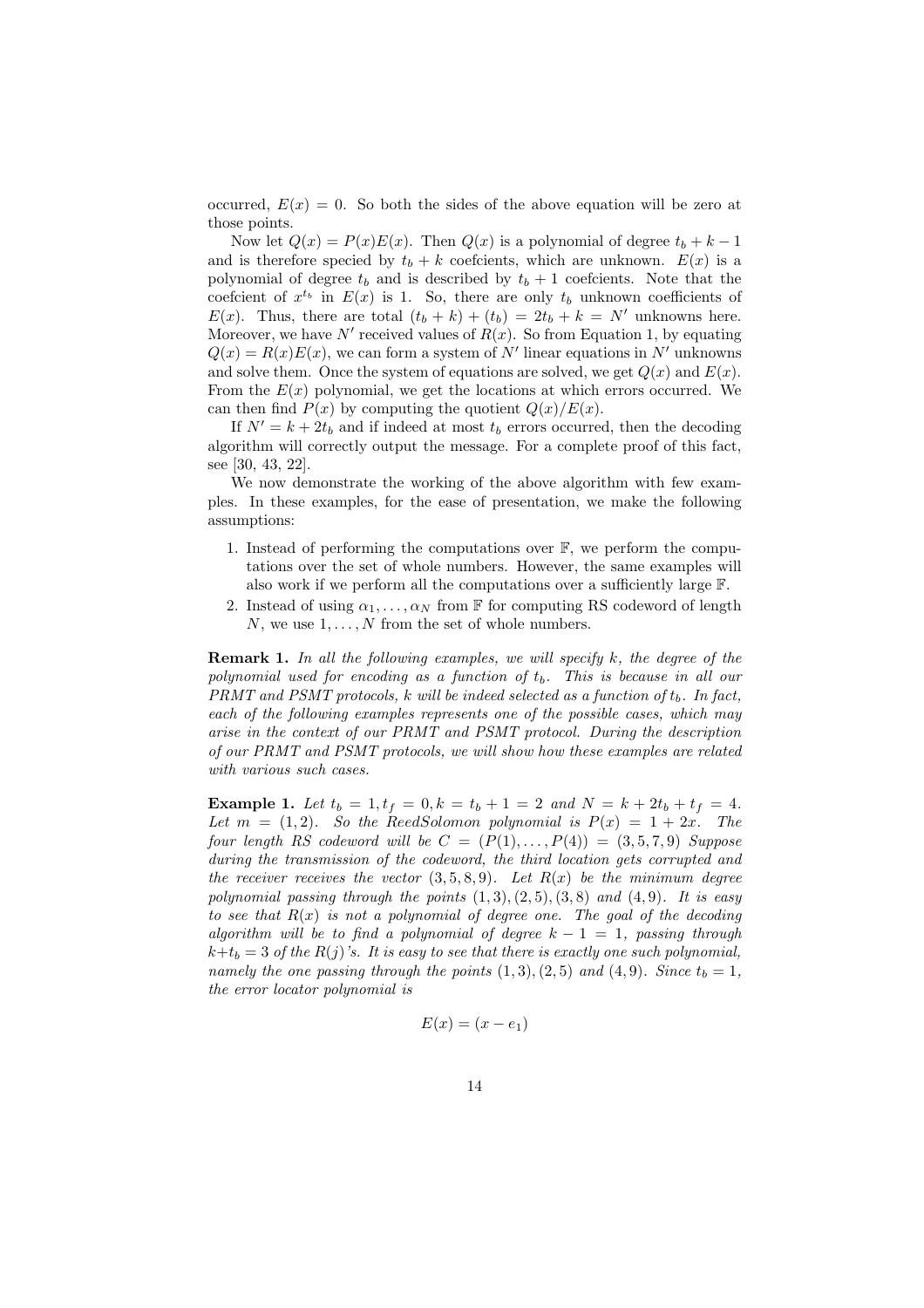occurred, $E(x) = 0$. So both the sides of the above equation will be zero at those points.

Now let $Q(x) = P(x)E(x)$. Then $Q(x)$ is a polynomial of degree $t_b + k - 1$ and is therefore specied by $t_b + k$ coefcients, which are unknown. $E(x)$ is a polynomial of degree $t_b$ and is described by $t_b + 1$ coefcients. Note that the coefcient of $x^{t_b}$ in $E(x)$ is 1. So, there are only $t_b$ unknown coefficients of $E(x)$. Thus, there are total $(t_b + k) + (t_b) = 2t_b + k = N'$ unknowns here. Moreover, we have $N'$ received values of $R(x)$. So from Equation 1, by equating $Q(x) = R(x)E(x)$, we can form a system of $N'$ linear equations in $N'$ unknowns and solve them. Once the system of equations are solved, we get $Q(x)$ and $E(x)$. From the $E(x)$ polynomial, we get the locations at which errors occurred. We can then find $P(x)$ by computing the quotient $Q(x)/E(x)$.

If $N' = k + 2t_b$ and if indeed at most $t_b$ errors occurred, then the decoding algorithm will correctly output the message. For a complete proof of this fact, see [30, 43, 22].

We now demonstrate the working of the above algorithm with few examples. In these examples, for the ease of presentation, we make the following assumptions:

1. Instead of performing the computations over $\mathbb{F}$, we perform the computations over the set of whole numbers. However, the same examples will also work if we perform all the computations over a sufficiently large $\mathbb{F}$.
2. Instead of using $\alpha_1, \ldots, \alpha_N$ from $\mathbb{F}$ for computing RS codeword of length $N$, we use $1, \ldots, N$ from the set of whole numbers.

**Remark 1.** *In all the following examples, we will specify $k$, the degree of the polynomial used for encoding as a function of $t_b$. This is because in all our PRMT and PSMT protocols, $k$ will be indeed selected as a function of $t_b$. In fact, each of the following examples represents one of the possible cases, which may arise in the context of our PRMT and PSMT protocol. During the description of our PRMT and PSMT protocols, we will show how these examples are related with various such cases.*

**Example 1.** *Let $t_b = 1, t_f = 0, k = t_b + 1 = 2$ and $N = k + 2t_b + t_f = 4$. Let $m = (1, 2)$. So the ReedSolomon polynomial is $P(x) = 1 + 2x$. The four length RS codeword will be $C = (P(1), \ldots, P(4)) = (3, 5, 7, 9)$ Suppose during the transmission of the codeword, the third location gets corrupted and the receiver receives the vector $(3, 5, 8, 9)$. Let $R(x)$ be the minimum degree polynomial passing through the points $(1, 3), (2, 5), (3, 8)$ and $(4, 9)$. It is easy to see that $R(x)$ is not a polynomial of degree one. The goal of the decoding algorithm will be to find a polynomial of degree $k - 1 = 1$, passing through $k + t_b = 3$ of the $R(j)$'s. It is easy to see that there is exactly one such polynomial, namely the one passing through the points $(1, 3), (2, 5)$ and $(4, 9)$. Since $t_b = 1$, the error locator polynomial is*

$$E(x) = (x - e_1)$$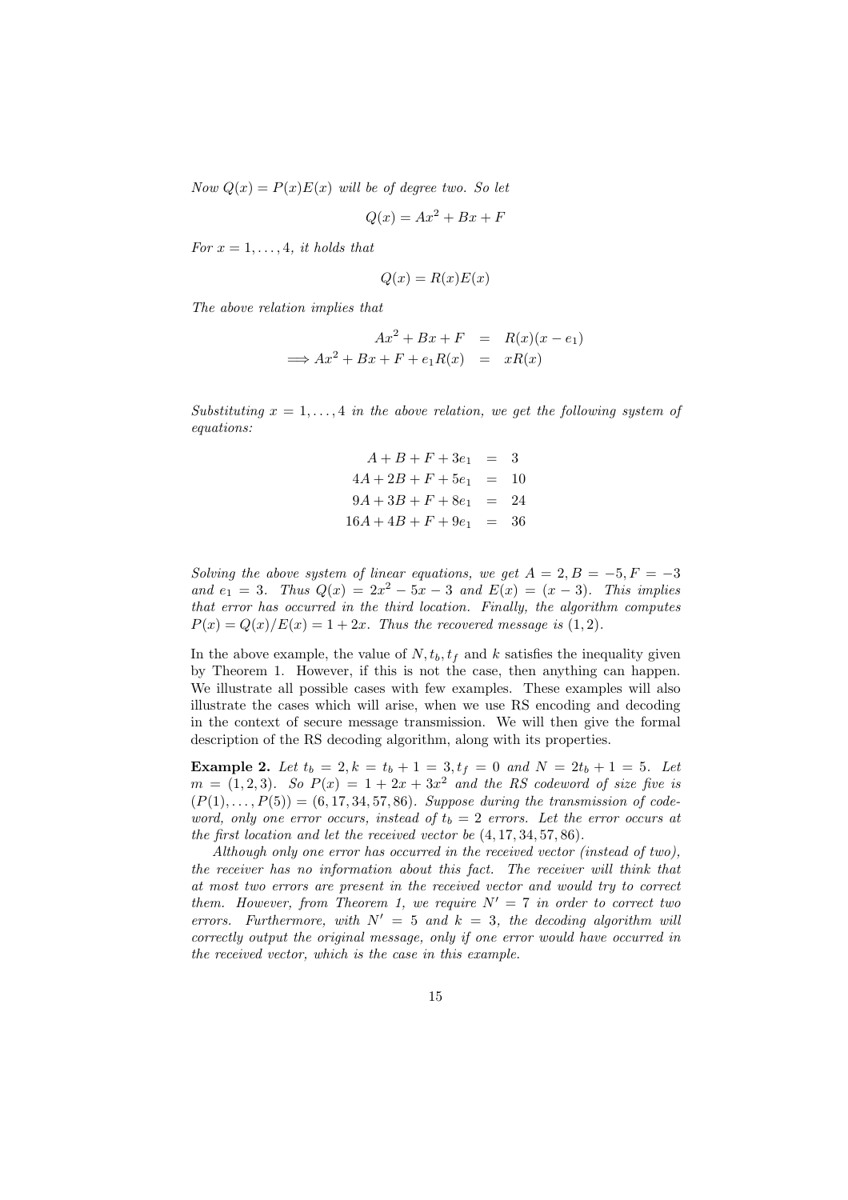*Now $Q(x) = P(x)E(x)$ will be of degree two. So let*

$$Q(x) = Ax^2 + Bx + F$$

*For $x = 1, \ldots, 4$, it holds that*

$$Q(x) = R(x)E(x)$$

*The above relation implies that*

$$\begin{aligned} Ax^2 + Bx + F &= R(x)(x - e_1) \\ \Longrightarrow Ax^2 + Bx + F + e_1 R(x) &= xR(x) \end{aligned}$$

*Substituting $x = 1, \ldots, 4$ in the above relation, we get the following system of equations:*

$$\begin{aligned} A + B + F + 3e_1 &= 3 \\ 4A + 2B + F + 5e_1 &= 10 \\ 9A + 3B + F + 8e_1 &= 24 \\ 16A + 4B + F + 9e_1 &= 36 \end{aligned}$$

*Solving the above system of linear equations, we get $A = 2, B = -5, F = -3$ and $e_1 = 3$. Thus $Q(x) = 2x^2 - 5x - 3$ and $E(x) = (x - 3)$. This implies that error has occurred in the third location. Finally, the algorithm computes $P(x) = Q(x)/E(x) = 1 + 2x$. Thus the recovered message is $(1, 2)$.*

In the above example, the value of $N, t_b, t_f$ and $k$ satisfies the inequality given by Theorem 1. However, if this is not the case, then anything can happen. We illustrate all possible cases with few examples. These examples will also illustrate the cases which will arise, when we use RS encoding and decoding in the context of secure message transmission. We will then give the formal description of the RS decoding algorithm, along with its properties.

**Example 2.** *Let $t_b = 2, k = t_b + 1 = 3, t_f = 0$ and $N = 2t_b + 1 = 5$. Let $m = (1, 2, 3)$. So $P(x) = 1 + 2x + 3x^2$ and the RS codeword of size five is $(P(1), \ldots, P(5)) = (6, 17, 34, 57, 86)$. Suppose during the transmission of codeword, only one error occurs, instead of $t_b = 2$ errors. Let the error occurs at the first location and let the received vector be $(4, 17, 34, 57, 86)$.*

*Although only one error has occurred in the received vector (instead of two), the receiver has no information about this fact. The receiver will think that at most two errors are present in the received vector and would try to correct them. However, from Theorem 1, we require $N' = 7$ in order to correct two errors. Furthermore, with $N' = 5$ and $k = 3$, the decoding algorithm will correctly output the original message, only if one error would have occurred in the received vector, which is the case in this example.*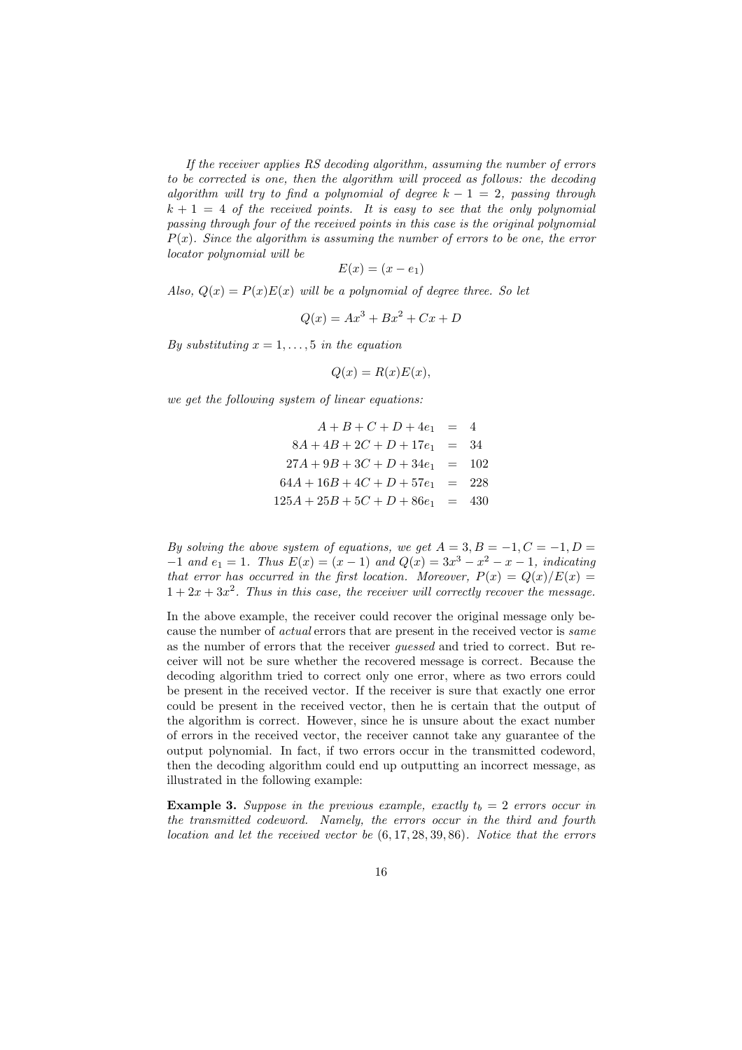*If the receiver applies RS decoding algorithm, assuming the number of errors to be corrected is one, then the algorithm will proceed as follows: the decoding algorithm will try to find a polynomial of degree $k-1=2$, passing through $k+1=4$ of the received points. It is easy to see that the only polynomial passing through four of the received points in this case is the original polynomial $P(x)$. Since the algorithm is assuming the number of errors to be one, the error locator polynomial will be*

$$E(x) = (x - e_1)$$

*Also, $Q(x) = P(x)E(x)$ will be a polynomial of degree three. So let*

$$Q(x) = Ax^3 + Bx^2 + Cx + D$$

*By substituting $x = 1, \ldots, 5$ in the equation*

$$Q(x) = R(x)E(x),$$

*we get the following system of linear equations:*

$$\begin{aligned}
A + B + C + D + 4e_1 &= 4 \\
8A + 4B + 2C + D + 17e_1 &= 34 \\
27A + 9B + 3C + D + 34e_1 &= 102 \\
64A + 16B + 4C + D + 57e_1 &= 228 \\
125A + 25B + 5C + D + 86e_1 &= 430
\end{aligned}$$

*By solving the above system of equations, we get $A = 3, B = -1, C = -1, D = -1$ and $e_1 = 1$. Thus $E(x) = (x-1)$ and $Q(x) = 3x^3 - x^2 - x - 1$, indicating that error has occurred in the first location. Moreover, $P(x) = Q(x)/E(x) = 1 + 2x + 3x^2$. Thus in this case, the receiver will correctly recover the message.*

In the above example, the receiver could recover the original message only because the number of *actual* errors that are present in the received vector is *same* as the number of errors that the receiver *guessed* and tried to correct. But receiver will not be sure whether the recovered message is correct. Because the decoding algorithm tried to correct only one error, where as two errors could be present in the received vector. If the receiver is sure that exactly one error could be present in the received vector, then he is certain that the output of the algorithm is correct. However, since he is unsure about the exact number of errors in the received vector, the receiver cannot take any guarantee of the output polynomial. In fact, if two errors occur in the transmitted codeword, then the decoding algorithm could end up outputting an incorrect message, as illustrated in the following example:

**Example 3.** *Suppose in the previous example, exactly $t_b = 2$ errors occur in the transmitted codeword. Namely, the errors occur in the third and fourth location and let the received vector be $(6, 17, 28, 39, 86)$. Notice that the errors*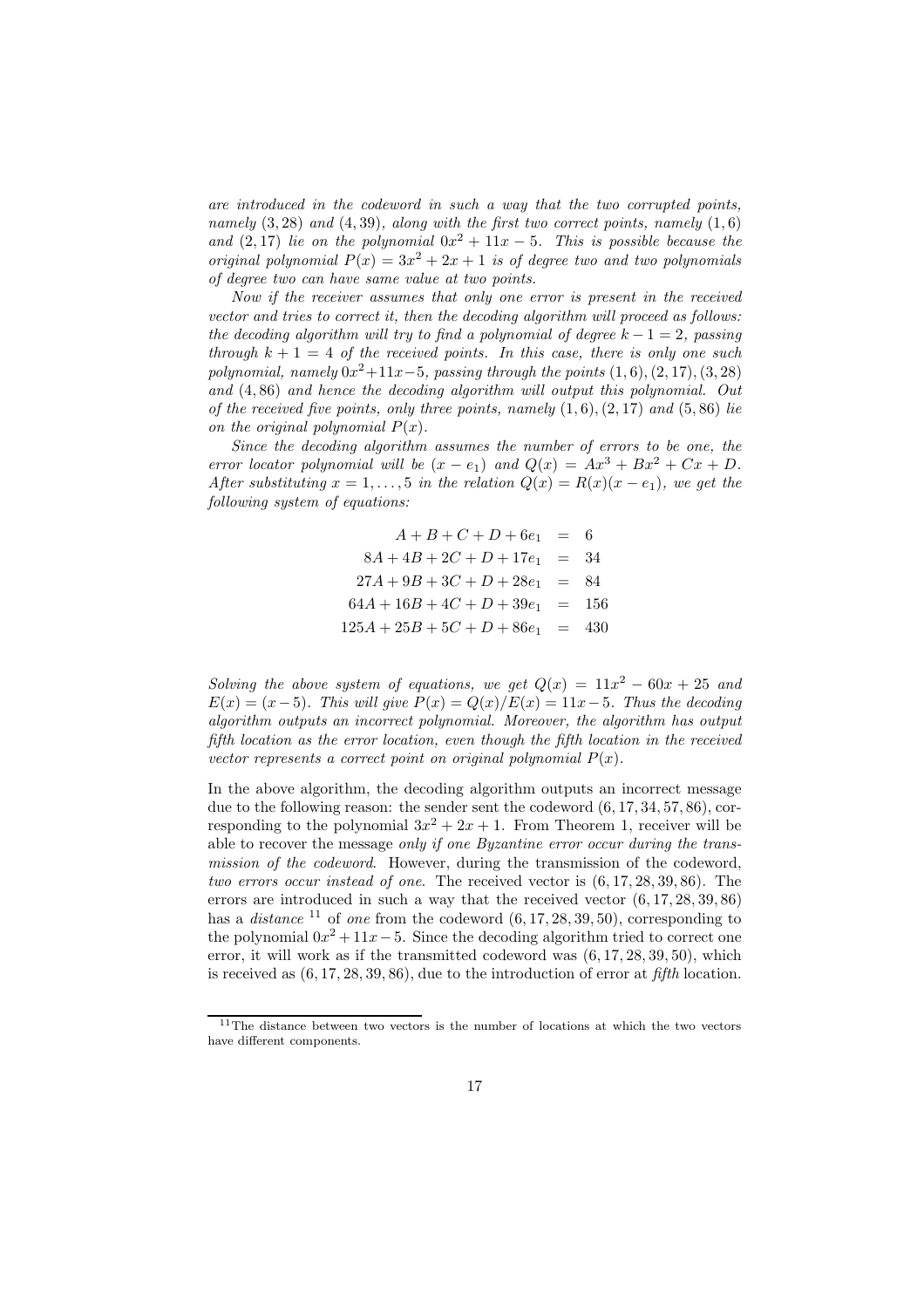*are introduced in the codeword in such a way that the two corrupted points, namely $(3, 28)$ and $(4, 39)$, along with the first two correct points, namely $(1, 6)$ and $(2, 17)$ lie on the polynomial $0x^2 + 11x - 5$. This is possible because the original polynomial $P(x) = 3x^2 + 2x + 1$ is of degree two and two polynomials of degree two can have same value at two points.*

*Now if the receiver assumes that only one error is present in the received vector and tries to correct it, then the decoding algorithm will proceed as follows: the decoding algorithm will try to find a polynomial of degree $k - 1 = 2$, passing through $k + 1 = 4$ of the received points. In this case, there is only one such polynomial, namely $0x^2 + 11x - 5$, passing through the points $(1, 6), (2, 17), (3, 28)$ and $(4, 86)$ and hence the decoding algorithm will output this polynomial. Out of the received five points, only three points, namely $(1, 6), (2, 17)$ and $(5, 86)$ lie on the original polynomial $P(x)$.*

*Since the decoding algorithm assumes the number of errors to be one, the error locator polynomial will be $(x - e_1)$ and $Q(x) = Ax^3 + Bx^2 + Cx + D$. After substituting $x = 1, \ldots, 5$ in the relation $Q(x) = R(x)(x - e_1)$, we get the following system of equations:*

$$
\begin{aligned}
A + B + C + D + 6e_1 &= 6 \\
8A + 4B + 2C + D + 17e_1 &= 34 \\
27A + 9B + 3C + D + 28e_1 &= 84 \\
64A + 16B + 4C + D + 39e_1 &= 156 \\
125A + 25B + 5C + D + 86e_1 &= 430
\end{aligned}
$$

*Solving the above system of equations, we get $Q(x) = 11x^2 - 60x + 25$ and $E(x) = (x - 5)$. This will give $P(x) = Q(x)/E(x) = 11x - 5$. Thus the decoding algorithm outputs an incorrect polynomial. Moreover, the algorithm has output fifth location as the error location, even though the fifth location in the received vector represents a correct point on original polynomial $P(x)$.*

In the above algorithm, the decoding algorithm outputs an incorrect message due to the following reason: the sender sent the codeword $(6, 17, 34, 57, 86)$, corresponding to the polynomial $3x^2 + 2x + 1$. From Theorem 1, receiver will be able to recover the message *only if one Byzantine error occur during the transmission of the codeword*. However, during the transmission of the codeword, *two errors occur instead of one*. The received vector is $(6, 17, 28, 39, 86)$. The errors are introduced in such a way that the received vector $(6, 17, 28, 39, 86)$ has a *distance* [11] of *one* from the codeword $(6, 17, 28, 39, 50)$, corresponding to the polynomial $0x^2 + 11x - 5$. Since the decoding algorithm tried to correct one error, it will work as if the transmitted codeword was $(6, 17, 28, 39, 50)$, which is received as $(6, 17, 28, 39, 86)$, due to the introduction of error at *fifth* location.

[11] The distance between two vectors is the number of locations at which the two vectors have different components.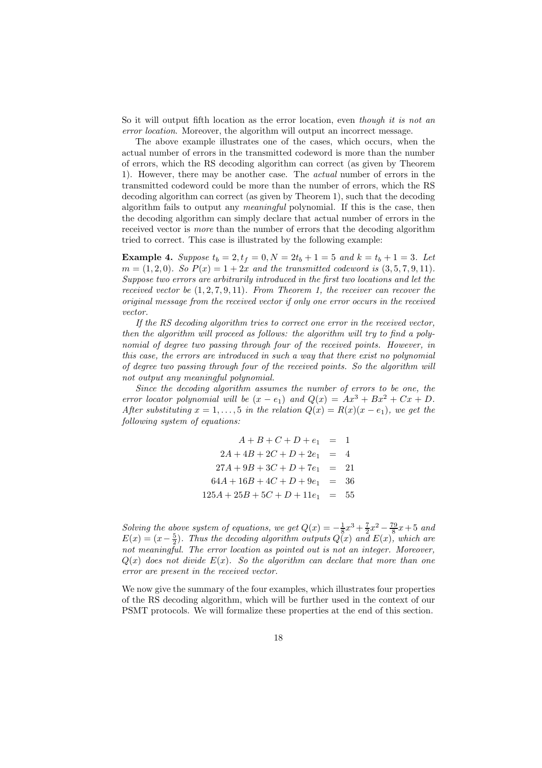So it will output fifth location as the error location, even *though it is not an error location*. Moreover, the algorithm will output an incorrect message.

The above example illustrates one of the cases, which occurs, when the actual number of errors in the transmitted codeword is more than the number of errors, which the RS decoding algorithm can correct (as given by Theorem 1). However, there may be another case. The *actual* number of errors in the transmitted codeword could be more than the number of errors, which the RS decoding algorithm can correct (as given by Theorem 1), such that the decoding algorithm fails to output any *meaningful* polynomial. If this is the case, then the decoding algorithm can simply declare that actual number of errors in the received vector is *more* than the number of errors that the decoding algorithm tried to correct. This case is illustrated by the following example:

**Example 4.** *Suppose $t_b = 2, t_f = 0, N = 2t_b + 1 = 5$ and $k = t_b + 1 = 3$. Let $m = (1, 2, 0)$. So $P(x) = 1 + 2x$ and the transmitted codeword is $(3, 5, 7, 9, 11)$. Suppose two errors are arbitrarily introduced in the first two locations and let the received vector be $(1, 2, 7, 9, 11)$. From Theorem 1, the receiver can recover the original message from the received vector if only one error occurs in the received vector.*

*If the RS decoding algorithm tries to correct one error in the received vector, then the algorithm will proceed as follows: the algorithm will try to find a polynomial of degree two passing through four of the received points. However, in this case, the errors are introduced in such a way that there exist no polynomial of degree two passing through four of the received points. So the algorithm will not output any meaningful polynomial.*

*Since the decoding algorithm assumes the number of errors to be one, the error locator polynomial will be $(x - e_1)$ and $Q(x) = Ax^3 + Bx^2 + Cx + D$. After substituting $x = 1, \ldots, 5$ in the relation $Q(x) = R(x)(x - e_1)$, we get the following system of equations:*

$$
\begin{aligned}
A + B + C + D + e_1 &= 1 \\
2A + 4B + 2C + D + 2e_1 &= 4 \\
27A + 9B + 3C + D + 7e_1 &= 21 \\
64A + 16B + 4C + D + 9e_1 &= 36 \\
125A + 25B + 5C + D + 11e_1 &= 55
\end{aligned}
$$

*Solving the above system of equations, we get $Q(x) = -\frac{1}{8}x^3 + \frac{7}{2}x^2 - \frac{79}{8}x + 5$ and $E(x) = (x - \frac{5}{2})$. Thus the decoding algorithm outputs $Q(x)$ and $E(x)$, which are not meaningful. The error location as pointed out is not an integer. Moreover, $Q(x)$ does not divide $E(x)$. So the algorithm can declare that more than one error are present in the received vector.*

We now give the summary of the four examples, which illustrates four properties of the RS decoding algorithm, which will be further used in the context of our PSMT protocols. We will formalize these properties at the end of this section.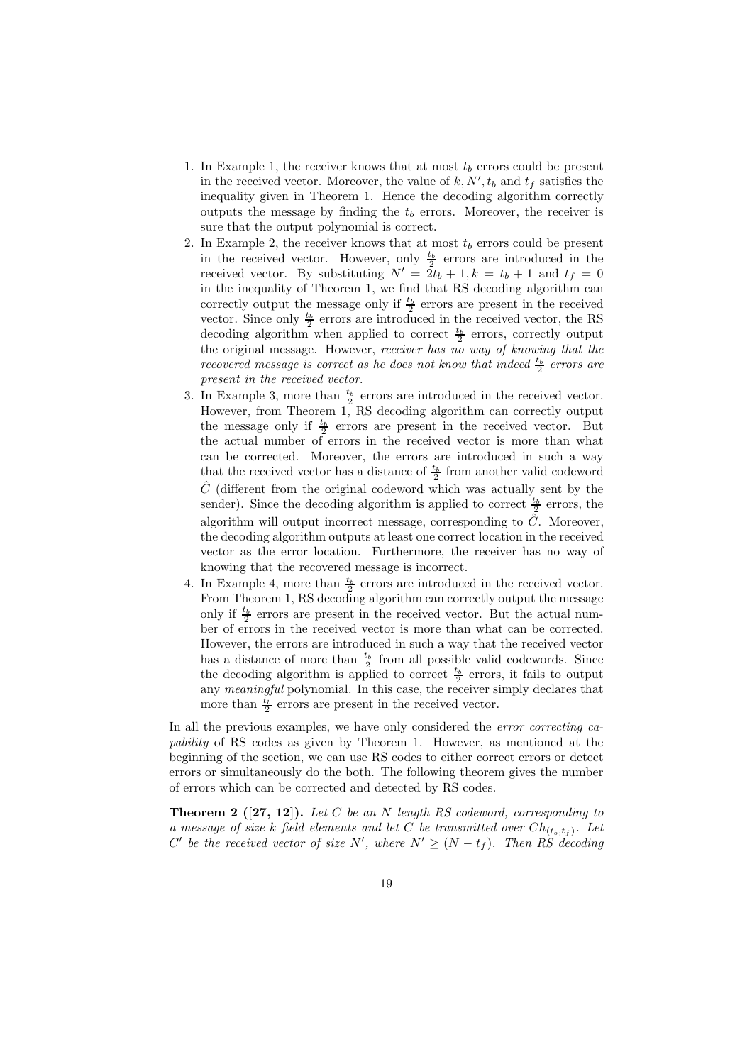1. In Example 1, the receiver knows that at most $t_b$ errors could be present in the received vector. Moreover, the value of $k, N', t_b$ and $t_f$ satisfies the inequality given in Theorem 1. Hence the decoding algorithm correctly outputs the message by finding the $t_b$ errors. Moreover, the receiver is sure that the output polynomial is correct.
2. In Example 2, the receiver knows that at most $t_b$ errors could be present in the received vector. However, only $\frac{t_b}{2}$ errors are introduced in the received vector. By substituting $N' = 2t_b + 1, k = t_b + 1$ and $t_f = 0$ in the inequality of Theorem 1, we find that RS decoding algorithm can correctly output the message only if $\frac{t_b}{2}$ errors are present in the received vector. Since only $\frac{t_b}{2}$ errors are introduced in the received vector, the RS decoding algorithm when applied to correct $\frac{t_b}{2}$ errors, correctly output the original message. However, *receiver has no way of knowing that the recovered message is correct as he does not know that indeed $\frac{t_b}{2}$ errors are present in the received vector*.
3. In Example 3, more than $\frac{t_b}{2}$ errors are introduced in the received vector. However, from Theorem 1, RS decoding algorithm can correctly output the message only if $\frac{t_b}{2}$ errors are present in the received vector. But the actual number of errors in the received vector is more than what can be corrected. Moreover, the errors are introduced in such a way that the received vector has a distance of $\frac{t_b}{2}$ from another valid codeword $\hat{C}$ (different from the original codeword which was actually sent by the sender). Since the decoding algorithm is applied to correct $\frac{t_b}{2}$ errors, the algorithm will output incorrect message, corresponding to $\hat{C}$. Moreover, the decoding algorithm outputs at least one correct location in the received vector as the error location. Furthermore, the receiver has no way of knowing that the recovered message is incorrect.
4. In Example 4, more than $\frac{t_b}{2}$ errors are introduced in the received vector. From Theorem 1, RS decoding algorithm can correctly output the message only if $\frac{t_b}{2}$ errors are present in the received vector. But the actual number of errors in the received vector is more than what can be corrected. However, the errors are introduced in such a way that the received vector has a distance of more than $\frac{t_b}{2}$ from all possible valid codewords. Since the decoding algorithm is applied to correct $\frac{t_b}{2}$ errors, it fails to output any *meaningful* polynomial. In this case, the receiver simply declares that more than $\frac{t_b}{2}$ errors are present in the received vector.

In all the previous examples, we have only considered the *error correcting capability* of RS codes as given by Theorem 1. However, as mentioned at the beginning of the section, we can use RS codes to either correct errors or detect errors or simultaneously do the both. The following theorem gives the number of errors which can be corrected and detected by RS codes.

**Theorem 2 ([27, 12]).** *Let $C$ be an $N$ length RS codeword, corresponding to a message of size $k$ field elements and let $C$ be transmitted over $Ch_{(t_b,t_f)}$. Let $C'$ be the received vector of size $N'$, where $N' \geq (N - t_f)$. Then RS decoding*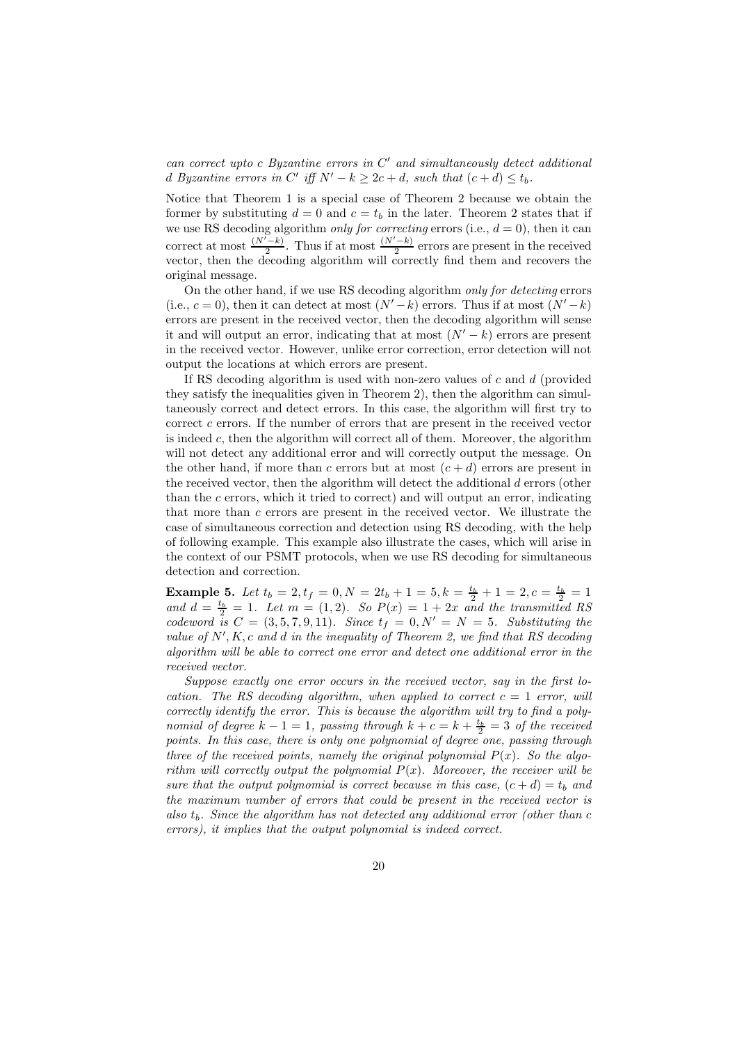*can correct upto $c$ Byzantine errors in $C'$ and simultaneously detect additional $d$ Byzantine errors in $C'$ iff $N' - k \geq 2c + d$, such that $(c + d) \leq t_b$.*

Notice that Theorem 1 is a special case of Theorem 2 because we obtain the former by substituting $d = 0$ and $c = t_b$ in the later. Theorem 2 states that if we use RS decoding algorithm *only for correcting* errors (i.e., $d = 0$), then it can correct at most $\frac{(N'-k)}{2}$. Thus if at most $\frac{(N'-k)}{2}$ errors are present in the received vector, then the decoding algorithm will correctly find them and recovers the original message.

On the other hand, if we use RS decoding algorithm *only for detecting* errors (i.e., $c = 0$), then it can detect at most $(N' - k)$ errors. Thus if at most $(N' - k)$ errors are present in the received vector, then the decoding algorithm will sense it and will output an error, indicating that at most $(N' - k)$ errors are present in the received vector. However, unlike error correction, error detection will not output the locations at which errors are present.

If RS decoding algorithm is used with non-zero values of $c$ and $d$ (provided they satisfy the inequalities given in Theorem 2), then the algorithm can simultaneously correct and detect errors. In this case, the algorithm will first try to correct $c$ errors. If the number of errors that are present in the received vector is indeed $c$, then the algorithm will correct all of them. Moreover, the algorithm will not detect any additional error and will correctly output the message. On the other hand, if more than $c$ errors but at most $(c + d)$ errors are present in the received vector, then the algorithm will detect the additional $d$ errors (other than the $c$ errors, which it tried to correct) and will output an error, indicating that more than $c$ errors are present in the received vector. We illustrate the case of simultaneous correction and detection using RS decoding, with the help of following example. This example also illustrate the cases, which will arise in the context of our PSMT protocols, when we use RS decoding for simultaneous detection and correction.

**Example 5.** *Let $t_b = 2, t_f = 0, N = 2t_b + 1 = 5, k = \frac{t_b}{2} + 1 = 2, c = \frac{t_b}{2} = 1$ and $d = \frac{t_b}{2} = 1$. Let $m = (1, 2)$. So $P(x) = 1 + 2x$ and the transmitted RS codeword is $C = (3, 5, 7, 9, 11)$. Since $t_f = 0, N' = N = 5$. Substituting the value of $N', K, c$ and $d$ in the inequality of Theorem 2, we find that RS decoding algorithm will be able to correct one error and detect one additional error in the received vector.*

*Suppose exactly one error occurs in the received vector, say in the first location. The RS decoding algorithm, when applied to correct $c = 1$ error, will correctly identify the error. This is because the algorithm will try to find a polynomial of degree $k - 1 = 1$, passing through $k + c = k + \frac{t_b}{2} = 3$ of the received points. In this case, there is only one polynomial of degree one, passing through three of the received points, namely the original polynomial $P(x)$. So the algorithm will correctly output the polynomial $P(x)$. Moreover, the receiver will be sure that the output polynomial is correct because in this case, $(c + d) = t_b$ and the maximum number of errors that could be present in the received vector is also $t_b$. Since the algorithm has not detected any additional error (other than $c$ errors), it implies that the output polynomial is indeed correct.*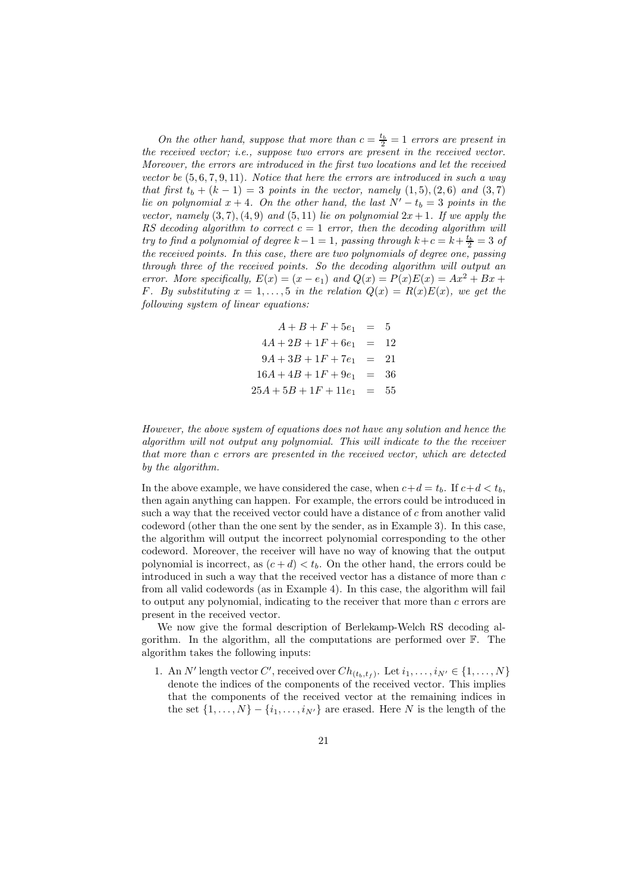*On the other hand, suppose that more than $c = \frac{t_b}{2} = 1$ errors are present in the received vector; i.e., suppose two errors are present in the received vector. Moreover, the errors are introduced in the first two locations and let the received vector be $(5, 6, 7, 9, 11)$. Notice that here the errors are introduced in such a way that first $t_b + (k-1) = 3$ points in the vector, namely $(1, 5), (2, 6)$ and $(3, 7)$ lie on polynomial $x + 4$. On the other hand, the last $N' - t_b = 3$ points in the vector, namely $(3, 7), (4, 9)$ and $(5, 11)$ lie on polynomial $2x + 1$. If we apply the RS decoding algorithm to correct $c = 1$ error, then the decoding algorithm will try to find a polynomial of degree $k - 1 = 1$, passing through $k + c = k + \frac{t_b}{2} = 3$ of the received points. In this case, there are two polynomials of degree one, passing through three of the received points. So the decoding algorithm will output an error. More specifically, $E(x) = (x - e_1)$ and $Q(x) = P(x)E(x) = Ax^2 + Bx + F$. By substituting $x = 1, \ldots, 5$ in the relation $Q(x) = R(x)E(x)$, we get the following system of linear equations:*

$$
\begin{aligned}
A + B + F + 5e_1 &= 5 \\
4A + 2B + 1F + 6e_1 &= 12 \\
9A + 3B + 1F + 7e_1 &= 21 \\
16A + 4B + 1F + 9e_1 &= 36 \\
25A + 5B + 1F + 11e_1 &= 55
\end{aligned}
$$

*However, the above system of equations does not have any solution and hence the algorithm will not output any polynomial. This will indicate to the the receiver that more than $c$ errors are presented in the received vector, which are detected by the algorithm.*

In the above example, we have considered the case, when $c + d = t_b$. If $c + d < t_b$, then again anything can happen. For example, the errors could be introduced in such a way that the received vector could have a distance of $c$ from another valid codeword (other than the one sent by the sender, as in Example 3). In this case, the algorithm will output the incorrect polynomial corresponding to the other codeword. Moreover, the receiver will have no way of knowing that the output polynomial is incorrect, as $(c + d) < t_b$. On the other hand, the errors could be introduced in such a way that the received vector has a distance of more than $c$ from all valid codewords (as in Example 4). In this case, the algorithm will fail to output any polynomial, indicating to the receiver that more than $c$ errors are present in the received vector.

We now give the formal description of Berlekamp-Welch RS decoding algorithm. In the algorithm, all the computations are performed over $\mathbb{F}$. The algorithm takes the following inputs:

1. An $N'$ length vector $C'$, received over $Ch_{(t_b, t_f)}$. Let $i_1, \ldots, i_{N'} \in \{1, \ldots, N\}$ denote the indices of the components of the received vector. This implies that the components of the received vector at the remaining indices in the set $\{1, \ldots, N\} - \{i_1, \ldots, i_{N'}\}$ are erased. Here $N$ is the length of the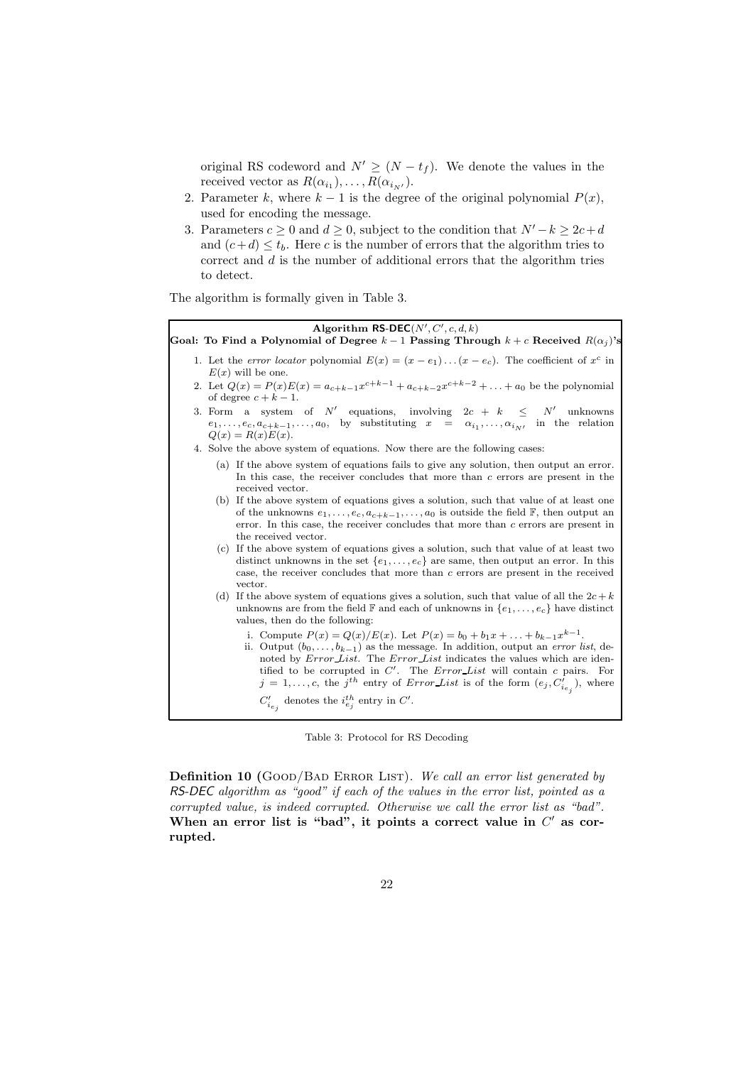original RS codeword and $N' \geq (N - t_f)$. We denote the values in the received vector as $R(\alpha_{i_1}), \ldots, R(\alpha_{i_{N'}})$.

2. Parameter $k$, where $k-1$ is the degree of the original polynomial $P(x)$, used for encoding the message.
3. Parameters $c \geq 0$ and $d \geq 0$, subject to the condition that $N' - k \geq 2c + d$ and $(c+d) \leq t_b$. Here $c$ is the number of errors that the algorithm tries to correct and $d$ is the number of additional errors that the algorithm tries to detect.

The algorithm is formally given in Table 3.

**Algorithm RS-DEC$(N', C', c, d, k)$**

**Goal: To Find a Polynomial of Degree $k-1$ Passing Through $k+c$ Received $R(\alpha_j)$'s**

1. Let the *error locator* polynomial $E(x) = (x - e_1)\ldots(x - e_c)$. The coefficient of $x^c$ in $E(x)$ will be one.
2. Let $Q(x) = P(x)E(x) = a_{c+k-1}x^{c+k-1} + a_{c+k-2}x^{c+k-2} + \ldots + a_0$ be the polynomial of degree $c + k - 1$.
3. Form a system of $N'$ equations, involving $2c + k \leq N'$ unknowns $e_1, \ldots, e_c, a_{c+k-1}, \ldots, a_0$, by substituting $x = \alpha_{i_1}, \ldots, \alpha_{i_{N'}}$ in the relation $Q(x) = R(x)E(x)$.
4. Solve the above system of equations. Now there are the following cases:
   (a) If the above system of equations fails to give any solution, then output an error. In this case, the receiver concludes that more than $c$ errors are present in the received vector.
   (b) If the above system of equations gives a solution, such that value of at least one of the unknowns $e_1, \ldots, e_c, a_{c+k-1}, \ldots, a_0$ is outside the field $\mathbb{F}$, then output an error. In this case, the receiver concludes that more than $c$ errors are present in the received vector.
   (c) If the above system of equations gives a solution, such that value of at least two distinct unknowns in the set $\{e_1, \ldots, e_c\}$ are same, then output an error. In this case, the receiver concludes that more than $c$ errors are present in the received vector.
   (d) If the above system of equations gives a solution, such that value of all the $2c+k$ unknowns are from the field $\mathbb{F}$ and each of unknowns in $\{e_1, \ldots, e_c\}$ have distinct values, then do the following:
      i. Compute $P(x) = Q(x)/E(x)$. Let $P(x) = b_0 + b_1 x + \ldots + b_{k-1}x^{k-1}$.
      ii. Output $(b_0, \ldots, b_{k-1})$ as the message. In addition, output an *error list*, denoted by *Error_List*. The *Error_List* indicates the values which are identified to be corrupted in $C'$. The *Error_List* will contain $c$ pairs. For $j = 1, \ldots, c$, the $j^{th}$ entry of *Error_List* is of the form $(e_j, C'_{i_{e_j}})$, where $C'_{i_{e_j}}$ denotes the $i^{th}_{e_j}$ entry in $C'$.

Table 3: Protocol for RS Decoding

**Definition 10** (Good/Bad Error List). *We call an error list generated by RS-DEC algorithm as "good" if each of the values in the error list, pointed as a corrupted value, is indeed corrupted. Otherwise we call the error list as "bad".* **When an error list is "bad", it points a correct value in $C'$ as corrupted.**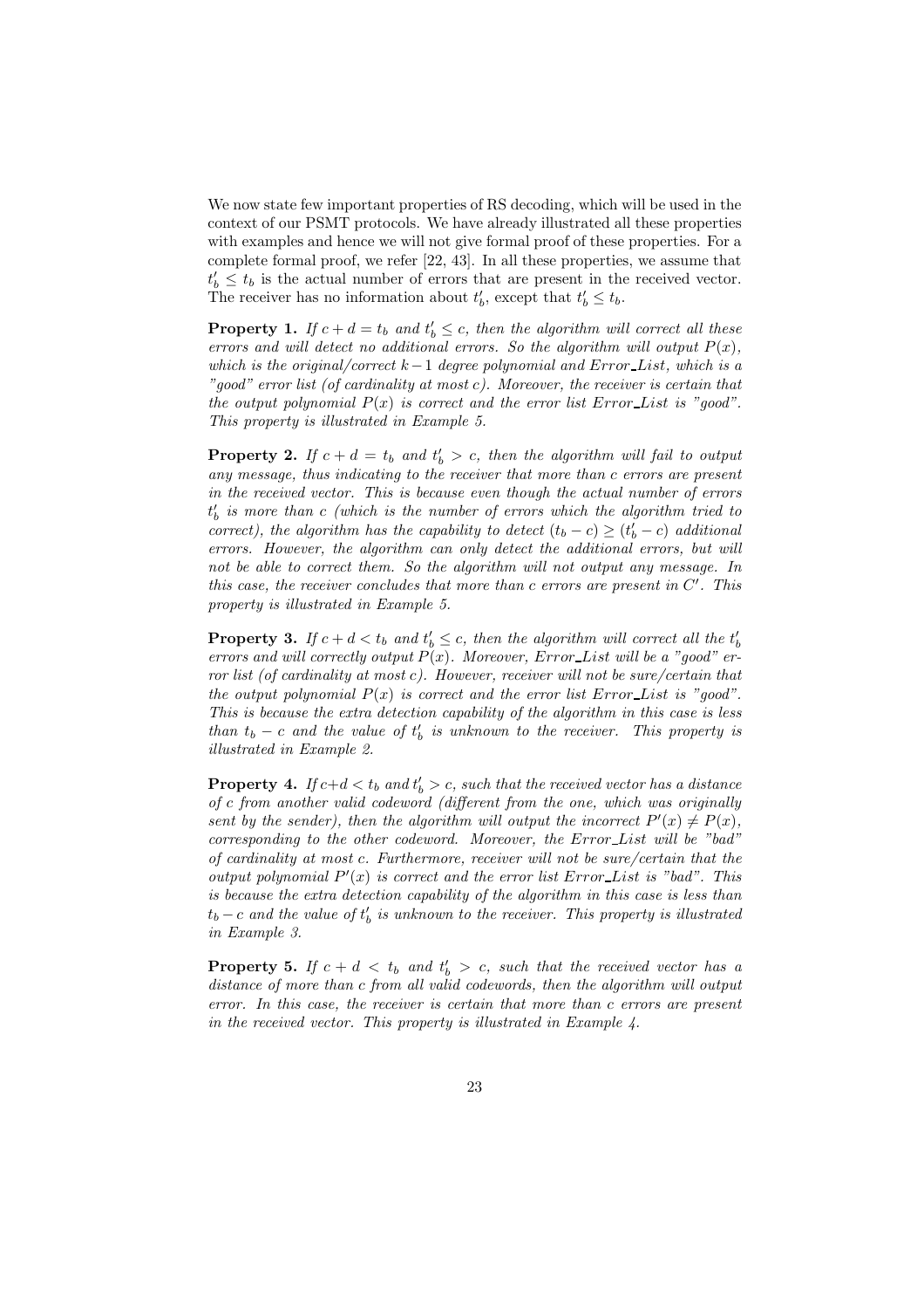We now state few important properties of RS decoding, which will be used in the context of our PSMT protocols. We have already illustrated all these properties with examples and hence we will not give formal proof of these properties. For a complete formal proof, we refer [22, 43]. In all these properties, we assume that $t'_b \leq t_b$ is the actual number of errors that are present in the received vector. The receiver has no information about $t'_b$, except that $t'_b \leq t_b$.

**Property 1.** *If $c + d = t_b$ and $t'_b \leq c$, then the algorithm will correct all these errors and will detect no additional errors. So the algorithm will output $P(x)$, which is the original/correct $k-1$ degree polynomial and Error_List, which is a "good" error list (of cardinality at most $c$). Moreover, the receiver is certain that the output polynomial $P(x)$ is correct and the error list Error_List is "good". This property is illustrated in Example 5.*

**Property 2.** *If $c + d = t_b$ and $t'_b > c$, then the algorithm will fail to output any message, thus indicating to the receiver that more than $c$ errors are present in the received vector. This is because even though the actual number of errors $t'_b$ is more than $c$ (which is the number of errors which the algorithm tried to correct), the algorithm has the capability to detect $(t_b - c) \geq (t'_b - c)$ additional errors. However, the algorithm can only detect the additional errors, but will not be able to correct them. So the algorithm will not output any message. In this case, the receiver concludes that more than $c$ errors are present in $C'$. This property is illustrated in Example 5.*

**Property 3.** *If $c + d < t_b$ and $t'_b \leq c$, then the algorithm will correct all the $t'_b$ errors and will correctly output $P(x)$. Moreover, Error_List will be a "good" error list (of cardinality at most $c$). However, receiver will not be sure/certain that the output polynomial $P(x)$ is correct and the error list Error_List is "good". This is because the extra detection capability of the algorithm in this case is less than $t_b - c$ and the value of $t'_b$ is unknown to the receiver. This property is illustrated in Example 2.*

**Property 4.** *If $c+d < t_b$ and $t'_b > c$, such that the received vector has a distance of $c$ from another valid codeword (different from the one, which was originally sent by the sender), then the algorithm will output the incorrect $P'(x) \neq P(x)$, corresponding to the other codeword. Moreover, the Error_List will be "bad" of cardinality at most $c$. Furthermore, receiver will not be sure/certain that the output polynomial $P'(x)$ is correct and the error list Error_List is "bad". This is because the extra detection capability of the algorithm in this case is less than $t_b - c$ and the value of $t'_b$ is unknown to the receiver. This property is illustrated in Example 3.*

**Property 5.** *If $c + d < t_b$ and $t'_b > c$, such that the received vector has a distance of more than $c$ from all valid codewords, then the algorithm will output error. In this case, the receiver is certain that more than $c$ errors are present in the received vector. This property is illustrated in Example 4.*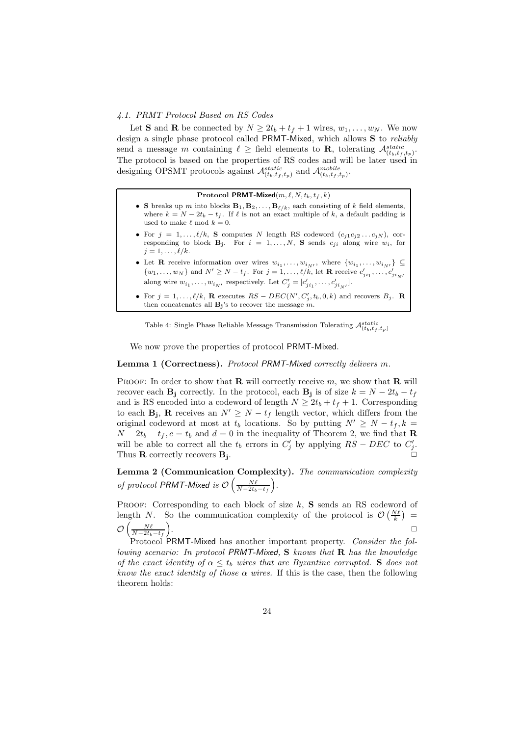### 4.1. PRMT Protocol Based on RS Codes

Let **S** and **R** be connected by $N \geq 2t_b + t_f + 1$ wires, $w_1, \ldots, w_N$. We now design a single phase protocol called PRMT-Mixed, which allows **S** to *reliably* send a message $m$ containing $\ell \geq$ field elements to **R**, tolerating $\mathcal{A}^{static}_{(t_b,t_f,t_p)}$. The protocol is based on the properties of RS codes and will be later used in designing OPSMT protocols against $\mathcal{A}^{static}_{(t_b,t_f,t_p)}$ and $\mathcal{A}^{mobile}_{(t_b,t_f,t_p)}$.

**Protocol PRMT-Mixed**$(m, \ell, N, t_b, t_f, k)$

- **S** breaks up $m$ into blocks $\mathbf{B_1}, \mathbf{B_2}, \ldots, \mathbf{B}_{\ell/k}$, each consisting of $k$ field elements, where $k = N - 2t_b - t_f$. If $\ell$ is not an exact multiple of $k$, a default padding is used to make $\ell \bmod k = 0$.
- For $j = 1, \ldots, \ell/k$, **S** computes $N$ length RS codeword $(c_{j1}c_{j2} \ldots c_{jN})$, corresponding to block $\mathbf{B_j}$. For $i = 1, \ldots, N$, **S** sends $c_{ji}$ along wire $w_i$, for $j = 1, \ldots, \ell/k$.
- Let **R** receive information over wires $w_{i_1}, \ldots, w_{i_{N'}}$, where $\{w_{i_1}, \ldots, w_{i_{N'}}\} \subseteq \{w_1, \ldots, w_N\}$ and $N' \geq N - t_f$. For $j = 1, \ldots, \ell/k$, let **R** receive $c'_{ji_1}, \ldots, c'_{ji_{N'}}$ along wire $w_{i_1}, \ldots, w_{i_{N'}}$ respectively. Let $C'_j = [c'_{ji_1}, \ldots, c'_{ji_{N'}}]$.
- For $j = 1, \ldots, \ell/k$, **R** executes $RS-DEC(N', C'_j, t_b, 0, k)$ and recovers $B_j$. **R** then concatenates all $\mathbf{B_j}$'s to recover the message $m$.

Table 4: Single Phase Reliable Message Transmission Tolerating $\mathcal{A}^{static}_{(t_b,t_f,t_p)}$

We now prove the properties of protocol PRMT-Mixed.

**Lemma 1 (Correctness).** *Protocol PRMT-Mixed correctly delivers* $m$.

PROOF: In order to show that **R** will correctly receive $m$, we show that **R** will recover each $\mathbf{B_j}$ correctly. In the protocol, each $\mathbf{B_j}$ is of size $k = N - 2t_b - t_f$ and is RS encoded into a codeword of length $N \geq 2t_b + t_f + 1$. Corresponding to each $\mathbf{B_j}$, **R** receives an $N' \geq N - t_f$ length vector, which differs from the original codeword at most at $t_b$ locations. So by putting $N' \geq N - t_f, k = N - 2t_b - t_f, c = t_b$ and $d = 0$ in the inequality of Theorem 2, we find that **R** will be able to correct all the $t_b$ errors in $C'_j$ by applying $RS-DEC$ to $C'_j$. Thus **R** correctly recovers $\mathbf{B_j}$. □

**Lemma 2 (Communication Complexity).** *The communication complexity of protocol PRMT-Mixed is* $\mathcal{O}\left(\frac{N\ell}{N-2t_b-t_f}\right)$.

PROOF: Corresponding to each block of size $k$, **S** sends an RS codeword of length $N$. So the communication complexity of the protocol is $\mathcal{O}\left(\frac{N\ell}{k}\right) = \mathcal{O}\left(\frac{N\ell}{N-2t_b-t_f}\right)$. □

Protocol PRMT-Mixed has another important property. *Consider the following scenario: In protocol PRMT-Mixed,* **S** *knows that* **R** *has the knowledge of the exact identity of* $\alpha \leq t_b$ *wires that are Byzantine corrupted.* **S** *does not know the exact identity of those* $\alpha$ *wires.* If this is the case, then the following theorem holds: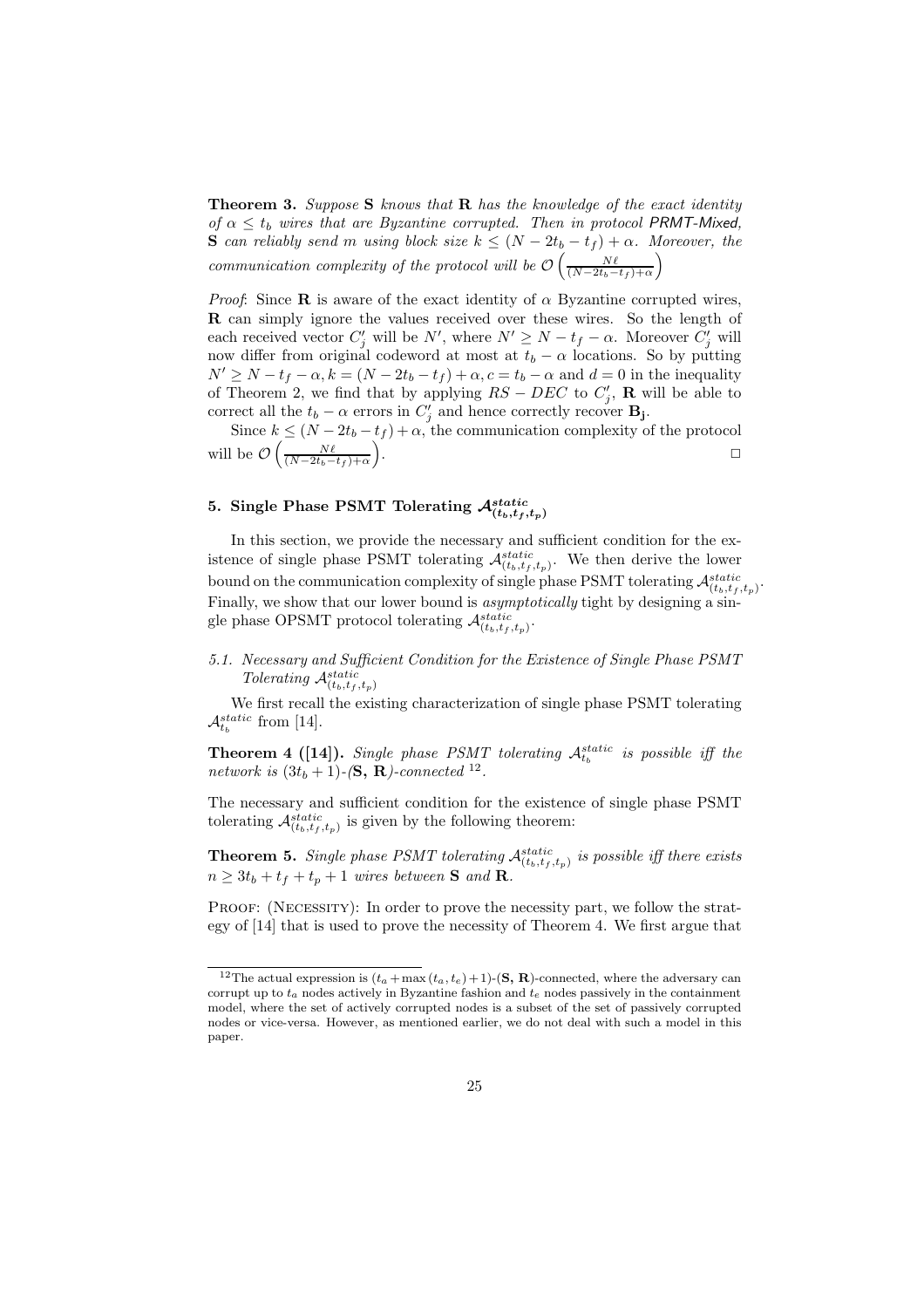**Theorem 3.** *Suppose* **S** *knows that* **R** *has the knowledge of the exact identity of $\alpha \leq t_b$ wires that are Byzantine corrupted. Then in protocol* PRMT-Mixed*,* **S** *can reliably send $m$ using block size $k \leq (N - 2t_b - t_f) + \alpha$. Moreover, the communication complexity of the protocol will be $\mathcal{O}\left(\frac{N\ell}{(N-2t_b-t_f)+\alpha}\right)$*

*Proof*: Since **R** is aware of the exact identity of $\alpha$ Byzantine corrupted wires, **R** can simply ignore the values received over these wires. So the length of each received vector $C'_j$ will be $N'$, where $N' \geq N - t_f - \alpha$. Moreover $C'_j$ will now differ from original codeword at most at $t_b - \alpha$ locations. So by putting $N' \geq N - t_f - \alpha, k = (N - 2t_b - t_f) + \alpha, c = t_b - \alpha$ and $d = 0$ in the inequality of Theorem 2, we find that by applying $RS - DEC$ to $C'_j$, **R** will be able to correct all the $t_b - \alpha$ errors in $C'_j$ and hence correctly recover $\mathbf{B_j}$.

Since $k \leq (N - 2t_b - t_f) + \alpha$, the communication complexity of the protocol will be $\mathcal{O}\left(\frac{N\ell}{(N-2t_b-t_f)+\alpha}\right)$. □

## 5. Single Phase PSMT Tolerating $\mathcal{A}^{static}_{(t_b,t_f,t_p)}$

In this section, we provide the necessary and sufficient condition for the existence of single phase PSMT tolerating $\mathcal{A}^{static}_{(t_b,t_f,t_p)}$. We then derive the lower bound on the communication complexity of single phase PSMT tolerating $\mathcal{A}^{static}_{(t_b,t_f,t_p)}$. Finally, we show that our lower bound is *asymptotically* tight by designing a single phase OPSMT protocol tolerating $\mathcal{A}^{static}_{(t_b,t_f,t_p)}$.

### *5.1. Necessary and Sufficient Condition for the Existence of Single Phase PSMT Tolerating $\mathcal{A}^{static}_{(t_b,t_f,t_p)}$*

We first recall the existing characterization of single phase PSMT tolerating $\mathcal{A}^{static}_{t_b}$ from [14].

**Theorem 4 ([14]).** *Single phase PSMT tolerating $\mathcal{A}^{static}_{t_b}$ is possible iff the network is $(3t_b + 1)$-(***S, R***)-connected* [12].

The necessary and sufficient condition for the existence of single phase PSMT tolerating $\mathcal{A}^{static}_{(t_b,t_f,t_p)}$ is given by the following theorem:

**Theorem 5.** *Single phase PSMT tolerating $\mathcal{A}^{static}_{(t_b,t_f,t_p)}$ is possible iff there exists $n \geq 3t_b + t_f + t_p + 1$ wires between* **S** *and* **R**.

Proof: (Necessity): In order to prove the necessity part, we follow the strategy of [14] that is used to prove the necessity of Theorem 4. We first argue that

[12] The actual expression is $(t_a + \max(t_a, t_e) + 1)$-(**S, R**)-connected, where the adversary can corrupt up to $t_a$ nodes actively in Byzantine fashion and $t_e$ nodes passively in the containment model, where the set of actively corrupted nodes is a subset of the set of passively corrupted nodes or vice-versa. However, as mentioned earlier, we do not deal with such a model in this paper.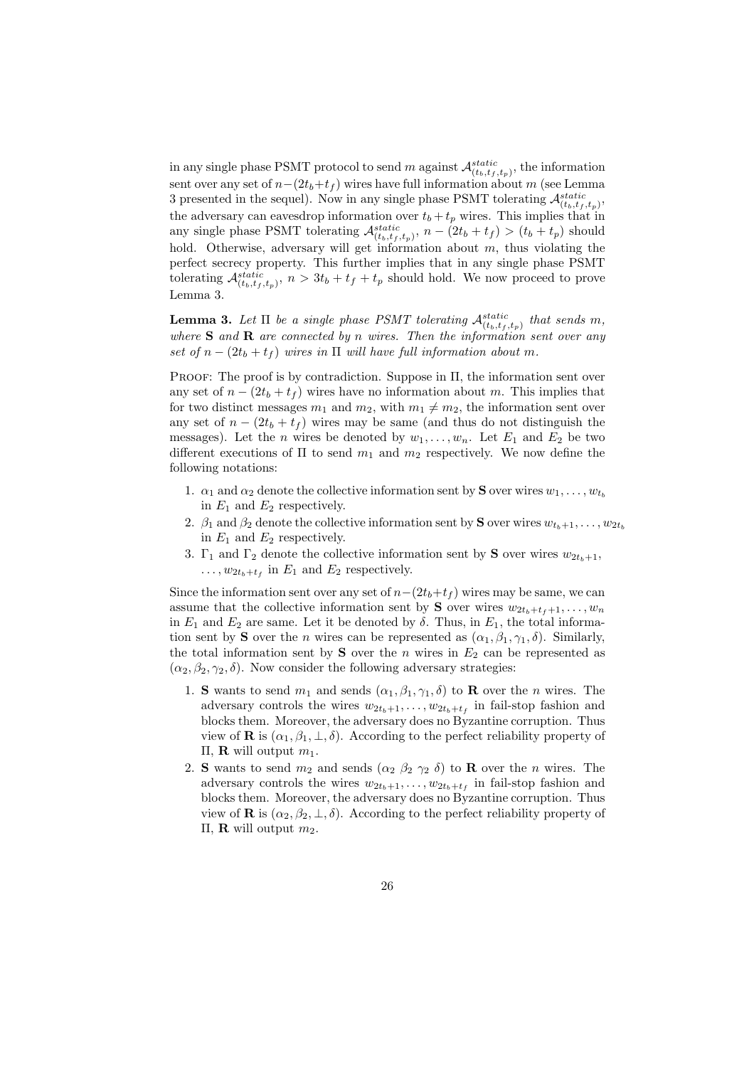in any single phase PSMT protocol to send $m$ against $\mathcal{A}^{static}_{(t_b,t_f,t_p)}$, the information sent over any set of $n-(2t_b+t_f)$ wires have full information about $m$ (see Lemma 3 presented in the sequel). Now in any single phase PSMT tolerating $\mathcal{A}^{static}_{(t_b,t_f,t_p)}$, the adversary can eavesdrop information over $t_b+t_p$ wires. This implies that in any single phase PSMT tolerating $\mathcal{A}^{static}_{(t_b,t_f,t_p)}$, $n-(2t_b+t_f) > (t_b+t_p)$ should hold. Otherwise, adversary will get information about $m$, thus violating the perfect secrecy property. This further implies that in any single phase PSMT tolerating $\mathcal{A}^{static}_{(t_b,t_f,t_p)}$, $n > 3t_b+t_f+t_p$ should hold. We now proceed to prove Lemma 3.

**Lemma 3.** *Let $\Pi$ be a single phase PSMT tolerating $\mathcal{A}^{static}_{(t_b,t_f,t_p)}$ that sends $m$, where* **S** *and* **R** *are connected by $n$ wires. Then the information sent over any set of $n-(2t_b+t_f)$ wires in $\Pi$ will have full information about $m$.*

Proof: The proof is by contradiction. Suppose in $\Pi$, the information sent over any set of $n-(2t_b+t_f)$ wires have no information about $m$. This implies that for two distinct messages $m_1$ and $m_2$, with $m_1 \neq m_2$, the information sent over any set of $n-(2t_b+t_f)$ wires may be same (and thus do not distinguish the messages). Let the $n$ wires be denoted by $w_1,\ldots,w_n$. Let $E_1$ and $E_2$ be two different executions of $\Pi$ to send $m_1$ and $m_2$ respectively. We now define the following notations:

1. $\alpha_1$ and $\alpha_2$ denote the collective information sent by **S** over wires $w_1,\ldots,w_{t_b}$ in $E_1$ and $E_2$ respectively.
2. $\beta_1$ and $\beta_2$ denote the collective information sent by **S** over wires $w_{t_b+1},\ldots,w_{2t_b}$ in $E_1$ and $E_2$ respectively.
3. $\Gamma_1$ and $\Gamma_2$ denote the collective information sent by **S** over wires $w_{2t_b+1}$, $\ldots,w_{2t_b+t_f}$ in $E_1$ and $E_2$ respectively.

Since the information sent over any set of $n-(2t_b+t_f)$ wires may be same, we can assume that the collective information sent by **S** over wires $w_{2t_b+t_f+1},\ldots,w_n$ in $E_1$ and $E_2$ are same. Let it be denoted by $\delta$. Thus, in $E_1$, the total information sent by **S** over the $n$ wires can be represented as $(\alpha_1,\beta_1,\gamma_1,\delta)$. Similarly, the total information sent by **S** over the $n$ wires in $E_2$ can be represented as $(\alpha_2,\beta_2,\gamma_2,\delta)$. Now consider the following adversary strategies:

1. **S** wants to send $m_1$ and sends $(\alpha_1,\beta_1,\gamma_1,\delta)$ to **R** over the $n$ wires. The adversary controls the wires $w_{2t_b+1},\ldots,w_{2t_b+t_f}$ in fail-stop fashion and blocks them. Moreover, the adversary does no Byzantine corruption. Thus view of **R** is $(\alpha_1,\beta_1,\perp,\delta)$. According to the perfect reliability property of $\Pi$, **R** will output $m_1$.
2. **S** wants to send $m_2$ and sends $(\alpha_2\ \beta_2\ \gamma_2\ \delta)$ to **R** over the $n$ wires. The adversary controls the wires $w_{2t_b+1},\ldots,w_{2t_b+t_f}$ in fail-stop fashion and blocks them. Moreover, the adversary does no Byzantine corruption. Thus view of **R** is $(\alpha_2,\beta_2,\perp,\delta)$. According to the perfect reliability property of $\Pi$, **R** will output $m_2$.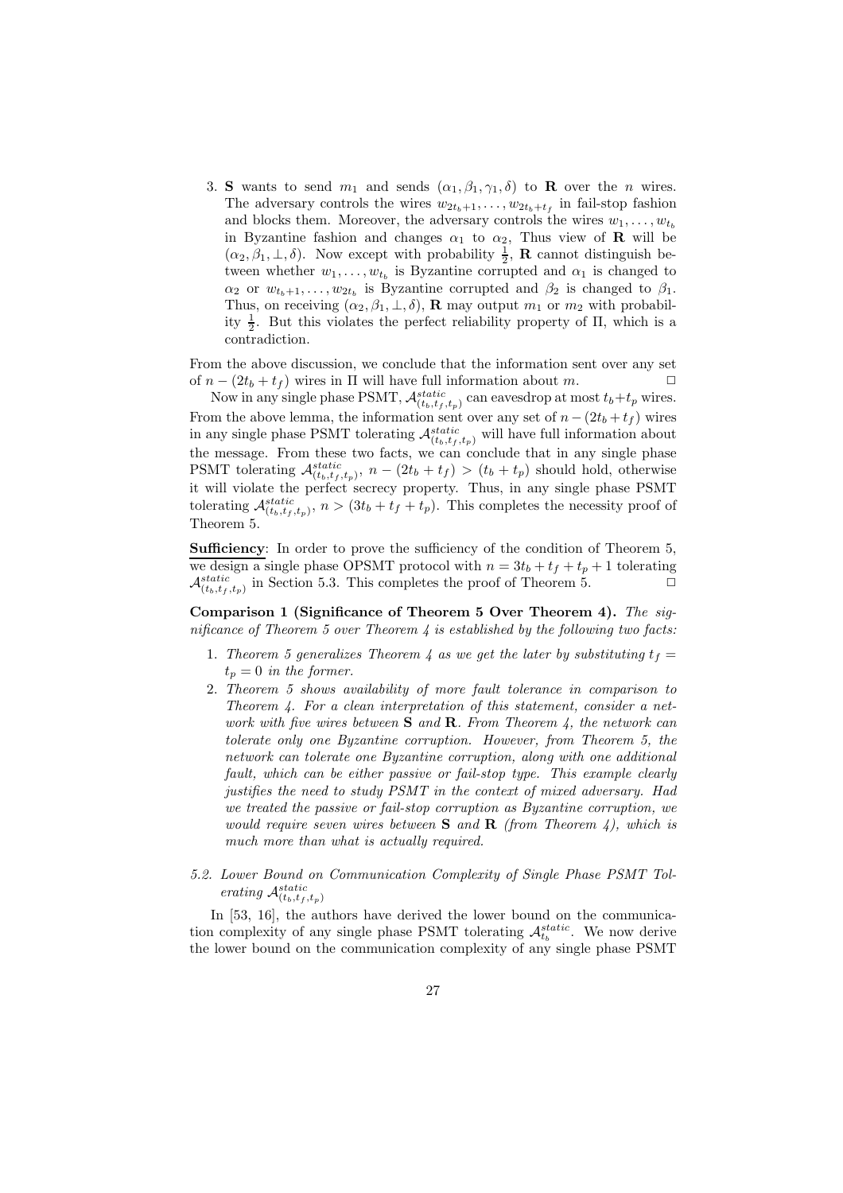3. **S** wants to send $m_1$ and sends $(\alpha_1, \beta_1, \gamma_1, \delta)$ to **R** over the $n$ wires. The adversary controls the wires $w_{2t_b+1}, \ldots, w_{2t_b+t_f}$ in fail-stop fashion and blocks them. Moreover, the adversary controls the wires $w_1, \ldots, w_{t_b}$ in Byzantine fashion and changes $\alpha_1$ to $\alpha_2$, Thus view of **R** will be $(\alpha_2, \beta_1, \perp, \delta)$. Now except with probability $\frac{1}{2}$, **R** cannot distinguish between whether $w_1, \ldots, w_{t_b}$ is Byzantine corrupted and $\alpha_1$ is changed to $\alpha_2$ or $w_{t_b+1}, \ldots, w_{2t_b}$ is Byzantine corrupted and $\beta_2$ is changed to $\beta_1$. Thus, on receiving $(\alpha_2, \beta_1, \perp, \delta)$, **R** may output $m_1$ or $m_2$ with probability $\frac{1}{2}$. But this violates the perfect reliability property of $\Pi$, which is a contradiction.

From the above discussion, we conclude that the information sent over any set of $n - (2t_b + t_f)$ wires in $\Pi$ will have full information about $m$. $\square$

Now in any single phase PSMT, $\mathcal{A}^{static}_{(t_b,t_f,t_p)}$ can eavesdrop at most $t_b + t_p$ wires. From the above lemma, the information sent over any set of $n - (2t_b + t_f)$ wires in any single phase PSMT tolerating $\mathcal{A}^{static}_{(t_b,t_f,t_p)}$ will have full information about the message. From these two facts, we can conclude that in any single phase PSMT tolerating $\mathcal{A}^{static}_{(t_b,t_f,t_p)}$, $n - (2t_b + t_f) > (t_b + t_p)$ should hold, otherwise it will violate the perfect secrecy property. Thus, in any single phase PSMT tolerating $\mathcal{A}^{static}_{(t_b,t_f,t_p)}$, $n > (3t_b + t_f + t_p)$. This completes the necessity proof of Theorem 5.

**Sufficiency**: In order to prove the sufficiency of the condition of Theorem 5, we design a single phase OPSMT protocol with $n = 3t_b + t_f + t_p + 1$ tolerating $\mathcal{A}^{static}_{(t_b,t_f,t_p)}$ in Section 5.3. This completes the proof of Theorem 5. $\square$

**Comparison 1 (Significance of Theorem 5 Over Theorem 4).** *The significance of Theorem 5 over Theorem 4 is established by the following two facts:*

1. *Theorem 5 generalizes Theorem 4 as we get the later by substituting $t_f = t_p = 0$ in the former.*
2. *Theorem 5 shows availability of more fault tolerance in comparison to Theorem 4. For a clean interpretation of this statement, consider a network with five wires between* **S** *and* **R**. *From Theorem 4, the network can tolerate only one Byzantine corruption. However, from Theorem 5, the network can tolerate one Byzantine corruption, along with one additional fault, which can be either passive or fail-stop type. This example clearly justifies the need to study PSMT in the context of mixed adversary. Had we treated the passive or fail-stop corruption as Byzantine corruption, we would require seven wires between* **S** *and* **R** *(from Theorem 4), which is much more than what is actually required.*

### *5.2. Lower Bound on Communication Complexity of Single Phase PSMT Tolerating $\mathcal{A}^{static}_{(t_b,t_f,t_p)}$*

In [53, 16], the authors have derived the lower bound on the communication complexity of any single phase PSMT tolerating $\mathcal{A}^{static}_{t_b}$. We now derive the lower bound on the communication complexity of any single phase PSMT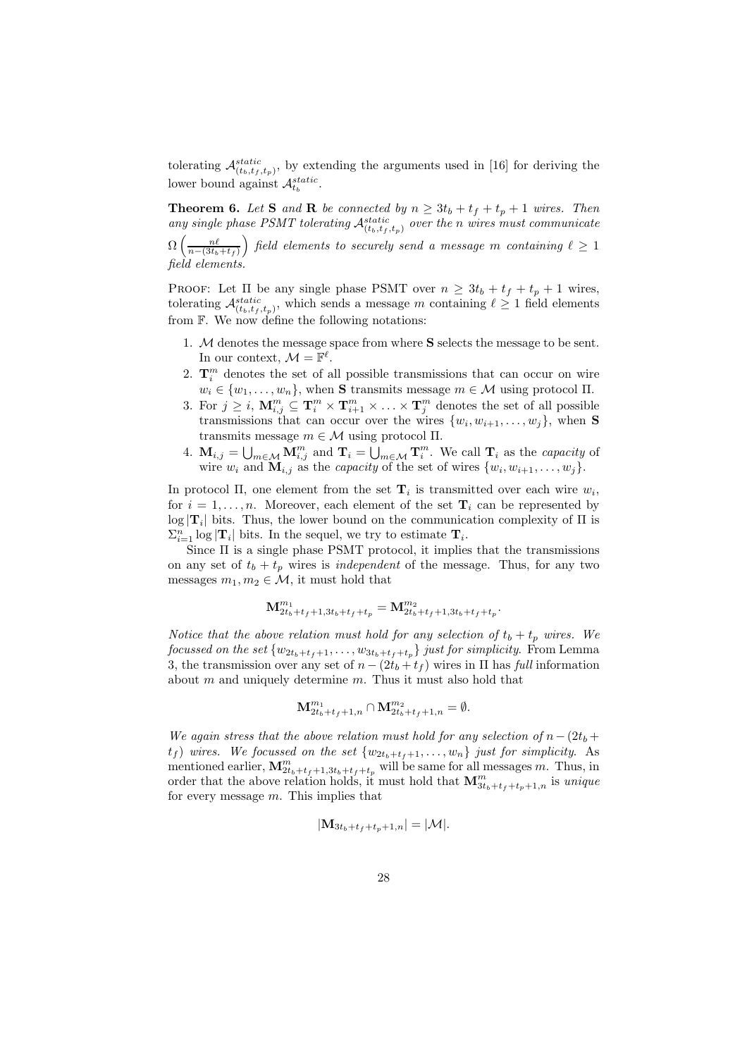tolerating $\mathcal{A}^{static}_{(t_b,t_f,t_p)}$, by extending the arguments used in [16] for deriving the lower bound against $\mathcal{A}^{static}_{t_b}$.

**Theorem 6.** *Let* **S** *and* **R** *be connected by $n \geq 3t_b + t_f + t_p + 1$ wires. Then any single phase PSMT tolerating $\mathcal{A}^{static}_{(t_b,t_f,t_p)}$ over the $n$ wires must communicate $\Omega\left(\frac{n\ell}{n-(3t_b+t_f)}\right)$ field elements to securely send a message $m$ containing $\ell \geq 1$ field elements.*

PROOF: Let $\Pi$ be any single phase PSMT over $n \geq 3t_b + t_f + t_p + 1$ wires, tolerating $\mathcal{A}^{static}_{(t_b,t_f,t_p)}$, which sends a message $m$ containing $\ell \geq 1$ field elements from $\mathbb{F}$. We now define the following notations:

1. $\mathcal{M}$ denotes the message space from where **S** selects the message to be sent. In our context, $\mathcal{M} = \mathbb{F}^{\ell}$.
2. $\mathbf{T}^m_i$ denotes the set of all possible transmissions that can occur on wire $w_i \in \{w_1, \ldots, w_n\}$, when **S** transmits message $m \in \mathcal{M}$ using protocol $\Pi$.
3. For $j \geq i$, $\mathbf{M}^m_{i,j} \subseteq \mathbf{T}^m_i \times \mathbf{T}^m_{i+1} \times \ldots \times \mathbf{T}^m_j$ denotes the set of all possible transmissions that can occur over the wires $\{w_i, w_{i+1}, \ldots, w_j\}$, when **S** transmits message $m \in \mathcal{M}$ using protocol $\Pi$.
4. $\mathbf{M}_{i,j} = \bigcup_{m \in \mathcal{M}} \mathbf{M}^m_{i,j}$ and $\mathbf{T}_i = \bigcup_{m \in \mathcal{M}} \mathbf{T}^m_i$. We call $\mathbf{T}_i$ as the *capacity* of wire $w_i$ and $\mathbf{M}_{i,j}$ as the *capacity* of the set of wires $\{w_i, w_{i+1}, \ldots, w_j\}$.

In protocol $\Pi$, one element from the set $\mathbf{T}_i$ is transmitted over each wire $w_i$, for $i = 1, \ldots, n$. Moreover, each element of the set $\mathbf{T}_i$ can be represented by $\log |\mathbf{T}_i|$ bits. Thus, the lower bound on the communication complexity of $\Pi$ is $\Sigma^n_{i=1} \log |\mathbf{T}_i|$ bits. In the sequel, we try to estimate $\mathbf{T}_i$.

Since $\Pi$ is a single phase PSMT protocol, it implies that the transmissions on any set of $t_b + t_p$ wires is *independent* of the message. Thus, for any two messages $m_1, m_2 \in \mathcal{M}$, it must hold that

$$\mathbf{M}^{m_1}_{2t_b+t_f+1,3t_b+t_f+t_p} = \mathbf{M}^{m_2}_{2t_b+t_f+1,3t_b+t_f+t_p}.$$

*Notice that the above relation must hold for any selection of $t_b + t_p$ wires. We focussed on the set $\{w_{2t_b+t_f+1}, \ldots, w_{3t_b+t_f+t_p}\}$ just for simplicity.* From Lemma 3, the transmission over any set of $n - (2t_b + t_f)$ wires in $\Pi$ has *full* information about $m$ and uniquely determine $m$. Thus it must also hold that

$$\mathbf{M}^{m_1}_{2t_b+t_f+1,n} \cap \mathbf{M}^{m_2}_{2t_b+t_f+1,n} = \emptyset.$$

*We again stress that the above relation must hold for any selection of $n - (2t_b + t_f)$ wires. We focussed on the set $\{w_{2t_b+t_f+1}, \ldots, w_n\}$ just for simplicity.* As mentioned earlier, $\mathbf{M}^m_{2t_b+t_f+1,3t_b+t_f+t_p}$ will be same for all messages $m$. Thus, in order that the above relation holds, it must hold that $\mathbf{M}^m_{3t_b+t_f+t_p+1,n}$ is *unique* for every message $m$. This implies that

$$|\mathbf{M}_{3t_b+t_f+t_p+1,n}| = |\mathcal{M}|.$$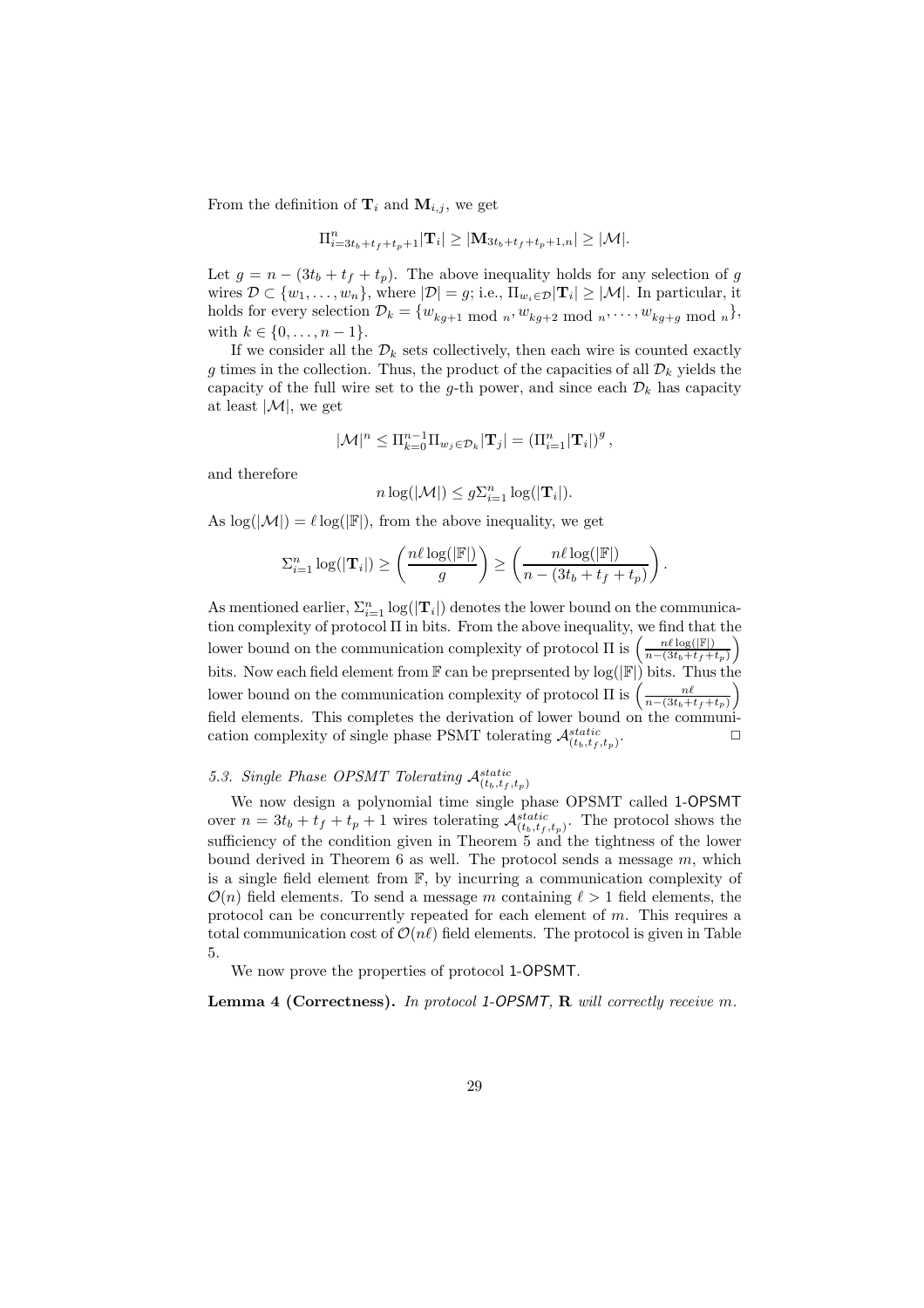From the definition of $\mathbf{T}_i$ and $\mathbf{M}_{i,j}$, we get

$$\Pi_{i=3t_b+t_f+t_p+1}^{n}|\mathbf{T}_i| \geq |\mathbf{M}_{3t_b+t_f+t_p+1,n}| \geq |\mathcal{M}|.$$

Let $g = n - (3t_b + t_f + t_p)$. The above inequality holds for any selection of $g$ wires $\mathcal{D} \subset \{w_1, \ldots, w_n\}$, where $|\mathcal{D}| = g$; i.e., $\Pi_{w_i \in \mathcal{D}}|\mathbf{T}_i| \geq |\mathcal{M}|$. In particular, it holds for every selection $\mathcal{D}_k = \{w_{kg+1 \bmod n}, w_{kg+2 \bmod n}, \ldots, w_{kg+g \bmod n}\}$, with $k \in \{0, \ldots, n-1\}$.

If we consider all the $\mathcal{D}_k$ sets collectively, then each wire is counted exactly $g$ times in the collection. Thus, the product of the capacities of all $\mathcal{D}_k$ yields the capacity of the full wire set to the $g$-th power, and since each $\mathcal{D}_k$ has capacity at least $|\mathcal{M}|$, we get

$$|\mathcal{M}|^n \leq \Pi_{k=0}^{n-1}\Pi_{w_j \in \mathcal{D}_k}|\mathbf{T}_j| = \left(\Pi_{i=1}^{n}|\mathbf{T}_i|\right)^g,$$

and therefore

$$n\log(|\mathcal{M}|) \leq g\Sigma_{i=1}^{n}\log(|\mathbf{T}_i|).$$

As $\log(|\mathcal{M}|) = \ell\log(|\mathbb{F}|)$, from the above inequality, we get

$$\Sigma_{i=1}^{n}\log(|\mathbf{T}_i|) \geq \left(\frac{n\ell\log(|\mathbb{F}|)}{g}\right) \geq \left(\frac{n\ell\log(|\mathbb{F}|)}{n-(3t_b+t_f+t_p)}\right).$$

As mentioned earlier, $\Sigma_{i=1}^{n}\log(|\mathbf{T}_i|)$ denotes the lower bound on the communication complexity of protocol $\Pi$ in bits. From the above inequality, we find that the lower bound on the communication complexity of protocol $\Pi$ is $\left(\frac{n\ell\log(|\mathbb{F}|)}{n-(3t_b+t_f+t_p)}\right)$ bits. Now each field element from $\mathbb{F}$ can be preprsented by $\log(|\mathbb{F}|)$ bits. Thus the lower bound on the communication complexity of protocol $\Pi$ is $\left(\frac{n\ell}{n-(3t_b+t_f+t_p)}\right)$ field elements. This completes the derivation of lower bound on the communication complexity of single phase PSMT tolerating $\mathcal{A}^{static}_{(t_b,t_f,t_p)}$. □

### 5.3. Single Phase OPSMT Tolerating $\mathcal{A}^{static}_{(t_b,t_f,t_p)}$

We now design a polynomial time single phase OPSMT called 1-OPSMT over $n = 3t_b + t_f + t_p + 1$ wires tolerating $\mathcal{A}^{static}_{(t_b,t_f,t_p)}$. The protocol shows the sufficiency of the condition given in Theorem 5 and the tightness of the lower bound derived in Theorem 6 as well. The protocol sends a message $m$, which is a single field element from $\mathbb{F}$, by incurring a communication complexity of $\mathcal{O}(n)$ field elements. To send a message $m$ containing $\ell > 1$ field elements, the protocol can be concurrently repeated for each element of $m$. This requires a total communication cost of $\mathcal{O}(n\ell)$ field elements. The protocol is given in Table 5.

We now prove the properties of protocol 1-OPSMT.

**Lemma 4 (Correctness).** *In protocol 1-OPSMT,* $\mathbf{R}$ *will correctly receive* $m$.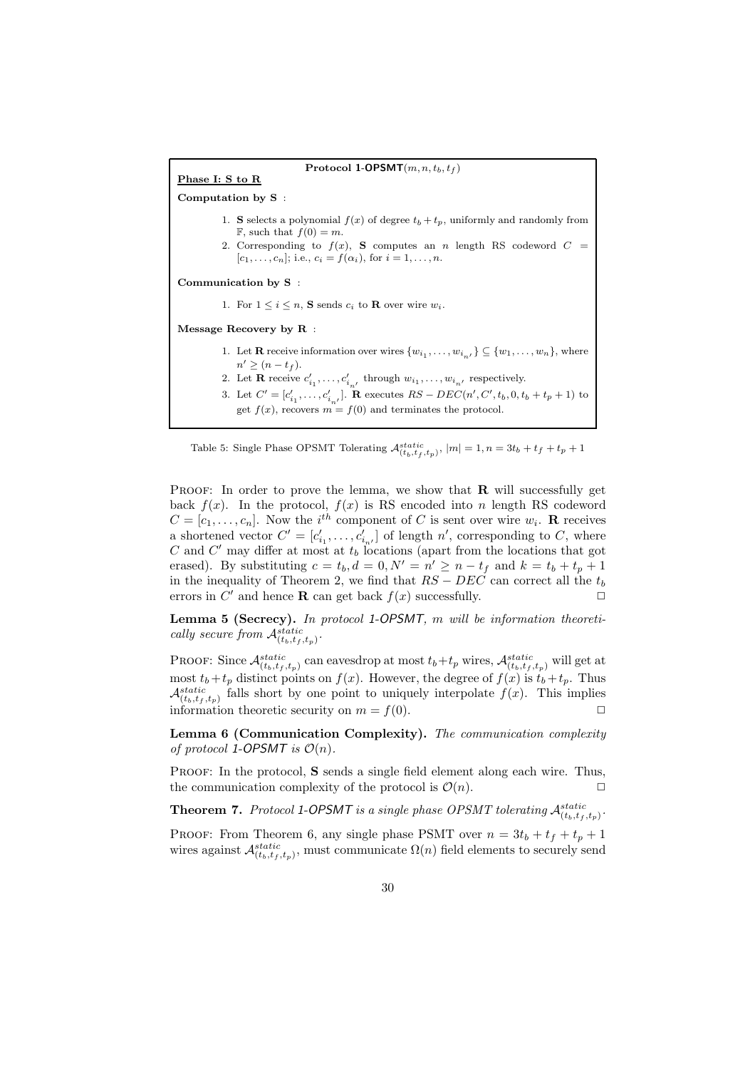**Protocol 1-OPSMT**$(m, n, t_b, t_f)$

**Phase I: S to R**

**Computation by S** :

1. **S** selects a polynomial $f(x)$ of degree $t_b + t_p$, uniformly and randomly from $\mathbb{F}$, such that $f(0) = m$.
2. Corresponding to $f(x)$, **S** computes an $n$ length RS codeword $C = [c_1, \ldots, c_n]$; i.e., $c_i = f(\alpha_i)$, for $i = 1, \ldots, n$.

**Communication by S** :

1. For $1 \leq i \leq n$, **S** sends $c_i$ to **R** over wire $w_i$.

**Message Recovery by R** :

1. Let **R** receive information over wires $\{w_{i_1}, \ldots, w_{i_{n'}}\} \subseteq \{w_1, \ldots, w_n\}$, where $n' \geq (n - t_f)$.
2. Let **R** receive $c'_{i_1}, \ldots, c'_{i_{n'}}$ through $w_{i_1}, \ldots, w_{i_{n'}}$ respectively.
3. Let $C' = [c'_{i_1}, \ldots, c'_{i_{n'}}]$. **R** executes $RS-DEC(n', C', t_b, 0, t_b + t_p + 1)$ to get $f(x)$, recovers $m = f(0)$ and terminates the protocol.

Table 5: Single Phase OPSMT Tolerating $\mathcal{A}^{static}_{(t_b,t_f,t_p)}$, $|m| = 1, n = 3t_b + t_f + t_p + 1$

PROOF: In order to prove the lemma, we show that **R** will successfully get back $f(x)$. In the protocol, $f(x)$ is RS encoded into $n$ length RS codeword $C = [c_1, \ldots, c_n]$. Now the $i^{th}$ component of $C$ is sent over wire $w_i$. **R** receives a shortened vector $C' = [c'_{i_1}, \ldots, c'_{i_{n'}}]$ of length $n'$, corresponding to $C$, where $C$ and $C'$ may differ at most at $t_b$ locations (apart from the locations that got erased). By substituting $c = t_b, d = 0, N' = n' \geq n - t_f$ and $k = t_b + t_p + 1$ in the inequality of Theorem 2, we find that $RS - DEC$ can correct all the $t_b$ errors in $C'$ and hence **R** can get back $f(x)$ successfully. $\square$

**Lemma 5 (Secrecy).** *In protocol 1-OPSMT, $m$ will be information theoretically secure from $\mathcal{A}^{static}_{(t_b,t_f,t_p)}$.*

PROOF: Since $\mathcal{A}^{static}_{(t_b,t_f,t_p)}$ can eavesdrop at most $t_b + t_p$ wires, $\mathcal{A}^{static}_{(t_b,t_f,t_p)}$ will get at most $t_b + t_p$ distinct points on $f(x)$. However, the degree of $f(x)$ is $t_b + t_p$. Thus $\mathcal{A}^{static}_{(t_b,t_f,t_p)}$ falls short by one point to uniquely interpolate $f(x)$. This implies information theoretic security on $m = f(0)$. $\square$

**Lemma 6 (Communication Complexity).** *The communication complexity of protocol 1-OPSMT is $\mathcal{O}(n)$.*

PROOF: In the protocol, **S** sends a single field element along each wire. Thus, the communication complexity of the protocol is $\mathcal{O}(n)$. $\square$

**Theorem 7.** *Protocol 1-OPSMT is a single phase OPSMT tolerating $\mathcal{A}^{static}_{(t_b,t_f,t_p)}$.*

PROOF: From Theorem 6, any single phase PSMT over $n = 3t_b + t_f + t_p + 1$ wires against $\mathcal{A}^{static}_{(t_b,t_f,t_p)}$, must communicate $\Omega(n)$ field elements to securely send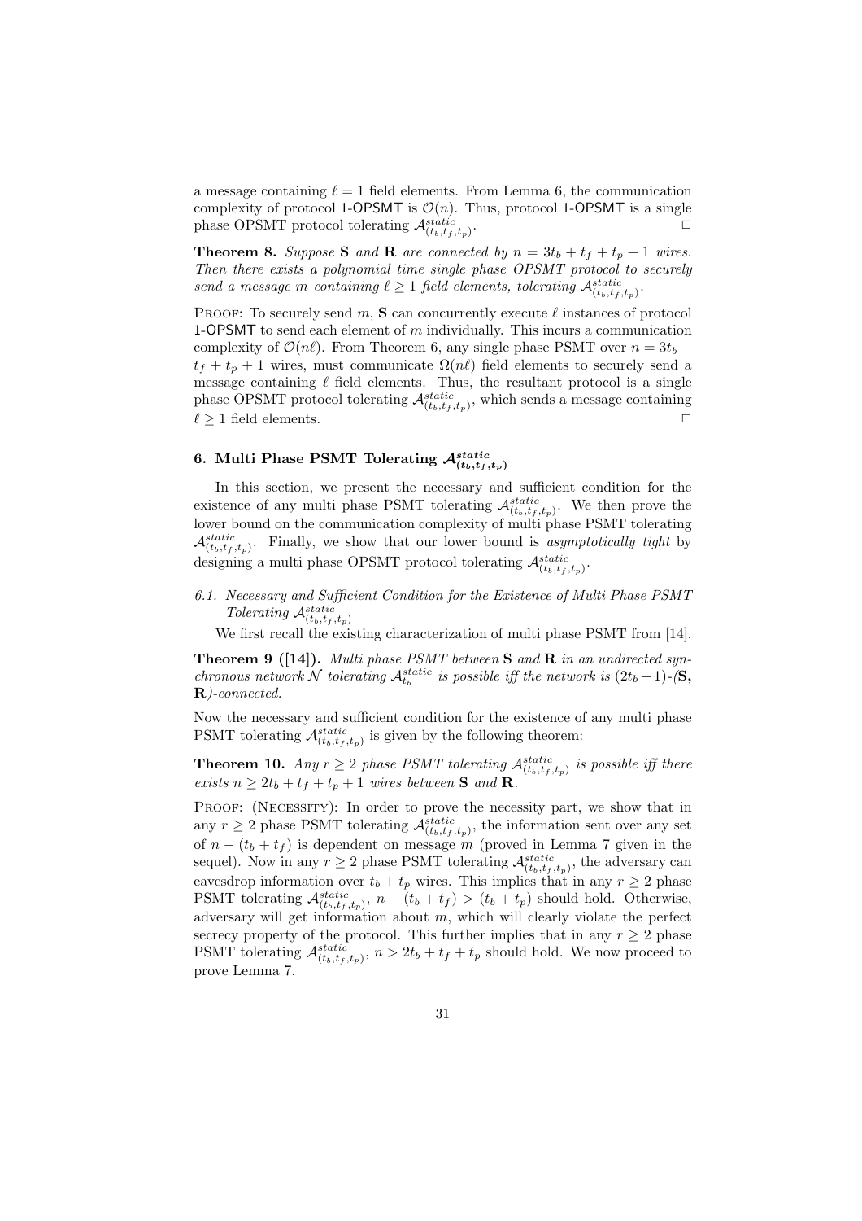a message containing $\ell = 1$ field elements. From Lemma 6, the communication complexity of protocol 1-OPSMT is $\mathcal{O}(n)$. Thus, protocol 1-OPSMT is a single phase OPSMT protocol tolerating $\mathcal{A}^{static}_{(t_b,t_f,t_p)}$. □

**Theorem 8.** *Suppose* **S** *and* **R** *are connected by $n = 3t_b + t_f + t_p + 1$ wires. Then there exists a polynomial time single phase OPSMT protocol to securely send a message $m$ containing $\ell \geq 1$ field elements, tolerating $\mathcal{A}^{static}_{(t_b,t_f,t_p)}$.*

Proof: To securely send $m$, **S** can concurrently execute $\ell$ instances of protocol 1-OPSMT to send each element of $m$ individually. This incurs a communication complexity of $\mathcal{O}(n\ell)$. From Theorem 6, any single phase PSMT over $n = 3t_b + t_f + t_p + 1$ wires, must communicate $\Omega(n\ell)$ field elements to securely send a message containing $\ell$ field elements. Thus, the resultant protocol is a single phase OPSMT protocol tolerating $\mathcal{A}^{static}_{(t_b,t_f,t_p)}$, which sends a message containing $\ell \geq 1$ field elements. □

## 6. Multi Phase PSMT Tolerating $\mathcal{A}^{static}_{(t_b,t_f,t_p)}$

In this section, we present the necessary and sufficient condition for the existence of any multi phase PSMT tolerating $\mathcal{A}^{static}_{(t_b,t_f,t_p)}$. We then prove the lower bound on the communication complexity of multi phase PSMT tolerating $\mathcal{A}^{static}_{(t_b,t_f,t_p)}$. Finally, we show that our lower bound is *asymptotically tight* by designing a multi phase OPSMT protocol tolerating $\mathcal{A}^{static}_{(t_b,t_f,t_p)}$.

### 6.1. Necessary and Sufficient Condition for the Existence of Multi Phase PSMT Tolerating $\mathcal{A}^{static}_{(t_b,t_f,t_p)}$

We first recall the existing characterization of multi phase PSMT from [14].

**Theorem 9 ([14]).** *Multi phase PSMT between* **S** *and* **R** *in an undirected synchronous network $\mathcal{N}$ tolerating $\mathcal{A}^{static}_{t_b}$ is possible iff the network is $(2t_b+1)$-(***S, R***)-connected.*

Now the necessary and sufficient condition for the existence of any multi phase PSMT tolerating $\mathcal{A}^{static}_{(t_b,t_f,t_p)}$ is given by the following theorem:

**Theorem 10.** *Any $r \geq 2$ phase PSMT tolerating $\mathcal{A}^{static}_{(t_b,t_f,t_p)}$ is possible iff there exists $n \geq 2t_b + t_f + t_p + 1$ wires between* **S** *and* **R***.*

Proof: (Necessity): In order to prove the necessity part, we show that in any $r \geq 2$ phase PSMT tolerating $\mathcal{A}^{static}_{(t_b,t_f,t_p)}$, the information sent over any set of $n - (t_b + t_f)$ is dependent on message $m$ (proved in Lemma 7 given in the sequel). Now in any $r \geq 2$ phase PSMT tolerating $\mathcal{A}^{static}_{(t_b,t_f,t_p)}$, the adversary can eavesdrop information over $t_b + t_p$ wires. This implies that in any $r \geq 2$ phase PSMT tolerating $\mathcal{A}^{static}_{(t_b,t_f,t_p)}$, $n - (t_b + t_f) > (t_b + t_p)$ should hold. Otherwise, adversary will get information about $m$, which will clearly violate the perfect secrecy property of the protocol. This further implies that in any $r \geq 2$ phase PSMT tolerating $\mathcal{A}^{static}_{(t_b,t_f,t_p)}$, $n > 2t_b + t_f + t_p$ should hold. We now proceed to prove Lemma 7.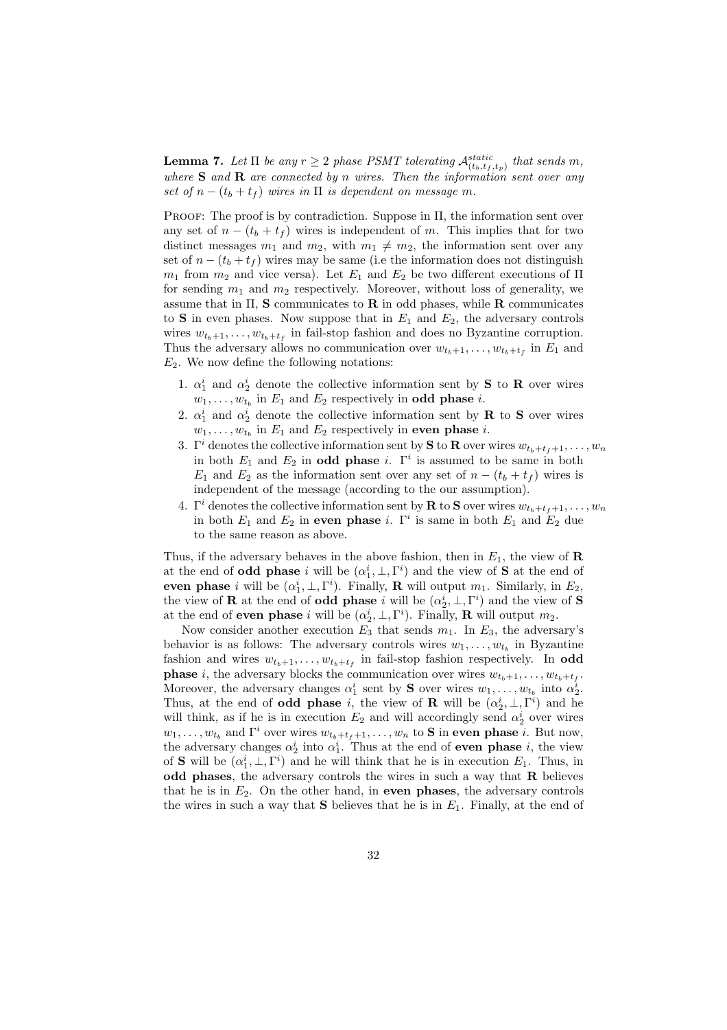**Lemma 7.** *Let $\Pi$ be any $r \geq 2$ phase PSMT tolerating $\mathcal{A}^{static}_{(t_b,t_f,t_p)}$ that sends $m$, where* **S** *and* **R** *are connected by $n$ wires. Then the information sent over any set of $n-(t_b+t_f)$ wires in $\Pi$ is dependent on message $m$.*

PROOF: The proof is by contradiction. Suppose in $\Pi$, the information sent over any set of $n-(t_b+t_f)$ wires is independent of $m$. This implies that for two distinct messages $m_1$ and $m_2$, with $m_1 \neq m_2$, the information sent over any set of $n-(t_b+t_f)$ wires may be same (i.e the information does not distinguish $m_1$ from $m_2$ and vice versa). Let $E_1$ and $E_2$ be two different executions of $\Pi$ for sending $m_1$ and $m_2$ respectively. Moreover, without loss of generality, we assume that in $\Pi$, **S** communicates to **R** in odd phases, while **R** communicates to **S** in even phases. Now suppose that in $E_1$ and $E_2$, the adversary controls wires $w_{t_b+1}, \ldots, w_{t_b+t_f}$ in fail-stop fashion and does no Byzantine corruption. Thus the adversary allows no communication over $w_{t_b+1}, \ldots, w_{t_b+t_f}$ in $E_1$ and $E_2$. We now define the following notations:

1. $\alpha_1^i$ and $\alpha_2^i$ denote the collective information sent by **S** to **R** over wires $w_1, \ldots, w_{t_b}$ in $E_1$ and $E_2$ respectively in **odd phase** $i$.
2. $\alpha_1^i$ and $\alpha_2^i$ denote the collective information sent by **R** to **S** over wires $w_1, \ldots, w_{t_b}$ in $E_1$ and $E_2$ respectively in **even phase** $i$.
3. $\Gamma^i$ denotes the collective information sent by **S** to **R** over wires $w_{t_b+t_f+1}, \ldots, w_n$ in both $E_1$ and $E_2$ in **odd phase** $i$. $\Gamma^i$ is assumed to be same in both $E_1$ and $E_2$ as the information sent over any set of $n-(t_b+t_f)$ wires is independent of the message (according to the our assumption).
4. $\Gamma^i$ denotes the collective information sent by **R** to **S** over wires $w_{t_b+t_f+1}, \ldots, w_n$ in both $E_1$ and $E_2$ in **even phase** $i$. $\Gamma^i$ is same in both $E_1$ and $E_2$ due to the same reason as above.

Thus, if the adversary behaves in the above fashion, then in $E_1$, the view of **R** at the end of **odd phase** $i$ will be $(\alpha_1^i, \perp, \Gamma^i)$ and the view of **S** at the end of **even phase** $i$ will be $(\alpha_1^i, \perp, \Gamma^i)$. Finally, **R** will output $m_1$. Similarly, in $E_2$, the view of **R** at the end of **odd phase** $i$ will be $(\alpha_2^i, \perp, \Gamma^i)$ and the view of **S** at the end of **even phase** $i$ will be $(\alpha_2^i, \perp, \Gamma^i)$. Finally, **R** will output $m_2$.

Now consider another execution $E_3$ that sends $m_1$. In $E_3$, the adversary's behavior is as follows: The adversary controls wires $w_1, \ldots, w_{t_b}$ in Byzantine fashion and wires $w_{t_b+1}, \ldots, w_{t_b+t_f}$ in fail-stop fashion respectively. In **odd phase** $i$, the adversary blocks the communication over wires $w_{t_b+1}, \ldots, w_{t_b+t_f}$. Moreover, the adversary changes $\alpha_1^i$ sent by **S** over wires $w_1, \ldots, w_{t_b}$ into $\alpha_2^i$. Thus, at the end of **odd phase** $i$, the view of **R** will be $(\alpha_2^i, \perp, \Gamma^i)$ and he will think, as if he is in execution $E_2$ and will accordingly send $\alpha_2^i$ over wires $w_1, \ldots, w_{t_b}$ and $\Gamma^i$ over wires $w_{t_b+t_f+1}, \ldots, w_n$ to **S** in **even phase** $i$. But now, the adversary changes $\alpha_2^i$ into $\alpha_1^i$. Thus at the end of **even phase** $i$, the view of **S** will be $(\alpha_1^i, \perp, \Gamma^i)$ and he will think that he is in execution $E_1$. Thus, in **odd phases**, the adversary controls the wires in such a way that **R** believes that he is in $E_2$. On the other hand, in **even phases**, the adversary controls the wires in such a way that **S** believes that he is in $E_1$. Finally, at the end of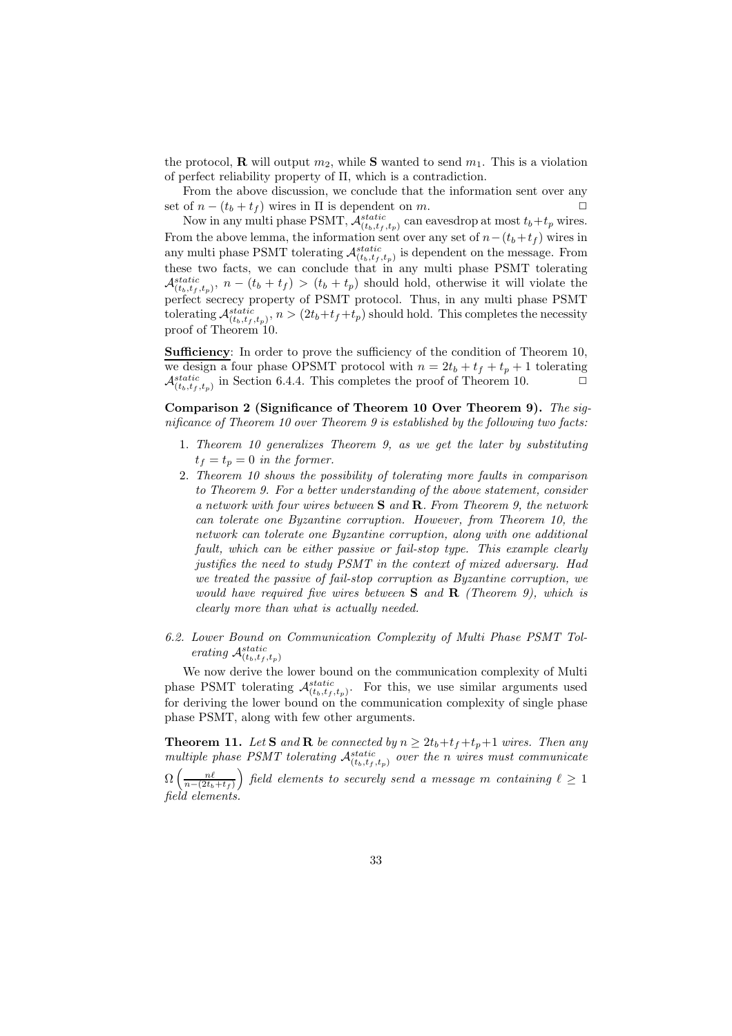the protocol, $\mathbf{R}$ will output $m_2$, while $\mathbf{S}$ wanted to send $m_1$. This is a violation of perfect reliability property of $\Pi$, which is a contradiction.

From the above discussion, we conclude that the information sent over any set of $n - (t_b + t_f)$ wires in $\Pi$ is dependent on $m$. $\square$

Now in any multi phase PSMT, $\mathcal{A}^{static}_{(t_b,t_f,t_p)}$ can eavesdrop at most $t_b+t_p$ wires. From the above lemma, the information sent over any set of $n-(t_b+t_f)$ wires in any multi phase PSMT tolerating $\mathcal{A}^{static}_{(t_b,t_f,t_p)}$ is dependent on the message. From these two facts, we can conclude that in any multi phase PSMT tolerating $\mathcal{A}^{static}_{(t_b,t_f,t_p)}$, $n - (t_b + t_f) > (t_b + t_p)$ should hold, otherwise it will violate the perfect secrecy property of PSMT protocol. Thus, in any multi phase PSMT tolerating $\mathcal{A}^{static}_{(t_b,t_f,t_p)}$, $n > (2t_b+t_f+t_p)$ should hold. This completes the necessity proof of Theorem 10.

**Sufficiency**: In order to prove the sufficiency of the condition of Theorem 10, we design a four phase OPSMT protocol with $n = 2t_b + t_f + t_p + 1$ tolerating $\mathcal{A}^{static}_{(t_b,t_f,t_p)}$ in Section 6.4.4. This completes the proof of Theorem 10. $\square$

**Comparison 2 (Significance of Theorem 10 Over Theorem 9).** *The significance of Theorem 10 over Theorem 9 is established by the following two facts:*

1. *Theorem 10 generalizes Theorem 9, as we get the later by substituting $t_f = t_p = 0$ in the former.*
2. *Theorem 10 shows the possibility of tolerating more faults in comparison to Theorem 9. For a better understanding of the above statement, consider a network with four wires between $\mathbf{S}$ and $\mathbf{R}$. From Theorem 9, the network can tolerate one Byzantine corruption. However, from Theorem 10, the network can tolerate one Byzantine corruption, along with one additional fault, which can be either passive or fail-stop type. This example clearly justifies the need to study PSMT in the context of mixed adversary. Had we treated the passive of fail-stop corruption as Byzantine corruption, we would have required five wires between $\mathbf{S}$ and $\mathbf{R}$ (Theorem 9), which is clearly more than what is actually needed.*

### 6.2. Lower Bound on Communication Complexity of Multi Phase PSMT Tolerating $\mathcal{A}^{static}_{(t_b,t_f,t_p)}$

We now derive the lower bound on the communication complexity of Multi phase PSMT tolerating $\mathcal{A}^{static}_{(t_b,t_f,t_p)}$. For this, we use similar arguments used for deriving the lower bound on the communication complexity of single phase phase PSMT, along with few other arguments.

**Theorem 11.** *Let $\mathbf{S}$ and $\mathbf{R}$ be connected by $n \geq 2t_b+t_f+t_p+1$ wires. Then any multiple phase PSMT tolerating $\mathcal{A}^{static}_{(t_b,t_f,t_p)}$ over the $n$ wires must communicate $\Omega\left(\frac{n\ell}{n-(2t_b+t_f)}\right)$ field elements to securely send a message $m$ containing $\ell \geq 1$ field elements.*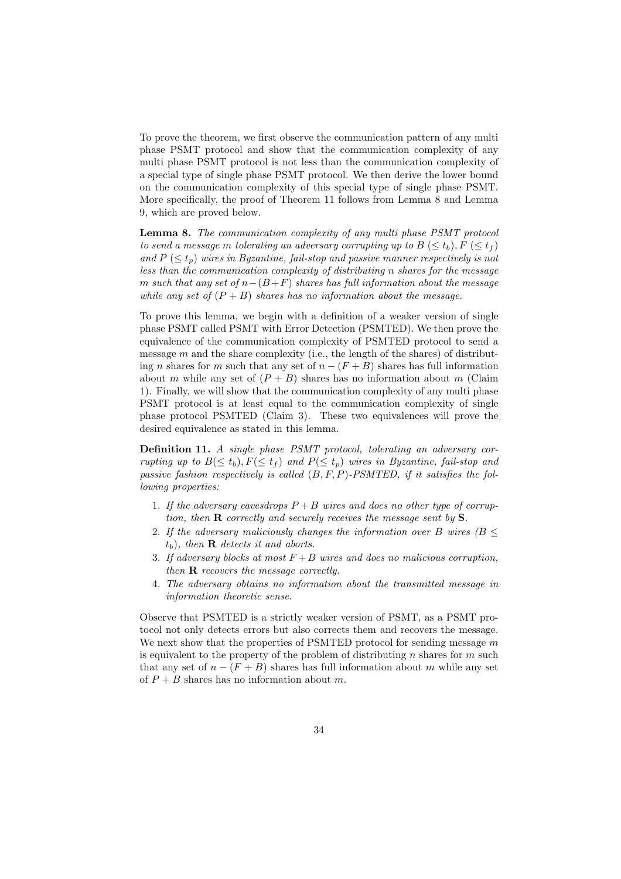To prove the theorem, we first observe the communication pattern of any multi phase PSMT protocol and show that the communication complexity of any multi phase PSMT protocol is not less than the communication complexity of a special type of single phase PSMT protocol. We then derive the lower bound on the communication complexity of this special type of single phase PSMT. More specifically, the proof of Theorem 11 follows from Lemma 8 and Lemma 9, which are proved below.

**Lemma 8.** *The communication complexity of any multi phase PSMT protocol to send a message $m$ tolerating an adversary corrupting up to $B$ $(\leq t_b), F$ $(\leq t_f)$ and $P$ $(\leq t_p)$ wires in Byzantine, fail-stop and passive manner respectively is not less than the communication complexity of distributing $n$ shares for the message $m$ such that any set of $n-(B+F)$ shares has full information about the message while any set of $(P+B)$ shares has no information about the message.*

To prove this lemma, we begin with a definition of a weaker version of single phase PSMT called PSMT with Error Detection (PSMTED). We then prove the equivalence of the communication complexity of PSMTED protocol to send a message $m$ and the share complexity (i.e., the length of the shares) of distributing $n$ shares for $m$ such that any set of $n-(F+B)$ shares has full information about $m$ while any set of $(P+B)$ shares has no information about $m$ (Claim 1). Finally, we will show that the communication complexity of any multi phase PSMT protocol is at least equal to the communication complexity of single phase protocol PSMTED (Claim 3). These two equivalences will prove the desired equivalence as stated in this lemma.

**Definition 11.** *A single phase PSMT protocol, tolerating an adversary corrupting up to $B(\leq t_b), F(\leq t_f)$ and $P(\leq t_p)$ wires in Byzantine, fail-stop and passive fashion respectively is called $(B,F,P)$-PSMTED, if it satisfies the following properties:*

1. *If the adversary eavesdrops $P+B$ wires and does no other type of corruption, then* **R** *correctly and securely receives the message sent by* **S**.
2. *If the adversary maliciously changes the information over $B$ wires ($B \leq t_b$), then* **R** *detects it and aborts.*
3. *If adversary blocks at most $F+B$ wires and does no malicious corruption, then* **R** *recovers the message correctly.*
4. *The adversary obtains no information about the transmitted message in information theoretic sense.*

Observe that PSMTED is a strictly weaker version of PSMT, as a PSMT protocol not only detects errors but also corrects them and recovers the message. We next show that the properties of PSMTED protocol for sending message $m$ is equivalent to the property of the problem of distributing $n$ shares for $m$ such that any set of $n-(F+B)$ shares has full information about $m$ while any set of $P+B$ shares has no information about $m$.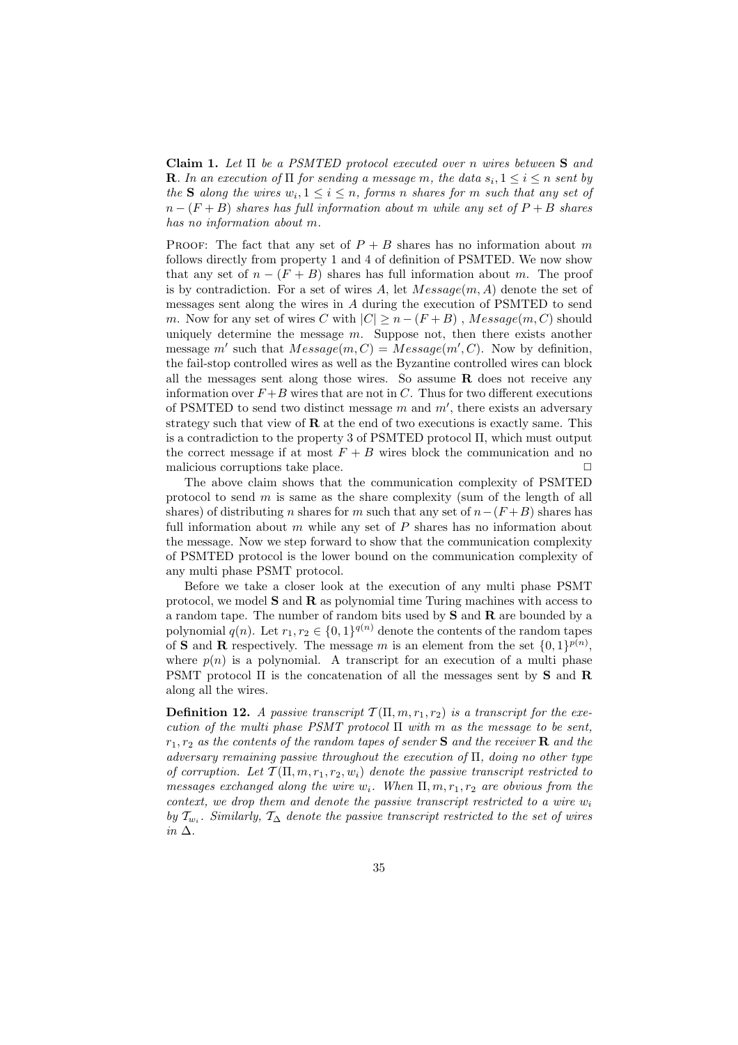**Claim 1.** *Let $\Pi$ be a PSMTED protocol executed over $n$ wires between* **S** *and* **R**. *In an execution of $\Pi$ for sending a message $m$, the data $s_i, 1 \leq i \leq n$ sent by the* **S** *along the wires $w_i, 1 \leq i \leq n$, forms $n$ shares for $m$ such that any set of $n - (F + B)$ shares has full information about $m$ while any set of $P + B$ shares has no information about $m$.*

Proof: The fact that any set of $P + B$ shares has no information about $m$ follows directly from property 1 and 4 of definition of PSMTED. We now show that any set of $n - (F + B)$ shares has full information about $m$. The proof is by contradiction. For a set of wires $A$, let $Message(m, A)$ denote the set of messages sent along the wires in $A$ during the execution of PSMTED to send $m$. Now for any set of wires $C$ with $|C| \geq n - (F + B)$ , $Message(m, C)$ should uniquely determine the message $m$. Suppose not, then there exists another message $m'$ such that $Message(m, C) = Message(m', C)$. Now by definition, the fail-stop controlled wires as well as the Byzantine controlled wires can block all the messages sent along those wires. So assume **R** does not receive any information over $F + B$ wires that are not in $C$. Thus for two different executions of PSMTED to send two distinct message $m$ and $m'$, there exists an adversary strategy such that view of **R** at the end of two executions is exactly same. This is a contradiction to the property 3 of PSMTED protocol $\Pi$, which must output the correct message if at most $F + B$ wires block the communication and no malicious corruptions take place. $\square$

The above claim shows that the communication complexity of PSMTED protocol to send $m$ is same as the share complexity (sum of the length of all shares) of distributing $n$ shares for $m$ such that any set of $n - (F + B)$ shares has full information about $m$ while any set of $P$ shares has no information about the message. Now we step forward to show that the communication complexity of PSMTED protocol is the lower bound on the communication complexity of any multi phase PSMT protocol.

Before we take a closer look at the execution of any multi phase PSMT protocol, we model **S** and **R** as polynomial time Turing machines with access to a random tape. The number of random bits used by **S** and **R** are bounded by a polynomial $q(n)$. Let $r_1, r_2 \in \{0, 1\}^{q(n)}$ denote the contents of the random tapes of **S** and **R** respectively. The message $m$ is an element from the set $\{0, 1\}^{p(n)}$, where $p(n)$ is a polynomial. A transcript for an execution of a multi phase PSMT protocol $\Pi$ is the concatenation of all the messages sent by **S** and **R** along all the wires.

**Definition 12.** *A passive transcript $\mathcal{T}(\Pi, m, r_1, r_2)$ is a transcript for the execution of the multi phase PSMT protocol $\Pi$ with $m$ as the message to be sent, $r_1, r_2$ as the contents of the random tapes of sender* **S** *and the receiver* **R** *and the adversary remaining passive throughout the execution of $\Pi$, doing no other type of corruption. Let $\mathcal{T}(\Pi, m, r_1, r_2, w_i)$ denote the passive transcript restricted to messages exchanged along the wire $w_i$. When $\Pi, m, r_1, r_2$ are obvious from the context, we drop them and denote the passive transcript restricted to a wire $w_i$ by $\mathcal{T}_{w_i}$. Similarly, $\mathcal{T}_\Delta$ denote the passive transcript restricted to the set of wires in $\Delta$.*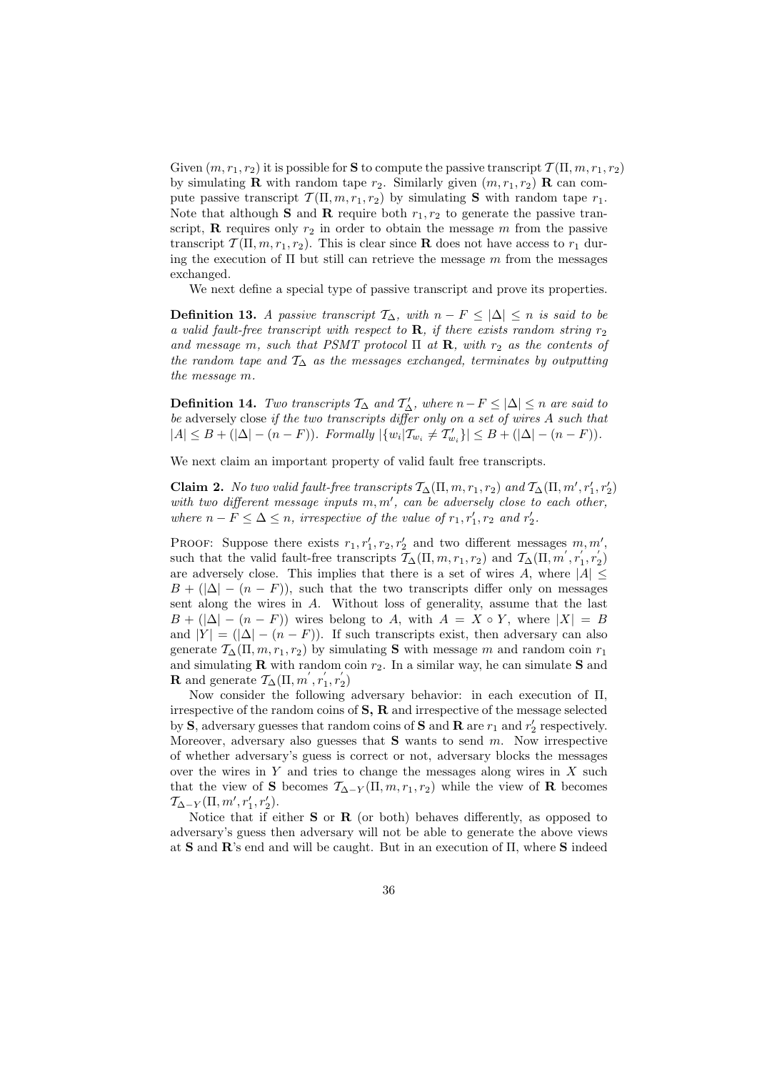Given $(m, r_1, r_2)$ it is possible for **S** to compute the passive transcript $\mathcal{T}(\Pi, m, r_1, r_2)$ by simulating **R** with random tape $r_2$. Similarly given $(m, r_1, r_2)$ **R** can compute passive transcript $\mathcal{T}(\Pi, m, r_1, r_2)$ by simulating **S** with random tape $r_1$. Note that although **S** and **R** require both $r_1, r_2$ to generate the passive transcript, **R** requires only $r_2$ in order to obtain the message $m$ from the passive transcript $\mathcal{T}(\Pi, m, r_1, r_2)$. This is clear since **R** does not have access to $r_1$ during the execution of $\Pi$ but still can retrieve the message $m$ from the messages exchanged.

We next define a special type of passive transcript and prove its properties.

**Definition 13.** *A passive transcript $\mathcal{T}_\Delta$, with $n - F \leq |\Delta| \leq n$ is said to be a valid fault-free transcript with respect to* **R**, *if there exists random string $r_2$ and message $m$, such that PSMT protocol $\Pi$ at* **R**, *with $r_2$ as the contents of the random tape and $\mathcal{T}_\Delta$ as the messages exchanged, terminates by outputting the message $m$.*

**Definition 14.** *Two transcripts $\mathcal{T}_\Delta$ and $\mathcal{T}'_\Delta$, where $n - F \leq |\Delta| \leq n$ are said to be* adversely close *if the two transcripts differ only on a set of wires $A$ such that $|A| \leq B + (|\Delta| - (n - F))$. Formally $|\{w_i | \mathcal{T}_{w_i} \neq \mathcal{T}'_{w_i}\}| \leq B + (|\Delta| - (n - F))$.*

We next claim an important property of valid fault free transcripts.

**Claim 2.** *No two valid fault-free transcripts $\mathcal{T}_\Delta(\Pi, m, r_1, r_2)$ and $\mathcal{T}_\Delta(\Pi, m', r'_1, r'_2)$ with two different message inputs $m, m'$, can be adversely close to each other, where $n - F \leq \Delta \leq n$, irrespective of the value of $r_1, r'_1, r_2$ and $r'_2$.*

Proof: Suppose there exists $r_1, r'_1, r_2, r'_2$ and two different messages $m, m'$, such that the valid fault-free transcripts $\mathcal{T}_\Delta(\Pi, m, r_1, r_2)$ and $\mathcal{T}_\Delta(\Pi, m', r'_1, r'_2)$ are adversely close. This implies that there is a set of wires $A$, where $|A| \leq B + (|\Delta| - (n - F))$, such that the two transcripts differ only on messages sent along the wires in $A$. Without loss of generality, assume that the last $B + (|\Delta| - (n - F))$ wires belong to $A$, with $A = X \circ Y$, where $|X| = B$ and $|Y| = (|\Delta| - (n - F))$. If such transcripts exist, then adversary can also generate $\mathcal{T}_\Delta(\Pi, m, r_1, r_2)$ by simulating **S** with message $m$ and random coin $r_1$ and simulating **R** with random coin $r_2$. In a similar way, he can simulate **S** and **R** and generate $\mathcal{T}_\Delta(\Pi, m', r'_1, r'_2)$

Now consider the following adversary behavior: in each execution of $\Pi$, irrespective of the random coins of **S, R** and irrespective of the message selected by **S**, adversary guesses that random coins of **S** and **R** are $r_1$ and $r'_2$ respectively. Moreover, adversary also guesses that **S** wants to send $m$. Now irrespective of whether adversary's guess is correct or not, adversary blocks the messages over the wires in $Y$ and tries to change the messages along wires in $X$ such that the view of **S** becomes $\mathcal{T}_{\Delta - Y}(\Pi, m, r_1, r_2)$ while the view of **R** becomes $\mathcal{T}_{\Delta - Y}(\Pi, m', r'_1, r'_2)$.

Notice that if either **S** or **R** (or both) behaves differently, as opposed to adversary's guess then adversary will not be able to generate the above views at **S** and **R**'s end and will be caught. But in an execution of $\Pi$, where **S** indeed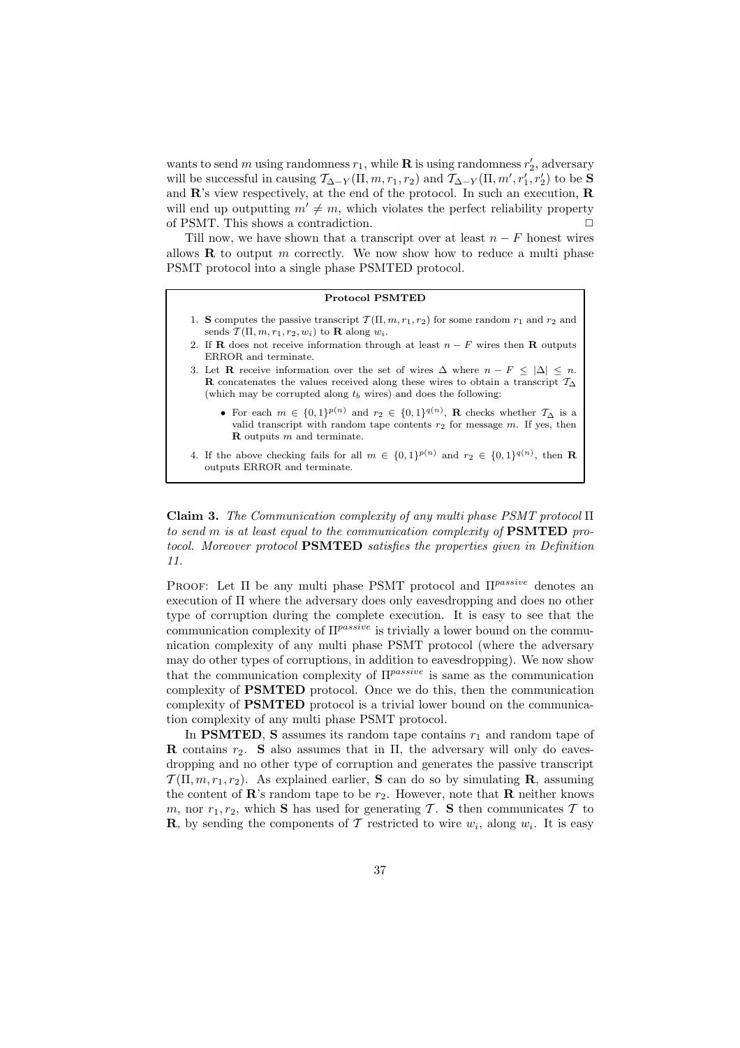wants to send $m$ using randomness $r_1$, while **R** is using randomness $r'_2$, adversary will be successful in causing $\mathcal{T}_{\Delta-Y}(\Pi, m, r_1, r_2)$ and $\mathcal{T}_{\Delta-Y}(\Pi, m', r'_1, r'_2)$ to be **S** and **R**'s view respectively, at the end of the protocol. In such an execution, **R** will end up outputting $m' \neq m$, which violates the perfect reliability property of PSMT. This shows a contradiction. □

Till now, we have shown that a transcript over at least $n - F$ honest wires allows **R** to output $m$ correctly. We now show how to reduce a multi phase PSMT protocol into a single phase PSMTED protocol.

---

**Protocol PSMTED**

1. **S** computes the passive transcript $\mathcal{T}(\Pi, m, r_1, r_2)$ for some random $r_1$ and $r_2$ and sends $\mathcal{T}(\Pi, m, r_1, r_2, w_i)$ to **R** along $w_i$.
2. If **R** does not receive information through at least $n - F$ wires then **R** outputs ERROR and terminate.
3. Let **R** receive information over the set of wires $\Delta$ where $n - F \leq |\Delta| \leq n$. **R** concatenates the values received along these wires to obtain a transcript $\mathcal{T}_\Delta$ (which may be corrupted along $t_b$ wires) and does the following:
   - For each $m \in \{0,1\}^{p(n)}$ and $r_2 \in \{0,1\}^{q(n)}$, **R** checks whether $\mathcal{T}_\Delta$ is a valid transcript with random tape contents $r_2$ for message $m$. If yes, then **R** outputs $m$ and terminate.
4. If the above checking fails for all $m \in \{0,1\}^{p(n)}$ and $r_2 \in \{0,1\}^{q(n)}$, then **R** outputs ERROR and terminate.

---

**Claim 3.** *The Communication complexity of any multi phase PSMT protocol* $\Pi$ *to send* $m$ *is at least equal to the communication complexity of* **PSMTED** *protocol. Moreover protocol* **PSMTED** *satisfies the properties given in Definition 11.*

Proof: Let $\Pi$ be any multi phase PSMT protocol and $\Pi^{passive}$ denotes an execution of $\Pi$ where the adversary does only eavesdropping and does no other type of corruption during the complete execution. It is easy to see that the communication complexity of $\Pi^{passive}$ is trivially a lower bound on the communication complexity of any multi phase PSMT protocol (where the adversary may do other types of corruptions, in addition to eavesdropping). We now show that the communication complexity of $\Pi^{passive}$ is same as the communication complexity of **PSMTED** protocol. Once we do this, then the communication complexity of **PSMTED** protocol is a trivial lower bound on the communication complexity of any multi phase PSMT protocol.

In **PSMTED**, **S** assumes its random tape contains $r_1$ and random tape of **R** contains $r_2$. **S** also assumes that in $\Pi$, the adversary will only do eavesdropping and no other type of corruption and generates the passive transcript $\mathcal{T}(\Pi, m, r_1, r_2)$. As explained earlier, **S** can do so by simulating **R**, assuming the content of **R**'s random tape to be $r_2$. However, note that **R** neither knows $m$, nor $r_1, r_2$, which **S** has used for generating $\mathcal{T}$. **S** then communicates $\mathcal{T}$ to **R**, by sending the components of $\mathcal{T}$ restricted to wire $w_i$, along $w_i$. It is easy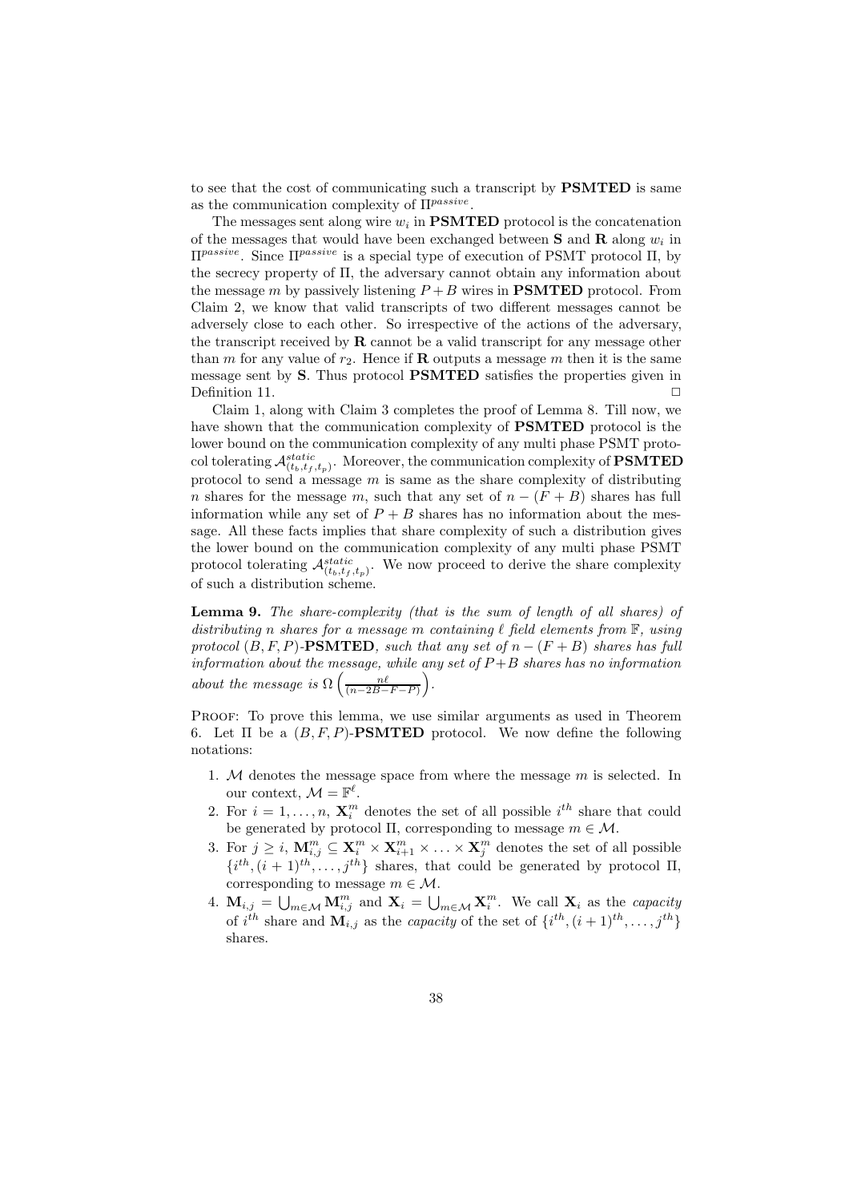to see that the cost of communicating such a transcript by **PSMTED** is same as the communication complexity of $\Pi^{passive}$.

The messages sent along wire $w_i$ in **PSMTED** protocol is the concatenation of the messages that would have been exchanged between **S** and **R** along $w_i$ in $\Pi^{passive}$. Since $\Pi^{passive}$ is a special type of execution of PSMT protocol $\Pi$, by the secrecy property of $\Pi$, the adversary cannot obtain any information about the message $m$ by passively listening $P+B$ wires in **PSMTED** protocol. From Claim 2, we know that valid transcripts of two different messages cannot be adversely close to each other. So irrespective of the actions of the adversary, the transcript received by **R** cannot be a valid transcript for any message other than $m$ for any value of $r_2$. Hence if **R** outputs a message $m$ then it is the same message sent by **S**. Thus protocol **PSMTED** satisfies the properties given in Definition 11. □

Claim 1, along with Claim 3 completes the proof of Lemma 8. Till now, we have shown that the communication complexity of **PSMTED** protocol is the lower bound on the communication complexity of any multi phase PSMT protocol tolerating $\mathcal{A}^{static}_{(t_b,t_f,t_p)}$. Moreover, the communication complexity of **PSMTED** protocol to send a message $m$ is same as the share complexity of distributing $n$ shares for the message $m$, such that any set of $n-(F+B)$ shares has full information while any set of $P+B$ shares has no information about the message. All these facts implies that share complexity of such a distribution gives the lower bound on the communication complexity of any multi phase PSMT protocol tolerating $\mathcal{A}^{static}_{(t_b,t_f,t_p)}$. We now proceed to derive the share complexity of such a distribution scheme.

**Lemma 9.** *The share-complexity (that is the sum of length of all shares) of distributing $n$ shares for a message $m$ containing $\ell$ field elements from $\mathbb{F}$, using protocol $(B,F,P)$-**PSMTED**, such that any set of $n-(F+B)$ shares has full information about the message, while any set of $P+B$ shares has no information about the message is $\Omega\left(\frac{n\ell}{(n-2B-F-P)}\right)$.*

Proof: To prove this lemma, we use similar arguments as used in Theorem 6. Let $\Pi$ be a $(B,F,P)$-**PSMTED** protocol. We now define the following notations:

1. $\mathcal{M}$ denotes the message space from where the message $m$ is selected. In our context, $\mathcal{M}=\mathbb{F}^{\ell}$.
2. For $i=1,\ldots,n$, $\mathbf{X}^m_i$ denotes the set of all possible $i^{th}$ share that could be generated by protocol $\Pi$, corresponding to message $m\in\mathcal{M}$.
3. For $j\geq i$, $\mathbf{M}^m_{i,j}\subseteq \mathbf{X}^m_i\times\mathbf{X}^m_{i+1}\times\ldots\times\mathbf{X}^m_j$ denotes the set of all possible $\{i^{th},(i+1)^{th},\ldots,j^{th}\}$ shares, that could be generated by protocol $\Pi$, corresponding to message $m\in\mathcal{M}$.
4. $\mathbf{M}_{i,j}=\bigcup_{m\in\mathcal{M}}\mathbf{M}^m_{i,j}$ and $\mathbf{X}_i=\bigcup_{m\in\mathcal{M}}\mathbf{X}^m_i$. We call $\mathbf{X}_i$ as the *capacity* of $i^{th}$ share and $\mathbf{M}_{i,j}$ as the *capacity* of the set of $\{i^{th},(i+1)^{th},\ldots,j^{th}\}$ shares.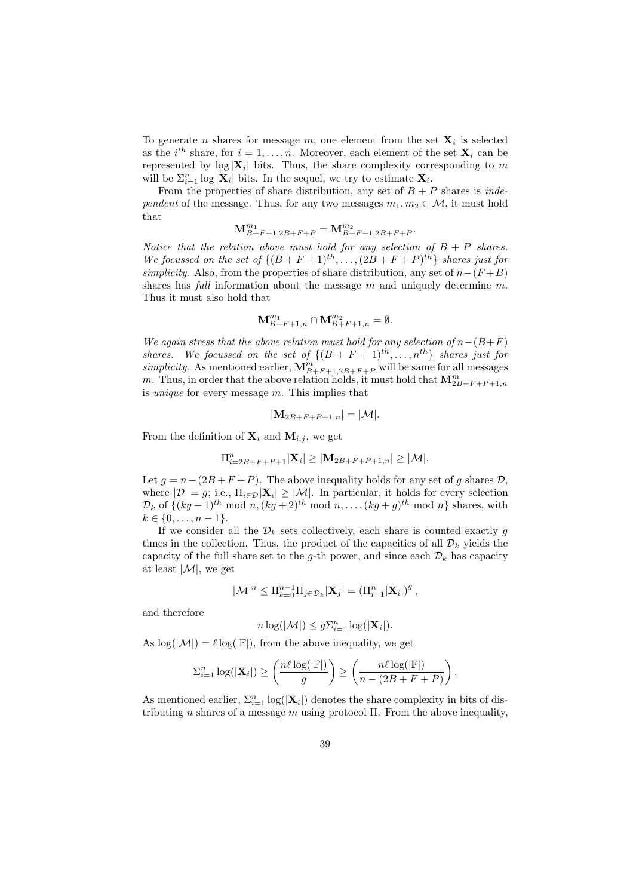To generate $n$ shares for message $m$, one element from the set $\mathbf{X}_i$ is selected as the $i^{th}$ share, for $i = 1, \ldots, n$. Moreover, each element of the set $\mathbf{X}_i$ can be represented by $\log |\mathbf{X}_i|$ bits. Thus, the share complexity corresponding to $m$ will be $\Sigma_{i=1}^{n} \log |\mathbf{X}_i|$ bits. In the sequel, we try to estimate $\mathbf{X}_i$.

From the properties of share distribution, any set of $B + P$ shares is *independent* of the message. Thus, for any two messages $m_1, m_2 \in \mathcal{M}$, it must hold that

$$\mathbf{M}^{m_1}_{B+F+1,2B+F+P} = \mathbf{M}^{m_2}_{B+F+1,2B+F+P}.$$

*Notice that the relation above must hold for any selection of $B + P$ shares. We focussed on the set of $\{(B + F + 1)^{th}, \ldots, (2B + F + P)^{th}\}$ shares just for simplicity.* Also, from the properties of share distribution, any set of $n-(F+B)$ shares has *full* information about the message $m$ and uniquely determine $m$. Thus it must also hold that

$$\mathbf{M}^{m_1}_{B+F+1,n} \cap \mathbf{M}^{m_2}_{B+F+1,n} = \emptyset.$$

*We again stress that the above relation must hold for any selection of $n-(B+F)$ shares. We focussed on the set of $\{(B + F + 1)^{th}, \ldots, n^{th}\}$ shares just for simplicity.* As mentioned earlier, $\mathbf{M}^{m}_{B+F+1,2B+F+P}$ will be same for all messages $m$. Thus, in order that the above relation holds, it must hold that $\mathbf{M}^{m}_{2B+F+P+1,n}$ is *unique* for every message $m$. This implies that

$$|\mathbf{M}_{2B+F+P+1,n}| = |\mathcal{M}|.$$

From the definition of $\mathbf{X}_i$ and $\mathbf{M}_{i,j}$, we get

$$\Pi^{n}_{i=2B+F+P+1} |\mathbf{X}_i| \geq |\mathbf{M}_{2B+F+P+1,n}| \geq |\mathcal{M}|.$$

Let $g = n-(2B+F+P)$. The above inequality holds for any set of $g$ shares $\mathcal{D}$, where $|\mathcal{D}| = g$; i.e., $\Pi_{i\in\mathcal{D}} |\mathbf{X}_i| \geq |\mathcal{M}|$. In particular, it holds for every selection $\mathcal{D}_k$ of $\{(kg + 1)^{th} \bmod n, (kg + 2)^{th} \bmod n, \ldots, (kg + g)^{th} \bmod n\}$ shares, with $k \in \{0, \ldots, n - 1\}$.

If we consider all the $\mathcal{D}_k$ sets collectively, each share is counted exactly $g$ times in the collection. Thus, the product of the capacities of all $\mathcal{D}_k$ yields the capacity of the full share set to the $g$-th power, and since each $\mathcal{D}_k$ has capacity at least $|\mathcal{M}|$, we get

$$|\mathcal{M}|^n \leq \Pi^{n-1}_{k=0} \Pi_{j\in\mathcal{D}_k} |\mathbf{X}_j| = \left(\Pi^{n}_{i=1} |\mathbf{X}_i|\right)^g,$$

and therefore

$$n \log(|\mathcal{M}|) \leq g \Sigma^{n}_{i=1} \log(|\mathbf{X}_i|).$$

As $\log(|\mathcal{M}|) = \ell \log(|\mathbb{F}|)$, from the above inequality, we get

$$\Sigma^{n}_{i=1} \log(|\mathbf{X}_i|) \geq \left(\frac{n\ell \log(|\mathbb{F}|)}{g}\right) \geq \left(\frac{n\ell \log(|\mathbb{F}|)}{n - (2B + F + P)}\right).$$

As mentioned earlier, $\Sigma^{n}_{i=1} \log(|\mathbf{X}_i|)$ denotes the share complexity in bits of distributing $n$ shares of a message $m$ using protocol $\Pi$. From the above inequality,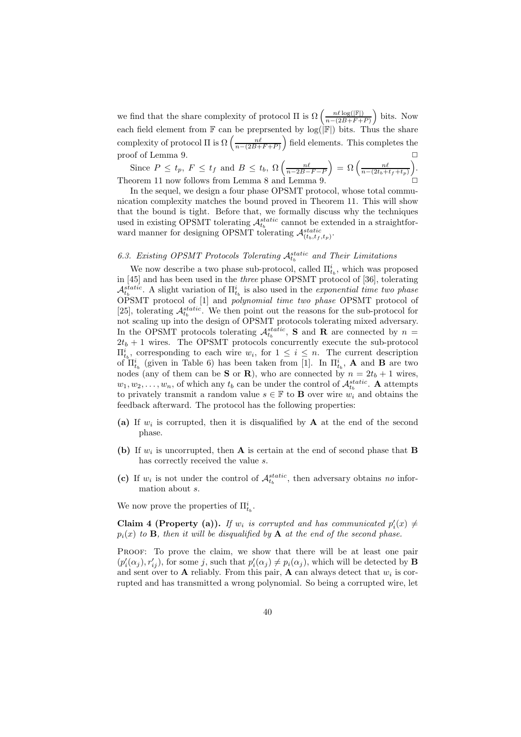we find that the share complexity of protocol $\Pi$ is $\Omega\left(\frac{n\ell \log(|\mathbb{F}|)}{n-(2B+F+P)}\right)$ bits. Now each field element from $\mathbb{F}$ can be preprsented by $\log(|\mathbb{F}|)$ bits. Thus the share complexity of protocol $\Pi$ is $\Omega\left(\frac{n\ell}{n-(2B+F+P)}\right)$ field elements. This completes the proof of Lemma 9. $\square$

Since $P \leq t_p$, $F \leq t_f$ and $B \leq t_b$, $\Omega\left(\frac{n\ell}{n-2B-F-P}\right) = \Omega\left(\frac{n\ell}{n-(2t_b+t_f+t_p)}\right)$. Theorem 11 now follows from Lemma 8 and Lemma 9. $\square$

In the sequel, we design a four phase OPSMT protocol, whose total communication complexity matches the bound proved in Theorem 11. This will show that the bound is tight. Before that, we formally discuss why the techniques used in existing OPSMT tolerating $\mathcal{A}^{static}_{t_b}$ cannot be extended in a straightforward manner for designing OPSMT tolerating $\mathcal{A}^{static}_{(t_b,t_f,t_p)}$.

### 6.3. Existing OPSMT Protocols Tolerating $\mathcal{A}^{static}_{t_b}$ and Their Limitations

We now describe a two phase sub-protocol, called $\Pi^i_{t_b}$, which was proposed in [45] and has been used in the *three* phase OPSMT protocol of [36], tolerating $\mathcal{A}^{static}_{t_b}$. A slight variation of $\Pi^i_{t_b}$ is also used in the *exponential time two phase* OPSMT protocol of [1] and *polynomial time two phase* OPSMT protocol of [25], tolerating $\mathcal{A}^{static}_{t_b}$. We then point out the reasons for the sub-protocol for not scaling up into the design of OPSMT protocols tolerating mixed adversary. In the OPSMT protocols tolerating $\mathcal{A}^{static}_{t_b}$, **S** and **R** are connected by $n = 2t_b + 1$ wires. The OPSMT protocols concurrently execute the sub-protocol $\Pi^i_{t_b}$, corresponding to each wire $w_i$, for $1 \leq i \leq n$. The current description of $\Pi^i_{t_b}$ (given in Table 6) has been taken from [1]. In $\Pi^i_{t_b}$, **A** and **B** are two nodes (any of them can be **S** or **R**), who are connected by $n = 2t_b + 1$ wires, $w_1, w_2, \ldots, w_n$, of which any $t_b$ can be under the control of $\mathcal{A}^{static}_{t_b}$. **A** attempts to privately transmit a random value $s \in \mathbb{F}$ to **B** over wire $w_i$ and obtains the feedback afterward. The protocol has the following properties:

- **(a)** If $w_i$ is corrupted, then it is disqualified by **A** at the end of the second phase.
- **(b)** If $w_i$ is uncorrupted, then **A** is certain at the end of second phase that **B** has correctly received the value $s$.
- **(c)** If $w_i$ is not under the control of $\mathcal{A}^{static}_{t_b}$, then adversary obtains *no* information about $s$.

We now prove the properties of $\Pi^i_{t_b}$.

**Claim 4 (Property (a)).** *If $w_i$ is corrupted and has communicated $p'_i(x) \neq p_i(x)$ to **B**, then it will be disqualified by **A** at the end of the second phase.*

PROOF: To prove the claim, we show that there will be at least one pair $(p'_i(\alpha_j), r'_{ij})$, for some $j$, such that $p'_i(\alpha_j) \neq p_i(\alpha_j)$, which will be detected by **B** and sent over to **A** reliably. From this pair, **A** can always detect that $w_i$ is corrupted and has transmitted a wrong polynomial. So being a corrupted wire, let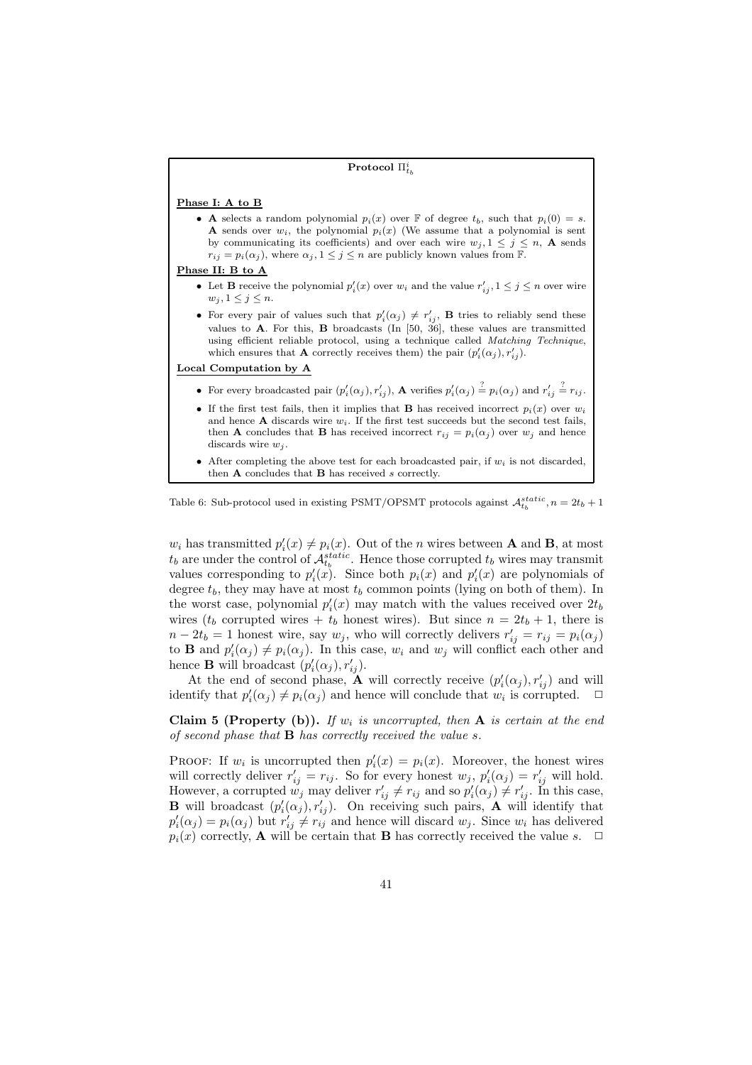**Protocol $\Pi^i_{t_b}$**

**Phase I: A to B**

- **A** selects a random polynomial $p_i(x)$ over $\mathbb{F}$ of degree $t_b$, such that $p_i(0) = s$. **A** sends over $w_i$, the polynomial $p_i(x)$ (We assume that a polynomial is sent by communicating its coefficients) and over each wire $w_j, 1 \leq j \leq n$, **A** sends $r_{ij} = p_i(\alpha_j)$, where $\alpha_j, 1 \leq j \leq n$ are publicly known values from $\mathbb{F}$.

**Phase II: B to A**

- Let **B** receive the polynomial $p'_i(x)$ over $w_i$ and the value $r'_{ij}, 1 \leq j \leq n$ over wire $w_j, 1 \leq j \leq n$.
- For every pair of values such that $p'_i(\alpha_j) \neq r'_{ij}$, **B** tries to reliably send these values to **A**. For this, **B** broadcasts (In [50, 36], these values are transmitted using efficient reliable protocol, using a technique called *Matching Technique*, which ensures that **A** correctly receives them) the pair $(p'_i(\alpha_j), r'_{ij})$.

**Local Computation by A**

- For every broadcasted pair $(p'_i(\alpha_j), r'_{ij})$, **A** verifies $p'_i(\alpha_j) \stackrel{?}{=} p_i(\alpha_j)$ and $r'_{ij} \stackrel{?}{=} r_{ij}$.
- If the first test fails, then it implies that **B** has received incorrect $p_i(x)$ over $w_i$ and hence **A** discards wire $w_i$. If the first test succeeds but the second test fails, then **A** concludes that **B** has received incorrect $r_{ij} = p_i(\alpha_j)$ over $w_j$ and hence discards wire $w_j$.
- After completing the above test for each broadcasted pair, if $w_i$ is not discarded, then **A** concludes that **B** has received $s$ correctly.

Table 6: Sub-protocol used in existing PSMT/OPSMT protocols against $\mathcal{A}^{static}_{t_b}, n = 2t_b + 1$

$w_i$ has transmitted $p'_i(x) \neq p_i(x)$. Out of the $n$ wires between **A** and **B**, at most $t_b$ are under the control of $\mathcal{A}^{static}_{t_b}$. Hence those corrupted $t_b$ wires may transmit values corresponding to $p'_i(x)$. Since both $p_i(x)$ and $p'_i(x)$ are polynomials of degree $t_b$, they may have at most $t_b$ common points (lying on both of them). In the worst case, polynomial $p'_i(x)$ may match with the values received over $2t_b$ wires ($t_b$ corrupted wires + $t_b$ honest wires). But since $n = 2t_b + 1$, there is $n - 2t_b = 1$ honest wire, say $w_j$, who will correctly delivers $r'_{ij} = r_{ij} = p_i(\alpha_j)$ to **B** and $p'_i(\alpha_j) \neq p_i(\alpha_j)$. In this case, $w_i$ and $w_j$ will conflict each other and hence **B** will broadcast $(p'_i(\alpha_j), r'_{ij})$.

At the end of second phase, **A** will correctly receive $(p'_i(\alpha_j), r'_{ij})$ and will identify that $p'_i(\alpha_j) \neq p_i(\alpha_j)$ and hence will conclude that $w_i$ is corrupted. $\Box$

**Claim 5 (Property (b)).** *If $w_i$ is uncorrupted, then **A** is certain at the end of second phase that **B** has correctly received the value $s$.*

Proof: If $w_i$ is uncorrupted then $p'_i(x) = p_i(x)$. Moreover, the honest wires will correctly deliver $r'_{ij} = r_{ij}$. So for every honest $w_j$, $p'_i(\alpha_j) = r'_{ij}$ will hold. However, a corrupted $w_j$ may deliver $r'_{ij} \neq r_{ij}$ and so $p'_i(\alpha_j) \neq r'_{ij}$. In this case, **B** will broadcast $(p'_i(\alpha_j), r'_{ij})$. On receiving such pairs, **A** will identify that $p'_i(\alpha_j) = p_i(\alpha_j)$ but $r'_{ij} \neq r_{ij}$ and hence will discard $w_j$. Since $w_i$ has delivered $p_i(x)$ correctly, **A** will be certain that **B** has correctly received the value $s$. $\Box$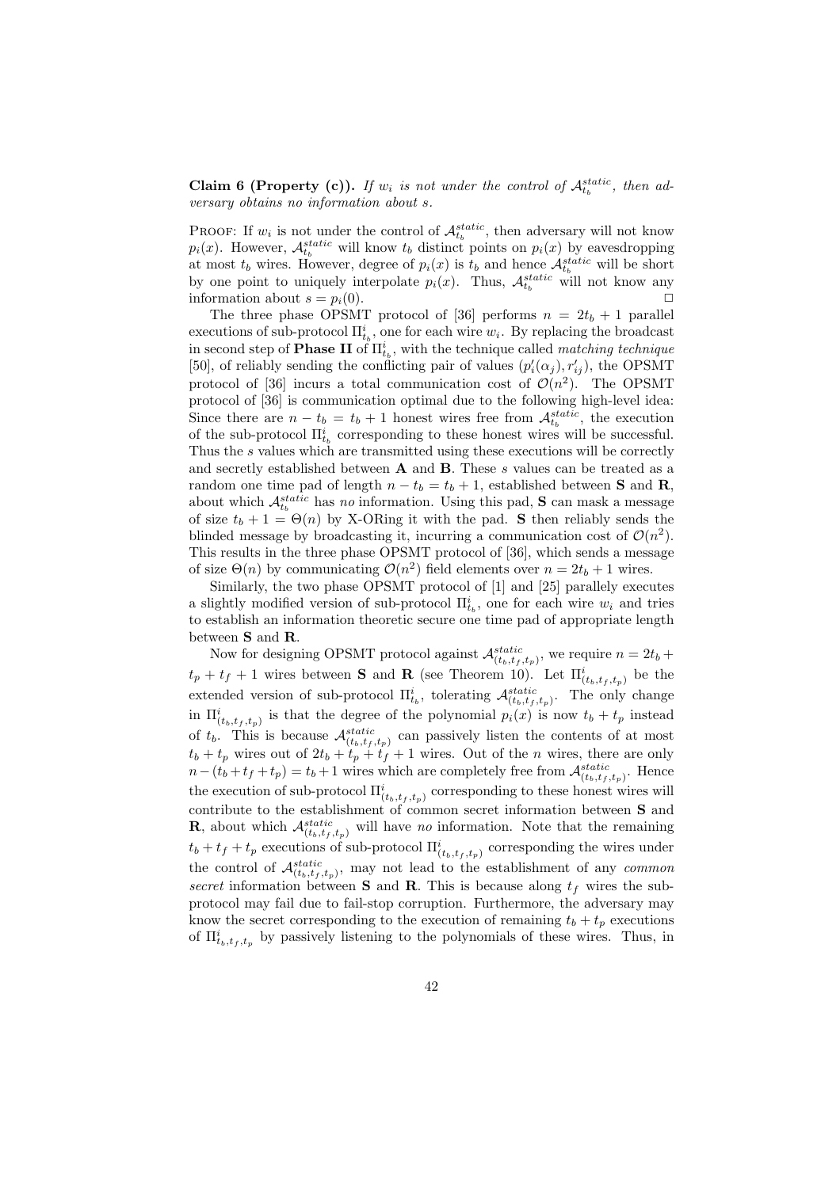**Claim 6 (Property (c)).** *If $w_i$ is not under the control of $\mathcal{A}_{t_b}^{static}$, then adversary obtains no information about $s$.*

Proof: If $w_i$ is not under the control of $\mathcal{A}_{t_b}^{static}$, then adversary will not know $p_i(x)$. However, $\mathcal{A}_{t_b}^{static}$ will know $t_b$ distinct points on $p_i(x)$ by eavesdropping at most $t_b$ wires. However, degree of $p_i(x)$ is $t_b$ and hence $\mathcal{A}_{t_b}^{static}$ will be short by one point to uniquely interpolate $p_i(x)$. Thus, $\mathcal{A}_{t_b}^{static}$ will not know any information about $s = p_i(0)$. □

The three phase OPSMT protocol of [36] performs $n = 2t_b + 1$ parallel executions of sub-protocol $\Pi_{t_b}^i$, one for each wire $w_i$. By replacing the broadcast in second step of **Phase II** of $\Pi_{t_b}^i$, with the technique called *matching technique* [50], of reliably sending the conflicting pair of values $(p'_i(\alpha_j), r'_{ij})$, the OPSMT protocol of [36] incurs a total communication cost of $\mathcal{O}(n^2)$. The OPSMT protocol of [36] is communication optimal due to the following high-level idea: Since there are $n - t_b = t_b + 1$ honest wires free from $\mathcal{A}_{t_b}^{static}$, the execution of the sub-protocol $\Pi_{t_b}^i$ corresponding to these honest wires will be successful. Thus the $s$ values which are transmitted using these executions will be correctly and secretly established between **A** and **B**. These $s$ values can be treated as a random one time pad of length $n - t_b = t_b + 1$, established between **S** and **R**, about which $\mathcal{A}_{t_b}^{static}$ has *no* information. Using this pad, **S** can mask a message of size $t_b + 1 = \Theta(n)$ by X-ORing it with the pad. **S** then reliably sends the blinded message by broadcasting it, incurring a communication cost of $\mathcal{O}(n^2)$. This results in the three phase OPSMT protocol of [36], which sends a message of size $\Theta(n)$ by communicating $\mathcal{O}(n^2)$ field elements over $n = 2t_b + 1$ wires.

Similarly, the two phase OPSMT protocol of [1] and [25] parallely executes a slightly modified version of sub-protocol $\Pi_{t_b}^i$, one for each wire $w_i$ and tries to establish an information theoretic secure one time pad of appropriate length between **S** and **R**.

Now for designing OPSMT protocol against $\mathcal{A}_{(t_b,t_f,t_p)}^{static}$, we require $n = 2t_b + t_p + t_f + 1$ wires between **S** and **R** (see Theorem 10). Let $\Pi_{(t_b,t_f,t_p)}^i$ be the extended version of sub-protocol $\Pi_{t_b}^i$, tolerating $\mathcal{A}_{(t_b,t_f,t_p)}^{static}$. The only change in $\Pi_{(t_b,t_f,t_p)}^i$ is that the degree of the polynomial $p_i(x)$ is now $t_b + t_p$ instead of $t_b$. This is because $\mathcal{A}_{(t_b,t_f,t_p)}^{static}$ can passively listen the contents of at most $t_b + t_p$ wires out of $2t_b + t_p + t_f + 1$ wires. Out of the $n$ wires, there are only $n - (t_b + t_f + t_p) = t_b + 1$ wires which are completely free from $\mathcal{A}_{(t_b,t_f,t_p)}^{static}$. Hence the execution of sub-protocol $\Pi_{(t_b,t_f,t_p)}^i$ corresponding to these honest wires will contribute to the establishment of common secret information between **S** and **R**, about which $\mathcal{A}_{(t_b,t_f,t_p)}^{static}$ will have *no* information. Note that the remaining $t_b + t_f + t_p$ executions of sub-protocol $\Pi_{(t_b,t_f,t_p)}^i$ corresponding the wires under the control of $\mathcal{A}_{(t_b,t_f,t_p)}^{static}$, may not lead to the establishment of any *common secret* information between **S** and **R**. This is because along $t_f$ wires the sub-protocol may fail due to fail-stop corruption. Furthermore, the adversary may know the secret corresponding to the execution of remaining $t_b + t_p$ executions of $\Pi_{t_b,t_f,t_p}^i$ by passively listening to the polynomials of these wires. Thus, in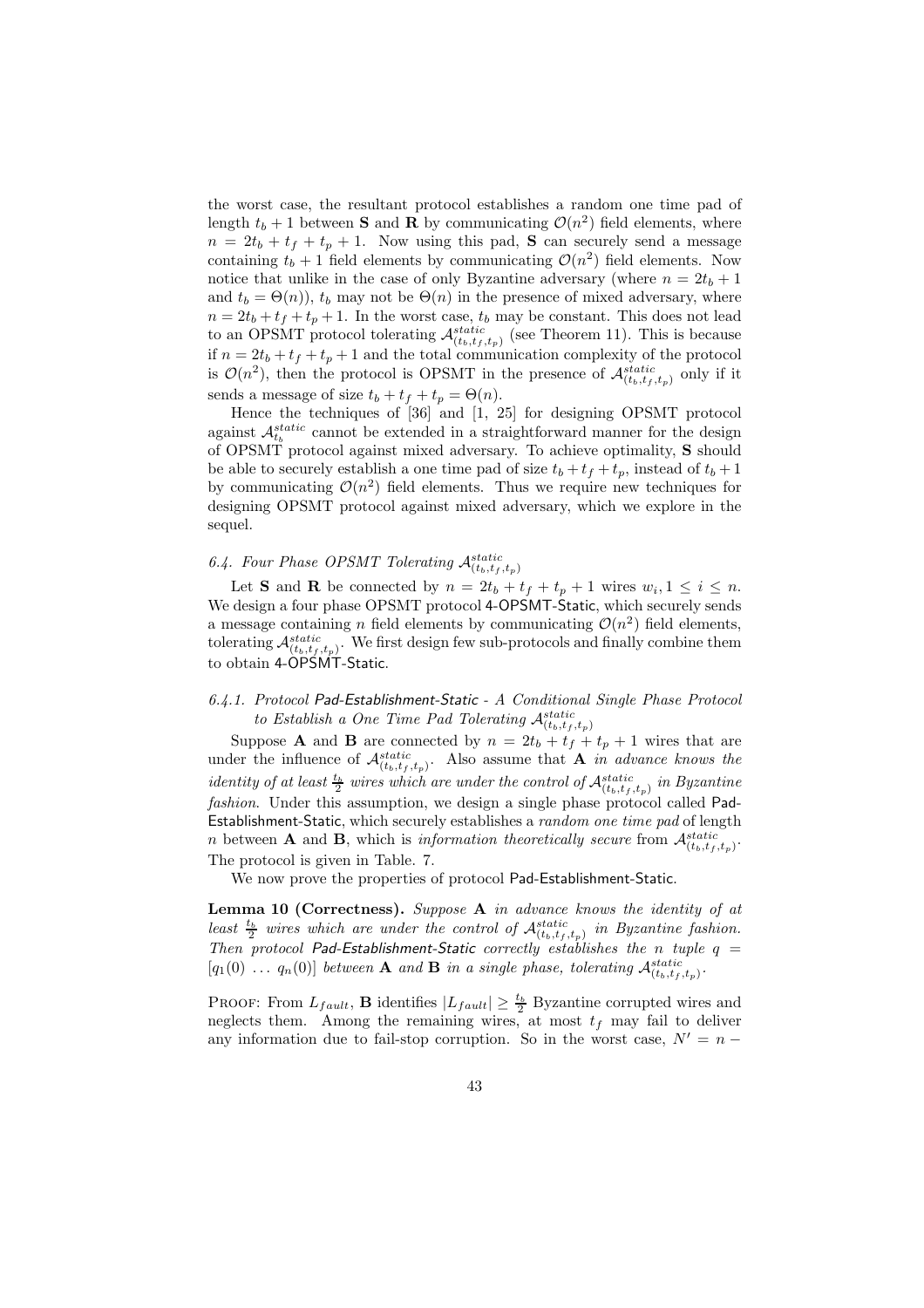the worst case, the resultant protocol establishes a random one time pad of length $t_b + 1$ between **S** and **R** by communicating $\mathcal{O}(n^2)$ field elements, where $n = 2t_b + t_f + t_p + 1$. Now using this pad, **S** can securely send a message containing $t_b + 1$ field elements by communicating $\mathcal{O}(n^2)$ field elements. Now notice that unlike in the case of only Byzantine adversary (where $n = 2t_b + 1$ and $t_b = \Theta(n)$), $t_b$ may not be $\Theta(n)$ in the presence of mixed adversary, where $n = 2t_b + t_f + t_p + 1$. In the worst case, $t_b$ may be constant. This does not lead to an OPSMT protocol tolerating $\mathcal{A}^{static}_{(t_b,t_f,t_p)}$ (see Theorem 11). This is because if $n = 2t_b + t_f + t_p + 1$ and the total communication complexity of the protocol is $\mathcal{O}(n^2)$, then the protocol is OPSMT in the presence of $\mathcal{A}^{static}_{(t_b,t_f,t_p)}$ only if it sends a message of size $t_b + t_f + t_p = \Theta(n)$.

Hence the techniques of [36] and [1, 25] for designing OPSMT protocol against $\mathcal{A}^{static}_{t_b}$ cannot be extended in a straightforward manner for the design of OPSMT protocol against mixed adversary. To achieve optimality, **S** should be able to securely establish a one time pad of size $t_b + t_f + t_p$, instead of $t_b + 1$ by communicating $\mathcal{O}(n^2)$ field elements. Thus we require new techniques for designing OPSMT protocol against mixed adversary, which we explore in the sequel.

### *6.4. Four Phase OPSMT Tolerating $\mathcal{A}^{static}_{(t_b,t_f,t_p)}$*

Let **S** and **R** be connected by $n = 2t_b + t_f + t_p + 1$ wires $w_i, 1 \leq i \leq n$. We design a four phase OPSMT protocol 4-OPSMT-Static, which securely sends a message containing $n$ field elements by communicating $\mathcal{O}(n^2)$ field elements, tolerating $\mathcal{A}^{static}_{(t_b,t_f,t_p)}$. We first design few sub-protocols and finally combine them to obtain 4-OPSMT-Static.

#### *6.4.1. Protocol Pad-Establishment-Static - A Conditional Single Phase Protocol to Establish a One Time Pad Tolerating $\mathcal{A}^{static}_{(t_b,t_f,t_p)}$*

Suppose **A** and **B** are connected by $n = 2t_b + t_f + t_p + 1$ wires that are under the influence of $\mathcal{A}^{static}_{(t_b,t_f,t_p)}$. Also assume that **A** *in advance knows the identity of at least $\frac{t_b}{2}$ wires which are under the control of $\mathcal{A}^{static}_{(t_b,t_f,t_p)}$ in Byzantine fashion*. Under this assumption, we design a single phase protocol called Pad-Establishment-Static, which securely establishes a *random one time pad* of length $n$ between **A** and **B**, which is *information theoretically secure* from $\mathcal{A}^{static}_{(t_b,t_f,t_p)}$. The protocol is given in Table. 7.

We now prove the properties of protocol Pad-Establishment-Static.

**Lemma 10 (Correctness).** *Suppose **A** in advance knows the identity of at least $\frac{t_b}{2}$ wires which are under the control of $\mathcal{A}^{static}_{(t_b,t_f,t_p)}$ in Byzantine fashion. Then protocol Pad-Establishment-Static correctly establishes the $n$ tuple $q = [q_1(0) \ \ldots \ q_n(0)]$ between **A** and **B** in a single phase, tolerating $\mathcal{A}^{static}_{(t_b,t_f,t_p)}$.*

Proof: From $L_{fault}$, **B** identifies $|L_{fault}| \geq \frac{t_b}{2}$ Byzantine corrupted wires and neglects them. Among the remaining wires, at most $t_f$ may fail to deliver any information due to fail-stop corruption. So in the worst case, $N' = n -$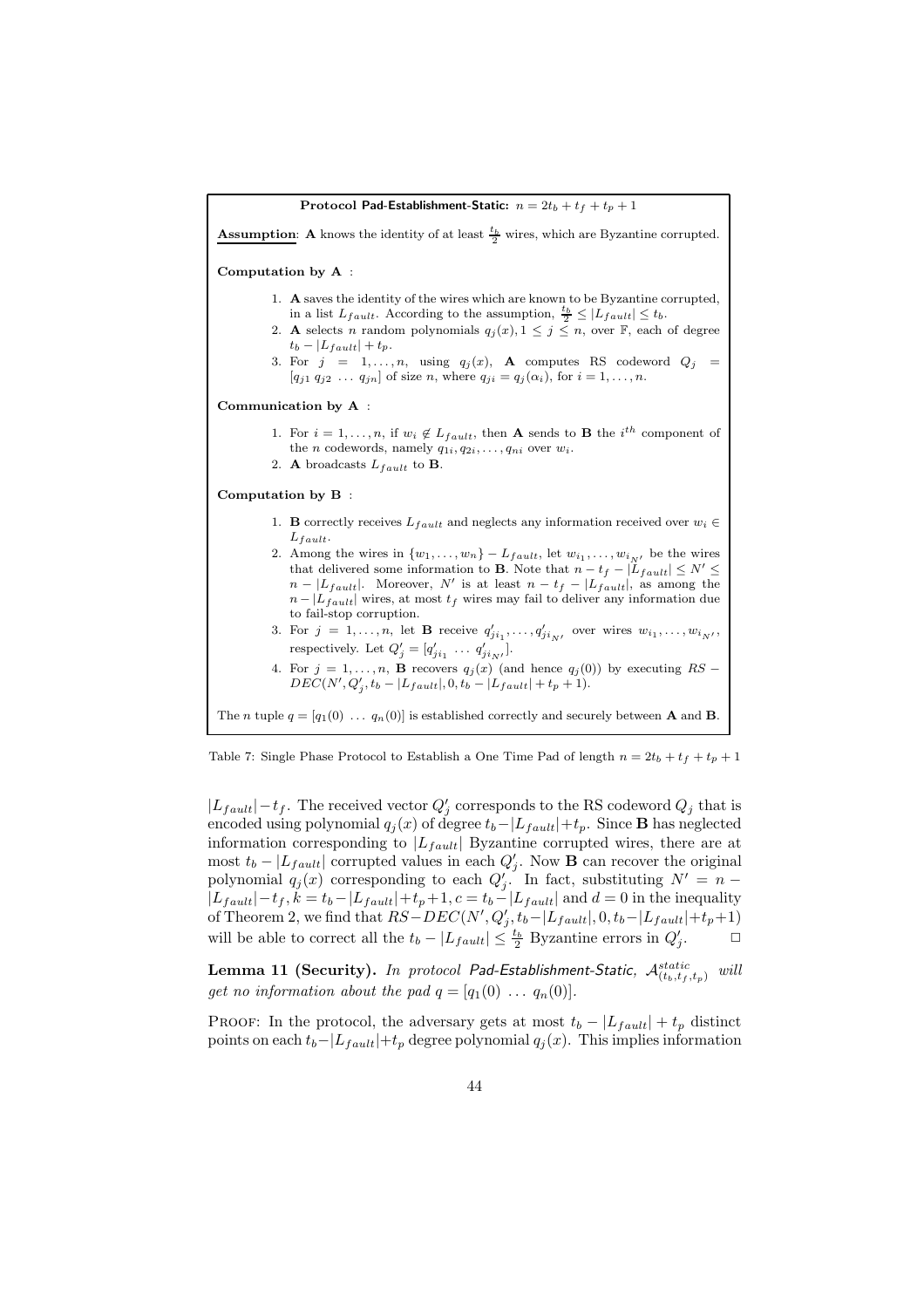**Protocol Pad-Establishment-Static:** $n = 2t_b + t_f + t_p + 1$

**Assumption**: **A** knows the identity of at least $\frac{t_b}{2}$ wires, which are Byzantine corrupted.

**Computation by A** :

1. **A** saves the identity of the wires which are known to be Byzantine corrupted, in a list $L_{fault}$. According to the assumption, $\frac{t_b}{2} \leq |L_{fault}| \leq t_b$.
2. **A** selects $n$ random polynomials $q_j(x), 1 \leq j \leq n$, over $\mathbb{F}$, each of degree $t_b - |L_{fault}| + t_p$.
3. For $j = 1, \ldots, n$, using $q_j(x)$, **A** computes RS codeword $Q_j = [q_{j1}\ q_{j2}\ \ldots\ q_{jn}]$ of size $n$, where $q_{ji} = q_j(\alpha_i)$, for $i = 1, \ldots, n$.

**Communication by A** :

1. For $i = 1, \ldots, n$, if $w_i \notin L_{fault}$, then **A** sends to **B** the $i^{th}$ component of the $n$ codewords, namely $q_{1i}, q_{2i}, \ldots, q_{ni}$ over $w_i$.
2. **A** broadcasts $L_{fault}$ to **B**.

**Computation by B** :

1. **B** correctly receives $L_{fault}$ and neglects any information received over $w_i \in L_{fault}$.
2. Among the wires in $\{w_1, \ldots, w_n\} - L_{fault}$, let $w_{i_1}, \ldots, w_{i_{N'}}$ be the wires that delivered some information to **B**. Note that $n - t_f - |L_{fault}| \leq N' \leq n - |L_{fault}|$. Moreover, $N'$ is at least $n - t_f - |L_{fault}|$, as among the $n - |L_{fault}|$ wires, at most $t_f$ wires may fail to deliver any information due to fail-stop corruption.
3. For $j = 1, \ldots, n$, let **B** receive $q'_{ji_1}, \ldots, q'_{ji_{N'}}$ over wires $w_{i_1}, \ldots, w_{i_{N'}}$, respectively. Let $Q'_j = [q'_{ji_1}\ \ldots\ q'_{ji_{N'}}]$.
4. For $j = 1, \ldots, n$, **B** recovers $q_j(x)$ (and hence $q_j(0)$) by executing $RS - DEC(N', Q'_j, t_b - |L_{fault}|, 0, t_b - |L_{fault}| + t_p + 1)$.

The $n$ tuple $q = [q_1(0)\ \ldots\ q_n(0)]$ is established correctly and securely between **A** and **B**.

Table 7: Single Phase Protocol to Establish a One Time Pad of length $n = 2t_b + t_f + t_p + 1$

$|L_{fault}| - t_f$. The received vector $Q'_j$ corresponds to the RS codeword $Q_j$ that is encoded using polynomial $q_j(x)$ of degree $t_b - |L_{fault}| + t_p$. Since **B** has neglected information corresponding to $|L_{fault}|$ Byzantine corrupted wires, there are at most $t_b - |L_{fault}|$ corrupted values in each $Q'_j$. Now **B** can recover the original polynomial $q_j(x)$ corresponding to each $Q'_j$. In fact, substituting $N' = n - |L_{fault}| - t_f, k = t_b - |L_{fault}| + t_p + 1, c = t_b - |L_{fault}|$ and $d = 0$ in the inequality of Theorem 2, we find that $RS - DEC(N', Q'_j, t_b - |L_{fault}|, 0, t_b - |L_{fault}| + t_p + 1)$ will be able to correct all the $t_b - |L_{fault}| \leq \frac{t_b}{2}$ Byzantine errors in $Q'_j$. $\Box$

**Lemma 11 (Security).** *In protocol Pad-Establishment-Static, $\mathcal{A}^{static}_{(t_b,t_f,t_p)}$ will get no information about the pad $q = [q_1(0)\ \ldots\ q_n(0)]$.*

PROOF: In the protocol, the adversary gets at most $t_b - |L_{fault}| + t_p$ distinct points on each $t_b - |L_{fault}| + t_p$ degree polynomial $q_j(x)$. This implies information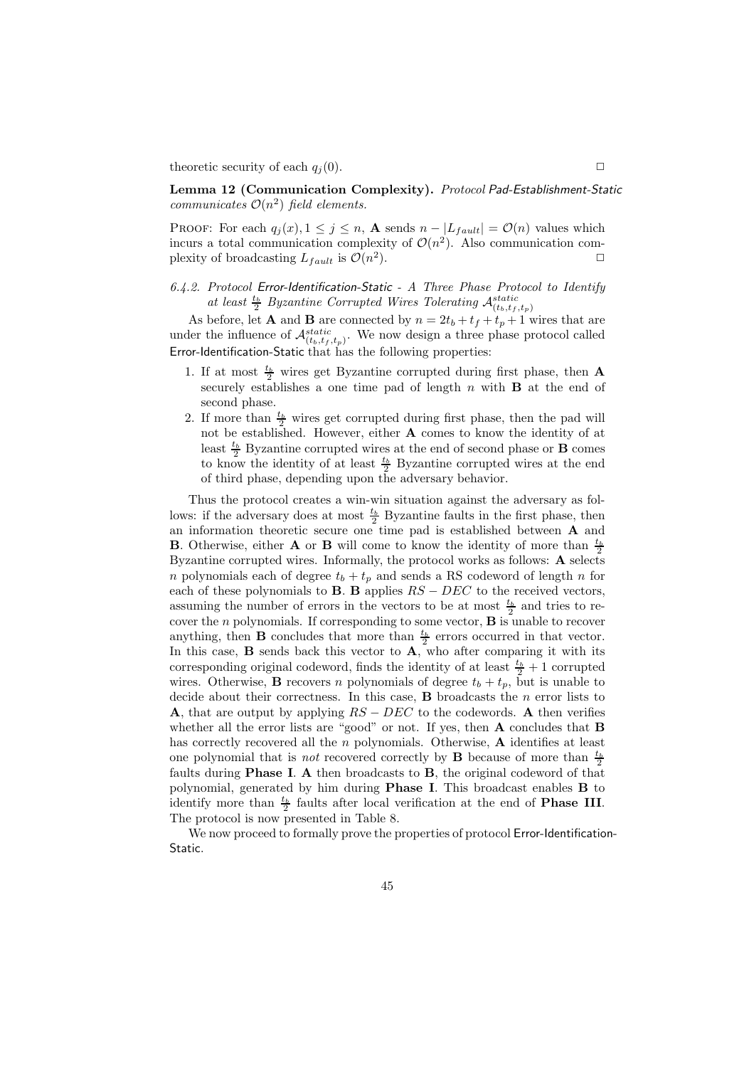theoretic security of each $q_j(0)$. □

**Lemma 12 (Communication Complexity).** *Protocol* Pad-Establishment-Static *communicates* $\mathcal{O}(n^2)$ *field elements.*

PROOF: For each $q_j(x), 1 \leq j \leq n$, **A** sends $n - |L_{fault}| = \mathcal{O}(n)$ values which incurs a total communication complexity of $\mathcal{O}(n^2)$. Also communication complexity of broadcasting $L_{fault}$ is $\mathcal{O}(n^2)$. □

### *6.4.2. Protocol* Error-Identification-Static *- A Three Phase Protocol to Identify at least $\frac{t_b}{2}$ Byzantine Corrupted Wires Tolerating $\mathcal{A}^{static}_{(t_b,t_f,t_p)}$*

As before, let **A** and **B** are connected by $n = 2t_b + t_f + t_p + 1$ wires that are under the influence of $\mathcal{A}^{static}_{(t_b,t_f,t_p)}$. We now design a three phase protocol called Error-Identification-Static that has the following properties:

1. If at most $\frac{t_b}{2}$ wires get Byzantine corrupted during first phase, then **A** securely establishes a one time pad of length $n$ with **B** at the end of second phase.
2. If more than $\frac{t_b}{2}$ wires get corrupted during first phase, then the pad will not be established. However, either **A** comes to know the identity of at least $\frac{t_b}{2}$ Byzantine corrupted wires at the end of second phase or **B** comes to know the identity of at least $\frac{t_b}{2}$ Byzantine corrupted wires at the end of third phase, depending upon the adversary behavior.

Thus the protocol creates a win-win situation against the adversary as follows: if the adversary does at most $\frac{t_b}{2}$ Byzantine faults in the first phase, then an information theoretic secure one time pad is established between **A** and **B**. Otherwise, either **A** or **B** will come to know the identity of more than $\frac{t_b}{2}$ Byzantine corrupted wires. Informally, the protocol works as follows: **A** selects $n$ polynomials each of degree $t_b + t_p$ and sends a RS codeword of length $n$ for each of these polynomials to **B**. **B** applies $RS - DEC$ to the received vectors, assuming the number of errors in the vectors to be at most $\frac{t_b}{2}$ and tries to recover the $n$ polynomials. If corresponding to some vector, **B** is unable to recover anything, then **B** concludes that more than $\frac{t_b}{2}$ errors occurred in that vector. In this case, **B** sends back this vector to **A**, who after comparing it with its corresponding original codeword, finds the identity of at least $\frac{t_b}{2} + 1$ corrupted wires. Otherwise, **B** recovers $n$ polynomials of degree $t_b + t_p$, but is unable to decide about their correctness. In this case, **B** broadcasts the $n$ error lists to **A**, that are output by applying $RS - DEC$ to the codewords. **A** then verifies whether all the error lists are "good" or not. If yes, then **A** concludes that **B** has correctly recovered all the $n$ polynomials. Otherwise, **A** identifies at least one polynomial that is *not* recovered correctly by **B** because of more than $\frac{t_b}{2}$ faults during **Phase I**. **A** then broadcasts to **B**, the original codeword of that polynomial, generated by him during **Phase I**. This broadcast enables **B** to identify more than $\frac{t_b}{2}$ faults after local verification at the end of **Phase III**. The protocol is now presented in Table 8.

We now proceed to formally prove the properties of protocol Error-Identification-Static.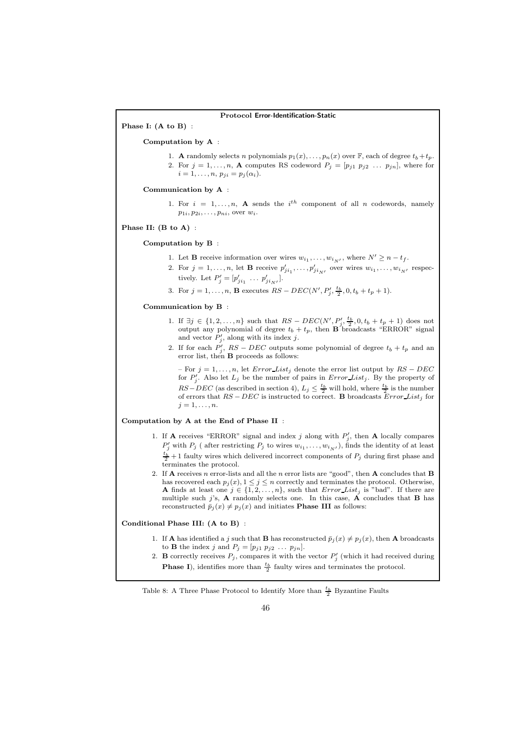**Protocol Error-Identification-Static**

**Phase I: (A to B)** :

**Computation by A** :

1. **A** randomly selects $n$ polynomials $p_1(x), \ldots, p_n(x)$ over $\mathbb{F}$, each of degree $t_b + t_p$.
2. For $j = 1, \ldots, n$, **A** computes RS codeword $P_j = [p_{j1}\ p_{j2}\ \ldots\ p_{jn}]$, where for $i = 1, \ldots, n$, $p_{ji} = p_j(\alpha_i)$.

**Communication by A** :

1. For $i = 1, \ldots, n$, **A** sends the $i^{th}$ component of all $n$ codewords, namely $p_{1i}, p_{2i}, \ldots, p_{ni}$, over $w_i$.

**Phase II: (B to A)** :

**Computation by B** :

1. Let **B** receive information over wires $w_{i_1}, \ldots, w_{i_{N'}}$, where $N' \geq n - t_f$.
2. For $j = 1, \ldots, n$, let **B** receive $p'_{ji_1}, \ldots, p'_{ji_{N'}}$ over wires $w_{i_1}, \ldots, w_{i_{N'}}$ respectively. Let $P'_j = [p'_{ji_1}\ \ldots\ p'_{ji_{N'}}]$.
3. For $j = 1, \ldots, n$, **B** executes $RS-DEC(N', P'_j, \frac{t_b}{2}, 0, t_b + t_p + 1)$.

**Communication by B** :

1. If $\exists j \in \{1, 2, \ldots, n\}$ such that $RS-DEC(N', P'_j, \frac{t_b}{2}, 0, t_b + t_p + 1)$ does not output any polynomial of degree $t_b + t_p$, then **B** broadcasts "ERROR" signal and vector $P'_j$, along with its index $j$.
2. If for each $P'_j$, $RS-DEC$ outputs some polynomial of degree $t_b + t_p$ and an error list, then **B** proceeds as follows:

   – For $j = 1, \ldots, n$, let $Error\_List_j$ denote the error list output by $RS-DEC$ for $P'_j$. Also let $L_j$ be the number of pairs in $Error\_List_j$. By the property of $RS-DEC$ (as described in section 4), $L_j \leq \frac{t_b}{2}$ will hold, where $\frac{t_b}{2}$ is the number of errors that $RS-DEC$ is instructed to correct. **B** broadcasts $Error\_List_j$ for $j = 1, \ldots, n$.

**Computation by A at the End of Phase II** :

1. If **A** receives "ERROR" signal and index $j$ along with $P'_j$, then **A** locally compares $P'_j$ with $P_j$ ( after restricting $P_j$ to wires $w_{i_1}, \ldots, w_{i_{N'}}$), finds the identity of at least $\frac{t_b}{2} + 1$ faulty wires which delivered incorrect components of $P_j$ during first phase and terminates the protocol.
2. If **A** receives $n$ error-lists and all the $n$ error lists are "good", then **A** concludes that **B** has recovered each $p_j(x), 1 \leq j \leq n$ correctly and terminates the protocol. Otherwise, **A** finds at least one $j \in \{1, 2, \ldots, n\}$, such that $Error\_List_j$ is "bad". If there are multiple such $j$'s, **A** randomly selects one. In this case, **A** concludes that **B** has reconstructed $\bar{p}_j(x) \neq p_j(x)$ and initiates **Phase III** as follows:

**Conditional Phase III: (A to B)** :

1. If **A** has identified a $j$ such that **B** has reconstructed $\bar{p}_j(x) \neq p_j(x)$, then **A** broadcasts to **B** the index $j$ and $P_j = [p_{j1}\ p_{j2}\ \ldots\ p_{jn}]$.
2. **B** correctly receives $P_j$, compares it with the vector $P'_j$ (which it had received during **Phase I**), identifies more than $\frac{t_b}{2}$ faulty wires and terminates the protocol.

Table 8: A Three Phase Protocol to Identify More than $\frac{t_b}{2}$ Byzantine Faults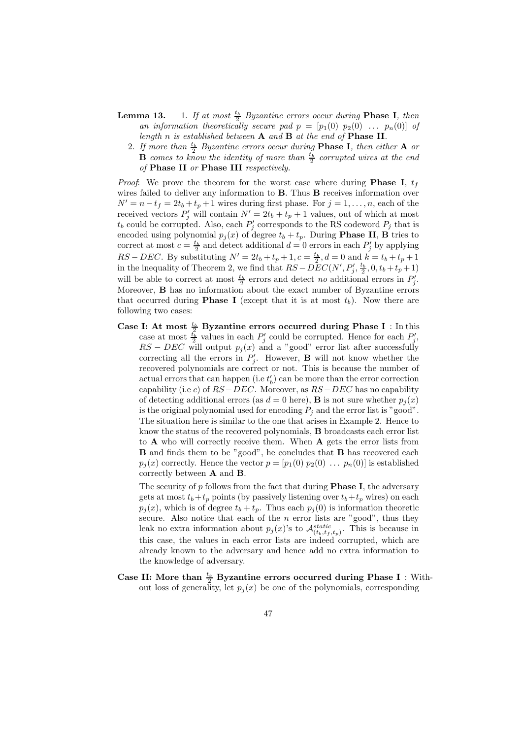**Lemma 13.** 1. *If at most $\frac{t_b}{2}$ Byzantine errors occur during* **Phase I***, then an information theoretically secure pad $p = [p_1(0)\ p_2(0)\ \dots\ p_n(0)]$ of length $n$ is established between* **A** *and* **B** *at the end of* **Phase II***.*

2. *If more than $\frac{t_b}{2}$ Byzantine errors occur during* **Phase I***, then either* **A** *or* **B** *comes to know the identity of more than $\frac{t_b}{2}$ corrupted wires at the end of* **Phase II** *or* **Phase III** *respectively.*

*Proof*: We prove the theorem for the worst case where during **Phase I**, $t_f$ wires failed to deliver any information to **B**. Thus **B** receives information over $N' = n - t_f = 2t_b + t_p + 1$ wires during first phase. For $j = 1, \dots, n$, each of the received vectors $P'_j$ will contain $N' = 2t_b + t_p + 1$ values, out of which at most $t_b$ could be corrupted. Also, each $P'_j$ corresponds to the RS codeword $P_j$ that is encoded using polynomial $p_j(x)$ of degree $t_b + t_p$. During **Phase II**, **B** tries to correct at most $c = \frac{t_b}{2}$ and detect additional $d = 0$ errors in each $P'_j$ by applying $RS-DEC$. By substituting $N' = 2t_b + t_p + 1, c = \frac{t_b}{2}, d = 0$ and $k = t_b + t_p + 1$ in the inequality of Theorem 2, we find that $RS-DEC(N', P'_j, \frac{t_b}{2}, 0, t_b + t_p + 1)$ will be able to correct at most $\frac{t_b}{2}$ errors and detect *no* additional errors in $P'_j$. Moreover, **B** has no information about the exact number of Byzantine errors that occurred during **Phase I** (except that it is at most $t_b$). Now there are following two cases:

**Case I: At most $\frac{t_b}{2}$ Byzantine errors occurred during Phase I** : In this case at most $\frac{t_b}{2}$ values in each $P'_j$ could be corrupted. Hence for each $P'_j$, $RS - DEC$ will output $p_j(x)$ and a "good" error list after successfully correcting all the errors in $P'_j$. However, **B** will not know whether the recovered polynomials are correct or not. This is because the number of actual errors that can happen (i.e $t'_b$) can be more than the error correction capability (i.e $c$) of $RS-DEC$. Moreover, as $RS-DEC$ has no capability of detecting additional errors (as $d = 0$ here), **B** is not sure whether $p_j(x)$ is the original polynomial used for encoding $P_j$ and the error list is "good". The situation here is similar to the one that arises in Example 2. Hence to know the status of the recovered polynomials, **B** broadcasts each error list to **A** who will correctly receive them. When **A** gets the error lists from **B** and finds them to be "good", he concludes that **B** has recovered each $p_j(x)$ correctly. Hence the vector $p = [p_1(0)\ p_2(0)\ \dots\ p_n(0)]$ is established correctly between **A** and **B**.

The security of $p$ follows from the fact that during **Phase I**, the adversary gets at most $t_b + t_p$ points (by passively listening over $t_b + t_p$ wires) on each $p_j(x)$, which is of degree $t_b + t_p$. Thus each $p_j(0)$ is information theoretic secure. Also notice that each of the $n$ error lists are "good", thus they leak no extra information about $p_j(x)$'s to $\mathcal{A}^{static}_{(t_b,t_f,t_p)}$. This is because in this case, the values in each error lists are indeed corrupted, which are already known to the adversary and hence add no extra information to the knowledge of adversary.

**Case II: More than $\frac{t_b}{2}$ Byzantine errors occurred during Phase I** : Without loss of generality, let $p_j(x)$ be one of the polynomials, corresponding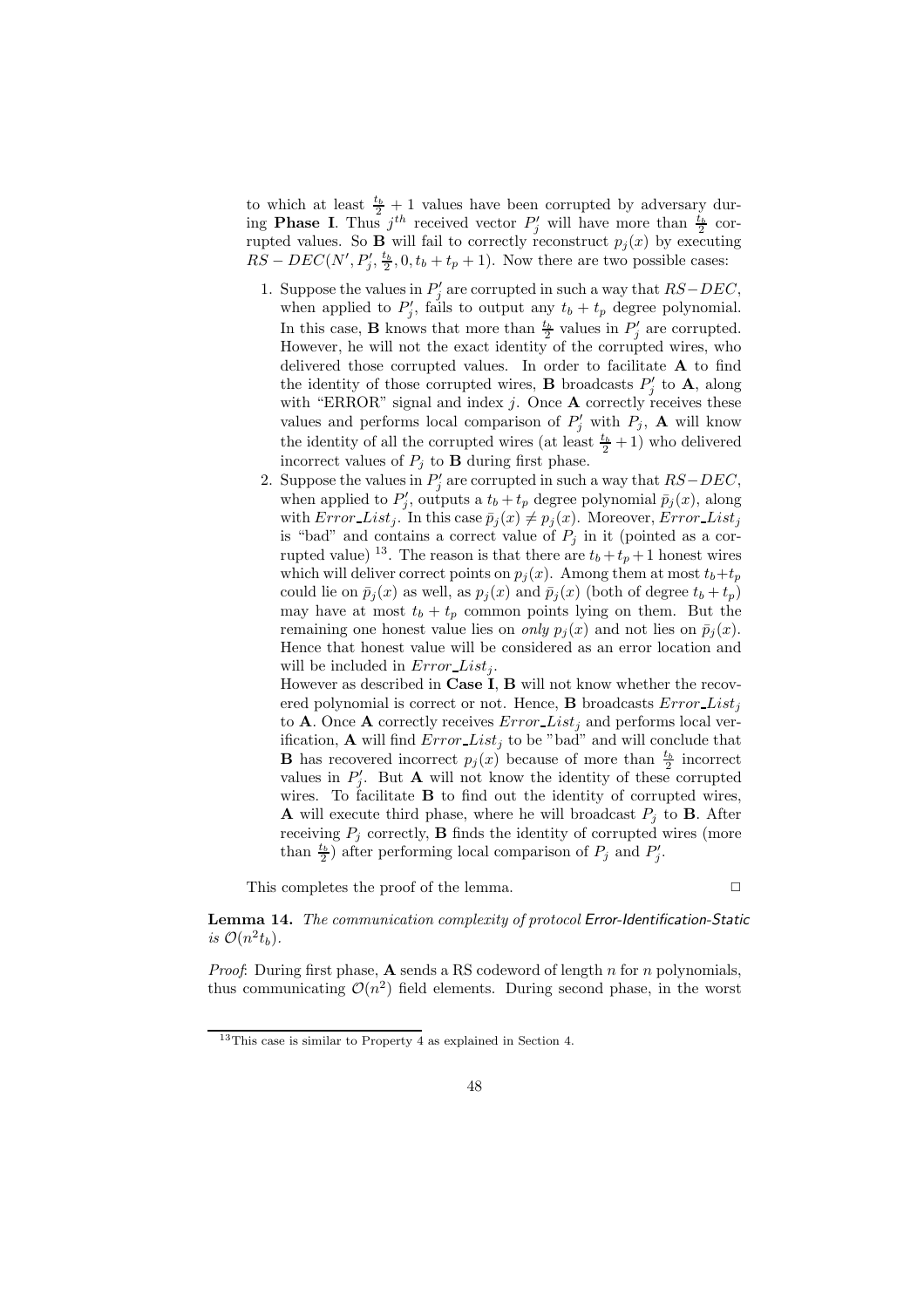to which at least $\frac{t_b}{2}+1$ values have been corrupted by adversary during **Phase I**. Thus $j^{th}$ received vector $P'_j$ will have more than $\frac{t_b}{2}$ corrupted values. So **B** will fail to correctly reconstruct $p_j(x)$ by executing $RS-DEC(N', P'_j, \frac{t_b}{2}, 0, t_b+t_p+1)$. Now there are two possible cases:

1. Suppose the values in $P'_j$ are corrupted in such a way that $RS-DEC$, when applied to $P'_j$, fails to output any $t_b+t_p$ degree polynomial. In this case, **B** knows that more than $\frac{t_b}{2}$ values in $P'_j$ are corrupted. However, he will not the exact identity of the corrupted wires, who delivered those corrupted values. In order to facilitate **A** to find the identity of those corrupted wires, **B** broadcasts $P'_j$ to **A**, along with "ERROR" signal and index $j$. Once **A** correctly receives these values and performs local comparison of $P'_j$ with $P_j$, **A** will know the identity of all the corrupted wires (at least $\frac{t_b}{2}+1$) who delivered incorrect values of $P_j$ to **B** during first phase.
2. Suppose the values in $P'_j$ are corrupted in such a way that $RS-DEC$, when applied to $P'_j$, outputs a $t_b+t_p$ degree polynomial $\bar{p}_j(x)$, along with $Error\_List_j$. In this case $\bar{p}_j(x) \neq p_j(x)$. Moreover, $Error\_List_j$ is "bad" and contains a correct value of $P_j$ in it (pointed as a corrupted value) [13]. The reason is that there are $t_b+t_p+1$ honest wires which will deliver correct points on $p_j(x)$. Among them at most $t_b+t_p$ could lie on $\bar{p}_j(x)$ as well, as $p_j(x)$ and $\bar{p}_j(x)$ (both of degree $t_b+t_p$) may have at most $t_b+t_p$ common points lying on them. But the remaining one honest value lies on *only* $p_j(x)$ and not lies on $\bar{p}_j(x)$. Hence that honest value will be considered as an error location and will be included in $Error\_List_j$.

   However as described in **Case I**, **B** will not know whether the recovered polynomial is correct or not. Hence, **B** broadcasts $Error\_List_j$ to **A**. Once **A** correctly receives $Error\_List_j$ and performs local verification, **A** will find $Error\_List_j$ to be "bad" and will conclude that **B** has recovered incorrect $p_j(x)$ because of more than $\frac{t_b}{2}$ incorrect values in $P'_j$. But **A** will not know the identity of these corrupted wires. To facilitate **B** to find out the identity of corrupted wires, **A** will execute third phase, where he will broadcast $P_j$ to **B**. After receiving $P_j$ correctly, **B** finds the identity of corrupted wires (more than $\frac{t_b}{2}$) after performing local comparison of $P_j$ and $P'_j$.

This completes the proof of the lemma. □

**Lemma 14.** *The communication complexity of protocol* Error-Identification-Static *is* $\mathcal{O}(n^2 t_b)$.

*Proof*: During first phase, **A** sends a RS codeword of length $n$ for $n$ polynomials, thus communicating $\mathcal{O}(n^2)$ field elements. During second phase, in the worst

[13] This case is similar to Property 4 as explained in Section 4.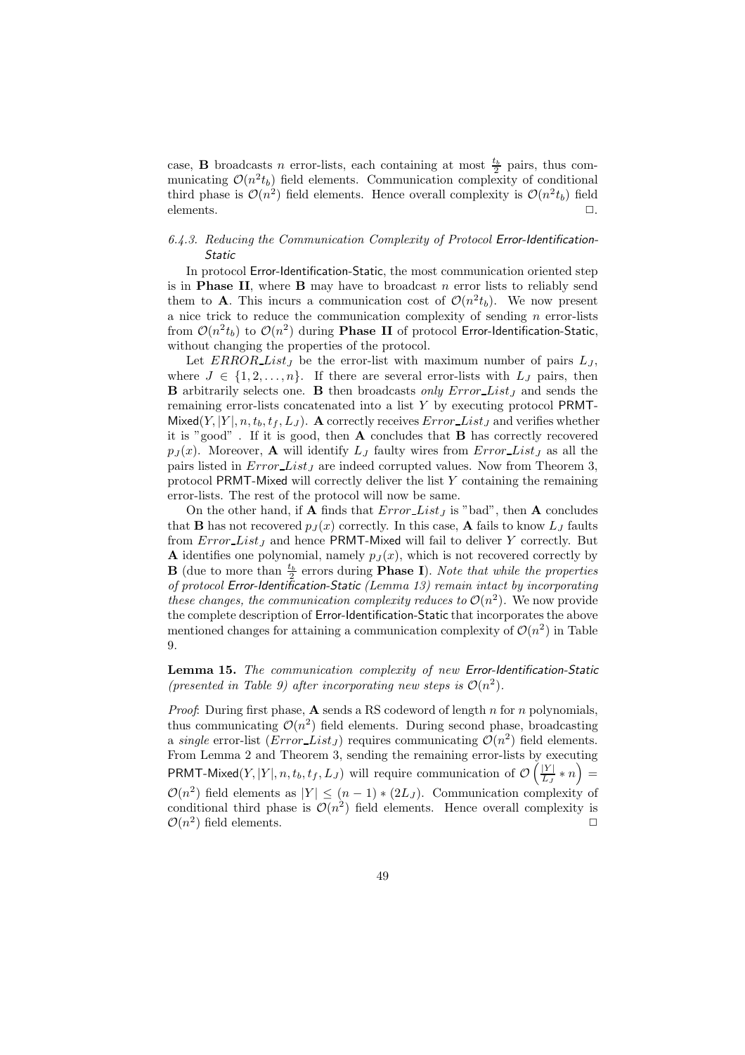case, **B** broadcasts $n$ error-lists, each containing at most $\frac{t_b}{2}$ pairs, thus communicating $\mathcal{O}(n^2 t_b)$ field elements. Communication complexity of conditional third phase is $\mathcal{O}(n^2)$ field elements. Hence overall complexity is $\mathcal{O}(n^2 t_b)$ field elements. $\square$.

### 6.4.3. Reducing the Communication Complexity of Protocol Error-Identification-Static

In protocol Error-Identification-Static, the most communication oriented step is in **Phase II**, where **B** may have to broadcast $n$ error lists to reliably send them to **A**. This incurs a communication cost of $\mathcal{O}(n^2 t_b)$. We now present a nice trick to reduce the communication complexity of sending $n$ error-lists from $\mathcal{O}(n^2 t_b)$ to $\mathcal{O}(n^2)$ during **Phase II** of protocol Error-Identification-Static, without changing the properties of the protocol.

Let $ERROR\_List_J$ be the error-list with maximum number of pairs $L_J$, where $J \in \{1, 2, \ldots, n\}$. If there are several error-lists with $L_J$ pairs, then **B** arbitrarily selects one. **B** then broadcasts *only* $Error\_List_J$ and sends the remaining error-lists concatenated into a list $Y$ by executing protocol PRMT-Mixed$(Y, |Y|, n, t_b, t_f, L_J)$. **A** correctly receives $Error\_List_J$ and verifies whether it is "good" . If it is good, then **A** concludes that **B** has correctly recovered $p_J(x)$. Moreover, **A** will identify $L_J$ faulty wires from $Error\_List_J$ as all the pairs listed in $Error\_List_J$ are indeed corrupted values. Now from Theorem 3, protocol PRMT-Mixed will correctly deliver the list $Y$ containing the remaining error-lists. The rest of the protocol will now be same.

On the other hand, if **A** finds that $Error\_List_J$ is "bad", then **A** concludes that **B** has not recovered $p_J(x)$ correctly. In this case, **A** fails to know $L_J$ faults from $Error\_List_J$ and hence PRMT-Mixed will fail to deliver $Y$ correctly. But **A** identifies one polynomial, namely $p_J(x)$, which is not recovered correctly by **B** (due to more than $\frac{t_b}{2}$ errors during **Phase I**). *Note that while the properties of protocol Error-Identification-Static (Lemma 13) remain intact by incorporating these changes, the communication complexity reduces to* $\mathcal{O}(n^2)$. We now provide the complete description of Error-Identification-Static that incorporates the above mentioned changes for attaining a communication complexity of $\mathcal{O}(n^2)$ in Table 9.

**Lemma 15.** *The communication complexity of new Error-Identification-Static (presented in Table 9) after incorporating new steps is* $\mathcal{O}(n^2)$.

*Proof*: During first phase, **A** sends a RS codeword of length $n$ for $n$ polynomials, thus communicating $\mathcal{O}(n^2)$ field elements. During second phase, broadcasting a *single* error-list ($Error\_List_J$) requires communicating $\mathcal{O}(n^2)$ field elements. From Lemma 2 and Theorem 3, sending the remaining error-lists by executing PRMT-Mixed$(Y, |Y|, n, t_b, t_f, L_J)$ will require communication of $\mathcal{O}\left(\frac{|Y|}{L_J} * n\right) = \mathcal{O}(n^2)$ field elements as $|Y| \leq (n-1) * (2L_J)$. Communication complexity of conditional third phase is $\mathcal{O}(n^2)$ field elements. Hence overall complexity is $\mathcal{O}(n^2)$ field elements. $\square$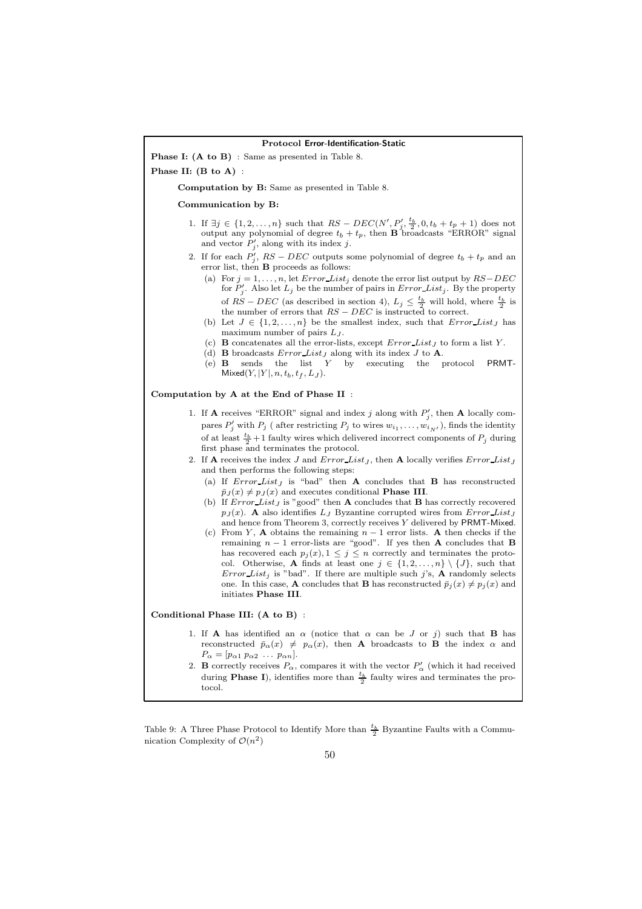**Protocol Error-Identification-Static**

**Phase I: (A to B)** : Same as presented in Table 8.

**Phase II: (B to A)** :

**Computation by B:** Same as presented in Table 8.

**Communication by B:**

1. If $\exists j \in \{1, 2, \ldots, n\}$ such that $RS-DEC(N', P'_j, \frac{t_b}{2}, 0, t_b+t_p+1)$ does not output any polynomial of degree $t_b+t_p$, then **B** broadcasts "ERROR" signal and vector $P'_j$, along with its index $j$.
2. If for each $P'_j$, $RS-DEC$ outputs some polynomial of degree $t_b+t_p$ and an error list, then **B** proceeds as follows:
   (a) For $j = 1, \ldots, n$, let $Error\_List_j$ denote the error list output by $RS-DEC$ for $P'_j$. Also let $L_j$ be the number of pairs in $Error\_List_j$. By the property of $RS-DEC$ (as described in section 4), $L_j \leq \frac{t_b}{2}$ will hold, where $\frac{t_b}{2}$ is the number of errors that $RS-DEC$ is instructed to correct.
   (b) Let $J \in \{1, 2, \ldots, n\}$ be the smallest index, such that $Error\_List_J$ has maximum number of pairs $L_J$.
   (c) **B** concatenates all the error-lists, except $Error\_List_J$ to form a list $Y$.
   (d) **B** broadcasts $Error\_List_J$ along with its index $J$ to **A**.
   (e) **B** sends the list $Y$ by executing the protocol PRMT-Mixed$(Y, |Y|, n, t_b, t_f, L_J)$.

**Computation by A at the End of Phase II** :

1. If **A** receives "ERROR" signal and index $j$ along with $P'_j$, then **A** locally compares $P'_j$ with $P_j$ ( after restricting $P_j$ to wires $w_{i_1}, \ldots, w_{i_{N'}}$), finds the identity of at least $\frac{t_b}{2}+1$ faulty wires which delivered incorrect components of $P_j$ during first phase and terminates the protocol.
2. If **A** receives the index $J$ and $Error\_List_J$, then **A** locally verifies $Error\_List_J$ and then performs the following steps:
   (a) If $Error\_List_J$ is "bad" then **A** concludes that **B** has reconstructed $\bar{p}_J(x) \neq p_J(x)$ and executes conditional **Phase III**.
   (b) If $Error\_List_J$ is "good" then **A** concludes that **B** has correctly recovered $p_J(x)$. **A** also identifies $L_J$ Byzantine corrupted wires from $Error\_List_J$ and hence from Theorem 3, correctly receives $Y$ delivered by PRMT-Mixed.
   (c) From $Y$, **A** obtains the remaining $n-1$ error lists. **A** then checks if the remaining $n-1$ error-lists are "good". If yes then **A** concludes that **B** has recovered each $p_j(x), 1 \leq j \leq n$ correctly and terminates the protocol. Otherwise, **A** finds at least one $j \in \{1, 2, \ldots, n\} \setminus \{J\}$, such that $Error\_List_j$ is "bad". If there are multiple such $j$'s, **A** randomly selects one. In this case, **A** concludes that **B** has reconstructed $\bar{p}_j(x) \neq p_j(x)$ and initiates **Phase III**.

**Conditional Phase III: (A to B)** :

1. If **A** has identified an $\alpha$ (notice that $\alpha$ can be $J$ or $j$) such that **B** has reconstructed $\bar{p}_\alpha(x) \neq p_\alpha(x)$, then **A** broadcasts to **B** the index $\alpha$ and $P_\alpha = [p_{\alpha 1}\ p_{\alpha 2}\ \ldots\ p_{\alpha n}]$.
2. **B** correctly receives $P_\alpha$, compares it with the vector $P'_\alpha$ (which it had received during **Phase I**), identifies more than $\frac{t_b}{2}$ faulty wires and terminates the protocol.

Table 9: A Three Phase Protocol to Identify More than $\frac{t_b}{2}$ Byzantine Faults with a Communication Complexity of $\mathcal{O}(n^2)$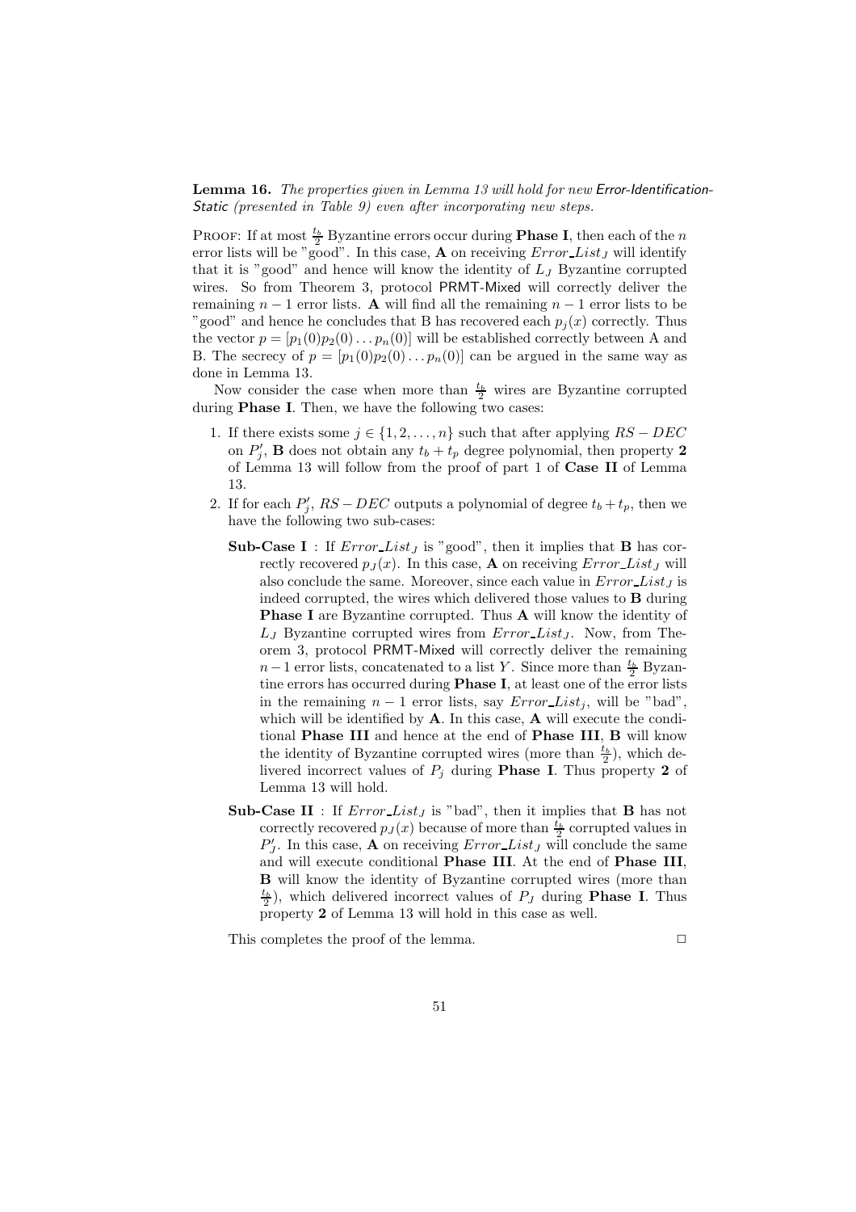**Lemma 16.** *The properties given in Lemma 13 will hold for new Error-Identification-Static (presented in Table 9) even after incorporating new steps.*

PROOF: If at most $\frac{t_b}{2}$ Byzantine errors occur during **Phase I**, then each of the $n$ error lists will be "good". In this case, **A** on receiving $Error\_List_J$ will identify that it is "good" and hence will know the identity of $L_J$ Byzantine corrupted wires. So from Theorem 3, protocol PRMT-Mixed will correctly deliver the remaining $n-1$ error lists. **A** will find all the remaining $n-1$ error lists to be "good" and hence he concludes that B has recovered each $p_j(x)$ correctly. Thus the vector $p = [p_1(0)p_2(0) \ldots p_n(0)]$ will be established correctly between A and B. The secrecy of $p = [p_1(0)p_2(0) \ldots p_n(0)]$ can be argued in the same way as done in Lemma 13.

Now consider the case when more than $\frac{t_b}{2}$ wires are Byzantine corrupted during **Phase I**. Then, we have the following two cases:

1. If there exists some $j \in \{1, 2, \ldots, n\}$ such that after applying $RS-DEC$ on $P'_j$, **B** does not obtain any $t_b + t_p$ degree polynomial, then property **2** of Lemma 13 will follow from the proof of part 1 of **Case II** of Lemma 13.
2. If for each $P'_j$, $RS-DEC$ outputs a polynomial of degree $t_b + t_p$, then we have the following two sub-cases:

   **Sub-Case I** : If $Error\_List_J$ is "good", then it implies that **B** has correctly recovered $p_J(x)$. In this case, **A** on receiving $Error\_List_J$ will also conclude the same. Moreover, since each value in $Error\_List_J$ is indeed corrupted, the wires which delivered those values to **B** during **Phase I** are Byzantine corrupted. Thus **A** will know the identity of $L_J$ Byzantine corrupted wires from $Error\_List_J$. Now, from Theorem 3, protocol PRMT-Mixed will correctly deliver the remaining $n-1$ error lists, concatenated to a list $Y$. Since more than $\frac{t_b}{2}$ Byzantine errors has occurred during **Phase I**, at least one of the error lists in the remaining $n-1$ error lists, say $Error\_List_j$, will be "bad", which will be identified by **A**. In this case, **A** will execute the conditional **Phase III** and hence at the end of **Phase III**, **B** will know the identity of Byzantine corrupted wires (more than $\frac{t_b}{2}$), which delivered incorrect values of $P_j$ during **Phase I**. Thus property **2** of Lemma 13 will hold.

   **Sub-Case II** : If $Error\_List_J$ is "bad", then it implies that **B** has not correctly recovered $p_J(x)$ because of more than $\frac{t_b}{2}$ corrupted values in $P'_J$. In this case, **A** on receiving $Error\_List_J$ will conclude the same and will execute conditional **Phase III**. At the end of **Phase III**, **B** will know the identity of Byzantine corrupted wires (more than $\frac{t_b}{2}$), which delivered incorrect values of $P_J$ during **Phase I**. Thus property **2** of Lemma 13 will hold in this case as well.

This completes the proof of the lemma. □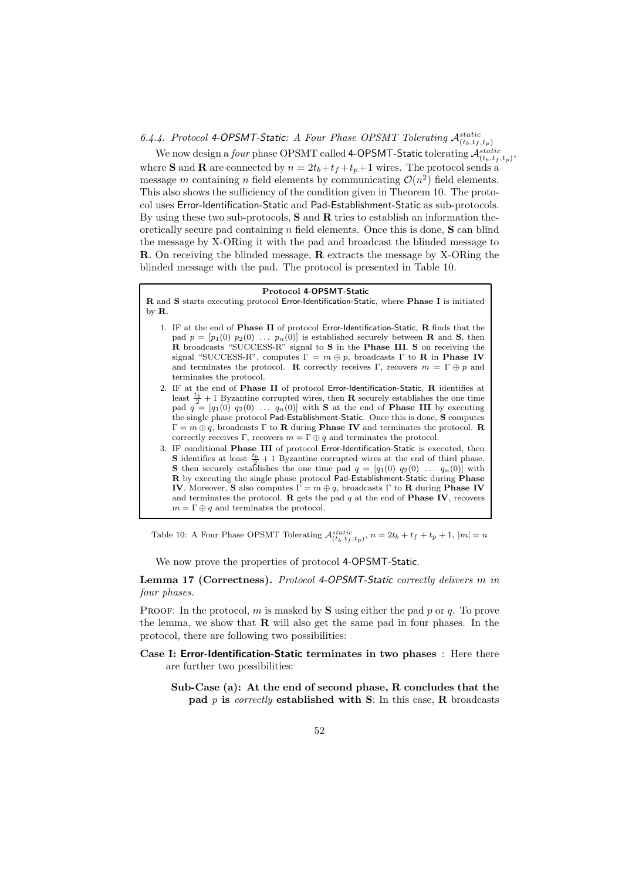#### 6.4.4. Protocol 4-OPSMT-Static: A Four Phase OPSMT Tolerating $\mathcal{A}^{static}_{(t_b,t_f,t_p)}$

We now design a *four* phase OPSMT called 4-OPSMT-Static tolerating $\mathcal{A}^{static}_{(t_b,t_f,t_p)}$, where **S** and **R** are connected by $n = 2t_b + t_f + t_p + 1$ wires. The protocol sends a message $m$ containing $n$ field elements by communicating $\mathcal{O}(n^2)$ field elements. This also shows the sufficiency of the condition given in Theorem 10. The protocol uses Error-Identification-Static and Pad-Establishment-Static as sub-protocols. By using these two sub-protocols, **S** and **R** tries to establish an information theoretically secure pad containing $n$ field elements. Once this is done, **S** can blind the message by X-ORing it with the pad and broadcast the blinded message to **R**. On receiving the blinded message, **R** extracts the message by X-ORing the blinded message with the pad. The protocol is presented in Table 10.

**Protocol 4-OPSMT-Static**

**R** and **S** starts executing protocol Error-Identification-Static, where **Phase I** is initiated by **R**.

1. IF at the end of **Phase II** of protocol Error-Identification-Static, **R** finds that the pad $p = [p_1(0)\ p_2(0)\ \ldots\ p_n(0)]$ is established securely between **R** and **S**, then **R** broadcasts "SUCCESS-R" signal to **S** in the **Phase III**. **S** on receiving the signal "SUCCESS-R", computes $\Gamma = m \oplus p$, broadcasts $\Gamma$ to **R** in **Phase IV** and terminates the protocol. **R** correctly receives $\Gamma$, recovers $m = \Gamma \oplus p$ and terminates the protocol.
2. IF at the end of **Phase II** of protocol Error-Identification-Static, **R** identifies at least $\frac{t_b}{2} + 1$ Byzantine corrupted wires, then **R** securely establishes the one time pad $q = [q_1(0)\ q_2(0)\ \ldots\ q_n(0)]$ with **S** at the end of **Phase III** by executing the single phase protocol Pad-Establishment-Static. Once this is done, **S** computes $\Gamma = m \oplus q$, broadcasts $\Gamma$ to **R** during **Phase IV** and terminates the protocol. **R** correctly receives $\Gamma$, recovers $m = \Gamma \oplus q$ and terminates the protocol.
3. IF conditional **Phase III** of protocol Error-Identification-Static is executed, then **S** identifies at least $\frac{t_b}{2} + 1$ Byzantine corrupted wires at the end of third phase. **S** then securely establishes the one time pad $q = [q_1(0)\ q_2(0)\ \ldots\ q_n(0)]$ with **R** by executing the single phase protocol Pad-Establishment-Static during **Phase IV**. Moreover, **S** also computes $\Gamma = m \oplus q$, broadcasts $\Gamma$ to **R** during **Phase IV** and terminates the protocol. **R** gets the pad $q$ at the end of **Phase IV**, recovers $m = \Gamma \oplus q$ and terminates the protocol.

Table 10: A Four Phase OPSMT Tolerating $\mathcal{A}^{static}_{(t_b,t_f,t_p)}$, $n = 2t_b + t_f + t_p + 1$, $|m| = n$

We now prove the properties of protocol 4-OPSMT-Static.

**Lemma 17 (Correctness).** *Protocol 4-OPSMT-Static correctly delivers $m$ in four phases.*

PROOF: In the protocol, $m$ is masked by **S** using either the pad $p$ or $q$. To prove the lemma, we show that **R** will also get the same pad in four phases. In the protocol, there are following two possibilities:

**Case I: Error-Identification-Static terminates in two phases** : Here there are further two possibilities:

**Sub-Case (a): At the end of second phase, R concludes that the pad $p$ is *correctly* established with S**: In this case, **R** broadcasts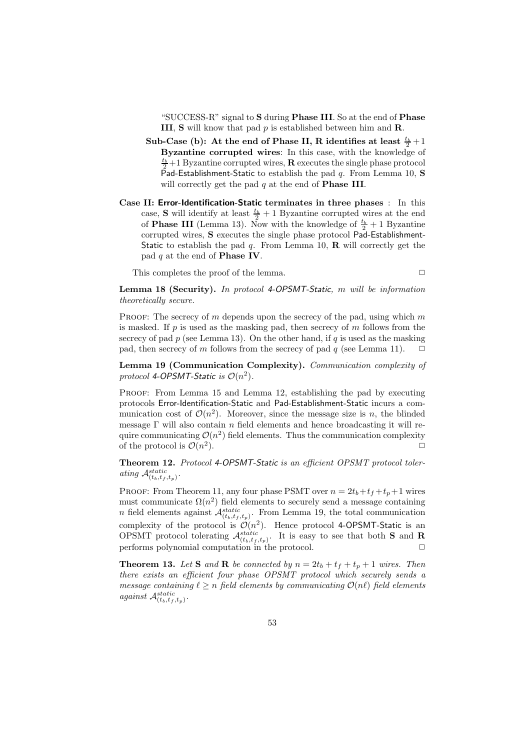"SUCCESS-R" signal to **S** during **Phase III**. So at the end of **Phase III**, **S** will know that pad $p$ is established between him and **R**.

**Sub-Case (b): At the end of Phase II, R identifies at least $\frac{t_b}{2}+1$ Byzantine corrupted wires**: In this case, with the knowledge of $\frac{t_b}{2}+1$ Byzantine corrupted wires, **R** executes the single phase protocol Pad-Establishment-Static to establish the pad $q$. From Lemma 10, **S** will correctly get the pad $q$ at the end of **Phase III**.

**Case II: Error-Identification-Static terminates in three phases** : In this case, **S** will identify at least $\frac{t_b}{2}+1$ Byzantine corrupted wires at the end of **Phase III** (Lemma 13). Now with the knowledge of $\frac{t_b}{2}+1$ Byzantine corrupted wires, **S** executes the single phase protocol Pad-Establishment-Static to establish the pad $q$. From Lemma 10, **R** will correctly get the pad $q$ at the end of **Phase IV**.

This completes the proof of the lemma. □

**Lemma 18 (Security).** *In protocol 4-OPSMT-Static, $m$ will be information theoretically secure.*

Proof: The secrecy of $m$ depends upon the secrecy of the pad, using which $m$ is masked. If $p$ is used as the masking pad, then secrecy of $m$ follows from the secrecy of pad $p$ (see Lemma 13). On the other hand, if $q$ is used as the masking pad, then secrecy of $m$ follows from the secrecy of pad $q$ (see Lemma 11). □

**Lemma 19 (Communication Complexity).** *Communication complexity of protocol 4-OPSMT-Static is $\mathcal{O}(n^2)$.*

Proof: From Lemma 15 and Lemma 12, establishing the pad by executing protocols Error-Identification-Static and Pad-Establishment-Static incurs a communication cost of $\mathcal{O}(n^2)$. Moreover, since the message size is $n$, the blinded message $\Gamma$ will also contain $n$ field elements and hence broadcasting it will require communicating $\mathcal{O}(n^2)$ field elements. Thus the communication complexity of the protocol is $\mathcal{O}(n^2)$. □

**Theorem 12.** *Protocol 4-OPSMT-Static is an efficient OPSMT protocol tolerating $\mathcal{A}^{static}_{(t_b,t_f,t_p)}$.*

Proof: From Theorem 11, any four phase PSMT over $n = 2t_b+t_f+t_p+1$ wires must communicate $\Omega(n^2)$ field elements to securely send a message containing $n$ field elements against $\mathcal{A}^{static}_{(t_b,t_f,t_p)}$. From Lemma 19, the total communication complexity of the protocol is $\mathcal{O}(n^2)$. Hence protocol 4-OPSMT-Static is an OPSMT protocol tolerating $\mathcal{A}^{static}_{(t_b,t_f,t_p)}$. It is easy to see that both **S** and **R** performs polynomial computation in the protocol. □

**Theorem 13.** *Let **S** and **R** be connected by $n = 2t_b + t_f + t_p + 1$ wires. Then there exists an efficient four phase OPSMT protocol which securely sends a message containing $\ell \geq n$ field elements by communicating $\mathcal{O}(n\ell)$ field elements against $\mathcal{A}^{static}_{(t_b,t_f,t_p)}$.*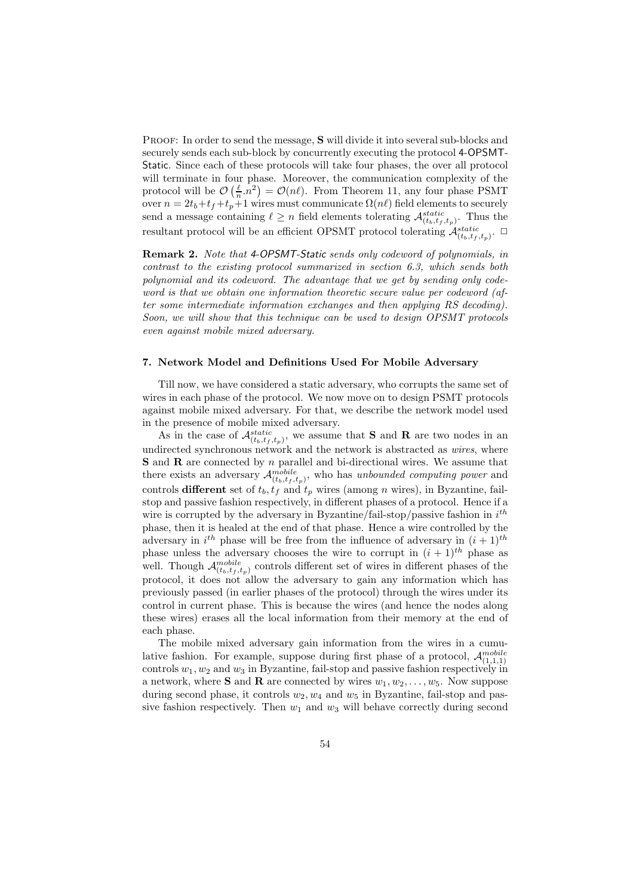PROOF: In order to send the message, **S** will divide it into several sub-blocks and securely sends each sub-block by concurrently executing the protocol 4-OPSMT-Static. Since each of these protocols will take four phases, the over all protocol will terminate in four phase. Moreover, the communication complexity of the protocol will be $\mathcal{O}\left(\frac{\ell}{n}.n^2\right) = \mathcal{O}(n\ell)$. From Theorem 11, any four phase PSMT over $n = 2t_b + t_f + t_p + 1$ wires must communicate $\Omega(n\ell)$ field elements to securely send a message containing $\ell \geq n$ field elements tolerating $\mathcal{A}^{static}_{(t_b,t_f,t_p)}$. Thus the resultant protocol will be an efficient OPSMT protocol tolerating $\mathcal{A}^{static}_{(t_b,t_f,t_p)}$. □

**Remark 2.** *Note that 4-OPSMT-Static sends only codeword of polynomials, in contrast to the existing protocol summarized in section 6.3, which sends both polynomial and its codeword. The advantage that we get by sending only codeword is that we obtain one information theoretic secure value per codeword (after some intermediate information exchanges and then applying RS decoding). Soon, we will show that this technique can be used to design OPSMT protocols even against mobile mixed adversary.*

## 7. Network Model and Definitions Used For Mobile Adversary

Till now, we have considered a static adversary, who corrupts the same set of wires in each phase of the protocol. We now move on to design PSMT protocols against mobile mixed adversary. For that, we describe the network model used in the presence of mobile mixed adversary.

As in the case of $\mathcal{A}^{static}_{(t_b,t_f,t_p)}$, we assume that **S** and **R** are two nodes in an undirected synchronous network and the network is abstracted as *wires*, where **S** and **R** are connected by $n$ parallel and bi-directional wires. We assume that there exists an adversary $\mathcal{A}^{mobile}_{(t_b,t_f,t_p)}$, who has *unbounded computing power* and controls **different** set of $t_b, t_f$ and $t_p$ wires (among $n$ wires), in Byzantine, fail-stop and passive fashion respectively, in different phases of a protocol. Hence if a wire is corrupted by the adversary in Byzantine/fail-stop/passive fashion in $i^{th}$ phase, then it is healed at the end of that phase. Hence a wire controlled by the adversary in $i^{th}$ phase will be free from the influence of adversary in $(i+1)^{th}$ phase unless the adversary chooses the wire to corrupt in $(i+1)^{th}$ phase as well. Though $\mathcal{A}^{mobile}_{(t_b,t_f,t_p)}$ controls different set of wires in different phases of the protocol, it does not allow the adversary to gain any information which has previously passed (in earlier phases of the protocol) through the wires under its control in current phase. This is because the wires (and hence the nodes along these wires) erases all the local information from their memory at the end of each phase.

The mobile mixed adversary gain information from the wires in a cumulative fashion. For example, suppose during first phase of a protocol, $\mathcal{A}^{mobile}_{(1,1,1)}$ controls $w_1, w_2$ and $w_3$ in Byzantine, fail-stop and passive fashion respectively in a network, where **S** and **R** are connected by wires $w_1, w_2, \ldots, w_5$. Now suppose during second phase, it controls $w_2, w_4$ and $w_5$ in Byzantine, fail-stop and passive fashion respectively. Then $w_1$ and $w_3$ will behave correctly during second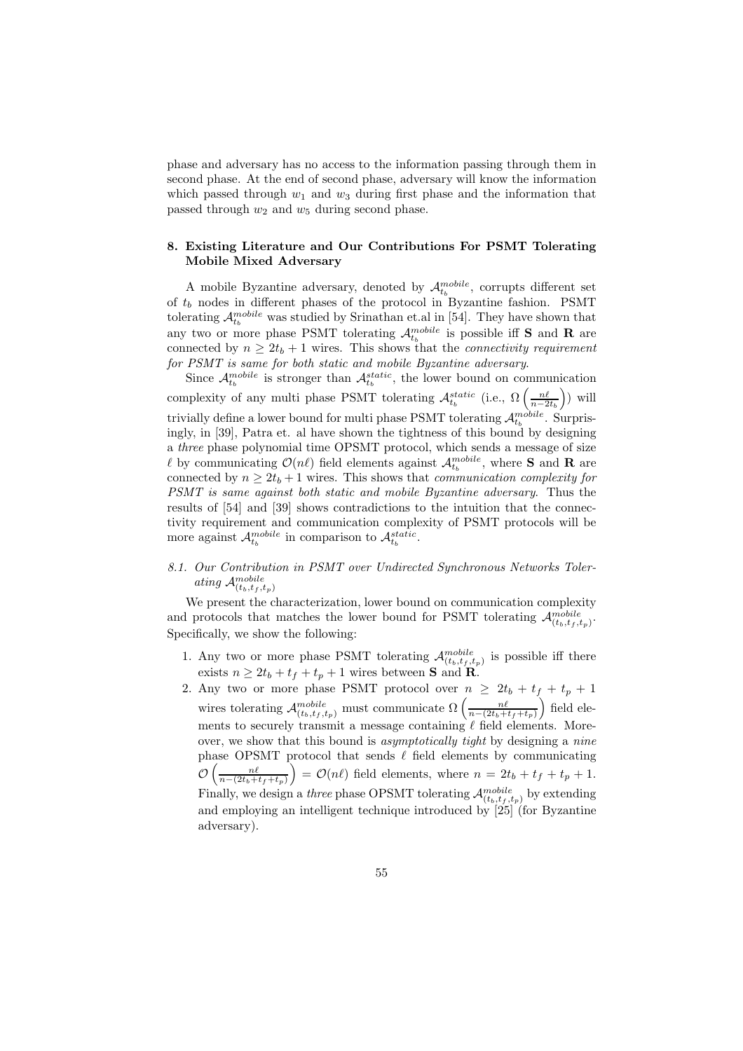phase and adversary has no access to the information passing through them in second phase. At the end of second phase, adversary will know the information which passed through $w_1$ and $w_3$ during first phase and the information that passed through $w_2$ and $w_5$ during second phase.

## 8. Existing Literature and Our Contributions For PSMT Tolerating Mobile Mixed Adversary

A mobile Byzantine adversary, denoted by $\mathcal{A}_{t_b}^{mobile}$, corrupts different set of $t_b$ nodes in different phases of the protocol in Byzantine fashion. PSMT tolerating $\mathcal{A}_{t_b}^{mobile}$ was studied by Srinathan et.al in [54]. They have shown that any two or more phase PSMT tolerating $\mathcal{A}_{t_b}^{mobile}$ is possible iff **S** and **R** are connected by $n \geq 2t_b + 1$ wires. This shows that the *connectivity requirement for PSMT is same for both static and mobile Byzantine adversary*.

Since $\mathcal{A}_{t_b}^{mobile}$ is stronger than $\mathcal{A}_{t_b}^{static}$, the lower bound on communication complexity of any multi phase PSMT tolerating $\mathcal{A}_{t_b}^{static}$ (i.e., $\Omega\left(\frac{n\ell}{n-2t_b}\right)$) will trivially define a lower bound for multi phase PSMT tolerating $\mathcal{A}_{t_b}^{mobile}$. Surprisingly, in [39], Patra et. al have shown the tightness of this bound by designing a *three* phase polynomial time OPSMT protocol, which sends a message of size $\ell$ by communicating $\mathcal{O}(n\ell)$ field elements against $\mathcal{A}_{t_b}^{mobile}$, where **S** and **R** are connected by $n \geq 2t_b + 1$ wires. This shows that *communication complexity for PSMT is same against both static and mobile Byzantine adversary*. Thus the results of [54] and [39] shows contradictions to the intuition that the connectivity requirement and communication complexity of PSMT protocols will be more against $\mathcal{A}_{t_b}^{mobile}$ in comparison to $\mathcal{A}_{t_b}^{static}$.

### 8.1. Our Contribution in PSMT over Undirected Synchronous Networks Tolerating $\mathcal{A}_{(t_b,t_f,t_p)}^{mobile}$

We present the characterization, lower bound on communication complexity and protocols that matches the lower bound for PSMT tolerating $\mathcal{A}_{(t_b,t_f,t_p)}^{mobile}$. Specifically, we show the following:

1. Any two or more phase PSMT tolerating $\mathcal{A}_{(t_b,t_f,t_p)}^{mobile}$ is possible iff there exists $n \geq 2t_b + t_f + t_p + 1$ wires between **S** and **R**.
2. Any two or more phase PSMT protocol over $n \geq 2t_b + t_f + t_p + 1$ wires tolerating $\mathcal{A}_{(t_b,t_f,t_p)}^{mobile}$ must communicate $\Omega\left(\frac{n\ell}{n-(2t_b+t_f+t_p)}\right)$ field elements to securely transmit a message containing $\ell$ field elements. Moreover, we show that this bound is *asymptotically tight* by designing a *nine* phase OPSMT protocol that sends $\ell$ field elements by communicating $\mathcal{O}\left(\frac{n\ell}{n-(2t_b+t_f+t_p)}\right) = \mathcal{O}(n\ell)$ field elements, where $n = 2t_b + t_f + t_p + 1$. Finally, we design a *three* phase OPSMT tolerating $\mathcal{A}_{(t_b,t_f,t_p)}^{mobile}$ by extending and employing an intelligent technique introduced by [25] (for Byzantine adversary).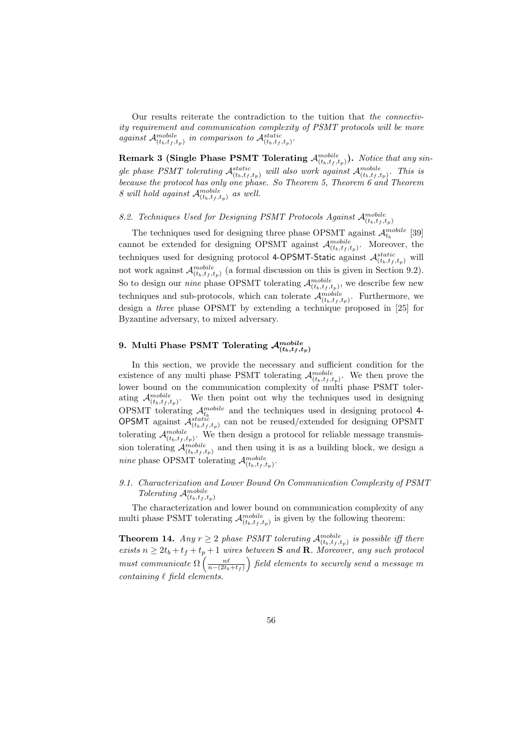Our results reiterate the contradiction to the tuition that *the connectivity requirement and communication complexity of PSMT protocols will be more against $\mathcal{A}^{mobile}_{(t_b,t_f,t_p)}$ in comparison to $\mathcal{A}^{static}_{(t_b,t_f,t_p)}$.*

**Remark 3 (Single Phase PSMT Tolerating $\mathcal{A}^{mobile}_{(t_b,t_f,t_p)}$).** *Notice that any single phase PSMT tolerating $\mathcal{A}^{static}_{(t_b,t_f,t_p)}$ will also work against $\mathcal{A}^{mobile}_{(t_b,t_f,t_p)}$. This is because the protocol has only one phase. So Theorem 5, Theorem 6 and Theorem 8 will hold against $\mathcal{A}^{mobile}_{(t_b,t_f,t_p)}$ as well.*

### 8.2. Techniques Used for Designing PSMT Protocols Against $\mathcal{A}^{mobile}_{(t_b,t_f,t_p)}$

The techniques used for designing three phase OPSMT against $\mathcal{A}^{mobile}_{t_b}$ [39] cannot be extended for designing OPSMT against $\mathcal{A}^{mobile}_{(t_b,t_f,t_p)}$. Moreover, the techniques used for designing protocol 4-OPSMT-Static against $\mathcal{A}^{static}_{(t_b,t_f,t_p)}$ will not work against $\mathcal{A}^{mobile}_{(t_b,t_f,t_p)}$ (a formal discussion on this is given in Section 9.2). So to design our *nine* phase OPSMT tolerating $\mathcal{A}^{mobile}_{(t_b,t_f,t_p)}$, we describe few new techniques and sub-protocols, which can tolerate $\mathcal{A}^{mobile}_{(t_b,t_f,t_p)}$. Furthermore, we design a *three* phase OPSMT by extending a technique proposed in [25] for Byzantine adversary, to mixed adversary.

## 9. Multi Phase PSMT Tolerating $\mathcal{A}^{mobile}_{(t_b,t_f,t_p)}$

In this section, we provide the necessary and sufficient condition for the existence of any multi phase PSMT tolerating $\mathcal{A}^{mobile}_{(t_b,t_f,t_p)}$. We then prove the lower bound on the communication complexity of multi phase PSMT tolerating $\mathcal{A}^{mobile}_{(t_b,t_f,t_p)}$. We then point out why the techniques used in designing OPSMT tolerating $\mathcal{A}^{mobile}_{t_b}$ and the techniques used in designing protocol 4-OPSMT against $\mathcal{A}^{static}_{(t_b,t_f,t_p)}$ can not be reused/extended for designing OPSMT tolerating $\mathcal{A}^{mobile}_{(t_b,t_f,t_p)}$. We then design a protocol for reliable message transmission tolerating $\mathcal{A}^{mobile}_{(t_b,t_f,t_p)}$ and then using it is as a building block, we design a *nine* phase OPSMT tolerating $\mathcal{A}^{mobile}_{(t_b,t_f,t_p)}$.

### 9.1. Characterization and Lower Bound On Communication Complexity of PSMT Tolerating $\mathcal{A}^{mobile}_{(t_b,t_f,t_p)}$

The characterization and lower bound on communication complexity of any multi phase PSMT tolerating $\mathcal{A}^{mobile}_{(t_b,t_f,t_p)}$ is given by the following theorem:

**Theorem 14.** *Any $r \geq 2$ phase PSMT tolerating $\mathcal{A}^{mobile}_{(t_b,t_f,t_p)}$ is possible iff there exists $n \geq 2t_b + t_f + t_p + 1$ wires between **S** and **R**. Moreover, any such protocol must communicate $\Omega\left(\frac{n\ell}{n-(2t_b+t_f)}\right)$ field elements to securely send a message $m$ containing $\ell$ field elements.*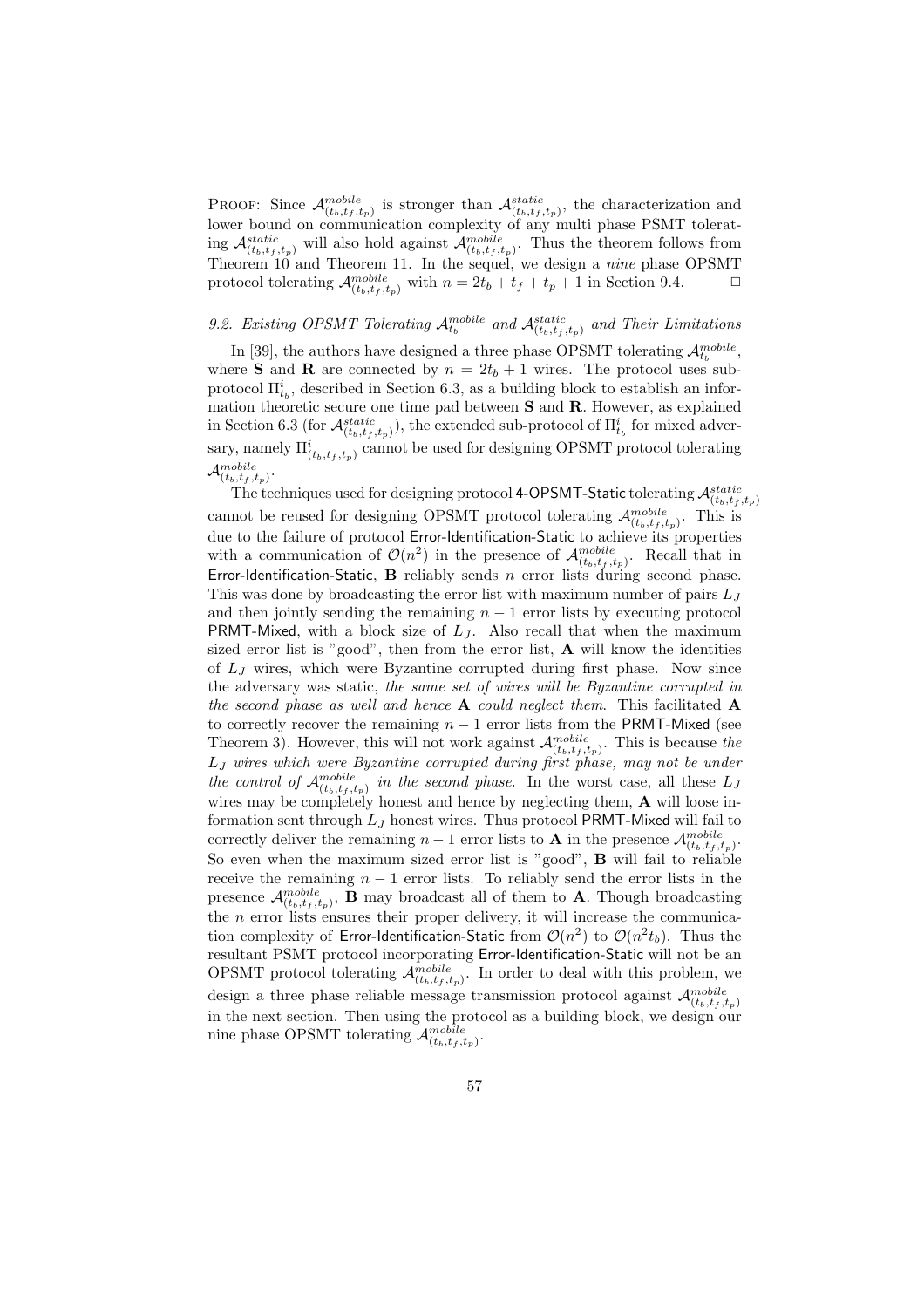PROOF: Since $\mathcal{A}^{mobile}_{(t_b,t_f,t_p)}$ is stronger than $\mathcal{A}^{static}_{(t_b,t_f,t_p)}$, the characterization and lower bound on communication complexity of any multi phase PSMT tolerating $\mathcal{A}^{static}_{(t_b,t_f,t_p)}$ will also hold against $\mathcal{A}^{mobile}_{(t_b,t_f,t_p)}$. Thus the theorem follows from Theorem 10 and Theorem 11. In the sequel, we design a *nine* phase OPSMT protocol tolerating $\mathcal{A}^{mobile}_{(t_b,t_f,t_p)}$ with $n = 2t_b + t_f + t_p + 1$ in Section 9.4. □

### *9.2. Existing OPSMT Tolerating $\mathcal{A}^{mobile}_{t_b}$ and $\mathcal{A}^{static}_{(t_b,t_f,t_p)}$ and Their Limitations*

In [39], the authors have designed a three phase OPSMT tolerating $\mathcal{A}^{mobile}_{t_b}$, where **S** and **R** are connected by $n = 2t_b + 1$ wires. The protocol uses sub-protocol $\Pi^i_{t_b}$, described in Section 6.3, as a building block to establish an information theoretic secure one time pad between **S** and **R**. However, as explained in Section 6.3 (for $\mathcal{A}^{static}_{(t_b,t_f,t_p)}$), the extended sub-protocol of $\Pi^i_{t_b}$ for mixed adversary, namely $\Pi^i_{(t_b,t_f,t_p)}$ cannot be used for designing OPSMT protocol tolerating $\mathcal{A}^{mobile}_{(t_b,t_f,t_p)}$.

The techniques used for designing protocol 4-OPSMT-Static tolerating $\mathcal{A}^{static}_{(t_b,t_f,t_p)}$ cannot be reused for designing OPSMT protocol tolerating $\mathcal{A}^{mobile}_{(t_b,t_f,t_p)}$. This is due to the failure of protocol Error-Identification-Static to achieve its properties with a communication of $\mathcal{O}(n^2)$ in the presence of $\mathcal{A}^{mobile}_{(t_b,t_f,t_p)}$. Recall that in Error-Identification-Static, **B** reliably sends $n$ error lists during second phase. This was done by broadcasting the error list with maximum number of pairs $L_J$ and then jointly sending the remaining $n-1$ error lists by executing protocol PRMT-Mixed, with a block size of $L_J$. Also recall that when the maximum sized error list is "good", then from the error list, **A** will know the identities of $L_J$ wires, which were Byzantine corrupted during first phase. Now since the adversary was static, *the same set of wires will be Byzantine corrupted in the second phase as well and hence* **A** *could neglect them*. This facilitated **A** to correctly recover the remaining $n-1$ error lists from the PRMT-Mixed (see Theorem 3). However, this will not work against $\mathcal{A}^{mobile}_{(t_b,t_f,t_p)}$. This is because *the $L_J$ wires which were Byzantine corrupted during first phase, may not be under the control of $\mathcal{A}^{mobile}_{(t_b,t_f,t_p)}$ in the second phase*. In the worst case, all these $L_J$ wires may be completely honest and hence by neglecting them, **A** will loose information sent through $L_J$ honest wires. Thus protocol PRMT-Mixed will fail to correctly deliver the remaining $n-1$ error lists to **A** in the presence $\mathcal{A}^{mobile}_{(t_b,t_f,t_p)}$. So even when the maximum sized error list is "good", **B** will fail to reliable receive the remaining $n-1$ error lists. To reliably send the error lists in the presence $\mathcal{A}^{mobile}_{(t_b,t_f,t_p)}$, **B** may broadcast all of them to **A**. Though broadcasting the $n$ error lists ensures their proper delivery, it will increase the communication complexity of Error-Identification-Static from $\mathcal{O}(n^2)$ to $\mathcal{O}(n^2 t_b)$. Thus the resultant PSMT protocol incorporating Error-Identification-Static will not be an OPSMT protocol tolerating $\mathcal{A}^{mobile}_{(t_b,t_f,t_p)}$. In order to deal with this problem, we design a three phase reliable message transmission protocol against $\mathcal{A}^{mobile}_{(t_b,t_f,t_p)}$ in the next section. Then using the protocol as a building block, we design our nine phase OPSMT tolerating $\mathcal{A}^{mobile}_{(t_b,t_f,t_p)}$.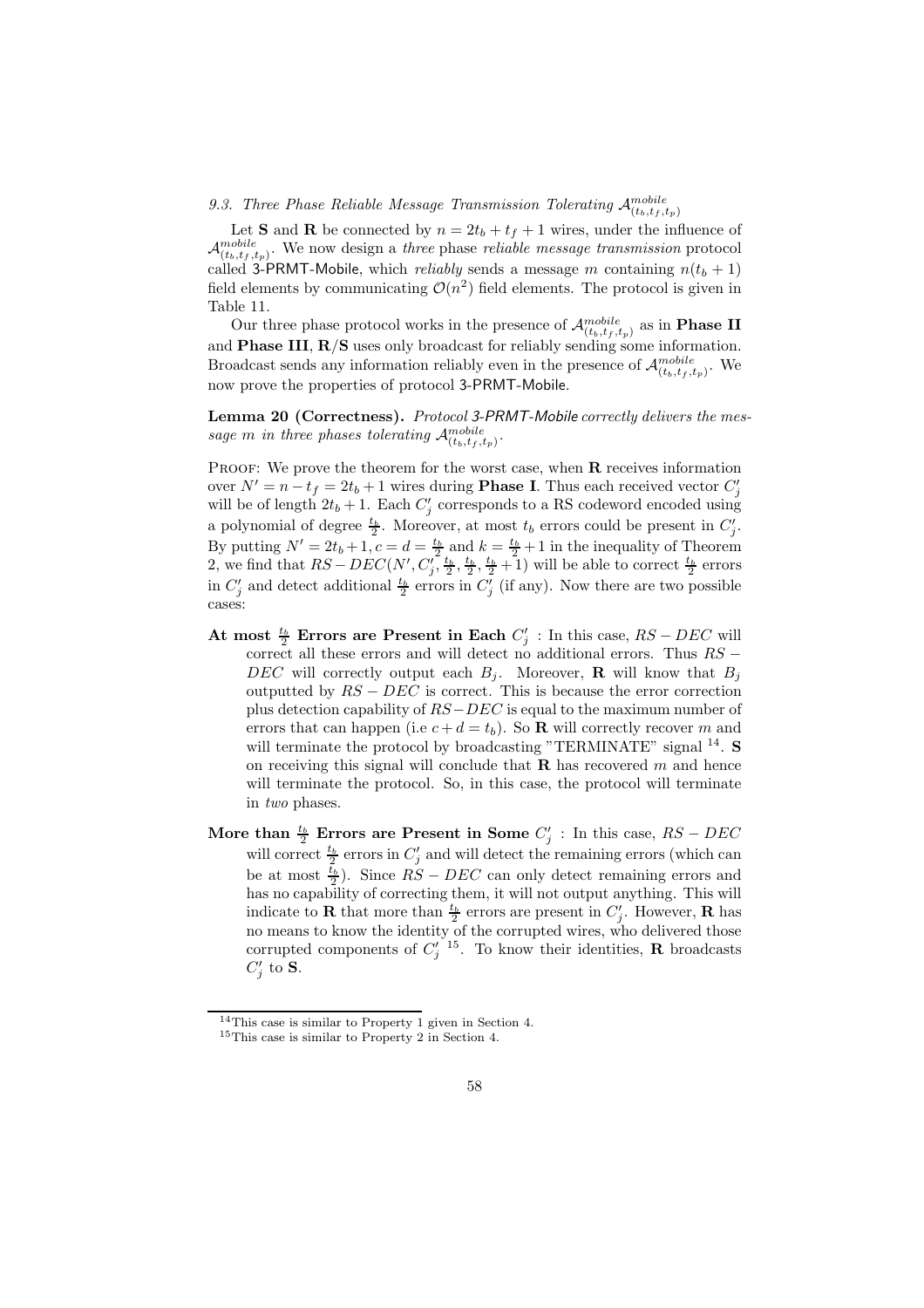### 9.3. Three Phase Reliable Message Transmission Tolerating $\mathcal{A}^{mobile}_{(t_b,t_f,t_p)}$

Let **S** and **R** be connected by $n = 2t_b + t_f + 1$ wires, under the influence of $\mathcal{A}^{mobile}_{(t_b,t_f,t_p)}$. We now design a *three* phase *reliable message transmission* protocol called 3-PRMT-Mobile, which *reliably* sends a message $m$ containing $n(t_b + 1)$ field elements by communicating $\mathcal{O}(n^2)$ field elements. The protocol is given in Table 11.

Our three phase protocol works in the presence of $\mathcal{A}^{mobile}_{(t_b,t_f,t_p)}$ as in **Phase II** and **Phase III**, **R**/**S** uses only broadcast for reliably sending some information. Broadcast sends any information reliably even in the presence of $\mathcal{A}^{mobile}_{(t_b,t_f,t_p)}$. We now prove the properties of protocol 3-PRMT-Mobile.

**Lemma 20 (Correctness).** *Protocol 3-PRMT-Mobile correctly delivers the message $m$ in three phases tolerating $\mathcal{A}^{mobile}_{(t_b,t_f,t_p)}$.*

Proof: We prove the theorem for the worst case, when **R** receives information over $N' = n - t_f = 2t_b + 1$ wires during **Phase I**. Thus each received vector $C'_j$ will be of length $2t_b + 1$. Each $C'_j$ corresponds to a RS codeword encoded using a polynomial of degree $\frac{t_b}{2}$. Moreover, at most $t_b$ errors could be present in $C'_j$. By putting $N' = 2t_b + 1, c = d = \frac{t_b}{2}$ and $k = \frac{t_b}{2} + 1$ in the inequality of Theorem 2, we find that $RS - DEC(N', C'_j, \frac{t_b}{2}, \frac{t_b}{2}, \frac{t_b}{2} + 1)$ will be able to correct $\frac{t_b}{2}$ errors in $C'_j$ and detect additional $\frac{t_b}{2}$ errors in $C'_j$ (if any). Now there are two possible cases:

**At most $\frac{t_b}{2}$ Errors are Present in Each $C'_j$** : In this case, $RS - DEC$ will correct all these errors and will detect no additional errors. Thus $RS - DEC$ will correctly output each $B_j$. Moreover, **R** will know that $B_j$ outputted by $RS - DEC$ is correct. This is because the error correction plus detection capability of $RS - DEC$ is equal to the maximum number of errors that can happen (i.e $c + d = t_b$). So **R** will correctly recover $m$ and will terminate the protocol by broadcasting "TERMINATE" signal [14]. **S** on receiving this signal will conclude that **R** has recovered $m$ and hence will terminate the protocol. So, in this case, the protocol will terminate in *two* phases.

**More than $\frac{t_b}{2}$ Errors are Present in Some $C'_j$** : In this case, $RS - DEC$ will correct $\frac{t_b}{2}$ errors in $C'_j$ and will detect the remaining errors (which can be at most $\frac{t_b}{2}$). Since $RS - DEC$ can only detect remaining errors and has no capability of correcting them, it will not output anything. This will indicate to **R** that more than $\frac{t_b}{2}$ errors are present in $C'_j$. However, **R** has no means to know the identity of the corrupted wires, who delivered those corrupted components of $C'_j$ [15]. To know their identities, **R** broadcasts $C'_j$ to **S**.

[14] This case is similar to Property 1 given in Section 4.

[15] This case is similar to Property 2 in Section 4.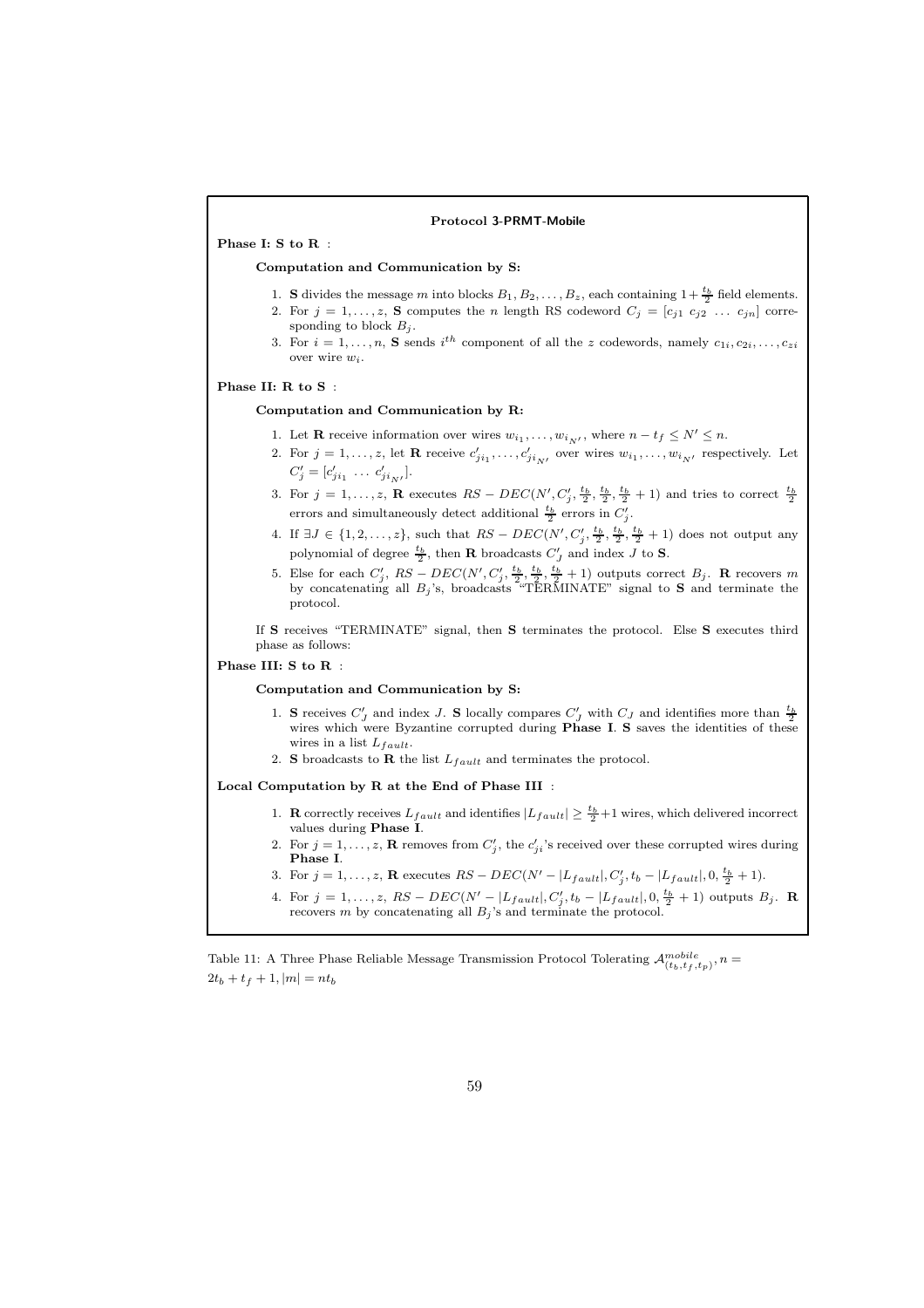**Protocol 3-PRMT-Mobile**

**Phase I: S to R** :

**Computation and Communication by S:**

1. **S** divides the message $m$ into blocks $B_1, B_2, \ldots, B_z$, each containing $1 + \frac{t_b}{2}$ field elements.
2. For $j = 1, \ldots, z$, **S** computes the $n$ length RS codeword $C_j = [c_{j1} \; c_{j2} \; \ldots \; c_{jn}]$ corresponding to block $B_j$.
3. For $i = 1, \ldots, n$, **S** sends $i^{th}$ component of all the $z$ codewords, namely $c_{1i}, c_{2i}, \ldots, c_{zi}$ over wire $w_i$.

**Phase II: R to S** :

**Computation and Communication by R:**

1. Let **R** receive information over wires $w_{i_1}, \ldots, w_{i_{N'}}$, where $n - t_f \leq N' \leq n$.
2. For $j = 1, \ldots, z$, let **R** receive $c'_{ji_1}, \ldots, c'_{ji_{N'}}$ over wires $w_{i_1}, \ldots, w_{i_{N'}}$ respectively. Let $C'_j = [c'_{ji_1} \; \ldots \; c'_{ji_{N'}}]$.
3. For $j = 1, \ldots, z$, **R** executes $RS-DEC(N', C'_j, \frac{t_b}{2}, \frac{t_b}{2}, \frac{t_b}{2}+1)$ and tries to correct $\frac{t_b}{2}$ errors and simultaneously detect additional $\frac{t_b}{2}$ errors in $C'_j$.
4. If $\exists J \in \{1, 2, \ldots, z\}$, such that $RS-DEC(N', C'_j, \frac{t_b}{2}, \frac{t_b}{2}, \frac{t_b}{2}+1)$ does not output any polynomial of degree $\frac{t_b}{2}$, then **R** broadcasts $C'_J$ and index $J$ to **S**.
5. Else for each $C'_j$, $RS-DEC(N', C'_j, \frac{t_b}{2}, \frac{t_b}{2}, \frac{t_b}{2}+1)$ outputs correct $B_j$. **R** recovers $m$ by concatenating all $B_j$'s, broadcasts "TERMINATE" signal to **S** and terminate the protocol.

If **S** receives "TERMINATE" signal, then **S** terminates the protocol. Else **S** executes third phase as follows:

**Phase III: S to R** :

**Computation and Communication by S:**

1. **S** receives $C'_J$ and index $J$. **S** locally compares $C'_J$ with $C_J$ and identifies more than $\frac{t_b}{2}$ wires which were Byzantine corrupted during **Phase I**. **S** saves the identities of these wires in a list $L_{fault}$.
2. **S** broadcasts to **R** the list $L_{fault}$ and terminates the protocol.

**Local Computation by R at the End of Phase III** :

1. **R** correctly receives $L_{fault}$ and identifies $|L_{fault}| \geq \frac{t_b}{2}+1$ wires, which delivered incorrect values during **Phase I**.
2. For $j = 1, \ldots, z$, **R** removes from $C'_j$, the $c'_{ji}$'s received over these corrupted wires during **Phase I**.
3. For $j = 1, \ldots, z$, **R** executes $RS-DEC(N' - |L_{fault}|, C'_j, t_b - |L_{fault}|, 0, \frac{t_b}{2}+1)$.
4. For $j = 1, \ldots, z$, $RS-DEC(N' - |L_{fault}|, C'_j, t_b - |L_{fault}|, 0, \frac{t_b}{2}+1)$ outputs $B_j$. **R** recovers $m$ by concatenating all $B_j$'s and terminate the protocol.

Table 11: A Three Phase Reliable Message Transmission Protocol Tolerating $\mathcal{A}^{mobile}_{(t_b,t_f,t_p)}, n = 2t_b + t_f + 1, |m| = nt_b$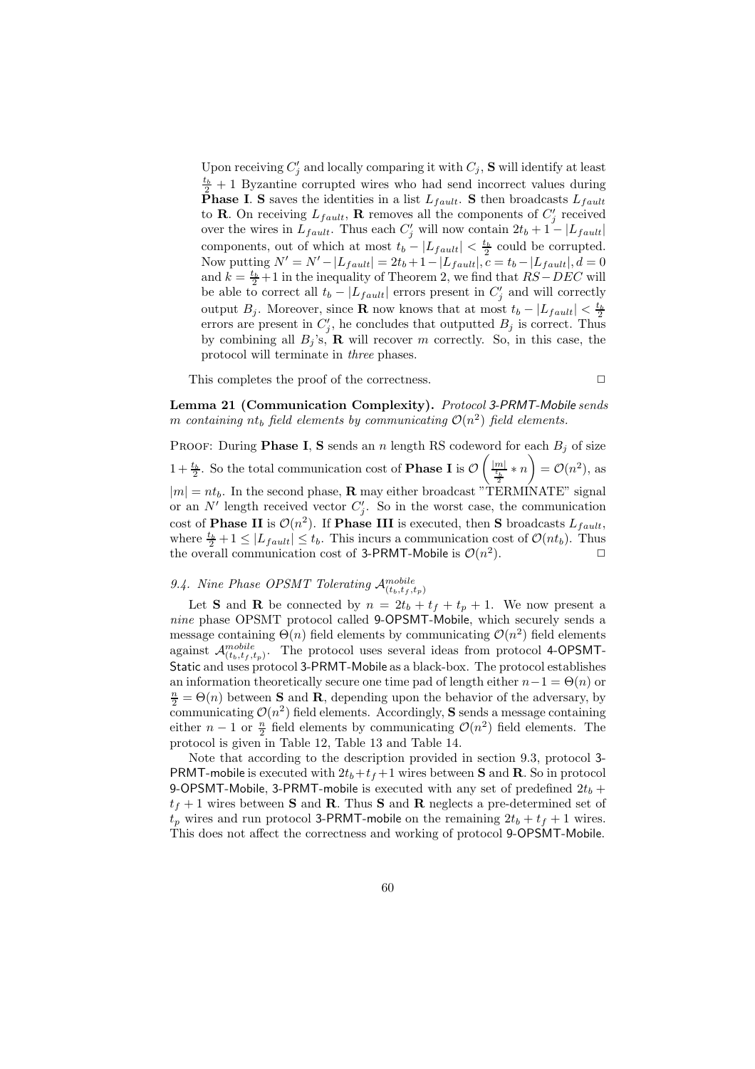Upon receiving $C'_j$ and locally comparing it with $C_j$, **S** will identify at least $\frac{t_b}{2}+1$ Byzantine corrupted wires who had send incorrect values during **Phase I**. **S** saves the identities in a list $L_{fault}$. **S** then broadcasts $L_{fault}$ to **R**. On receiving $L_{fault}$, **R** removes all the components of $C'_j$ received over the wires in $L_{fault}$. Thus each $C'_j$ will now contain $2t_b+1-|L_{fault}|$ components, out of which at most $t_b - |L_{fault}| < \frac{t_b}{2}$ could be corrupted. Now putting $N' = N' - |L_{fault}| = 2t_b + 1 - |L_{fault}|, c = t_b - |L_{fault}|, d = 0$ and $k = \frac{t_b}{2}+1$ in the inequality of Theorem 2, we find that $RS-DEC$ will be able to correct all $t_b - |L_{fault}|$ errors present in $C'_j$ and will correctly output $B_j$. Moreover, since **R** now knows that at most $t_b - |L_{fault}| < \frac{t_b}{2}$ errors are present in $C'_j$, he concludes that outputted $B_j$ is correct. Thus by combining all $B_j$'s, **R** will recover $m$ correctly. So, in this case, the protocol will terminate in *three* phases.

This completes the proof of the correctness. $\square$

**Lemma 21 (Communication Complexity).** *Protocol 3-PRMT-Mobile sends $m$ containing $nt_b$ field elements by communicating $\mathcal{O}(n^2)$ field elements.*

PROOF: During **Phase I**, **S** sends an $n$ length RS codeword for each $B_j$ of size $1+\frac{t_b}{2}$. So the total communication cost of **Phase I** is $\mathcal{O}\left(\frac{|m|}{\frac{t_b}{2}} * n\right) = \mathcal{O}(n^2)$, as $|m| = nt_b$. In the second phase, **R** may either broadcast "TERMINATE" signal or an $N'$ length received vector $C'_j$. So in the worst case, the communication cost of **Phase II** is $\mathcal{O}(n^2)$. If **Phase III** is executed, then **S** broadcasts $L_{fault}$, where $\frac{t_b}{2}+1 \leq |L_{fault}| \leq t_b$. This incurs a communication cost of $\mathcal{O}(nt_b)$. Thus the overall communication cost of 3-PRMT-Mobile is $\mathcal{O}(n^2)$. $\square$

### 9.4. Nine Phase OPSMT Tolerating $\mathcal{A}^{mobile}_{(t_b,t_f,t_p)}$

Let **S** and **R** be connected by $n = 2t_b + t_f + t_p + 1$. We now present a *nine* phase OPSMT protocol called 9-OPSMT-Mobile, which securely sends a message containing $\Theta(n)$ field elements by communicating $\mathcal{O}(n^2)$ field elements against $\mathcal{A}^{mobile}_{(t_b,t_f,t_p)}$. The protocol uses several ideas from protocol 4-OPSMT-Static and uses protocol 3-PRMT-Mobile as a black-box. The protocol establishes an information theoretically secure one time pad of length either $n-1 = \Theta(n)$ or $\frac{n}{2} = \Theta(n)$ between **S** and **R**, depending upon the behavior of the adversary, by communicating $\mathcal{O}(n^2)$ field elements. Accordingly, **S** sends a message containing either $n-1$ or $\frac{n}{2}$ field elements by communicating $\mathcal{O}(n^2)$ field elements. The protocol is given in Table 12, Table 13 and Table 14.

Note that according to the description provided in section 9.3, protocol 3-PRMT-mobile is executed with $2t_b+t_f+1$ wires between **S** and **R**. So in protocol 9-OPSMT-Mobile, 3-PRMT-mobile is executed with any set of predefined $2t_b + t_f + 1$ wires between **S** and **R**. Thus **S** and **R** neglects a pre-determined set of $t_p$ wires and run protocol 3-PRMT-mobile on the remaining $2t_b + t_f + 1$ wires. This does not affect the correctness and working of protocol 9-OPSMT-Mobile.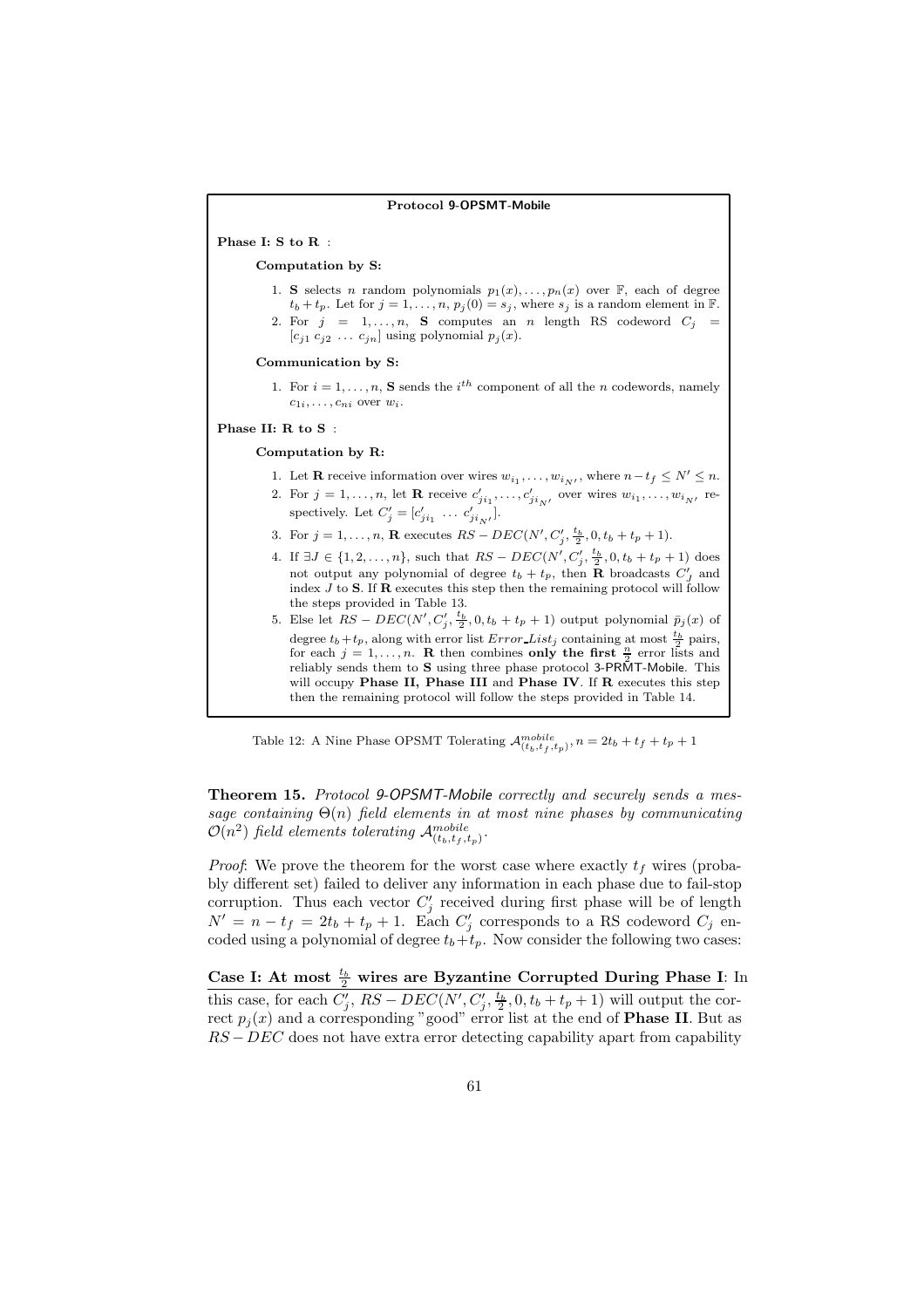**Protocol 9-OPSMT-Mobile**

**Phase I: S to R** :

**Computation by S:**

1. **S** selects $n$ random polynomials $p_1(x), \ldots, p_n(x)$ over $\mathbb{F}$, each of degree $t_b + t_p$. Let for $j = 1, \ldots, n$, $p_j(0) = s_j$, where $s_j$ is a random element in $\mathbb{F}$.
2. For $j = 1, \ldots, n$, **S** computes an $n$ length RS codeword $C_j = [c_{j1}\ c_{j2}\ \ldots\ c_{jn}]$ using polynomial $p_j(x)$.

**Communication by S:**

1. For $i = 1, \ldots, n$, **S** sends the $i^{th}$ component of all the $n$ codewords, namely $c_{1i}, \ldots, c_{ni}$ over $w_i$.

**Phase II: R to S** :

**Computation by R:**

1. Let **R** receive information over wires $w_{i_1}, \ldots, w_{i_{N'}}$, where $n - t_f \leq N' \leq n$.
2. For $j = 1, \ldots, n$, let **R** receive $c'_{ji_1}, \ldots, c'_{ji_{N'}}$ over wires $w_{i_1}, \ldots, w_{i_{N'}}$ respectively. Let $C'_j = [c'_{ji_1}\ \ldots\ c'_{ji_{N'}}]$.
3. For $j = 1, \ldots, n$, **R** executes $RS-DEC(N', C'_j, \frac{t_b}{2}, 0, t_b + t_p + 1)$.
4. If $\exists J \in \{1, 2, \ldots, n\}$, such that $RS-DEC(N', C'_j, \frac{t_b}{2}, 0, t_b + t_p + 1)$ does not output any polynomial of degree $t_b + t_p$, then **R** broadcasts $C'_J$ and index $J$ to **S**. If **R** executes this step then the remaining protocol will follow the steps provided in Table 13.
5. Else let $RS-DEC(N', C'_j, \frac{t_b}{2}, 0, t_b + t_p + 1)$ output polynomial $\bar{p}_j(x)$ of degree $t_b + t_p$, along with error list $Error\_List_j$ containing at most $\frac{t_b}{2}$ pairs, for each $j = 1, \ldots, n$. **R** then combines **only the first** $\frac{n}{2}$ error lists and reliably sends them to **S** using three phase protocol 3-PRMT-Mobile. This will occupy **Phase II, Phase III** and **Phase IV**. If **R** executes this step then the remaining protocol will follow the steps provided in Table 14.

Table 12: A Nine Phase OPSMT Tolerating $\mathcal{A}^{mobile}_{(t_b,t_f,t_p)}$, $n = 2t_b + t_f + t_p + 1$

**Theorem 15.** *Protocol 9-OPSMT-Mobile correctly and securely sends a message containing $\Theta(n)$ field elements in at most nine phases by communicating $\mathcal{O}(n^2)$ field elements tolerating $\mathcal{A}^{mobile}_{(t_b,t_f,t_p)}$.*

*Proof*: We prove the theorem for the worst case where exactly $t_f$ wires (probably different set) failed to deliver any information in each phase due to fail-stop corruption. Thus each vector $C'_j$ received during first phase will be of length $N' = n - t_f = 2t_b + t_p + 1$. Each $C'_j$ corresponds to a RS codeword $C_j$ encoded using a polynomial of degree $t_b + t_p$. Now consider the following two cases:

**Case I: At most $\frac{t_b}{2}$ wires are Byzantine Corrupted During Phase I**: In this case, for each $C'_j$, $RS-DEC(N', C'_j, \frac{t_b}{2}, 0, t_b + t_p + 1)$ will output the correct $p_j(x)$ and a corresponding "good" error list at the end of **Phase II**. But as $RS-DEC$ does not have extra error detecting capability apart from capability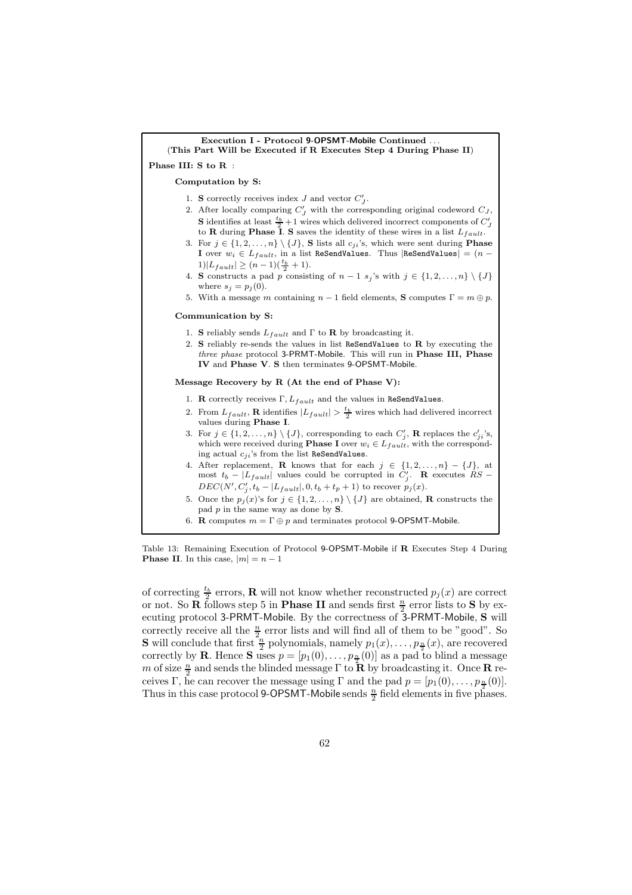**Execution I - Protocol 9-OPSMT-Mobile Continued ...**
**(This Part Will be Executed if R Executes Step 4 During Phase II)**

**Phase III: S to R :**

**Computation by S:**

1. **S** correctly receives index $J$ and vector $C'_J$.
2. After locally comparing $C'_J$ with the corresponding original codeword $C_J$, **S** identifies at least $\frac{t_b}{2}+1$ wires which delivered incorrect components of $C'_J$ to **R** during **Phase I**. **S** saves the identity of these wires in a list $L_{fault}$.
3. For $j \in \{1, 2, \ldots, n\} \setminus \{J\}$, **S** lists all $c_{ji}$'s, which were sent during **Phase I** over $w_i \in L_{fault}$, in a list ReSendValues. Thus $|\text{ReSendValues}| = (n-1)|L_{fault}| \geq (n-1)(\frac{t_b}{2}+1)$.
4. **S** constructs a pad $p$ consisting of $n-1$ $s_j$'s with $j \in \{1, 2, \ldots, n\} \setminus \{J\}$ where $s_j = p_j(0)$.
5. With a message $m$ containing $n-1$ field elements, **S** computes $\Gamma = m \oplus p$.

**Communication by S:**

1. **S** reliably sends $L_{fault}$ and $\Gamma$ to **R** by broadcasting it.
2. **S** reliably re-sends the values in list ReSendValues to **R** by executing the *three phase* protocol 3-PRMT-Mobile. This will run in **Phase III, Phase IV** and **Phase V**. **S** then terminates 9-OPSMT-Mobile.

**Message Recovery by R (At the end of Phase V):**

1. **R** correctly receives $\Gamma, L_{fault}$ and the values in ReSendValues.
2. From $L_{fault}$, **R** identifies $|L_{fault}| > \frac{t_b}{2}$ wires which had delivered incorrect values during **Phase I**.
3. For $j \in \{1, 2, \ldots, n\} \setminus \{J\}$, corresponding to each $C'_j$, **R** replaces the $c'_{ji}$'s, which were received during **Phase I** over $w_i \in L_{fault}$, with the corresponding actual $c_{ji}$'s from the list ReSendValues.
4. After replacement, **R** knows that for each $j \in \{1, 2, \ldots, n\} - \{J\}$, at most $t_b - |L_{fault}|$ values could be corrupted in $C'_j$. **R** executes $RS-DEC(N', C'_j, t_b - |L_{fault}|, 0, t_b + t_p + 1)$ to recover $p_j(x)$.
5. Once the $p_j(x)$'s for $j \in \{1, 2, \ldots, n\} \setminus \{J\}$ are obtained, **R** constructs the pad $p$ in the same way as done by **S**.
6. **R** computes $m = \Gamma \oplus p$ and terminates protocol 9-OPSMT-Mobile.

Table 13: Remaining Execution of Protocol 9-OPSMT-Mobile if **R** Executes Step 4 During **Phase II**. In this case, $|m| = n-1$

of correcting $\frac{t_b}{2}$ errors, **R** will not know whether reconstructed $p_j(x)$ are correct or not. So **R** follows step 5 in **Phase II** and sends first $\frac{n}{2}$ error lists to **S** by executing protocol 3-PRMT-Mobile. By the correctness of 3-PRMT-Mobile, **S** will correctly receive all the $\frac{n}{2}$ error lists and will find all of them to be "good". So **S** will conclude that first $\frac{n}{2}$ polynomials, namely $p_1(x), \ldots, p_{\frac{n}{2}}(x)$, are recovered correctly by **R**. Hence **S** uses $p = [p_1(0), \ldots, p_{\frac{n}{2}}(0)]$ as a pad to blind a message $m$ of size $\frac{n}{2}$ and sends the blinded message $\Gamma$ to **R** by broadcasting it. Once **R** receives $\Gamma$, he can recover the message using $\Gamma$ and the pad $p = [p_1(0), \ldots, p_{\frac{n}{2}}(0)]$. Thus in this case protocol 9-OPSMT-Mobile sends $\frac{n}{2}$ field elements in five phases.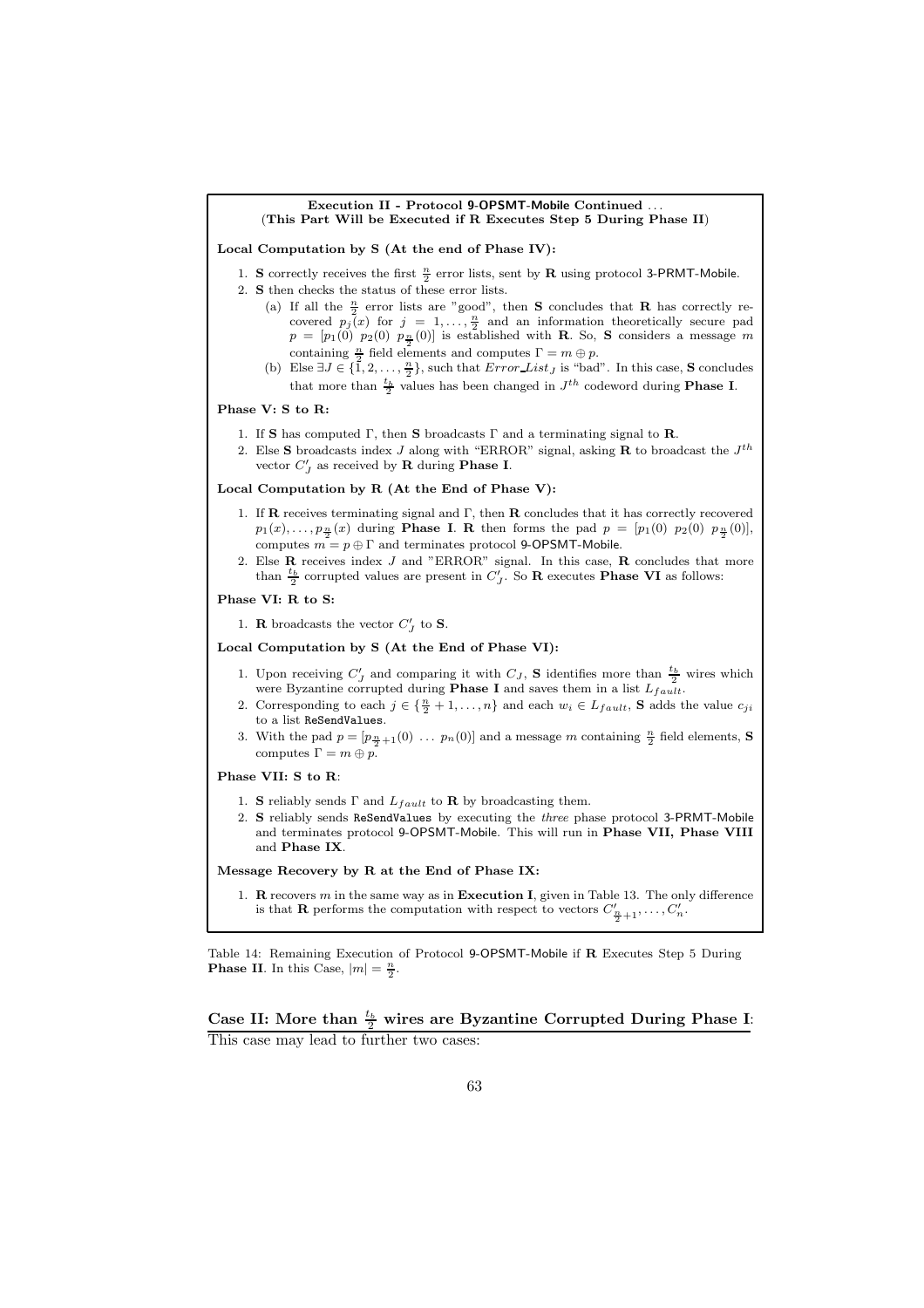**Execution II - Protocol 9-OPSMT-Mobile Continued . . .**
**(This Part Will be Executed if R Executes Step 5 During Phase II)**

**Local Computation by S (At the end of Phase IV):**

1. **S** correctly receives the first $\frac{n}{2}$ error lists, sent by **R** using protocol 3-PRMT-Mobile.
2. **S** then checks the status of these error lists.
   (a) If all the $\frac{n}{2}$ error lists are "good", then **S** concludes that **R** has correctly recovered $p_j(x)$ for $j = 1, \ldots, \frac{n}{2}$ and an information theoretically secure pad $p = [p_1(0)\ p_2(0)\ p_{\frac{n}{2}}(0)]$ is established with **R**. So, **S** considers a message $m$ containing $\frac{n}{2}$ field elements and computes $\Gamma = m \oplus p$.
   (b) Else $\exists J \in \{1, 2, \ldots, \frac{n}{2}\}$, such that $Error\_List_J$ is "bad". In this case, **S** concludes that more than $\frac{t_b}{2}$ values has been changed in $J^{th}$ codeword during **Phase I**.

**Phase V: S to R:**

1. If **S** has computed $\Gamma$, then **S** broadcasts $\Gamma$ and a terminating signal to **R**.
2. Else **S** broadcasts index $J$ along with "ERROR" signal, asking **R** to broadcast the $J^{th}$ vector $C'_J$ as received by **R** during **Phase I**.

**Local Computation by R (At the End of Phase V):**

1. If **R** receives terminating signal and $\Gamma$, then **R** concludes that it has correctly recovered $p_1(x), \ldots, p_{\frac{n}{2}}(x)$ during **Phase I**. **R** then forms the pad $p = [p_1(0)\ p_2(0)\ p_{\frac{n}{2}}(0)]$, computes $m = p \oplus \Gamma$ and terminates protocol 9-OPSMT-Mobile.
2. Else **R** receives index $J$ and "ERROR" signal. In this case, **R** concludes that more than $\frac{t_b}{2}$ corrupted values are present in $C'_J$. So **R** executes **Phase VI** as follows:

**Phase VI: R to S:**

1. **R** broadcasts the vector $C'_J$ to **S**.

**Local Computation by S (At the End of Phase VI):**

1. Upon receiving $C'_J$ and comparing it with $C_J$, **S** identifies more than $\frac{t_b}{2}$ wires which were Byzantine corrupted during **Phase I** and saves them in a list $L_{fault}$.
2. Corresponding to each $j \in \{\frac{n}{2}+1, \ldots, n\}$ and each $w_i \in L_{fault}$, **S** adds the value $c_{ji}$ to a list `ReSendValues`.
3. With the pad $p = [p_{\frac{n}{2}+1}(0)\ \ldots\ p_n(0)]$ and a message $m$ containing $\frac{n}{2}$ field elements, **S** computes $\Gamma = m \oplus p$.

**Phase VII: S to R:**

1. **S** reliably sends $\Gamma$ and $L_{fault}$ to **R** by broadcasting them.
2. **S** reliably sends `ReSendValues` by executing the *three* phase protocol 3-PRMT-Mobile and terminates protocol 9-OPSMT-Mobile. This will run in **Phase VII, Phase VIII** and **Phase IX**.

**Message Recovery by R at the End of Phase IX:**

1. **R** recovers $m$ in the same way as in **Execution I**, given in Table 13. The only difference is that **R** performs the computation with respect to vectors $C'_{\frac{n}{2}+1}, \ldots, C'_n$.

Table 14: Remaining Execution of Protocol 9-OPSMT-Mobile if **R** Executes Step 5 During **Phase II**. In this Case, $|m| = \frac{n}{2}$.

**Case II: More than $\frac{t_b}{2}$ wires are Byzantine Corrupted During Phase I:**
This case may lead to further two cases: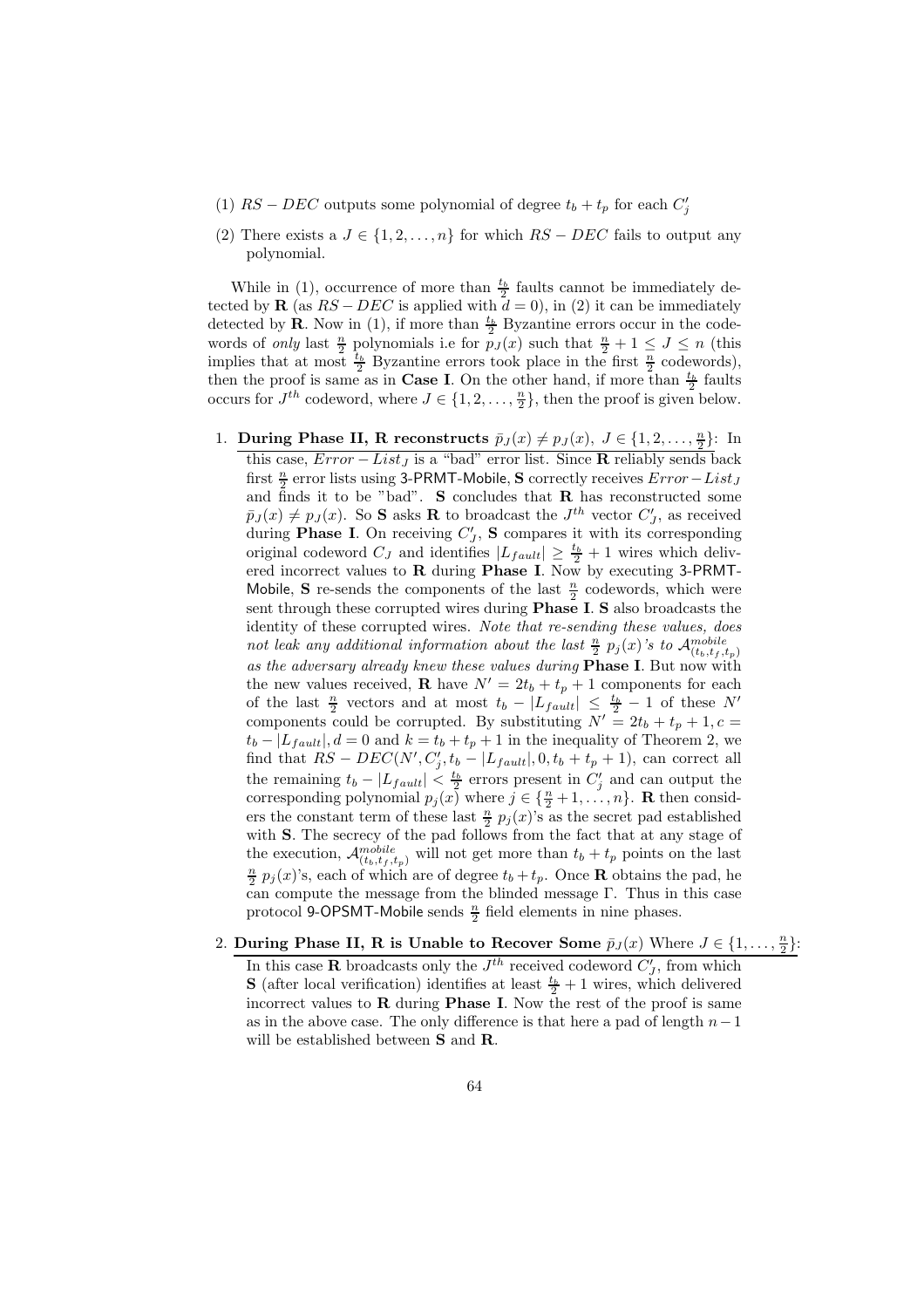(1) $RS-DEC$ outputs some polynomial of degree $t_b + t_p$ for each $C'_j$

(2) There exists a $J \in \{1, 2, \ldots, n\}$ for which $RS-DEC$ fails to output any polynomial.

While in (1), occurrence of more than $\frac{t_b}{2}$ faults cannot be immediately detected by **R** (as $RS-DEC$ is applied with $d = 0$), in (2) it can be immediately detected by **R**. Now in (1), if more than $\frac{t_b}{2}$ Byzantine errors occur in the codewords of *only* last $\frac{n}{2}$ polynomials i.e for $p_J(x)$ such that $\frac{n}{2} + 1 \leq J \leq n$ (this implies that at most $\frac{t_b}{2}$ Byzantine errors took place in the first $\frac{n}{2}$ codewords), then the proof is same as in **Case I**. On the other hand, if more than $\frac{t_b}{2}$ faults occurs for $J^{th}$ codeword, where $J \in \{1, 2, \ldots, \frac{n}{2}\}$, then the proof is given below.

1. **<u>During Phase II, R reconstructs $\bar{p}_J(x) \neq p_J(x)$, $J \in \{1, 2, \ldots, \frac{n}{2}\}$</u>:** In this case, $Error-List_J$ is a "bad" error list. Since **R** reliably sends back first $\frac{n}{2}$ error lists using 3-PRMT-Mobile, **S** correctly receives $Error-List_J$ and finds it to be "bad". **S** concludes that **R** has reconstructed some $\bar{p}_J(x) \neq p_J(x)$. So **S** asks **R** to broadcast the $J^{th}$ vector $C'_J$, as received during **Phase I**. On receiving $C'_J$, **S** compares it with its corresponding original codeword $C_J$ and identifies $|L_{fault}| \geq \frac{t_b}{2} + 1$ wires which delivered incorrect values to **R** during **Phase I**. Now by executing 3-PRMT-Mobile, **S** re-sends the components of the last $\frac{n}{2}$ codewords, which were sent through these corrupted wires during **Phase I**. **S** also broadcasts the identity of these corrupted wires. *Note that re-sending these values, does not leak any additional information about the last $\frac{n}{2}$ $p_j(x)$'s to $\mathcal{A}^{mobile}_{(t_b,t_f,t_p)}$ as the adversary already knew these values during* **Phase I**. But now with the new values received, **R** have $N' = 2t_b + t_p + 1$ components for each of the last $\frac{n}{2}$ vectors and at most $t_b - |L_{fault}| \leq \frac{t_b}{2} - 1$ of these $N'$ components could be corrupted. By substituting $N' = 2t_b + t_p + 1, c = t_b - |L_{fault}|, d = 0$ and $k = t_b + t_p + 1$ in the inequality of Theorem 2, we find that $RS-DEC(N', C'_j, t_b - |L_{fault}|, 0, t_b + t_p + 1)$, can correct all the remaining $t_b - |L_{fault}| < \frac{t_b}{2}$ errors present in $C'_j$ and can output the corresponding polynomial $p_j(x)$ where $j \in \{\frac{n}{2} + 1, \ldots, n\}$. **R** then considers the constant term of these last $\frac{n}{2}$ $p_j(x)$'s as the secret pad established with **S**. The secrecy of the pad follows from the fact that at any stage of the execution, $\mathcal{A}^{mobile}_{(t_b,t_f,t_p)}$ will not get more than $t_b + t_p$ points on the last $\frac{n}{2}$ $p_j(x)$'s, each of which are of degree $t_b + t_p$. Once **R** obtains the pad, he can compute the message from the blinded message $\Gamma$. Thus in this case protocol 9-OPSMT-Mobile sends $\frac{n}{2}$ field elements in nine phases.

2. **<u>During Phase II, R is Unable to Recover Some $\bar{p}_J(x)$ Where $J \in \{1, \ldots, \frac{n}{2}\}$</u>:** In this case **R** broadcasts only the $J^{th}$ received codeword $C'_J$, from which **S** (after local verification) identifies at least $\frac{t_b}{2} + 1$ wires, which delivered incorrect values to **R** during **Phase I**. Now the rest of the proof is same as in the above case. The only difference is that here a pad of length $n-1$ will be established between **S** and **R**.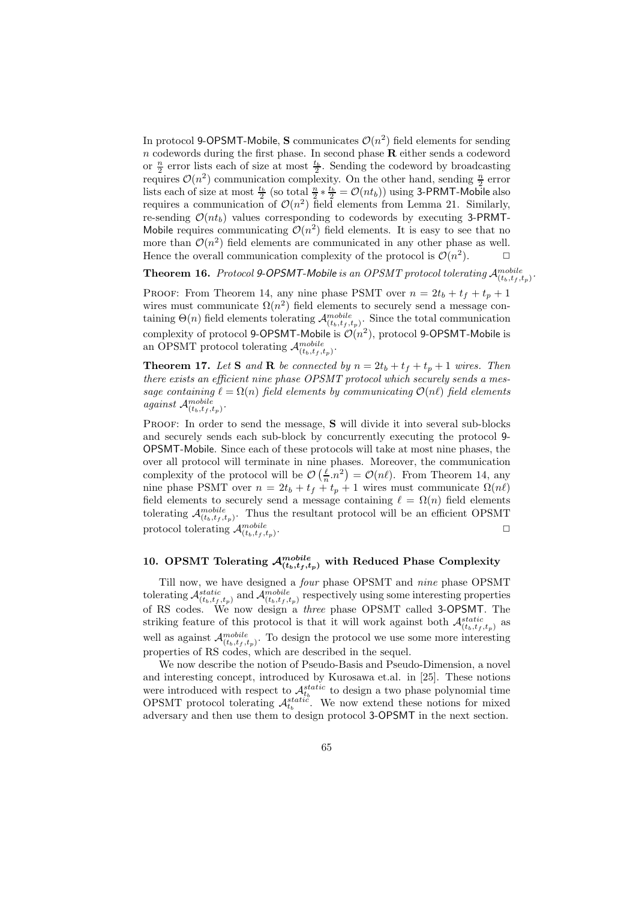In protocol 9-OPSMT-Mobile, **S** communicates $\mathcal{O}(n^2)$ field elements for sending $n$ codewords during the first phase. In second phase **R** either sends a codeword or $\frac{n}{2}$ error lists each of size at most $\frac{t_b}{2}$. Sending the codeword by broadcasting requires $\mathcal{O}(n^2)$ communication complexity. On the other hand, sending $\frac{n}{2}$ error lists each of size at most $\frac{t_b}{2}$ (so total $\frac{n}{2} * \frac{t_b}{2} = \mathcal{O}(nt_b)$) using 3-PRMT-Mobile also requires a communication of $\mathcal{O}(n^2)$ field elements from Lemma 21. Similarly, re-sending $\mathcal{O}(nt_b)$ values corresponding to codewords by executing 3-PRMT-Mobile requires communicating $\mathcal{O}(n^2)$ field elements. It is easy to see that no more than $\mathcal{O}(n^2)$ field elements are communicated in any other phase as well. Hence the overall communication complexity of the protocol is $\mathcal{O}(n^2)$. □

**Theorem 16.** *Protocol 9-OPSMT-Mobile is an OPSMT protocol tolerating $\mathcal{A}^{mobile}_{(t_b,t_f,t_p)}$.*

Proof: From Theorem 14, any nine phase PSMT over $n = 2t_b + t_f + t_p + 1$ wires must communicate $\Omega(n^2)$ field elements to securely send a message containing $\Theta(n)$ field elements tolerating $\mathcal{A}^{mobile}_{(t_b,t_f,t_p)}$. Since the total communication complexity of protocol 9-OPSMT-Mobile is $\mathcal{O}(n^2)$, protocol 9-OPSMT-Mobile is an OPSMT protocol tolerating $\mathcal{A}^{mobile}_{(t_b,t_f,t_p)}$.

**Theorem 17.** *Let **S** and **R** be connected by $n = 2t_b + t_f + t_p + 1$ wires. Then there exists an efficient nine phase OPSMT protocol which securely sends a message containing $\ell = \Omega(n)$ field elements by communicating $\mathcal{O}(n\ell)$ field elements against $\mathcal{A}^{mobile}_{(t_b,t_f,t_p)}$.*

Proof: In order to send the message, **S** will divide it into several sub-blocks and securely sends each sub-block by concurrently executing the protocol 9-OPSMT-Mobile. Since each of these protocols will take at most nine phases, the over all protocol will terminate in nine phases. Moreover, the communication complexity of the protocol will be $\mathcal{O}\left(\frac{\ell}{n}.n^2\right) = \mathcal{O}(n\ell)$. From Theorem 14, any nine phase PSMT over $n = 2t_b + t_f + t_p + 1$ wires must communicate $\Omega(n\ell)$ field elements to securely send a message containing $\ell = \Omega(n)$ field elements tolerating $\mathcal{A}^{mobile}_{(t_b,t_f,t_p)}$. Thus the resultant protocol will be an efficient OPSMT protocol tolerating $\mathcal{A}^{mobile}_{(t_b,t_f,t_p)}$. □

## 10. OPSMT Tolerating $\mathcal{A}^{mobile}_{(t_b,t_f,t_p)}$ with Reduced Phase Complexity

Till now, we have designed a *four* phase OPSMT and *nine* phase OPSMT tolerating $\mathcal{A}^{static}_{(t_b,t_f,t_p)}$ and $\mathcal{A}^{mobile}_{(t_b,t_f,t_p)}$ respectively using some interesting properties of RS codes. We now design a *three* phase OPSMT called 3-OPSMT. The striking feature of this protocol is that it will work against both $\mathcal{A}^{static}_{(t_b,t_f,t_p)}$ as well as against $\mathcal{A}^{mobile}_{(t_b,t_f,t_p)}$. To design the protocol we use some more interesting properties of RS codes, which are described in the sequel.

We now describe the notion of Pseudo-Basis and Pseudo-Dimension, a novel and interesting concept, introduced by Kurosawa et.al. in [25]. These notions were introduced with respect to $\mathcal{A}^{static}_{t_b}$ to design a two phase polynomial time OPSMT protocol tolerating $\mathcal{A}^{static}_{t_b}$. We now extend these notions for mixed adversary and then use them to design protocol 3-OPSMT in the next section.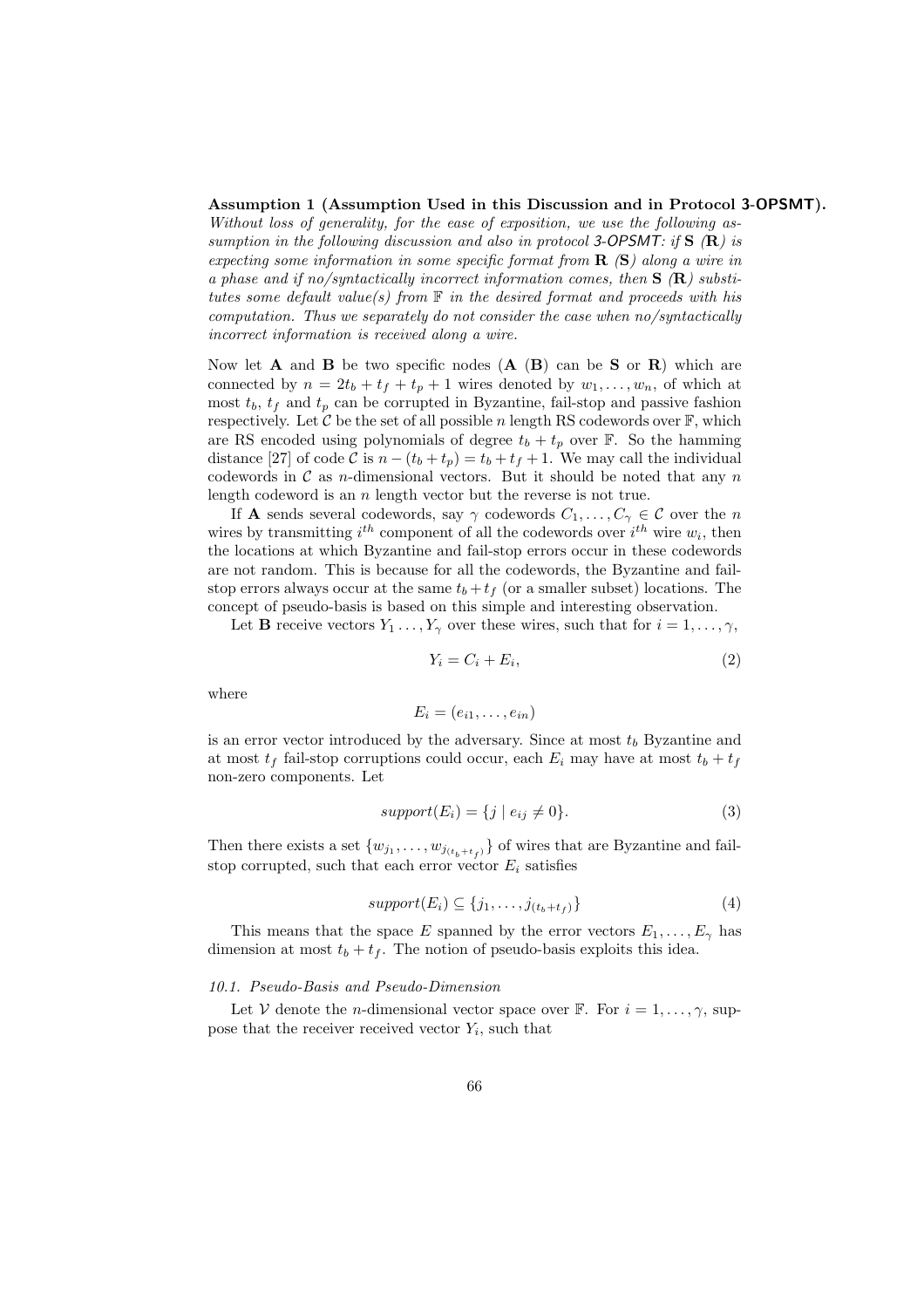**Assumption 1 (Assumption Used in this Discussion and in Protocol 3-OPSMT).** *Without loss of generality, for the ease of exposition, we use the following assumption in the following discussion and also in protocol 3-OPSMT: if* **S** *(***R***) is expecting some information in some specific format from* **R** *(***S***) along a wire in a phase and if no/syntactically incorrect information comes, then* **S** *(***R***) substitutes some default value(s) from* $\mathbb{F}$ *in the desired format and proceeds with his computation. Thus we separately do not consider the case when no/syntactically incorrect information is received along a wire.*

Now let **A** and **B** be two specific nodes (**A** (**B**) can be **S** or **R**) which are connected by $n = 2t_b + t_f + t_p + 1$ wires denoted by $w_1, \ldots, w_n$, of which at most $t_b$, $t_f$ and $t_p$ can be corrupted in Byzantine, fail-stop and passive fashion respectively. Let $\mathcal{C}$ be the set of all possible $n$ length RS codewords over $\mathbb{F}$, which are RS encoded using polynomials of degree $t_b + t_p$ over $\mathbb{F}$. So the hamming distance [27] of code $\mathcal{C}$ is $n - (t_b + t_p) = t_b + t_f + 1$. We may call the individual codewords in $\mathcal{C}$ as $n$-dimensional vectors. But it should be noted that any $n$ length codeword is an $n$ length vector but the reverse is not true.

If **A** sends several codewords, say $\gamma$ codewords $C_1, \ldots, C_\gamma \in \mathcal{C}$ over the $n$ wires by transmitting $i^{th}$ component of all the codewords over $i^{th}$ wire $w_i$, then the locations at which Byzantine and fail-stop errors occur in these codewords are not random. This is because for all the codewords, the Byzantine and fail-stop errors always occur at the same $t_b + t_f$ (or a smaller subset) locations. The concept of pseudo-basis is based on this simple and interesting observation.

Let **B** receive vectors $Y_1 \ldots, Y_\gamma$ over these wires, such that for $i = 1, \ldots, \gamma$,

$$Y_i = C_i + E_i, \tag{2}$$

where

$$E_i = (e_{i1}, \ldots, e_{in})$$

is an error vector introduced by the adversary. Since at most $t_b$ Byzantine and at most $t_f$ fail-stop corruptions could occur, each $E_i$ may have at most $t_b + t_f$ non-zero components. Let

$$support(E_i) = \{j \mid e_{ij} \neq 0\}. \tag{3}$$

Then there exists a set $\{w_{j_1}, \ldots, w_{j_{(t_b+t_f)}}\}$ of wires that are Byzantine and fail-stop corrupted, such that each error vector $E_i$ satisfies

$$support(E_i) \subseteq \{j_1, \ldots, j_{(t_b+t_f)}\} \tag{4}$$

This means that the space $E$ spanned by the error vectors $E_1, \ldots, E_\gamma$ has dimension at most $t_b + t_f$. The notion of pseudo-basis exploits this idea.

### *10.1. Pseudo-Basis and Pseudo-Dimension*

Let $\mathcal{V}$ denote the $n$-dimensional vector space over $\mathbb{F}$. For $i = 1, \ldots, \gamma$, suppose that the receiver received vector $Y_i$, such that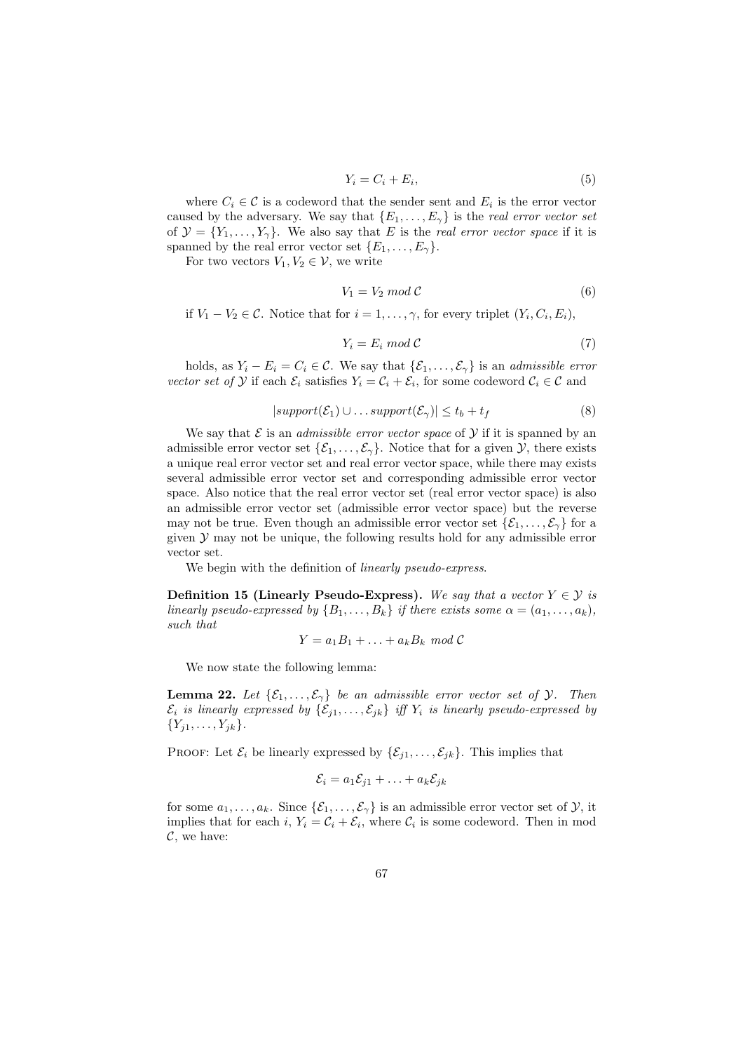$$Y_i = C_i + E_i, \tag{5}$$

where $C_i \in \mathcal{C}$ is a codeword that the sender sent and $E_i$ is the error vector caused by the adversary. We say that $\{E_1, \ldots, E_\gamma\}$ is the *real error vector set* of $\mathcal{Y} = \{Y_1, \ldots, Y_\gamma\}$. We also say that $E$ is the *real error vector space* if it is spanned by the real error vector set $\{E_1, \ldots, E_\gamma\}$.

For two vectors $V_1, V_2 \in \mathcal{V}$, we write

$$V_1 = V_2 \ mod \ \mathcal{C} \tag{6}$$

if $V_1 - V_2 \in \mathcal{C}$. Notice that for $i = 1, \ldots, \gamma$, for every triplet $(Y_i, C_i, E_i)$,

$$Y_i = E_i \ mod \ \mathcal{C} \tag{7}$$

holds, as $Y_i - E_i = C_i \in \mathcal{C}$. We say that $\{\mathcal{E}_1, \ldots, \mathcal{E}_\gamma\}$ is an *admissible error vector set of* $\mathcal{Y}$ if each $\mathcal{E}_i$ satisfies $Y_i = \mathcal{C}_i + \mathcal{E}_i$, for some codeword $\mathcal{C}_i \in \mathcal{C}$ and

$$|support(\mathcal{E}_1) \cup \ldots support(\mathcal{E}_\gamma)| \leq t_b + t_f \tag{8}$$

We say that $\mathcal{E}$ is an *admissible error vector space* of $\mathcal{Y}$ if it is spanned by an admissible error vector set $\{\mathcal{E}_1, \ldots, \mathcal{E}_\gamma\}$. Notice that for a given $\mathcal{Y}$, there exists a unique real error vector set and real error vector space, while there may exists several admissible error vector set and corresponding admissible error vector space. Also notice that the real error vector set (real error vector space) is also an admissible error vector set (admissible error vector space) but the reverse may not be true. Even though an admissible error vector set $\{\mathcal{E}_1, \ldots, \mathcal{E}_\gamma\}$ for a given $\mathcal{Y}$ may not be unique, the following results hold for any admissible error vector set.

We begin with the definition of *linearly pseudo-express*.

**Definition 15 (Linearly Pseudo-Express).** *We say that a vector $Y \in \mathcal{Y}$ is linearly pseudo-expressed by $\{B_1, \ldots, B_k\}$ if there exists some $\alpha = (a_1, \ldots, a_k)$, such that*

$$Y = a_1 B_1 + \ldots + a_k B_k \ mod \ \mathcal{C}$$

We now state the following lemma:

**Lemma 22.** *Let $\{\mathcal{E}_1, \ldots, \mathcal{E}_\gamma\}$ be an admissible error vector set of $\mathcal{Y}$. Then $\mathcal{E}_i$ is linearly expressed by $\{\mathcal{E}_{j1}, \ldots, \mathcal{E}_{jk}\}$ iff $Y_i$ is linearly pseudo-expressed by $\{Y_{j1}, \ldots, Y_{jk}\}$.*

PROOF: Let $\mathcal{E}_i$ be linearly expressed by $\{\mathcal{E}_{j1}, \ldots, \mathcal{E}_{jk}\}$. This implies that

$$\mathcal{E}_i = a_1 \mathcal{E}_{j1} + \ldots + a_k \mathcal{E}_{jk}$$

for some $a_1, \ldots, a_k$. Since $\{\mathcal{E}_1, \ldots, \mathcal{E}_\gamma\}$ is an admissible error vector set of $\mathcal{Y}$, it implies that for each $i$, $Y_i = \mathcal{C}_i + \mathcal{E}_i$, where $\mathcal{C}_i$ is some codeword. Then in mod $\mathcal{C}$, we have: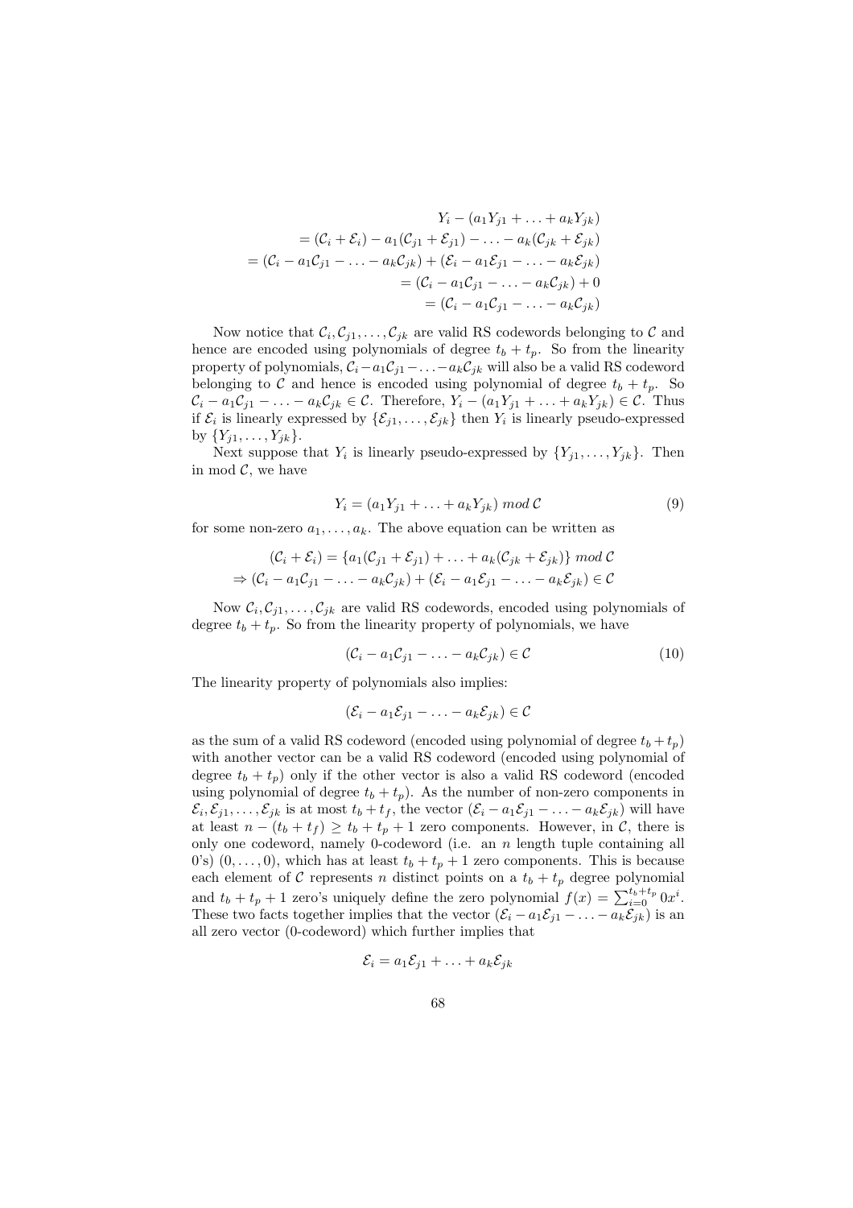$$
\begin{aligned}
& Y_i - (a_1 Y_{j1} + \ldots + a_k Y_{jk}) \\
&= (\mathcal{C}_i + \mathcal{E}_i) - a_1(\mathcal{C}_{j1} + \mathcal{E}_{j1}) - \ldots - a_k(\mathcal{C}_{jk} + \mathcal{E}_{jk}) \\
&= (\mathcal{C}_i - a_1\mathcal{C}_{j1} - \ldots - a_k\mathcal{C}_{jk}) + (\mathcal{E}_i - a_1\mathcal{E}_{j1} - \ldots - a_k\mathcal{E}_{jk}) \\
&= (\mathcal{C}_i - a_1\mathcal{C}_{j1} - \ldots - a_k\mathcal{C}_{jk}) + 0 \\
&= (\mathcal{C}_i - a_1\mathcal{C}_{j1} - \ldots - a_k\mathcal{C}_{jk})
\end{aligned}
$$

Now notice that $\mathcal{C}_i, \mathcal{C}_{j1}, \ldots, \mathcal{C}_{jk}$ are valid RS codewords belonging to $\mathcal{C}$ and hence are encoded using polynomials of degree $t_b + t_p$. So from the linearity property of polynomials, $\mathcal{C}_i - a_1\mathcal{C}_{j1} - \ldots - a_k\mathcal{C}_{jk}$ will also be a valid RS codeword belonging to $\mathcal{C}$ and hence is encoded using polynomial of degree $t_b + t_p$. So $\mathcal{C}_i - a_1\mathcal{C}_{j1} - \ldots - a_k\mathcal{C}_{jk} \in \mathcal{C}$. Therefore, $Y_i - (a_1 Y_{j1} + \ldots + a_k Y_{jk}) \in \mathcal{C}$. Thus if $\mathcal{E}_i$ is linearly expressed by $\{\mathcal{E}_{j1}, \ldots, \mathcal{E}_{jk}\}$ then $Y_i$ is linearly pseudo-expressed by $\{Y_{j1}, \ldots, Y_{jk}\}$.

Next suppose that $Y_i$ is linearly pseudo-expressed by $\{Y_{j1}, \ldots, Y_{jk}\}$. Then in mod $\mathcal{C}$, we have

$$
Y_i = (a_1 Y_{j1} + \ldots + a_k Y_{jk}) \; mod \; \mathcal{C} \tag{9}
$$

for some non-zero $a_1, \ldots, a_k$. The above equation can be written as

$$
\begin{aligned}
& (\mathcal{C}_i + \mathcal{E}_i) = \{a_1(\mathcal{C}_{j1} + \mathcal{E}_{j1}) + \ldots + a_k(\mathcal{C}_{jk} + \mathcal{E}_{jk})\} \; mod \; \mathcal{C} \\
\Rightarrow \; & (\mathcal{C}_i - a_1\mathcal{C}_{j1} - \ldots - a_k\mathcal{C}_{jk}) + (\mathcal{E}_i - a_1\mathcal{E}_{j1} - \ldots - a_k\mathcal{E}_{jk}) \in \mathcal{C}
\end{aligned}
$$

Now $\mathcal{C}_i, \mathcal{C}_{j1}, \ldots, \mathcal{C}_{jk}$ are valid RS codewords, encoded using polynomials of degree $t_b + t_p$. So from the linearity property of polynomials, we have

$$
(\mathcal{C}_i - a_1\mathcal{C}_{j1} - \ldots - a_k\mathcal{C}_{jk}) \in \mathcal{C} \tag{10}
$$

The linearity property of polynomials also implies:

$$
(\mathcal{E}_i - a_1\mathcal{E}_{j1} - \ldots - a_k\mathcal{E}_{jk}) \in \mathcal{C}
$$

as the sum of a valid RS codeword (encoded using polynomial of degree $t_b + t_p$) with another vector can be a valid RS codeword (encoded using polynomial of degree $t_b + t_p$) only if the other vector is also a valid RS codeword (encoded using polynomial of degree $t_b + t_p$). As the number of non-zero components in $\mathcal{E}_i, \mathcal{E}_{j1}, \ldots, \mathcal{E}_{jk}$ is at most $t_b + t_f$, the vector $(\mathcal{E}_i - a_1\mathcal{E}_{j1} - \ldots - a_k\mathcal{E}_{jk})$ will have at least $n - (t_b + t_f) \geq t_b + t_p + 1$ zero components. However, in $\mathcal{C}$, there is only one codeword, namely 0-codeword (i.e. an $n$ length tuple containing all 0's) $(0, \ldots, 0)$, which has at least $t_b + t_p + 1$ zero components. This is because each element of $\mathcal{C}$ represents $n$ distinct points on a $t_b + t_p$ degree polynomial and $t_b + t_p + 1$ zero's uniquely define the zero polynomial $f(x) = \sum_{i=0}^{t_b+t_p} 0x^i$. These two facts together implies that the vector $(\mathcal{E}_i - a_1\mathcal{E}_{j1} - \ldots - a_k\mathcal{E}_{jk})$ is an all zero vector (0-codeword) which further implies that

$$
\mathcal{E}_i = a_1\mathcal{E}_{j1} + \ldots + a_k\mathcal{E}_{jk}
$$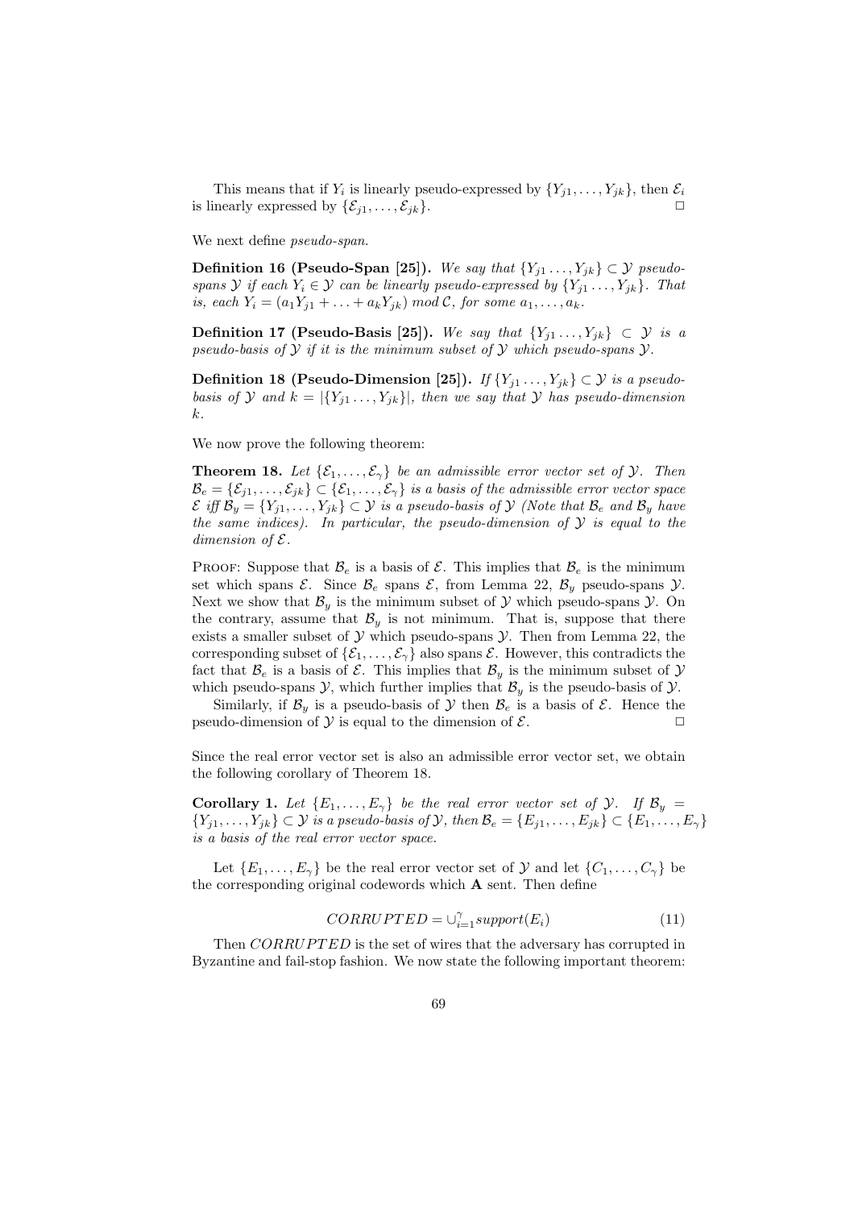This means that if $Y_i$ is linearly pseudo-expressed by $\{Y_{j1}, \ldots, Y_{jk}\}$, then $\mathcal{E}_i$ is linearly expressed by $\{\mathcal{E}_{j1}, \ldots, \mathcal{E}_{jk}\}$. □

We next define *pseudo-span*.

**Definition 16 (Pseudo-Span [25]).** *We say that $\{Y_{j1} \ldots, Y_{jk}\} \subset \mathcal{Y}$ pseudo-spans $\mathcal{Y}$ if each $Y_i \in \mathcal{Y}$ can be linearly pseudo-expressed by $\{Y_{j1} \ldots, Y_{jk}\}$. That is, each $Y_i = (a_1 Y_{j1} + \ldots + a_k Y_{jk}) \; mod \; \mathcal{C}$, for some $a_1, \ldots, a_k$.*

**Definition 17 (Pseudo-Basis [25]).** *We say that $\{Y_{j1} \ldots, Y_{jk}\} \subset \mathcal{Y}$ is a pseudo-basis of $\mathcal{Y}$ if it is the minimum subset of $\mathcal{Y}$ which pseudo-spans $\mathcal{Y}$.*

**Definition 18 (Pseudo-Dimension [25]).** *If $\{Y_{j1} \ldots, Y_{jk}\} \subset \mathcal{Y}$ is a pseudo-basis of $\mathcal{Y}$ and $k = |\{Y_{j1} \ldots, Y_{jk}\}|$, then we say that $\mathcal{Y}$ has pseudo-dimension $k$.*

We now prove the following theorem:

**Theorem 18.** *Let $\{\mathcal{E}_1, \ldots, \mathcal{E}_\gamma\}$ be an admissible error vector set of $\mathcal{Y}$. Then $\mathcal{B}_e = \{\mathcal{E}_{j1}, \ldots, \mathcal{E}_{jk}\} \subset \{\mathcal{E}_1, \ldots, \mathcal{E}_\gamma\}$ is a basis of the admissible error vector space $\mathcal{E}$ iff $\mathcal{B}_y = \{Y_{j1}, \ldots, Y_{jk}\} \subset \mathcal{Y}$ is a pseudo-basis of $\mathcal{Y}$ (Note that $\mathcal{B}_e$ and $\mathcal{B}_y$ have the same indices). In particular, the pseudo-dimension of $\mathcal{Y}$ is equal to the dimension of $\mathcal{E}$.*

Proof: Suppose that $\mathcal{B}_e$ is a basis of $\mathcal{E}$. This implies that $\mathcal{B}_e$ is the minimum set which spans $\mathcal{E}$. Since $\mathcal{B}_e$ spans $\mathcal{E}$, from Lemma 22, $\mathcal{B}_y$ pseudo-spans $\mathcal{Y}$. Next we show that $\mathcal{B}_y$ is the minimum subset of $\mathcal{Y}$ which pseudo-spans $\mathcal{Y}$. On the contrary, assume that $\mathcal{B}_y$ is not minimum. That is, suppose that there exists a smaller subset of $\mathcal{Y}$ which pseudo-spans $\mathcal{Y}$. Then from Lemma 22, the corresponding subset of $\{\mathcal{E}_1, \ldots, \mathcal{E}_\gamma\}$ also spans $\mathcal{E}$. However, this contradicts the fact that $\mathcal{B}_e$ is a basis of $\mathcal{E}$. This implies that $\mathcal{B}_y$ is the minimum subset of $\mathcal{Y}$ which pseudo-spans $\mathcal{Y}$, which further implies that $\mathcal{B}_y$ is the pseudo-basis of $\mathcal{Y}$.

Similarly, if $\mathcal{B}_y$ is a pseudo-basis of $\mathcal{Y}$ then $\mathcal{B}_e$ is a basis of $\mathcal{E}$. Hence the pseudo-dimension of $\mathcal{Y}$ is equal to the dimension of $\mathcal{E}$. □

Since the real error vector set is also an admissible error vector set, we obtain the following corollary of Theorem 18.

**Corollary 1.** *Let $\{E_1, \ldots, E_\gamma\}$ be the real error vector set of $\mathcal{Y}$. If $\mathcal{B}_y = \{Y_{j1}, \ldots, Y_{jk}\} \subset \mathcal{Y}$ is a pseudo-basis of $\mathcal{Y}$, then $\mathcal{B}_e = \{E_{j1}, \ldots, E_{jk}\} \subset \{E_1, \ldots, E_\gamma\}$ is a basis of the real error vector space.*

Let $\{E_1, \ldots, E_\gamma\}$ be the real error vector set of $\mathcal{Y}$ and let $\{C_1, \ldots, C_\gamma\}$ be the corresponding original codewords which $\mathbf{A}$ sent. Then define

$$CORRUPTED = \cup_{i=1}^{\gamma} support(E_i) \tag{11}$$

Then $CORRUPTED$ is the set of wires that the adversary has corrupted in Byzantine and fail-stop fashion. We now state the following important theorem: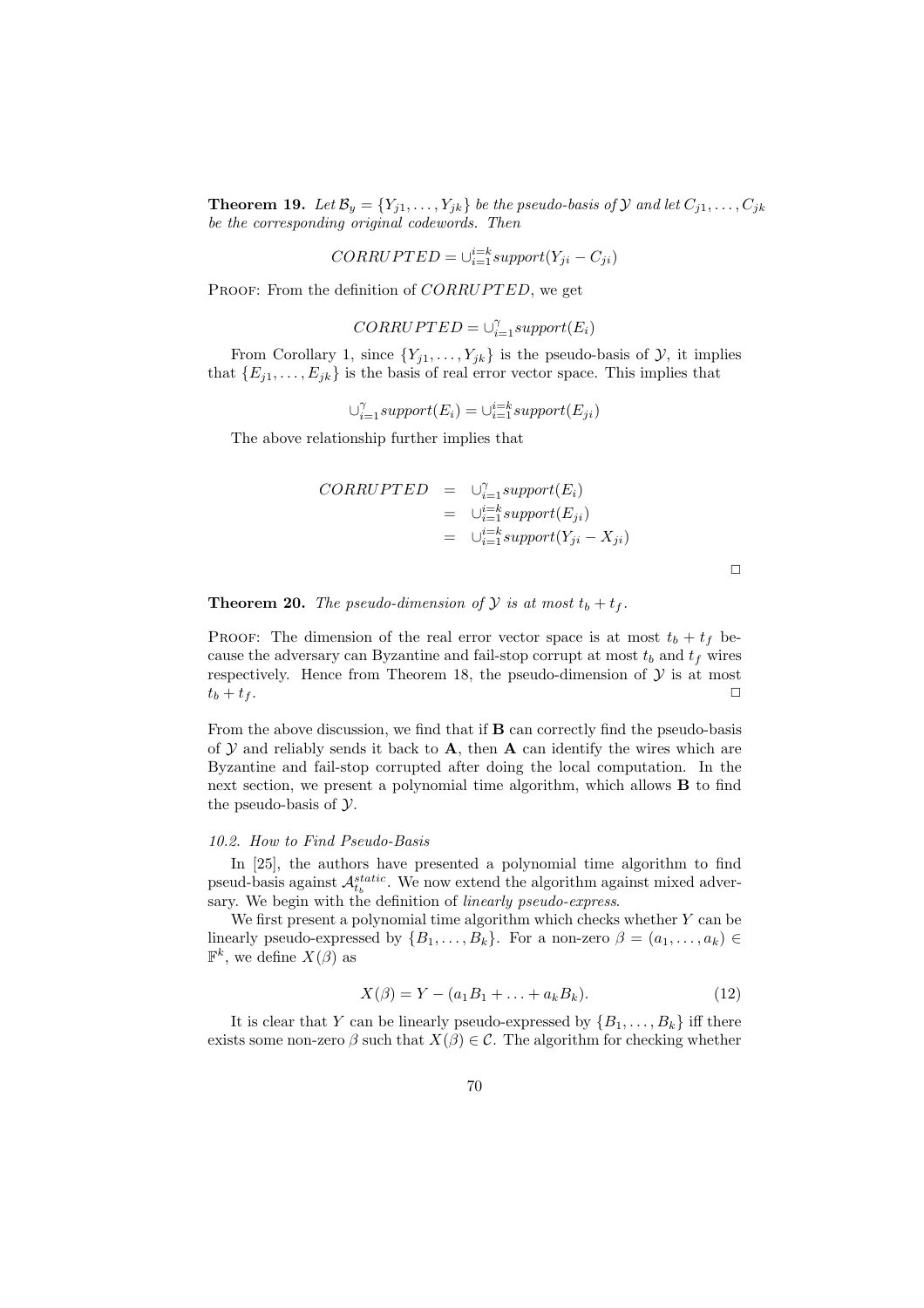**Theorem 19.** *Let $\mathcal{B}_y = \{Y_{j1}, \ldots, Y_{jk}\}$ be the pseudo-basis of $\mathcal{Y}$ and let $C_{j1}, \ldots, C_{jk}$ be the corresponding original codewords. Then*

$$CORRUPTED = \cup_{i=1}^{i=k} support(Y_{ji} - C_{ji})$$

Proof: From the definition of $CORRUPTED$, we get

$$CORRUPTED = \cup_{i=1}^{\gamma} support(E_i)$$

From Corollary 1, since $\{Y_{j1}, \ldots, Y_{jk}\}$ is the pseudo-basis of $\mathcal{Y}$, it implies that $\{E_{j1}, \ldots, E_{jk}\}$ is the basis of real error vector space. This implies that

$$\cup_{i=1}^{\gamma} support(E_i) = \cup_{i=1}^{i=k} support(E_{ji})$$

The above relationship further implies that

$$\begin{aligned} CORRUPTED &= \cup_{i=1}^{\gamma} support(E_i) \\ &= \cup_{i=1}^{i=k} support(E_{ji}) \\ &= \cup_{i=1}^{i=k} support(Y_{ji} - X_{ji}) \end{aligned}$$

□

**Theorem 20.** *The pseudo-dimension of $\mathcal{Y}$ is at most $t_b + t_f$.*

Proof: The dimension of the real error vector space is at most $t_b + t_f$ because the adversary can Byzantine and fail-stop corrupt at most $t_b$ and $t_f$ wires respectively. Hence from Theorem 18, the pseudo-dimension of $\mathcal{Y}$ is at most $t_b + t_f$. □

From the above discussion, we find that if **B** can correctly find the pseudo-basis of $\mathcal{Y}$ and reliably sends it back to **A**, then **A** can identify the wires which are Byzantine and fail-stop corrupted after doing the local computation. In the next section, we present a polynomial time algorithm, which allows **B** to find the pseudo-basis of $\mathcal{Y}$.

*10.2. How to Find Pseudo-Basis*

In [25], the authors have presented a polynomial time algorithm to find pseud-basis against $\mathcal{A}_{t_b}^{static}$. We now extend the algorithm against mixed adversary. We begin with the definition of *linearly pseudo-express*.

We first present a polynomial time algorithm which checks whether $Y$ can be linearly pseudo-expressed by $\{B_1, \ldots, B_k\}$. For a non-zero $\beta = (a_1, \ldots, a_k) \in \mathbb{F}^k$, we define $X(\beta)$ as

$$X(\beta) = Y - (a_1 B_1 + \ldots + a_k B_k). \tag{12}$$

It is clear that $Y$ can be linearly pseudo-expressed by $\{B_1, \ldots, B_k\}$ iff there exists some non-zero $\beta$ such that $X(\beta) \in \mathcal{C}$. The algorithm for checking whether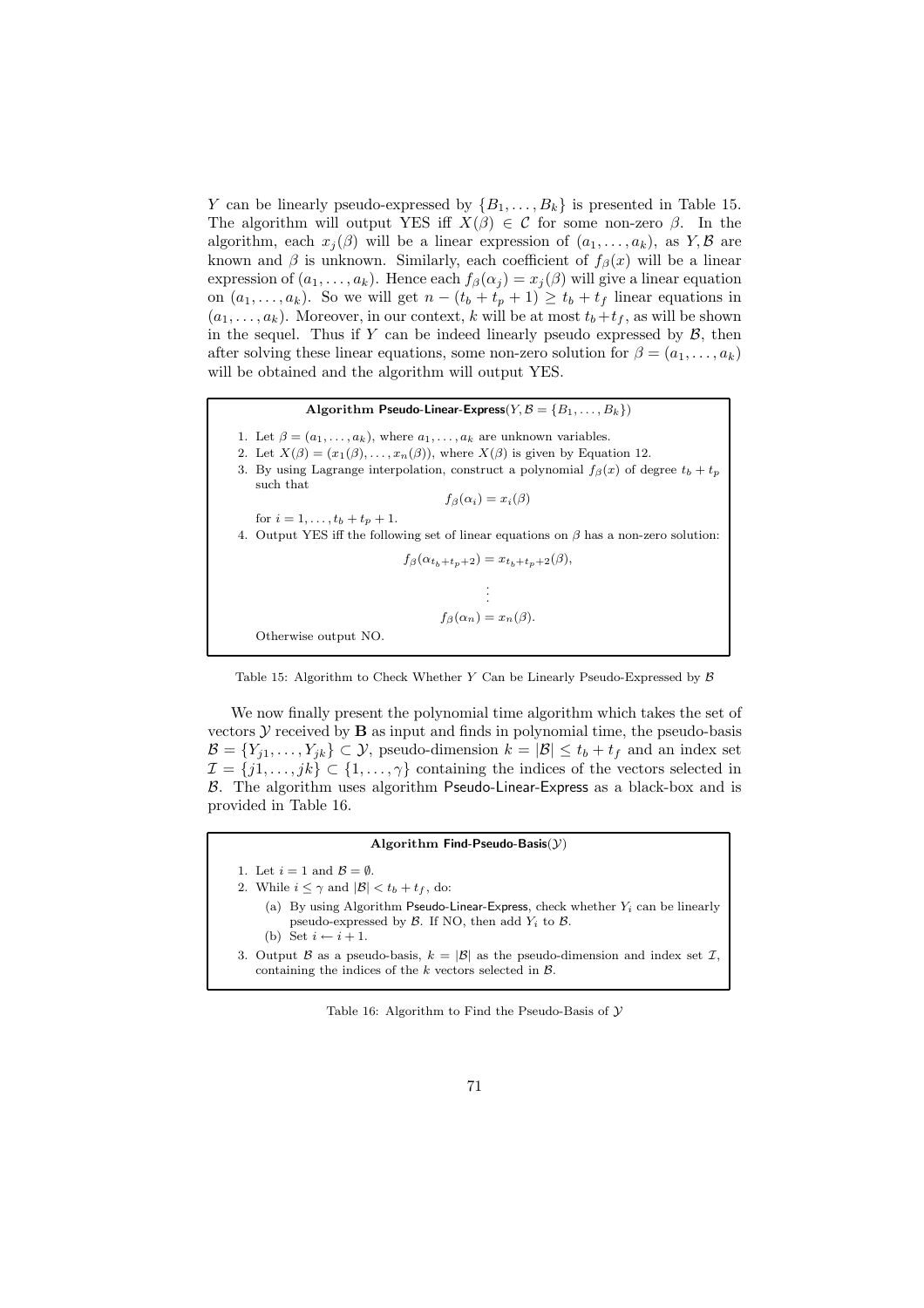$Y$ can be linearly pseudo-expressed by $\{B_1, \ldots, B_k\}$ is presented in Table 15. The algorithm will output YES iff $X(\beta) \in \mathcal{C}$ for some non-zero $\beta$. In the algorithm, each $x_j(\beta)$ will be a linear expression of $(a_1, \ldots, a_k)$, as $Y, \mathcal{B}$ are known and $\beta$ is unknown. Similarly, each coefficient of $f_\beta(x)$ will be a linear expression of $(a_1, \ldots, a_k)$. Hence each $f_\beta(\alpha_j) = x_j(\beta)$ will give a linear equation on $(a_1, \ldots, a_k)$. So we will get $n - (t_b + t_p + 1) \geq t_b + t_f$ linear equations in $(a_1, \ldots, a_k)$. Moreover, in our context, $k$ will be at most $t_b + t_f$, as will be shown in the sequel. Thus if $Y$ can be indeed linearly pseudo expressed by $\mathcal{B}$, then after solving these linear equations, some non-zero solution for $\beta = (a_1, \ldots, a_k)$ will be obtained and the algorithm will output YES.

**Algorithm Pseudo-Linear-Express**$(Y, \mathcal{B} = \{B_1, \ldots, B_k\})$

1. Let $\beta = (a_1, \ldots, a_k)$, where $a_1, \ldots, a_k$ are unknown variables.
2. Let $X(\beta) = (x_1(\beta), \ldots, x_n(\beta))$, where $X(\beta)$ is given by Equation 12.
3. By using Lagrange interpolation, construct a polynomial $f_\beta(x)$ of degree $t_b + t_p$ such that
$$f_\beta(\alpha_i) = x_i(\beta)$$
for $i = 1, \ldots, t_b + t_p + 1$.
4. Output YES iff the following set of linear equations on $\beta$ has a non-zero solution:
$$f_\beta(\alpha_{t_b+t_p+2}) = x_{t_b+t_p+2}(\beta),$$
$$\vdots$$
$$f_\beta(\alpha_n) = x_n(\beta).$$
Otherwise output NO.

Table 15: Algorithm to Check Whether $Y$ Can be Linearly Pseudo-Expressed by $\mathcal{B}$

We now finally present the polynomial time algorithm which takes the set of vectors $\mathcal{Y}$ received by $\mathbf{B}$ as input and finds in polynomial time, the pseudo-basis $\mathcal{B} = \{Y_{j1}, \ldots, Y_{jk}\} \subset \mathcal{Y}$, pseudo-dimension $k = |\mathcal{B}| \leq t_b + t_f$ and an index set $\mathcal{I} = \{j1, \ldots, jk\} \subset \{1, \ldots, \gamma\}$ containing the indices of the vectors selected in $\mathcal{B}$. The algorithm uses algorithm Pseudo-Linear-Express as a black-box and is provided in Table 16.

**Algorithm Find-Pseudo-Basis**$(\mathcal{Y})$

1. Let $i = 1$ and $\mathcal{B} = \emptyset$.
2. While $i \leq \gamma$ and $|\mathcal{B}| < t_b + t_f$, do:
   (a) By using Algorithm Pseudo-Linear-Express, check whether $Y_i$ can be linearly pseudo-expressed by $\mathcal{B}$. If NO, then add $Y_i$ to $\mathcal{B}$.
   (b) Set $i \leftarrow i + 1$.
3. Output $\mathcal{B}$ as a pseudo-basis, $k = |\mathcal{B}|$ as the pseudo-dimension and index set $\mathcal{I}$, containing the indices of the $k$ vectors selected in $\mathcal{B}$.

Table 16: Algorithm to Find the Pseudo-Basis of $\mathcal{Y}$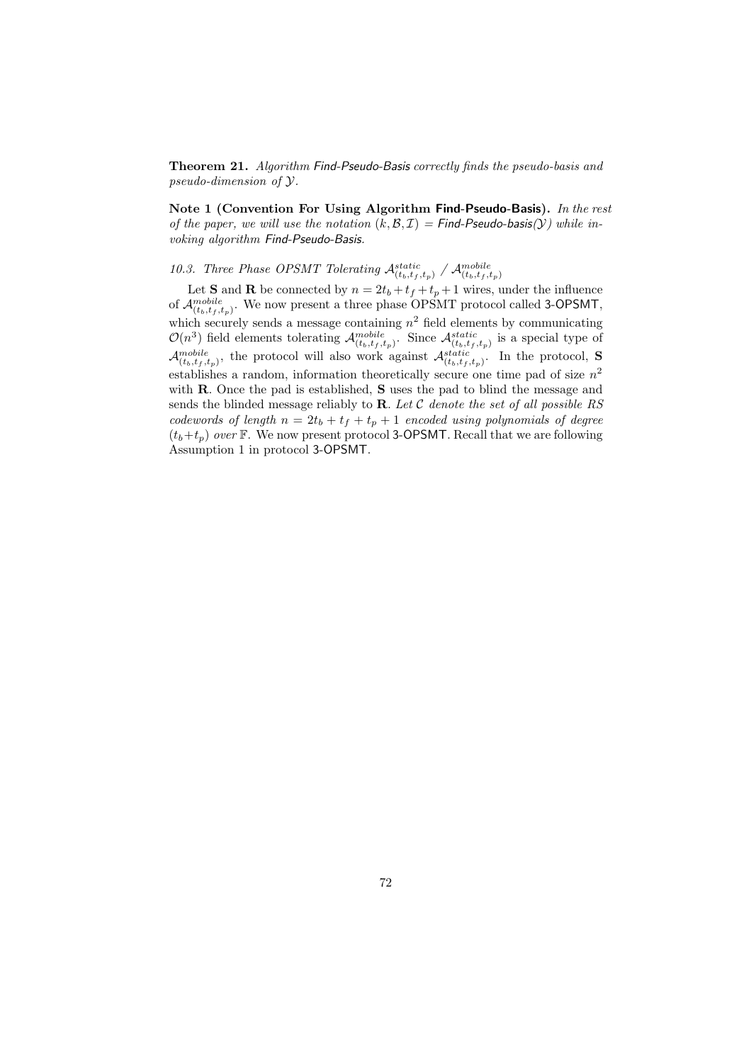**Theorem 21.** *Algorithm Find-Pseudo-Basis correctly finds the pseudo-basis and pseudo-dimension of $\mathcal{Y}$.*

**Note 1 (Convention For Using Algorithm Find-Pseudo-Basis).** *In the rest of the paper, we will use the notation $(k, \mathcal{B}, \mathcal{I})$ = Find-Pseudo-basis($\mathcal{Y}$) while invoking algorithm Find-Pseudo-Basis.*

### *10.3. Three Phase OPSMT Tolerating $\mathcal{A}^{static}_{(t_b,t_f,t_p)}$ / $\mathcal{A}^{mobile}_{(t_b,t_f,t_p)}$*

Let **S** and **R** be connected by $n = 2t_b + t_f + t_p + 1$ wires, under the influence of $\mathcal{A}^{mobile}_{(t_b,t_f,t_p)}$. We now present a three phase OPSMT protocol called 3-OPSMT, which securely sends a message containing $n^2$ field elements by communicating $\mathcal{O}(n^3)$ field elements tolerating $\mathcal{A}^{mobile}_{(t_b,t_f,t_p)}$. Since $\mathcal{A}^{static}_{(t_b,t_f,t_p)}$ is a special type of $\mathcal{A}^{mobile}_{(t_b,t_f,t_p)}$, the protocol will also work against $\mathcal{A}^{static}_{(t_b,t_f,t_p)}$. In the protocol, **S** establishes a random, information theoretically secure one time pad of size $n^2$ with **R**. Once the pad is established, **S** uses the pad to blind the message and sends the blinded message reliably to **R**. *Let $\mathcal{C}$ denote the set of all possible RS codewords of length $n = 2t_b + t_f + t_p + 1$ encoded using polynomials of degree $(t_b+t_p)$ over $\mathbb{F}$.* We now present protocol 3-OPSMT. Recall that we are following Assumption 1 in protocol 3-OPSMT.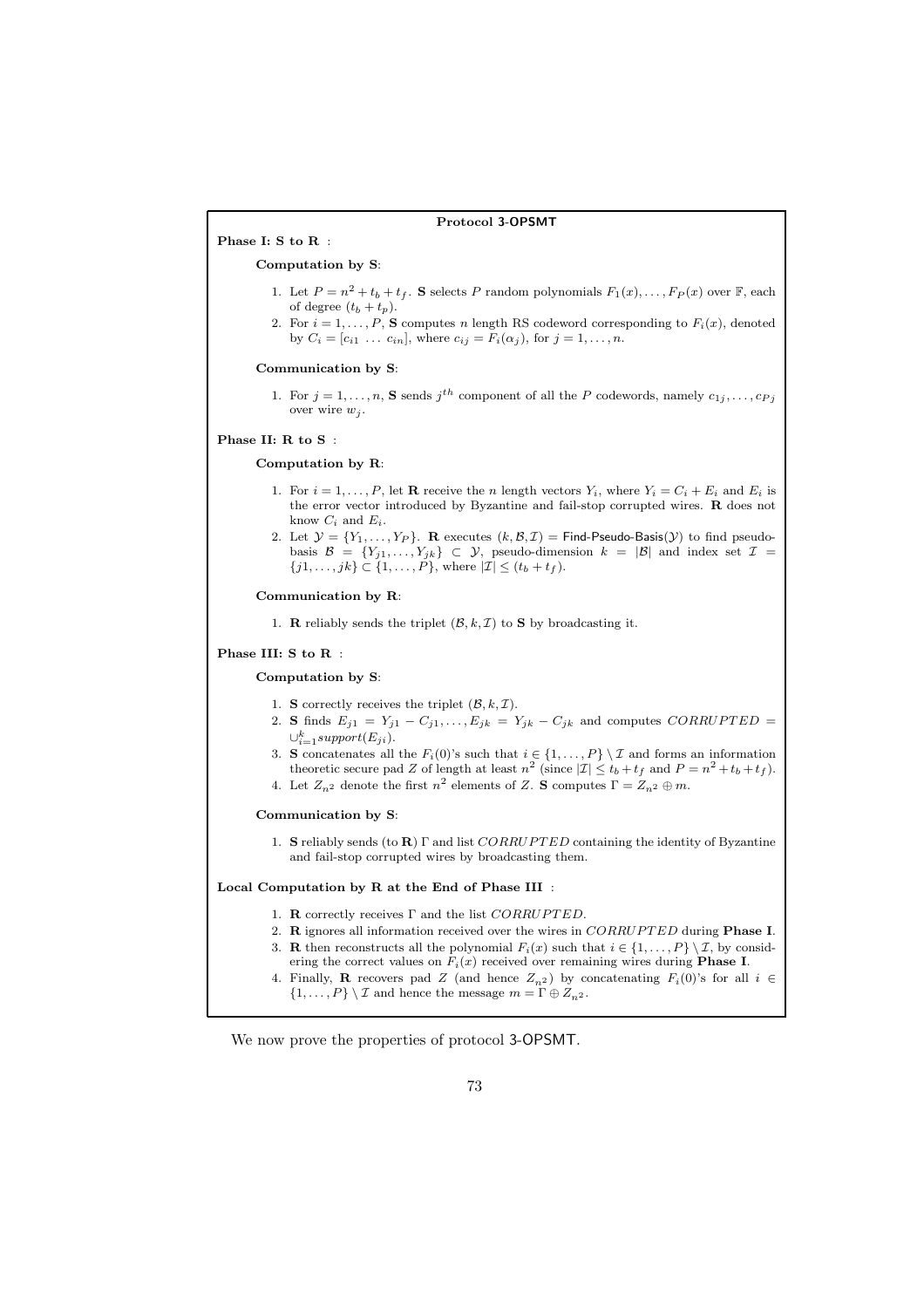**Protocol 3-OPSMT**

**Phase I: S to R** :

**Computation by S**:

1. Let $P = n^2 + t_b + t_f$. **S** selects $P$ random polynomials $F_1(x), \ldots, F_P(x)$ over $\mathbb{F}$, each of degree $(t_b + t_p)$.
2. For $i = 1, \ldots, P$, **S** computes $n$ length RS codeword corresponding to $F_i(x)$, denoted by $C_i = [c_{i1} \ \ldots \ c_{in}]$, where $c_{ij} = F_i(\alpha_j)$, for $j = 1, \ldots, n$.

**Communication by S**:

1. For $j = 1, \ldots, n$, **S** sends $j^{th}$ component of all the $P$ codewords, namely $c_{1j}, \ldots, c_{Pj}$ over wire $w_j$.

**Phase II: R to S** :

**Computation by R**:

1. For $i = 1, \ldots, P$, let **R** receive the $n$ length vectors $Y_i$, where $Y_i = C_i + E_i$ and $E_i$ is the error vector introduced by Byzantine and fail-stop corrupted wires. **R** does not know $C_i$ and $E_i$.
2. Let $\mathcal{Y} = \{Y_1, \ldots, Y_P\}$. **R** executes $(k, \mathcal{B}, \mathcal{I}) = \mathsf{Find\text{-}Pseudo\text{-}Basis}(\mathcal{Y})$ to find pseudo-basis $\mathcal{B} = \{Y_{j1}, \ldots, Y_{jk}\} \subset \mathcal{Y}$, pseudo-dimension $k = |\mathcal{B}|$ and index set $\mathcal{I} = \{j1, \ldots, jk\} \subset \{1, \ldots, P\}$, where $|\mathcal{I}| \leq (t_b + t_f)$.

**Communication by R**:

1. **R** reliably sends the triplet $(\mathcal{B}, k, \mathcal{I})$ to **S** by broadcasting it.

**Phase III: S to R** :

**Computation by S**:

1. **S** correctly receives the triplet $(\mathcal{B}, k, \mathcal{I})$.
2. **S** finds $E_{j1} = Y_{j1} - C_{j1}, \ldots, E_{jk} = Y_{jk} - C_{jk}$ and computes $CORRUPTED = \cup_{i=1}^{k} support(E_{ji})$.
3. **S** concatenates all the $F_i(0)$'s such that $i \in \{1, \ldots, P\} \setminus \mathcal{I}$ and forms an information theoretic secure pad $Z$ of length at least $n^2$ (since $|\mathcal{I}| \leq t_b + t_f$ and $P = n^2 + t_b + t_f$).
4. Let $Z_{n^2}$ denote the first $n^2$ elements of $Z$. **S** computes $\Gamma = Z_{n^2} \oplus m$.

**Communication by S**:

1. **S** reliably sends (to **R**) $\Gamma$ and list $CORRUPTED$ containing the identity of Byzantine and fail-stop corrupted wires by broadcasting them.

**Local Computation by R at the End of Phase III** :

1. **R** correctly receives $\Gamma$ and the list $CORRUPTED$.
2. **R** ignores all information received over the wires in $CORRUPTED$ during **Phase I**.
3. **R** then reconstructs all the polynomial $F_i(x)$ such that $i \in \{1, \ldots, P\} \setminus \mathcal{I}$, by considering the correct values on $F_i(x)$ received over remaining wires during **Phase I**.
4. Finally, **R** recovers pad $Z$ (and hence $Z_{n^2}$) by concatenating $F_i(0)$'s for all $i \in \{1, \ldots, P\} \setminus \mathcal{I}$ and hence the message $m = \Gamma \oplus Z_{n^2}$.

We now prove the properties of protocol 3-OPSMT.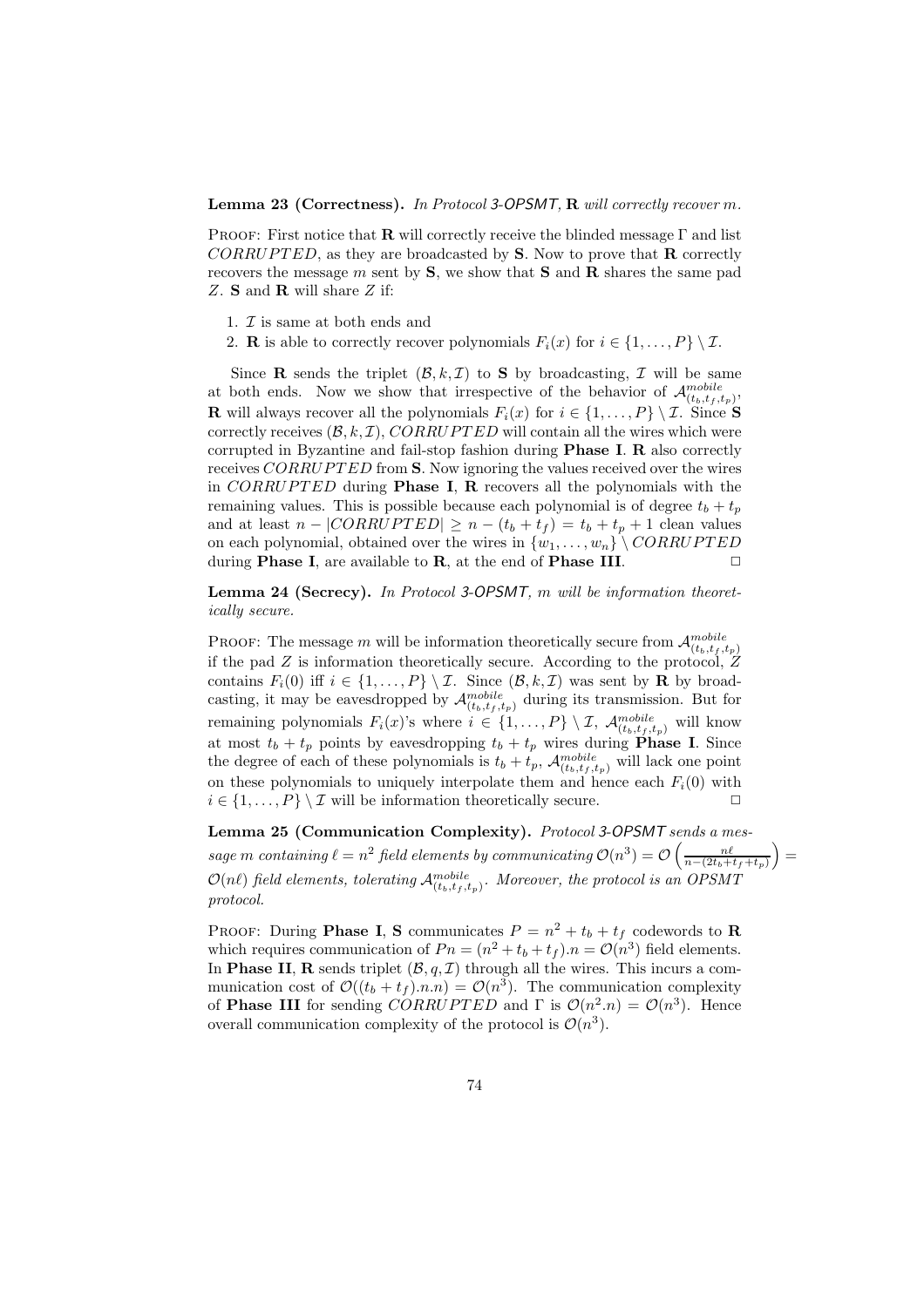**Lemma 23 (Correctness).** *In Protocol 3-OPSMT, **R** will correctly recover $m$.*

Proof: First notice that **R** will correctly receive the blinded message $\Gamma$ and list $CORRUPTED$, as they are broadcasted by **S**. Now to prove that **R** correctly recovers the message $m$ sent by **S**, we show that **S** and **R** shares the same pad $Z$. **S** and **R** will share $Z$ if:

1. $\mathcal{I}$ is same at both ends and
2. **R** is able to correctly recover polynomials $F_i(x)$ for $i \in \{1, \ldots, P\} \setminus \mathcal{I}$.

Since **R** sends the triplet $(\mathcal{B}, k, \mathcal{I})$ to **S** by broadcasting, $\mathcal{I}$ will be same at both ends. Now we show that irrespective of the behavior of $\mathcal{A}^{mobile}_{(t_b,t_f,t_p)}$, **R** will always recover all the polynomials $F_i(x)$ for $i \in \{1, \ldots, P\} \setminus \mathcal{I}$. Since **S** correctly receives $(\mathcal{B}, k, \mathcal{I})$, $CORRUPTED$ will contain all the wires which were corrupted in Byzantine and fail-stop fashion during **Phase I**. **R** also correctly receives $CORRUPTED$ from **S**. Now ignoring the values received over the wires in $CORRUPTED$ during **Phase I**, **R** recovers all the polynomials with the remaining values. This is possible because each polynomial is of degree $t_b + t_p$ and at least $n - |CORRUPTED| \geq n - (t_b + t_f) = t_b + t_p + 1$ clean values on each polynomial, obtained over the wires in $\{w_1, \ldots, w_n\} \setminus CORRUPTED$ during **Phase I**, are available to **R**, at the end of **Phase III**. $\square$

**Lemma 24 (Secrecy).** *In Protocol 3-OPSMT, $m$ will be information theoretically secure.*

Proof: The message $m$ will be information theoretically secure from $\mathcal{A}^{mobile}_{(t_b,t_f,t_p)}$ if the pad $Z$ is information theoretically secure. According to the protocol, $Z$ contains $F_i(0)$ iff $i \in \{1, \ldots, P\} \setminus \mathcal{I}$. Since $(\mathcal{B}, k, \mathcal{I})$ was sent by **R** by broadcasting, it may be eavesdropped by $\mathcal{A}^{mobile}_{(t_b,t_f,t_p)}$ during its transmission. But for remaining polynomials $F_i(x)$'s where $i \in \{1, \ldots, P\} \setminus \mathcal{I}$, $\mathcal{A}^{mobile}_{(t_b,t_f,t_p)}$ will know at most $t_b + t_p$ points by eavesdropping $t_b + t_p$ wires during **Phase I**. Since the degree of each of these polynomials is $t_b + t_p$, $\mathcal{A}^{mobile}_{(t_b,t_f,t_p)}$ will lack one point on these polynomials to uniquely interpolate them and hence each $F_i(0)$ with $i \in \{1, \ldots, P\} \setminus \mathcal{I}$ will be information theoretically secure. $\square$

**Lemma 25 (Communication Complexity).** *Protocol 3-OPSMT sends a message $m$ containing $\ell = n^2$ field elements by communicating $\mathcal{O}(n^3) = \mathcal{O}\left(\frac{n\ell}{n-(2t_b+t_f+t_p)}\right) = \mathcal{O}(n\ell)$ field elements, tolerating $\mathcal{A}^{mobile}_{(t_b,t_f,t_p)}$. Moreover, the protocol is an OPSMT protocol.*

Proof: During **Phase I**, **S** communicates $P = n^2 + t_b + t_f$ codewords to **R** which requires communication of $Pn = (n^2 + t_b + t_f).n = \mathcal{O}(n^3)$ field elements. In **Phase II**, **R** sends triplet $(\mathcal{B}, q, \mathcal{I})$ through all the wires. This incurs a communication cost of $\mathcal{O}((t_b + t_f).n.n) = \mathcal{O}(n^3)$. The communication complexity of **Phase III** for sending $CORRUPTED$ and $\Gamma$ is $\mathcal{O}(n^2.n) = \mathcal{O}(n^3)$. Hence overall communication complexity of the protocol is $\mathcal{O}(n^3)$.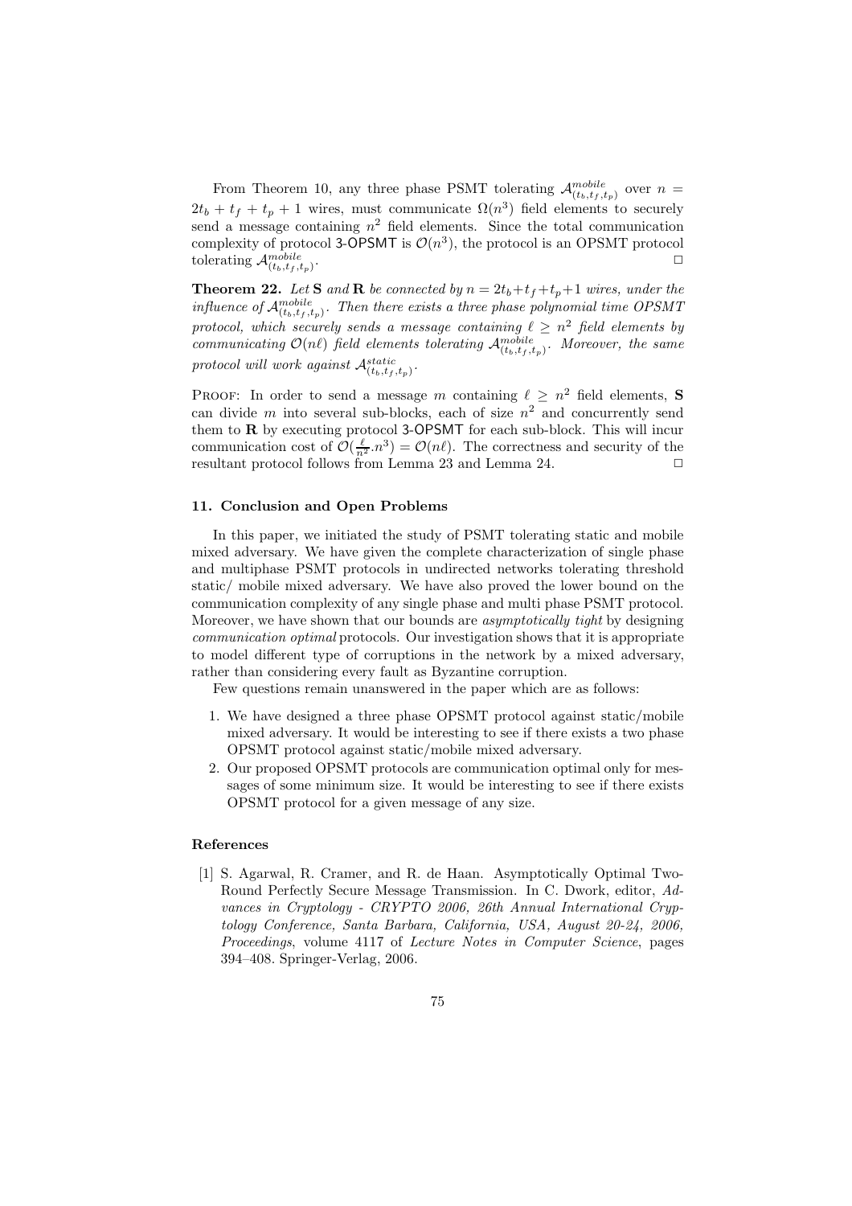From Theorem 10, any three phase PSMT tolerating $\mathcal{A}^{mobile}_{(t_b,t_f,t_p)}$ over $n = 2t_b + t_f + t_p + 1$ wires, must communicate $\Omega(n^3)$ field elements to securely send a message containing $n^2$ field elements. Since the total communication complexity of protocol 3-OPSMT is $\mathcal{O}(n^3)$, the protocol is an OPSMT protocol tolerating $\mathcal{A}^{mobile}_{(t_b,t_f,t_p)}$. □

**Theorem 22.** *Let* **S** *and* **R** *be connected by* $n = 2t_b+t_f+t_p+1$ *wires, under the influence of* $\mathcal{A}^{mobile}_{(t_b,t_f,t_p)}$. *Then there exists a three phase polynomial time OPSMT protocol, which securely sends a message containing* $\ell \geq n^2$ *field elements by communicating* $\mathcal{O}(n\ell)$ *field elements tolerating* $\mathcal{A}^{mobile}_{(t_b,t_f,t_p)}$. *Moreover, the same protocol will work against* $\mathcal{A}^{static}_{(t_b,t_f,t_p)}$.

Proof: In order to send a message $m$ containing $\ell \geq n^2$ field elements, **S** can divide $m$ into several sub-blocks, each of size $n^2$ and concurrently send them to **R** by executing protocol 3-OPSMT for each sub-block. This will incur communication cost of $\mathcal{O}(\frac{\ell}{n^2}.n^3) = \mathcal{O}(n\ell)$. The correctness and security of the resultant protocol follows from Lemma 23 and Lemma 24. □

## 11. Conclusion and Open Problems

In this paper, we initiated the study of PSMT tolerating static and mobile mixed adversary. We have given the complete characterization of single phase and multiphase PSMT protocols in undirected networks tolerating threshold static/ mobile mixed adversary. We have also proved the lower bound on the communication complexity of any single phase and multi phase PSMT protocol. Moreover, we have shown that our bounds are *asymptotically tight* by designing *communication optimal* protocols. Our investigation shows that it is appropriate to model different type of corruptions in the network by a mixed adversary, rather than considering every fault as Byzantine corruption.

Few questions remain unanswered in the paper which are as follows:

1. We have designed a three phase OPSMT protocol against static/mobile mixed adversary. It would be interesting to see if there exists a two phase OPSMT protocol against static/mobile mixed adversary.
2. Our proposed OPSMT protocols are communication optimal only for messages of some minimum size. It would be interesting to see if there exists OPSMT protocol for a given message of any size.

## References

[1] S. Agarwal, R. Cramer, and R. de Haan. Asymptotically Optimal Two-Round Perfectly Secure Message Transmission. In C. Dwork, editor, *Advances in Cryptology - CRYPTO 2006, 26th Annual International Cryptology Conference, Santa Barbara, California, USA, August 20-24, 2006, Proceedings*, volume 4117 of *Lecture Notes in Computer Science*, pages 394–408. Springer-Verlag, 2006.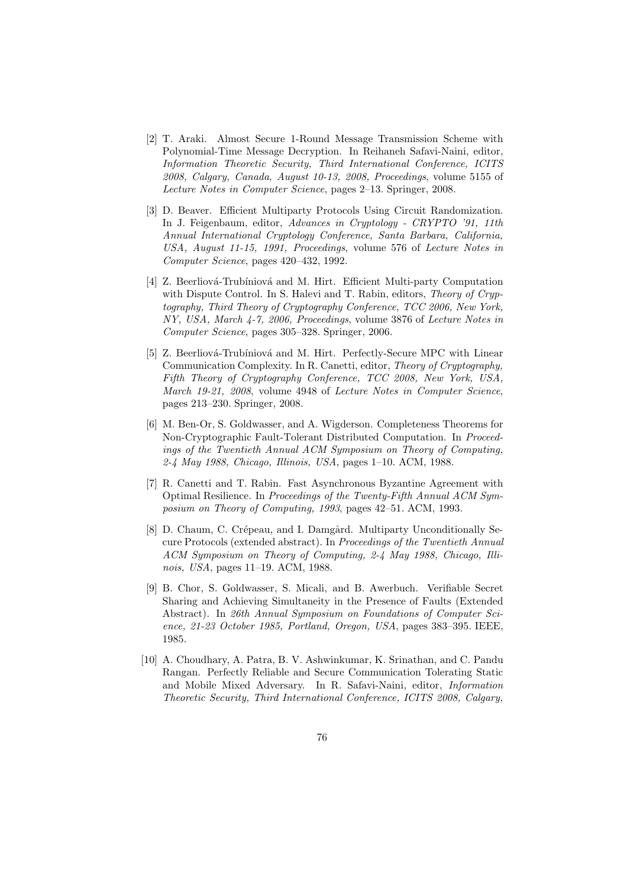[2] T. Araki. Almost Secure 1-Round Message Transmission Scheme with Polynomial-Time Message Decryption. In Reihaneh Safavi-Naini, editor, *Information Theoretic Security, Third International Conference, ICITS 2008, Calgary, Canada, August 10-13, 2008, Proceedings*, volume 5155 of *Lecture Notes in Computer Science*, pages 2–13. Springer, 2008.

[3] D. Beaver. Efficient Multiparty Protocols Using Circuit Randomization. In J. Feigenbaum, editor, *Advances in Cryptology - CRYPTO '91, 11th Annual International Cryptology Conference, Santa Barbara, California, USA, August 11-15, 1991, Proceedings*, volume 576 of *Lecture Notes in Computer Science*, pages 420–432, 1992.

[4] Z. Beerliová-Trubíniová and M. Hirt. Efficient Multi-party Computation with Dispute Control. In S. Halevi and T. Rabin, editors, *Theory of Cryptography, Third Theory of Cryptography Conference, TCC 2006, New York, NY, USA, March 4-7, 2006, Proceedings*, volume 3876 of *Lecture Notes in Computer Science*, pages 305–328. Springer, 2006.

[5] Z. Beerliová-Trubíniová and M. Hirt. Perfectly-Secure MPC with Linear Communication Complexity. In R. Canetti, editor, *Theory of Cryptography, Fifth Theory of Cryptography Conference, TCC 2008, New York, USA, March 19-21, 2008*, volume 4948 of *Lecture Notes in Computer Science*, pages 213–230. Springer, 2008.

[6] M. Ben-Or, S. Goldwasser, and A. Wigderson. Completeness Theorems for Non-Cryptographic Fault-Tolerant Distributed Computation. In *Proceedings of the Twentieth Annual ACM Symposium on Theory of Computing, 2-4 May 1988, Chicago, Illinois, USA*, pages 1–10. ACM, 1988.

[7] R. Canetti and T. Rabin. Fast Asynchronous Byzantine Agreement with Optimal Resilience. In *Proceedings of the Twenty-Fifth Annual ACM Symposium on Theory of Computing, 1993*, pages 42–51. ACM, 1993.

[8] D. Chaum, C. Crépeau, and I. Damgård. Multiparty Unconditionally Secure Protocols (extended abstract). In *Proceedings of the Twentieth Annual ACM Symposium on Theory of Computing, 2-4 May 1988, Chicago, Illinois, USA*, pages 11–19. ACM, 1988.

[9] B. Chor, S. Goldwasser, S. Micali, and B. Awerbuch. Verifiable Secret Sharing and Achieving Simultaneity in the Presence of Faults (Extended Abstract). In *26th Annual Symposium on Foundations of Computer Science, 21-23 October 1985, Portland, Oregon, USA*, pages 383–395. IEEE, 1985.

[10] A. Choudhary, A. Patra, B. V. Ashwinkumar, K. Srinathan, and C. Pandu Rangan. Perfectly Reliable and Secure Communication Tolerating Static and Mobile Mixed Adversary. In R. Safavi-Naini, editor, *Information Theoretic Security, Third International Conference, ICITS 2008, Calgary,*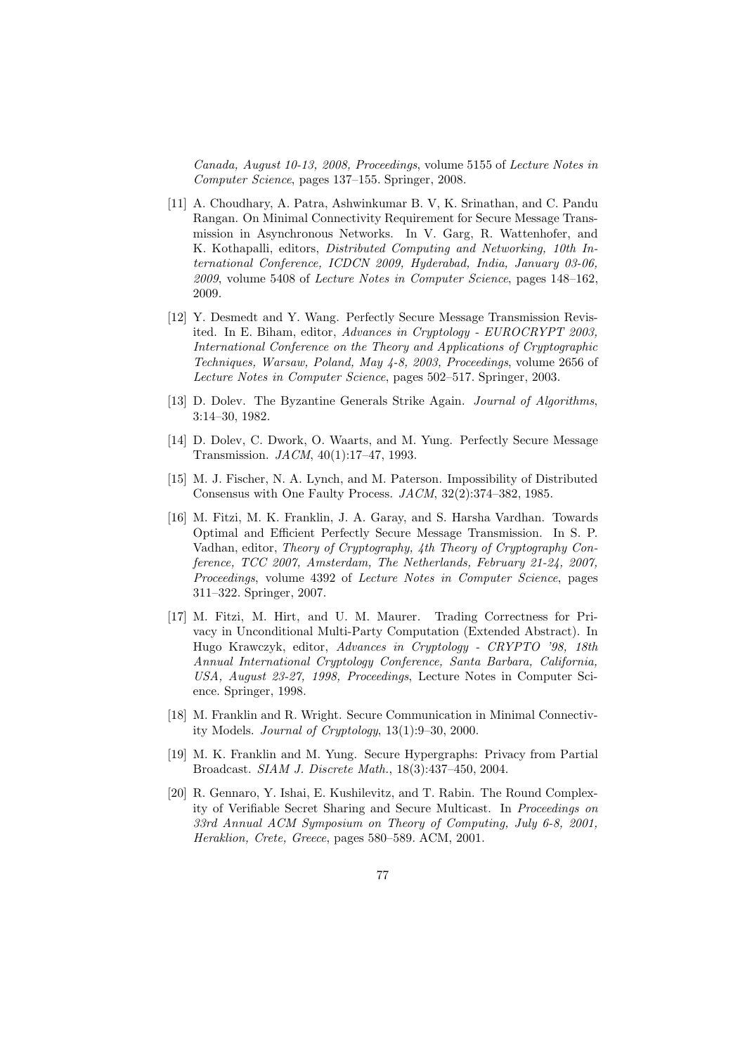Canada, August 10-13, 2008, Proceedings*, volume 5155 of *Lecture Notes in Computer Science*, pages 137–155. Springer, 2008.

[11] A. Choudhary, A. Patra, Ashwinkumar B. V, K. Srinathan, and C. Pandu Rangan. On Minimal Connectivity Requirement for Secure Message Transmission in Asynchronous Networks. In V. Garg, R. Wattenhofer, and K. Kothapalli, editors, *Distributed Computing and Networking, 10th International Conference, ICDCN 2009, Hyderabad, India, January 03-06, 2009*, volume 5408 of *Lecture Notes in Computer Science*, pages 148–162, 2009.

[12] Y. Desmedt and Y. Wang. Perfectly Secure Message Transmission Revisited. In E. Biham, editor, *Advances in Cryptology - EUROCRYPT 2003, International Conference on the Theory and Applications of Cryptographic Techniques, Warsaw, Poland, May 4-8, 2003, Proceedings*, volume 2656 of *Lecture Notes in Computer Science*, pages 502–517. Springer, 2003.

[13] D. Dolev. The Byzantine Generals Strike Again. *Journal of Algorithms*, 3:14–30, 1982.

[14] D. Dolev, C. Dwork, O. Waarts, and M. Yung. Perfectly Secure Message Transmission. *JACM*, 40(1):17–47, 1993.

[15] M. J. Fischer, N. A. Lynch, and M. Paterson. Impossibility of Distributed Consensus with One Faulty Process. *JACM*, 32(2):374–382, 1985.

[16] M. Fitzi, M. K. Franklin, J. A. Garay, and S. Harsha Vardhan. Towards Optimal and Efficient Perfectly Secure Message Transmission. In S. P. Vadhan, editor, *Theory of Cryptography, 4th Theory of Cryptography Conference, TCC 2007, Amsterdam, The Netherlands, February 21-24, 2007, Proceedings*, volume 4392 of *Lecture Notes in Computer Science*, pages 311–322. Springer, 2007.

[17] M. Fitzi, M. Hirt, and U. M. Maurer. Trading Correctness for Privacy in Unconditional Multi-Party Computation (Extended Abstract). In Hugo Krawczyk, editor, *Advances in Cryptology - CRYPTO '98, 18th Annual International Cryptology Conference, Santa Barbara, California, USA, August 23-27, 1998, Proceedings*, Lecture Notes in Computer Science. Springer, 1998.

[18] M. Franklin and R. Wright. Secure Communication in Minimal Connectivity Models. *Journal of Cryptology*, 13(1):9–30, 2000.

[19] M. K. Franklin and M. Yung. Secure Hypergraphs: Privacy from Partial Broadcast. *SIAM J. Discrete Math.*, 18(3):437–450, 2004.

[20] R. Gennaro, Y. Ishai, E. Kushilevitz, and T. Rabin. The Round Complexity of Verifiable Secret Sharing and Secure Multicast. In *Proceedings on 33rd Annual ACM Symposium on Theory of Computing, July 6-8, 2001, Heraklion, Crete, Greece*, pages 580–589. ACM, 2001.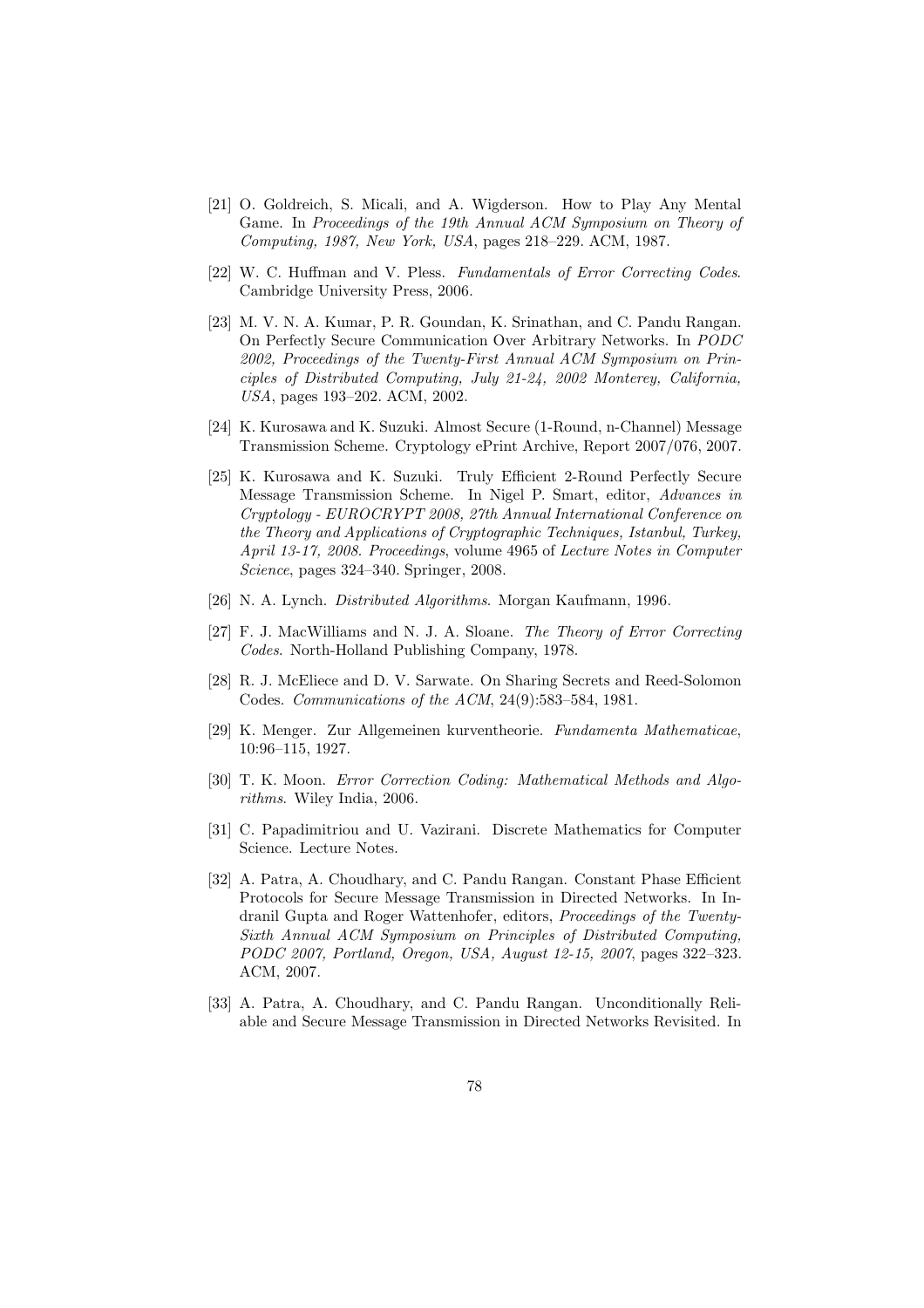[21] O. Goldreich, S. Micali, and A. Wigderson. How to Play Any Mental Game. In *Proceedings of the 19th Annual ACM Symposium on Theory of Computing, 1987, New York, USA*, pages 218–229. ACM, 1987.

[22] W. C. Huffman and V. Pless. *Fundamentals of Error Correcting Codes*. Cambridge University Press, 2006.

[23] M. V. N. A. Kumar, P. R. Goundan, K. Srinathan, and C. Pandu Rangan. On Perfectly Secure Communication Over Arbitrary Networks. In *PODC 2002, Proceedings of the Twenty-First Annual ACM Symposium on Principles of Distributed Computing, July 21-24, 2002 Monterey, California, USA*, pages 193–202. ACM, 2002.

[24] K. Kurosawa and K. Suzuki. Almost Secure (1-Round, n-Channel) Message Transmission Scheme. Cryptology ePrint Archive, Report 2007/076, 2007.

[25] K. Kurosawa and K. Suzuki. Truly Efficient 2-Round Perfectly Secure Message Transmission Scheme. In Nigel P. Smart, editor, *Advances in Cryptology - EUROCRYPT 2008, 27th Annual International Conference on the Theory and Applications of Cryptographic Techniques, Istanbul, Turkey, April 13-17, 2008. Proceedings*, volume 4965 of *Lecture Notes in Computer Science*, pages 324–340. Springer, 2008.

[26] N. A. Lynch. *Distributed Algorithms*. Morgan Kaufmann, 1996.

[27] F. J. MacWilliams and N. J. A. Sloane. *The Theory of Error Correcting Codes*. North-Holland Publishing Company, 1978.

[28] R. J. McEliece and D. V. Sarwate. On Sharing Secrets and Reed-Solomon Codes. *Communications of the ACM*, 24(9):583–584, 1981.

[29] K. Menger. Zur Allgemeinen kurventheorie. *Fundamenta Mathematicae*, 10:96–115, 1927.

[30] T. K. Moon. *Error Correction Coding: Mathematical Methods and Algorithms*. Wiley India, 2006.

[31] C. Papadimitriou and U. Vazirani. Discrete Mathematics for Computer Science. Lecture Notes.

[32] A. Patra, A. Choudhary, and C. Pandu Rangan. Constant Phase Efficient Protocols for Secure Message Transmission in Directed Networks. In Indranil Gupta and Roger Wattenhofer, editors, *Proceedings of the Twenty-Sixth Annual ACM Symposium on Principles of Distributed Computing, PODC 2007, Portland, Oregon, USA, August 12-15, 2007*, pages 322–323. ACM, 2007.

[33] A. Patra, A. Choudhary, and C. Pandu Rangan. Unconditionally Reliable and Secure Message Transmission in Directed Networks Revisited. In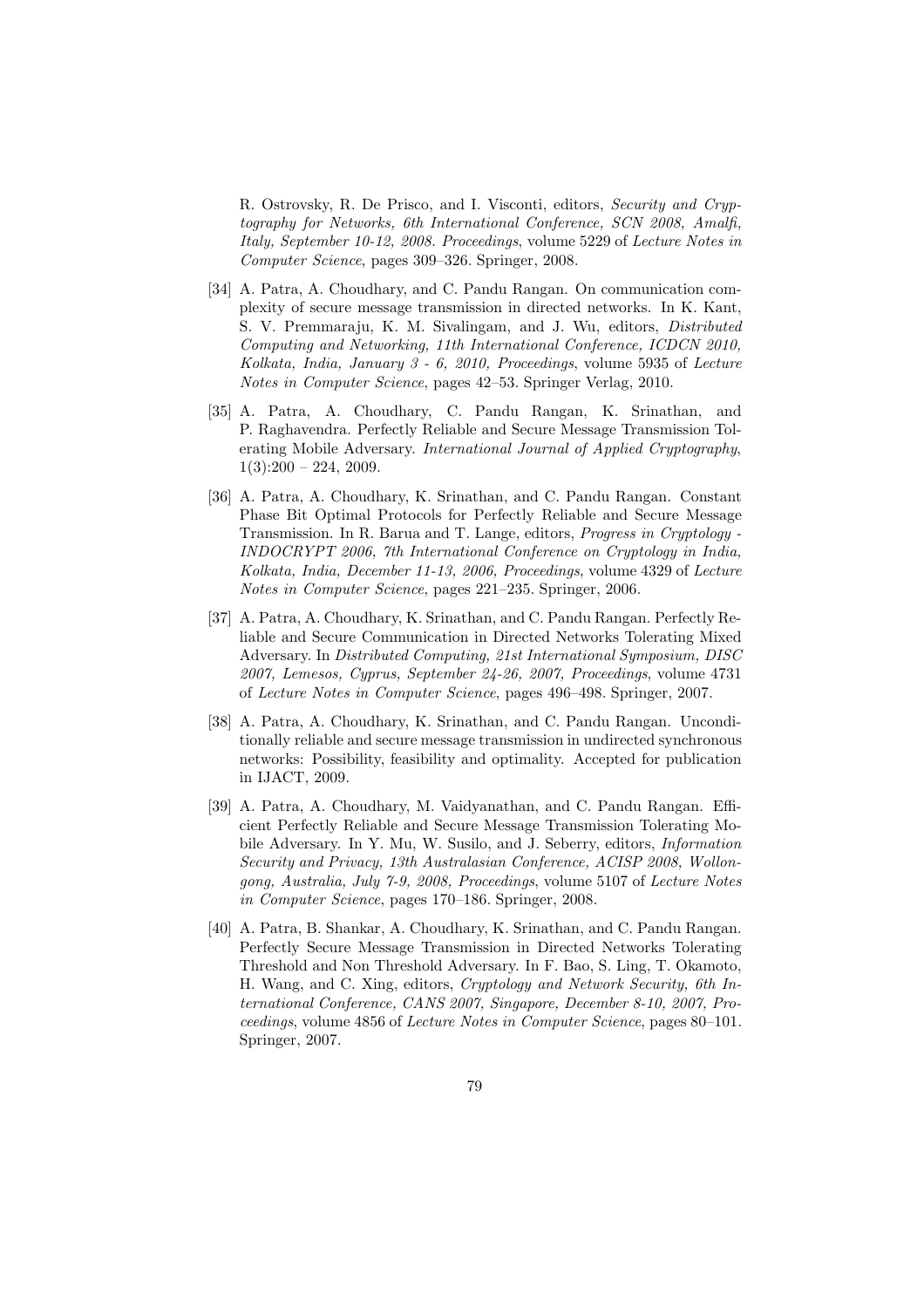R. Ostrovsky, R. De Prisco, and I. Visconti, editors, *Security and Cryptography for Networks, 6th International Conference, SCN 2008, Amalfi, Italy, September 10-12, 2008. Proceedings*, volume 5229 of *Lecture Notes in Computer Science*, pages 309–326. Springer, 2008.

[34] A. Patra, A. Choudhary, and C. Pandu Rangan. On communication complexity of secure message transmission in directed networks. In K. Kant, S. V. Premmaraju, K. M. Sivalingam, and J. Wu, editors, *Distributed Computing and Networking, 11th International Conference, ICDCN 2010, Kolkata, India, January 3 - 6, 2010, Proceedings*, volume 5935 of *Lecture Notes in Computer Science*, pages 42–53. Springer Verlag, 2010.

[35] A. Patra, A. Choudhary, C. Pandu Rangan, K. Srinathan, and P. Raghavendra. Perfectly Reliable and Secure Message Transmission Tolerating Mobile Adversary. *International Journal of Applied Cryptography*, 1(3):200 – 224, 2009.

[36] A. Patra, A. Choudhary, K. Srinathan, and C. Pandu Rangan. Constant Phase Bit Optimal Protocols for Perfectly Reliable and Secure Message Transmission. In R. Barua and T. Lange, editors, *Progress in Cryptology - INDOCRYPT 2006, 7th International Conference on Cryptology in India, Kolkata, India, December 11-13, 2006, Proceedings*, volume 4329 of *Lecture Notes in Computer Science*, pages 221–235. Springer, 2006.

[37] A. Patra, A. Choudhary, K. Srinathan, and C. Pandu Rangan. Perfectly Reliable and Secure Communication in Directed Networks Tolerating Mixed Adversary. In *Distributed Computing, 21st International Symposium, DISC 2007, Lemesos, Cyprus, September 24-26, 2007, Proceedings*, volume 4731 of *Lecture Notes in Computer Science*, pages 496–498. Springer, 2007.

[38] A. Patra, A. Choudhary, K. Srinathan, and C. Pandu Rangan. Unconditionally reliable and secure message transmission in undirected synchronous networks: Possibility, feasibility and optimality. Accepted for publication in IJACT, 2009.

[39] A. Patra, A. Choudhary, M. Vaidyanathan, and C. Pandu Rangan. Efficient Perfectly Reliable and Secure Message Transmission Tolerating Mobile Adversary. In Y. Mu, W. Susilo, and J. Seberry, editors, *Information Security and Privacy, 13th Australasian Conference, ACISP 2008, Wollongong, Australia, July 7-9, 2008, Proceedings*, volume 5107 of *Lecture Notes in Computer Science*, pages 170–186. Springer, 2008.

[40] A. Patra, B. Shankar, A. Choudhary, K. Srinathan, and C. Pandu Rangan. Perfectly Secure Message Transmission in Directed Networks Tolerating Threshold and Non Threshold Adversary. In F. Bao, S. Ling, T. Okamoto, H. Wang, and C. Xing, editors, *Cryptology and Network Security, 6th International Conference, CANS 2007, Singapore, December 8-10, 2007, Proceedings*, volume 4856 of *Lecture Notes in Computer Science*, pages 80–101. Springer, 2007.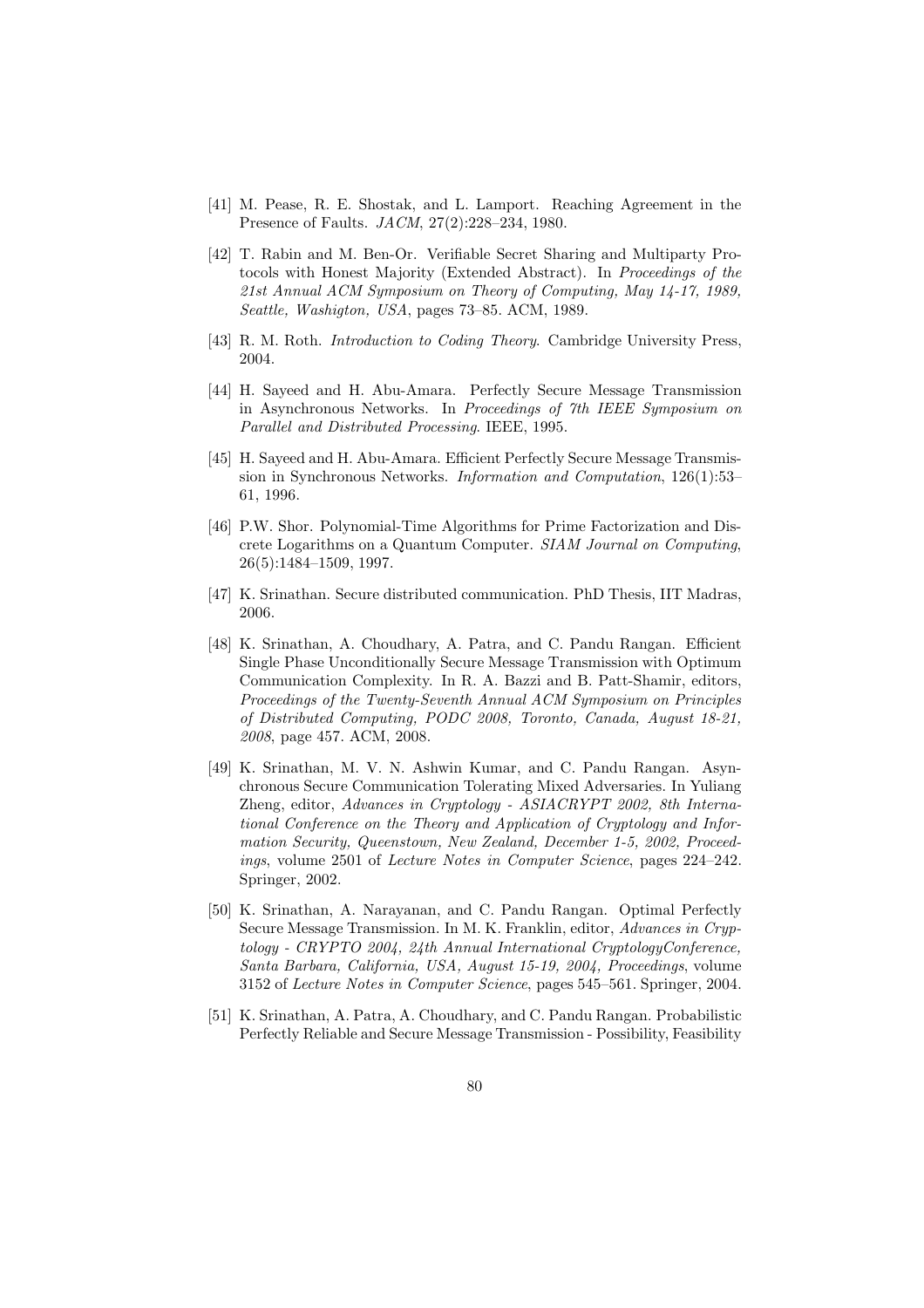[41] M. Pease, R. E. Shostak, and L. Lamport. Reaching Agreement in the Presence of Faults. *JACM*, 27(2):228–234, 1980.

[42] T. Rabin and M. Ben-Or. Verifiable Secret Sharing and Multiparty Protocols with Honest Majority (Extended Abstract). In *Proceedings of the 21st Annual ACM Symposium on Theory of Computing, May 14-17, 1989, Seattle, Washigton, USA*, pages 73–85. ACM, 1989.

[43] R. M. Roth. *Introduction to Coding Theory*. Cambridge University Press, 2004.

[44] H. Sayeed and H. Abu-Amara. Perfectly Secure Message Transmission in Asynchronous Networks. In *Proceedings of 7th IEEE Symposium on Parallel and Distributed Processing*. IEEE, 1995.

[45] H. Sayeed and H. Abu-Amara. Efficient Perfectly Secure Message Transmission in Synchronous Networks. *Information and Computation*, 126(1):53–61, 1996.

[46] P.W. Shor. Polynomial-Time Algorithms for Prime Factorization and Discrete Logarithms on a Quantum Computer. *SIAM Journal on Computing*, 26(5):1484–1509, 1997.

[47] K. Srinathan. Secure distributed communication. PhD Thesis, IIT Madras, 2006.

[48] K. Srinathan, A. Choudhary, A. Patra, and C. Pandu Rangan. Efficient Single Phase Unconditionally Secure Message Transmission with Optimum Communication Complexity. In R. A. Bazzi and B. Patt-Shamir, editors, *Proceedings of the Twenty-Seventh Annual ACM Symposium on Principles of Distributed Computing, PODC 2008, Toronto, Canada, August 18-21, 2008*, page 457. ACM, 2008.

[49] K. Srinathan, M. V. N. Ashwin Kumar, and C. Pandu Rangan. Asynchronous Secure Communication Tolerating Mixed Adversaries. In Yuliang Zheng, editor, *Advances in Cryptology - ASIACRYPT 2002, 8th International Conference on the Theory and Application of Cryptology and Information Security, Queenstown, New Zealand, December 1-5, 2002, Proceedings*, volume 2501 of *Lecture Notes in Computer Science*, pages 224–242. Springer, 2002.

[50] K. Srinathan, A. Narayanan, and C. Pandu Rangan. Optimal Perfectly Secure Message Transmission. In M. K. Franklin, editor, *Advances in Cryptology - CRYPTO 2004, 24th Annual International CryptologyConference, Santa Barbara, California, USA, August 15-19, 2004, Proceedings*, volume 3152 of *Lecture Notes in Computer Science*, pages 545–561. Springer, 2004.

[51] K. Srinathan, A. Patra, A. Choudhary, and C. Pandu Rangan. Probabilistic Perfectly Reliable and Secure Message Transmission - Possibility, Feasibility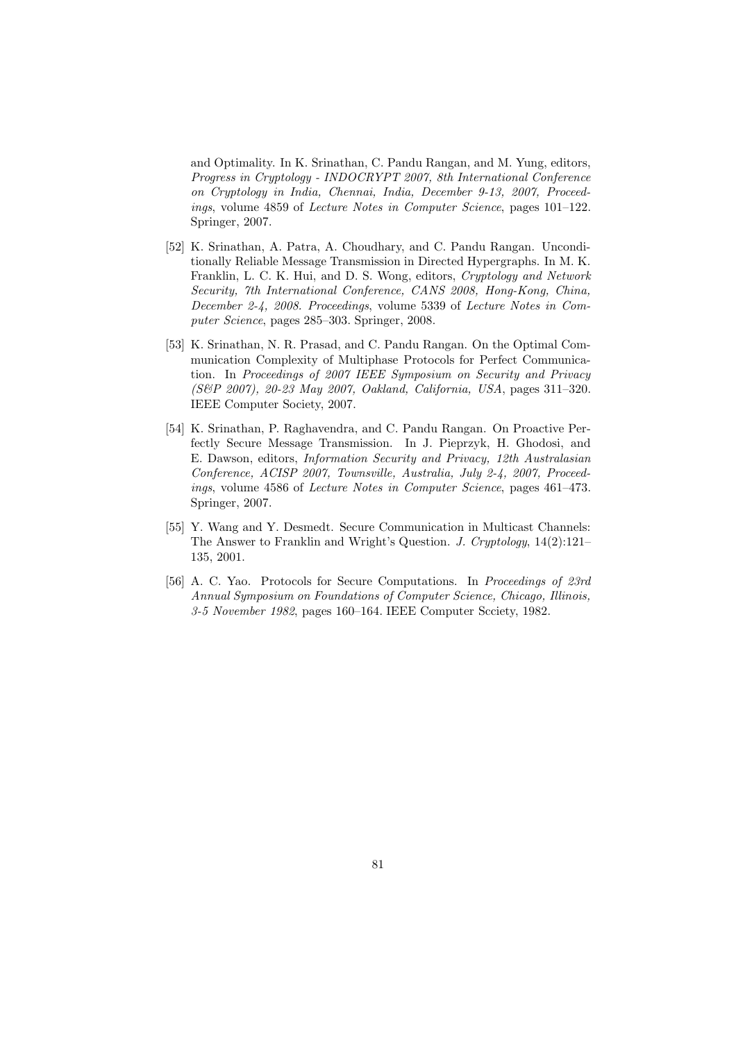and Optimality. In K. Srinathan, C. Pandu Rangan, and M. Yung, editors, *Progress in Cryptology - INDOCRYPT 2007, 8th International Conference on Cryptology in India, Chennai, India, December 9-13, 2007, Proceedings*, volume 4859 of *Lecture Notes in Computer Science*, pages 101–122. Springer, 2007.

[52] K. Srinathan, A. Patra, A. Choudhary, and C. Pandu Rangan. Unconditionally Reliable Message Transmission in Directed Hypergraphs. In M. K. Franklin, L. C. K. Hui, and D. S. Wong, editors, *Cryptology and Network Security, 7th International Conference, CANS 2008, Hong-Kong, China, December 2-4, 2008. Proceedings*, volume 5339 of *Lecture Notes in Computer Science*, pages 285–303. Springer, 2008.

[53] K. Srinathan, N. R. Prasad, and C. Pandu Rangan. On the Optimal Communication Complexity of Multiphase Protocols for Perfect Communication. In *Proceedings of 2007 IEEE Symposium on Security and Privacy (S&P 2007), 20-23 May 2007, Oakland, California, USA*, pages 311–320. IEEE Computer Society, 2007.

[54] K. Srinathan, P. Raghavendra, and C. Pandu Rangan. On Proactive Perfectly Secure Message Transmission. In J. Pieprzyk, H. Ghodosi, and E. Dawson, editors, *Information Security and Privacy, 12th Australasian Conference, ACISP 2007, Townsville, Australia, July 2-4, 2007, Proceedings*, volume 4586 of *Lecture Notes in Computer Science*, pages 461–473. Springer, 2007.

[55] Y. Wang and Y. Desmedt. Secure Communication in Multicast Channels: The Answer to Franklin and Wright's Question. *J. Cryptology*, 14(2):121–135, 2001.

[56] A. C. Yao. Protocols for Secure Computations. In *Proceedings of 23rd Annual Symposium on Foundations of Computer Science, Chicago, Illinois, 3-5 November 1982*, pages 160–164. IEEE Computer Scciety, 1982.